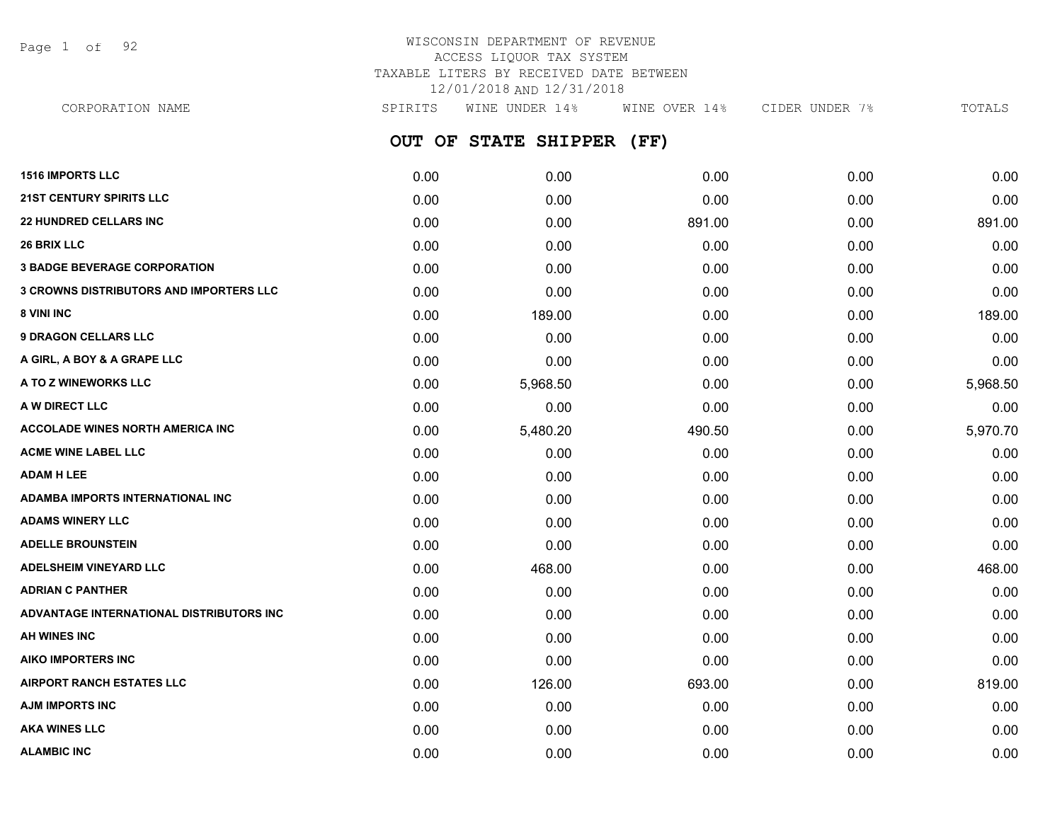# WISCONSIN DEPARTMENT OF REVENUE
## ACCESS LIQUOR TAX SYSTEM
## TAXABLE LITERS BY RECEIVED DATE BETWEEN 12/01/2018 AND 12/31/2018

## OUT OF STATE SHIPPER (FF)

| CORPORATION NAME | SPIRITS | WINE UNDER 14% | WINE OVER 14% | CIDER UNDER 7% | TOTALS |
|---|---|---|---|---|---|
| 1516 IMPORTS LLC | 0.00 | 0.00 | 0.00 | 0.00 | 0.00 |
| 21ST CENTURY SPIRITS LLC | 0.00 | 0.00 | 0.00 | 0.00 | 0.00 |
| 22 HUNDRED CELLARS INC | 0.00 | 0.00 | 891.00 | 0.00 | 891.00 |
| 26 BRIX LLC | 0.00 | 0.00 | 0.00 | 0.00 | 0.00 |
| 3 BADGE BEVERAGE CORPORATION | 0.00 | 0.00 | 0.00 | 0.00 | 0.00 |
| 3 CROWNS DISTRIBUTORS AND IMPORTERS LLC | 0.00 | 0.00 | 0.00 | 0.00 | 0.00 |
| 8 VINI INC | 0.00 | 189.00 | 0.00 | 0.00 | 189.00 |
| 9 DRAGON CELLARS LLC | 0.00 | 0.00 | 0.00 | 0.00 | 0.00 |
| A GIRL, A BOY & A GRAPE LLC | 0.00 | 0.00 | 0.00 | 0.00 | 0.00 |
| A TO Z WINEWORKS LLC | 0.00 | 5,968.50 | 0.00 | 0.00 | 5,968.50 |
| A W DIRECT LLC | 0.00 | 0.00 | 0.00 | 0.00 | 0.00 |
| ACCOLADE WINES NORTH AMERICA INC | 0.00 | 5,480.20 | 490.50 | 0.00 | 5,970.70 |
| ACME WINE LABEL LLC | 0.00 | 0.00 | 0.00 | 0.00 | 0.00 |
| ADAM H LEE | 0.00 | 0.00 | 0.00 | 0.00 | 0.00 |
| ADAMBA IMPORTS INTERNATIONAL INC | 0.00 | 0.00 | 0.00 | 0.00 | 0.00 |
| ADAMS WINERY LLC | 0.00 | 0.00 | 0.00 | 0.00 | 0.00 |
| ADELLE BROUNSTEIN | 0.00 | 0.00 | 0.00 | 0.00 | 0.00 |
| ADELSHEIM VINEYARD LLC | 0.00 | 468.00 | 0.00 | 0.00 | 468.00 |
| ADRIAN C PANTHER | 0.00 | 0.00 | 0.00 | 0.00 | 0.00 |
| ADVANTAGE INTERNATIONAL DISTRIBUTORS INC | 0.00 | 0.00 | 0.00 | 0.00 | 0.00 |
| AH WINES INC | 0.00 | 0.00 | 0.00 | 0.00 | 0.00 |
| AIKO IMPORTERS INC | 0.00 | 0.00 | 0.00 | 0.00 | 0.00 |
| AIRPORT RANCH ESTATES LLC | 0.00 | 126.00 | 693.00 | 0.00 | 819.00 |
| AJM IMPORTS INC | 0.00 | 0.00 | 0.00 | 0.00 | 0.00 |
| AKA WINES LLC | 0.00 | 0.00 | 0.00 | 0.00 | 0.00 |
| ALAMBIC INC | 0.00 | 0.00 | 0.00 | 0.00 | 0.00 |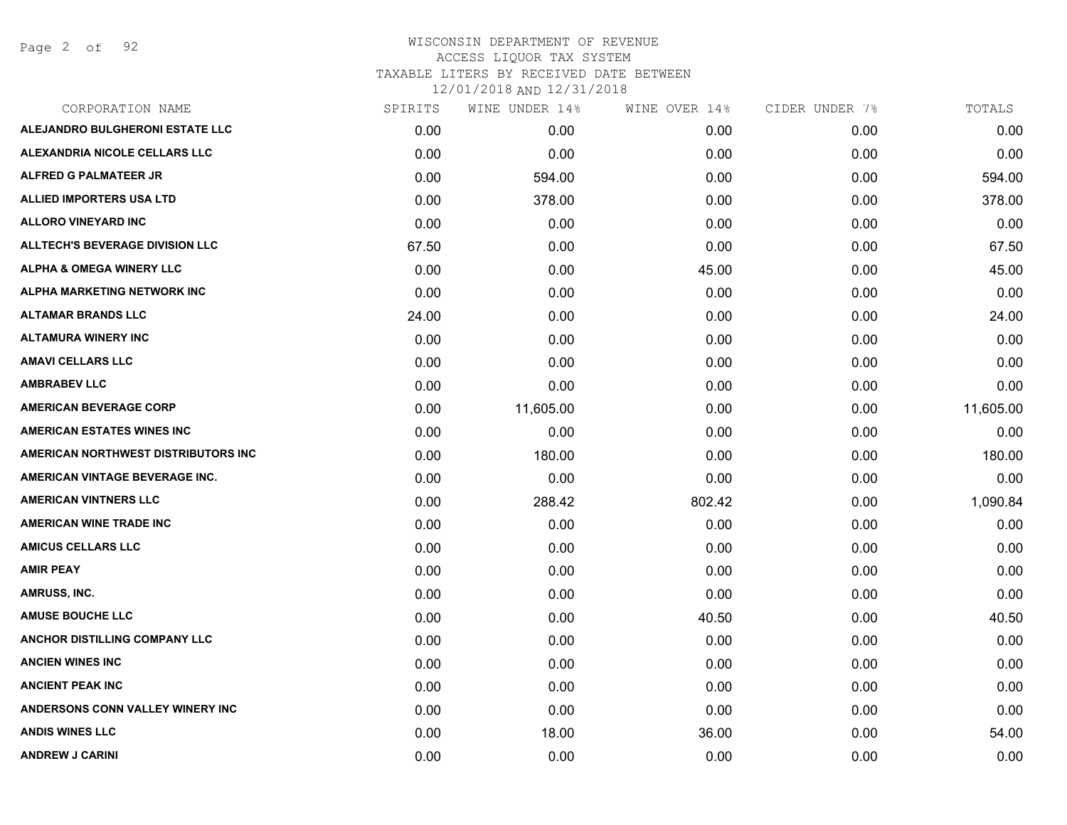# WISCONSIN DEPARTMENT OF REVENUE
## ACCESS LIQUOR TAX SYSTEM
## TAXABLE LITERS BY RECEIVED DATE BETWEEN 12/01/2018 AND 12/31/2018

| CORPORATION NAME | SPIRITS | WINE UNDER 14% | WINE OVER 14% | CIDER UNDER 7% | TOTALS |
|---|---|---|---|---|---|
| ALEJANDRO BULGHERONI ESTATE LLC | 0.00 | 0.00 | 0.00 | 0.00 | 0.00 |
| ALEXANDRIA NICOLE CELLARS LLC | 0.00 | 0.00 | 0.00 | 0.00 | 0.00 |
| ALFRED G PALMATEER JR | 0.00 | 594.00 | 0.00 | 0.00 | 594.00 |
| ALLIED IMPORTERS USA LTD | 0.00 | 378.00 | 0.00 | 0.00 | 378.00 |
| ALLORO VINEYARD INC | 0.00 | 0.00 | 0.00 | 0.00 | 0.00 |
| ALLTECH'S BEVERAGE DIVISION LLC | 67.50 | 0.00 | 0.00 | 0.00 | 67.50 |
| ALPHA & OMEGA WINERY LLC | 0.00 | 0.00 | 45.00 | 0.00 | 45.00 |
| ALPHA MARKETING NETWORK INC | 0.00 | 0.00 | 0.00 | 0.00 | 0.00 |
| ALTAMAR BRANDS LLC | 24.00 | 0.00 | 0.00 | 0.00 | 24.00 |
| ALTAMURA WINERY INC | 0.00 | 0.00 | 0.00 | 0.00 | 0.00 |
| AMAVI CELLARS LLC | 0.00 | 0.00 | 0.00 | 0.00 | 0.00 |
| AMBRABEV LLC | 0.00 | 0.00 | 0.00 | 0.00 | 0.00 |
| AMERICAN BEVERAGE CORP | 0.00 | 11,605.00 | 0.00 | 0.00 | 11,605.00 |
| AMERICAN ESTATES WINES INC | 0.00 | 0.00 | 0.00 | 0.00 | 0.00 |
| AMERICAN NORTHWEST DISTRIBUTORS INC | 0.00 | 180.00 | 0.00 | 0.00 | 180.00 |
| AMERICAN VINTAGE BEVERAGE INC. | 0.00 | 0.00 | 0.00 | 0.00 | 0.00 |
| AMERICAN VINTNERS LLC | 0.00 | 288.42 | 802.42 | 0.00 | 1,090.84 |
| AMERICAN WINE TRADE INC | 0.00 | 0.00 | 0.00 | 0.00 | 0.00 |
| AMICUS CELLARS LLC | 0.00 | 0.00 | 0.00 | 0.00 | 0.00 |
| AMIR PEAY | 0.00 | 0.00 | 0.00 | 0.00 | 0.00 |
| AMRUSS, INC. | 0.00 | 0.00 | 0.00 | 0.00 | 0.00 |
| AMUSE BOUCHE LLC | 0.00 | 0.00 | 40.50 | 0.00 | 40.50 |
| ANCHOR DISTILLING COMPANY LLC | 0.00 | 0.00 | 0.00 | 0.00 | 0.00 |
| ANCIEN WINES INC | 0.00 | 0.00 | 0.00 | 0.00 | 0.00 |
| ANCIENT PEAK INC | 0.00 | 0.00 | 0.00 | 0.00 | 0.00 |
| ANDERSONS CONN VALLEY WINERY INC | 0.00 | 0.00 | 0.00 | 0.00 | 0.00 |
| ANDIS WINES LLC | 0.00 | 18.00 | 36.00 | 0.00 | 54.00 |
| ANDREW J CARINI | 0.00 | 0.00 | 0.00 | 0.00 | 0.00 |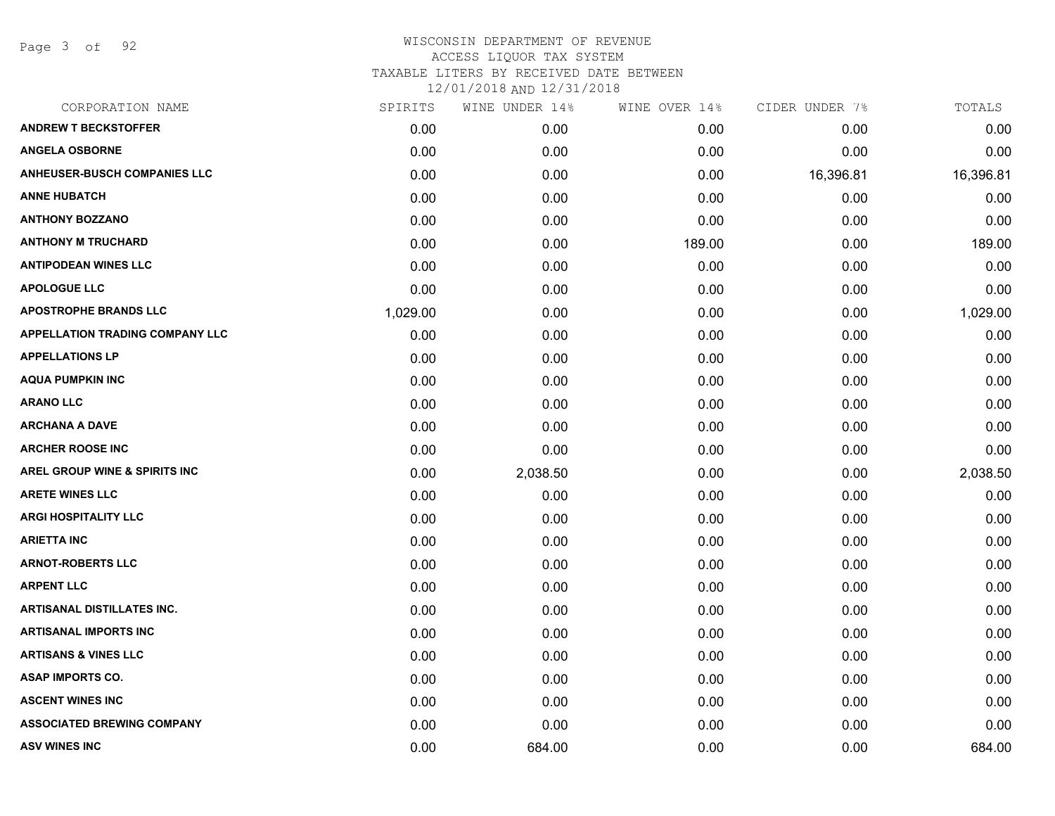# WISCONSIN DEPARTMENT OF REVENUE
## ACCESS LIQUOR TAX SYSTEM
### TAXABLE LITERS BY RECEIVED DATE BETWEEN 12/01/2018 AND 12/31/2018

| CORPORATION NAME | SPIRITS | WINE UNDER 14% | WINE OVER 14% | CIDER UNDER 7% | TOTALS |
|---|---|---|---|---|---|
| ANDREW T BECKSTOFFER | 0.00 | 0.00 | 0.00 | 0.00 | 0.00 |
| ANGELA OSBORNE | 0.00 | 0.00 | 0.00 | 0.00 | 0.00 |
| ANHEUSER-BUSCH COMPANIES LLC | 0.00 | 0.00 | 0.00 | 16,396.81 | 16,396.81 |
| ANNE HUBATCH | 0.00 | 0.00 | 0.00 | 0.00 | 0.00 |
| ANTHONY BOZZANO | 0.00 | 0.00 | 0.00 | 0.00 | 0.00 |
| ANTHONY M TRUCHARD | 0.00 | 0.00 | 189.00 | 0.00 | 189.00 |
| ANTIPODEAN WINES LLC | 0.00 | 0.00 | 0.00 | 0.00 | 0.00 |
| APOLOGUE LLC | 0.00 | 0.00 | 0.00 | 0.00 | 0.00 |
| APOSTROPHE BRANDS LLC | 1,029.00 | 0.00 | 0.00 | 0.00 | 1,029.00 |
| APPELLATION TRADING COMPANY LLC | 0.00 | 0.00 | 0.00 | 0.00 | 0.00 |
| APPELLATIONS LP | 0.00 | 0.00 | 0.00 | 0.00 | 0.00 |
| AQUA PUMPKIN INC | 0.00 | 0.00 | 0.00 | 0.00 | 0.00 |
| ARANO LLC | 0.00 | 0.00 | 0.00 | 0.00 | 0.00 |
| ARCHANA A DAVE | 0.00 | 0.00 | 0.00 | 0.00 | 0.00 |
| ARCHER ROOSE INC | 0.00 | 0.00 | 0.00 | 0.00 | 0.00 |
| AREL GROUP WINE & SPIRITS INC | 0.00 | 2,038.50 | 0.00 | 0.00 | 2,038.50 |
| ARETE WINES LLC | 0.00 | 0.00 | 0.00 | 0.00 | 0.00 |
| ARGI HOSPITALITY LLC | 0.00 | 0.00 | 0.00 | 0.00 | 0.00 |
| ARIETTA INC | 0.00 | 0.00 | 0.00 | 0.00 | 0.00 |
| ARNOT-ROBERTS LLC | 0.00 | 0.00 | 0.00 | 0.00 | 0.00 |
| ARPENT LLC | 0.00 | 0.00 | 0.00 | 0.00 | 0.00 |
| ARTISANAL DISTILLATES INC. | 0.00 | 0.00 | 0.00 | 0.00 | 0.00 |
| ARTISANAL IMPORTS INC | 0.00 | 0.00 | 0.00 | 0.00 | 0.00 |
| ARTISANS & VINES LLC | 0.00 | 0.00 | 0.00 | 0.00 | 0.00 |
| ASAP IMPORTS CO. | 0.00 | 0.00 | 0.00 | 0.00 | 0.00 |
| ASCENT WINES INC | 0.00 | 0.00 | 0.00 | 0.00 | 0.00 |
| ASSOCIATED BREWING COMPANY | 0.00 | 0.00 | 0.00 | 0.00 | 0.00 |
| ASV WINES INC | 0.00 | 684.00 | 0.00 | 0.00 | 684.00 |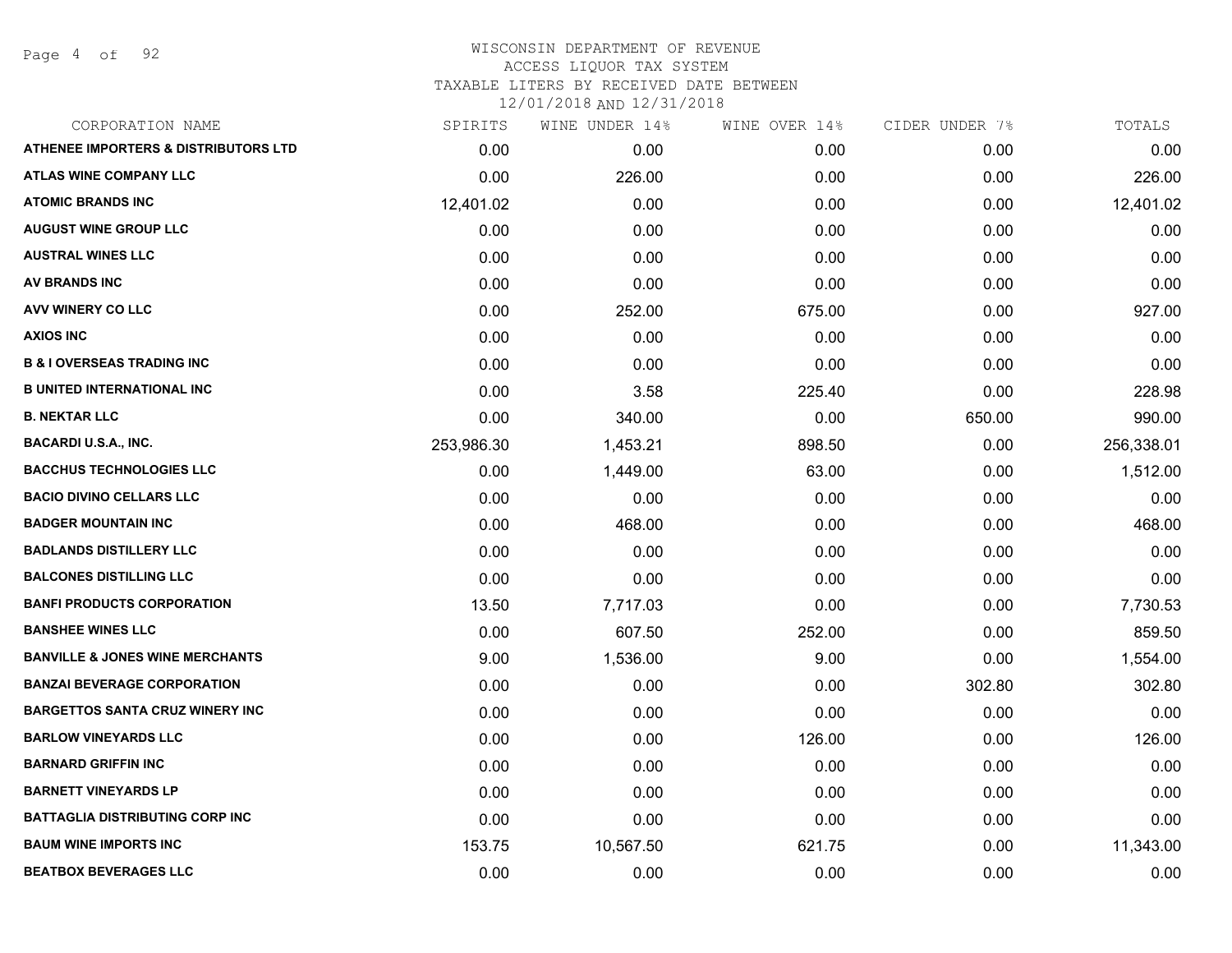# WISCONSIN DEPARTMENT OF REVENUE

ACCESS LIQUOR TAX SYSTEM

TAXABLE LITERS BY RECEIVED DATE BETWEEN 12/01/2018 AND 12/31/2018

| CORPORATION NAME | SPIRITS | WINE UNDER 14% | WINE OVER 14% | CIDER UNDER 7% | TOTALS |
|---|---|---|---|---|---|
| ATHENEE IMPORTERS & DISTRIBUTORS LTD | 0.00 | 0.00 | 0.00 | 0.00 | 0.00 |
| ATLAS WINE COMPANY LLC | 0.00 | 226.00 | 0.00 | 0.00 | 226.00 |
| ATOMIC BRANDS INC | 12,401.02 | 0.00 | 0.00 | 0.00 | 12,401.02 |
| AUGUST WINE GROUP LLC | 0.00 | 0.00 | 0.00 | 0.00 | 0.00 |
| AUSTRAL WINES LLC | 0.00 | 0.00 | 0.00 | 0.00 | 0.00 |
| AV BRANDS INC | 0.00 | 0.00 | 0.00 | 0.00 | 0.00 |
| AVV WINERY CO LLC | 0.00 | 252.00 | 675.00 | 0.00 | 927.00 |
| AXIOS INC | 0.00 | 0.00 | 0.00 | 0.00 | 0.00 |
| B & I OVERSEAS TRADING INC | 0.00 | 0.00 | 0.00 | 0.00 | 0.00 |
| B UNITED INTERNATIONAL INC | 0.00 | 3.58 | 225.40 | 0.00 | 228.98 |
| B. NEKTAR LLC | 0.00 | 340.00 | 0.00 | 650.00 | 990.00 |
| BACARDI U.S.A., INC. | 253,986.30 | 1,453.21 | 898.50 | 0.00 | 256,338.01 |
| BACCHUS TECHNOLOGIES LLC | 0.00 | 1,449.00 | 63.00 | 0.00 | 1,512.00 |
| BACIO DIVINO CELLARS LLC | 0.00 | 0.00 | 0.00 | 0.00 | 0.00 |
| BADGER MOUNTAIN INC | 0.00 | 468.00 | 0.00 | 0.00 | 468.00 |
| BADLANDS DISTILLERY LLC | 0.00 | 0.00 | 0.00 | 0.00 | 0.00 |
| BALCONES DISTILLING LLC | 0.00 | 0.00 | 0.00 | 0.00 | 0.00 |
| BANFI PRODUCTS CORPORATION | 13.50 | 7,717.03 | 0.00 | 0.00 | 7,730.53 |
| BANSHEE WINES LLC | 0.00 | 607.50 | 252.00 | 0.00 | 859.50 |
| BANVILLE & JONES WINE MERCHANTS | 9.00 | 1,536.00 | 9.00 | 0.00 | 1,554.00 |
| BANZAI BEVERAGE CORPORATION | 0.00 | 0.00 | 0.00 | 302.80 | 302.80 |
| BARGETTOS SANTA CRUZ WINERY INC | 0.00 | 0.00 | 0.00 | 0.00 | 0.00 |
| BARLOW VINEYARDS LLC | 0.00 | 0.00 | 126.00 | 0.00 | 126.00 |
| BARNARD GRIFFIN INC | 0.00 | 0.00 | 0.00 | 0.00 | 0.00 |
| BARNETT VINEYARDS LP | 0.00 | 0.00 | 0.00 | 0.00 | 0.00 |
| BATTAGLIA DISTRIBUTING CORP INC | 0.00 | 0.00 | 0.00 | 0.00 | 0.00 |
| BAUM WINE IMPORTS INC | 153.75 | 10,567.50 | 621.75 | 0.00 | 11,343.00 |
| BEATBOX BEVERAGES LLC | 0.00 | 0.00 | 0.00 | 0.00 | 0.00 |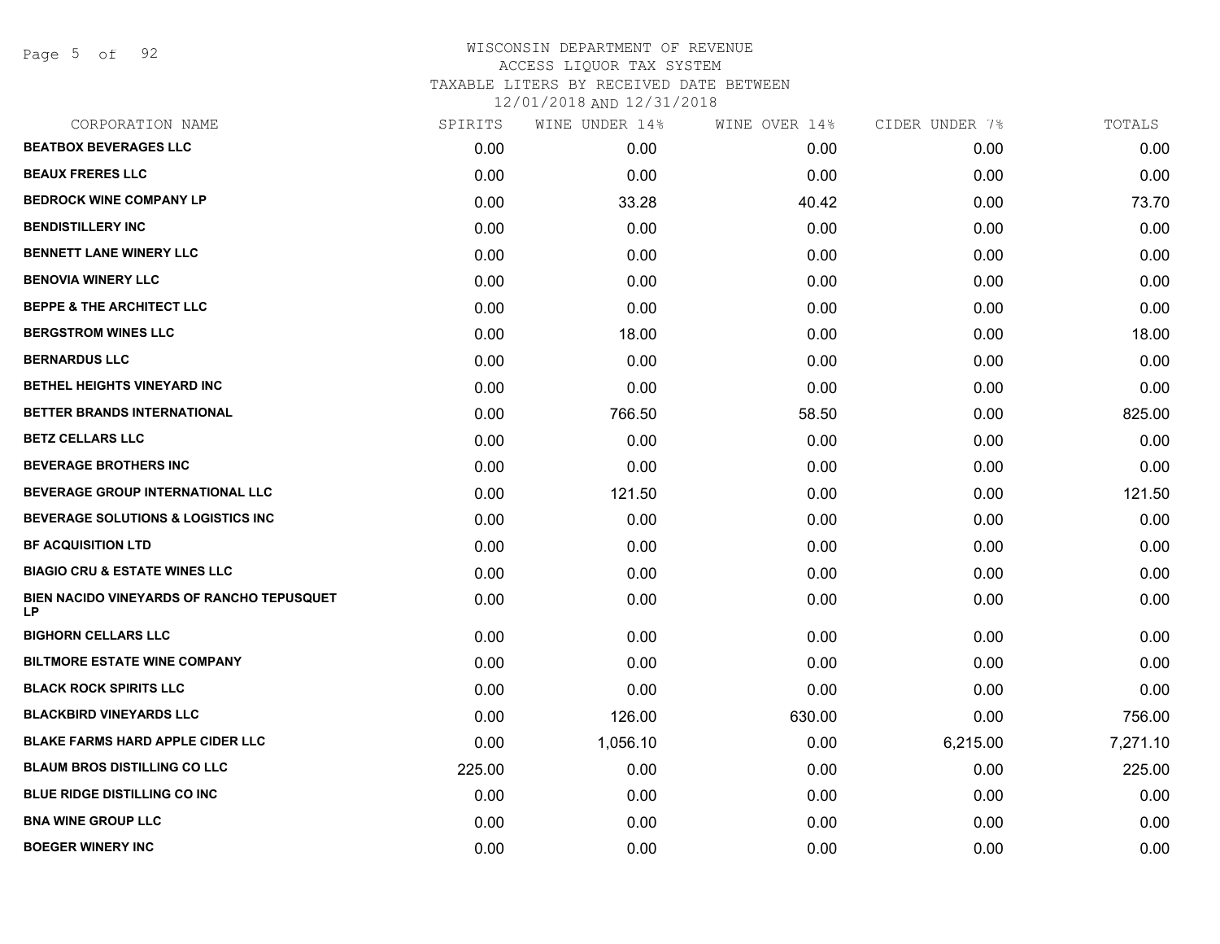WISCONSIN DEPARTMENT OF REVENUE
ACCESS LIQUOR TAX SYSTEM
TAXABLE LITERS BY RECEIVED DATE BETWEEN
12/01/2018 AND 12/31/2018

| CORPORATION NAME | SPIRITS | WINE UNDER 14% | WINE OVER 14% | CIDER UNDER 7% | TOTALS |
|---|---|---|---|---|---|
| **BEATBOX BEVERAGES LLC** | 0.00 | 0.00 | 0.00 | 0.00 | 0.00 |
| **BEAUX FRERES LLC** | 0.00 | 0.00 | 0.00 | 0.00 | 0.00 |
| **BEDROCK WINE COMPANY LP** | 0.00 | 33.28 | 40.42 | 0.00 | 73.70 |
| **BENDISTILLERY INC** | 0.00 | 0.00 | 0.00 | 0.00 | 0.00 |
| **BENNETT LANE WINERY LLC** | 0.00 | 0.00 | 0.00 | 0.00 | 0.00 |
| **BENOVIA WINERY LLC** | 0.00 | 0.00 | 0.00 | 0.00 | 0.00 |
| **BEPPE & THE ARCHITECT LLC** | 0.00 | 0.00 | 0.00 | 0.00 | 0.00 |
| **BERGSTROM WINES LLC** | 0.00 | 18.00 | 0.00 | 0.00 | 18.00 |
| **BERNARDUS LLC** | 0.00 | 0.00 | 0.00 | 0.00 | 0.00 |
| **BETHEL HEIGHTS VINEYARD INC** | 0.00 | 0.00 | 0.00 | 0.00 | 0.00 |
| **BETTER BRANDS INTERNATIONAL** | 0.00 | 766.50 | 58.50 | 0.00 | 825.00 |
| **BETZ CELLARS LLC** | 0.00 | 0.00 | 0.00 | 0.00 | 0.00 |
| **BEVERAGE BROTHERS INC** | 0.00 | 0.00 | 0.00 | 0.00 | 0.00 |
| **BEVERAGE GROUP INTERNATIONAL LLC** | 0.00 | 121.50 | 0.00 | 0.00 | 121.50 |
| **BEVERAGE SOLUTIONS & LOGISTICS INC** | 0.00 | 0.00 | 0.00 | 0.00 | 0.00 |
| **BF ACQUISITION LTD** | 0.00 | 0.00 | 0.00 | 0.00 | 0.00 |
| **BIAGIO CRU & ESTATE WINES LLC** | 0.00 | 0.00 | 0.00 | 0.00 | 0.00 |
| **BIEN NACIDO VINEYARDS OF RANCHO TEPUSQUET LP** | 0.00 | 0.00 | 0.00 | 0.00 | 0.00 |
| **BIGHORN CELLARS LLC** | 0.00 | 0.00 | 0.00 | 0.00 | 0.00 |
| **BILTMORE ESTATE WINE COMPANY** | 0.00 | 0.00 | 0.00 | 0.00 | 0.00 |
| **BLACK ROCK SPIRITS LLC** | 0.00 | 0.00 | 0.00 | 0.00 | 0.00 |
| **BLACKBIRD VINEYARDS LLC** | 0.00 | 126.00 | 630.00 | 0.00 | 756.00 |
| **BLAKE FARMS HARD APPLE CIDER LLC** | 0.00 | 1,056.10 | 0.00 | 6,215.00 | 7,271.10 |
| **BLAUM BROS DISTILLING CO LLC** | 225.00 | 0.00 | 0.00 | 0.00 | 225.00 |
| **BLUE RIDGE DISTILLING CO INC** | 0.00 | 0.00 | 0.00 | 0.00 | 0.00 |
| **BNA WINE GROUP LLC** | 0.00 | 0.00 | 0.00 | 0.00 | 0.00 |
| **BOEGER WINERY INC** | 0.00 | 0.00 | 0.00 | 0.00 | 0.00 |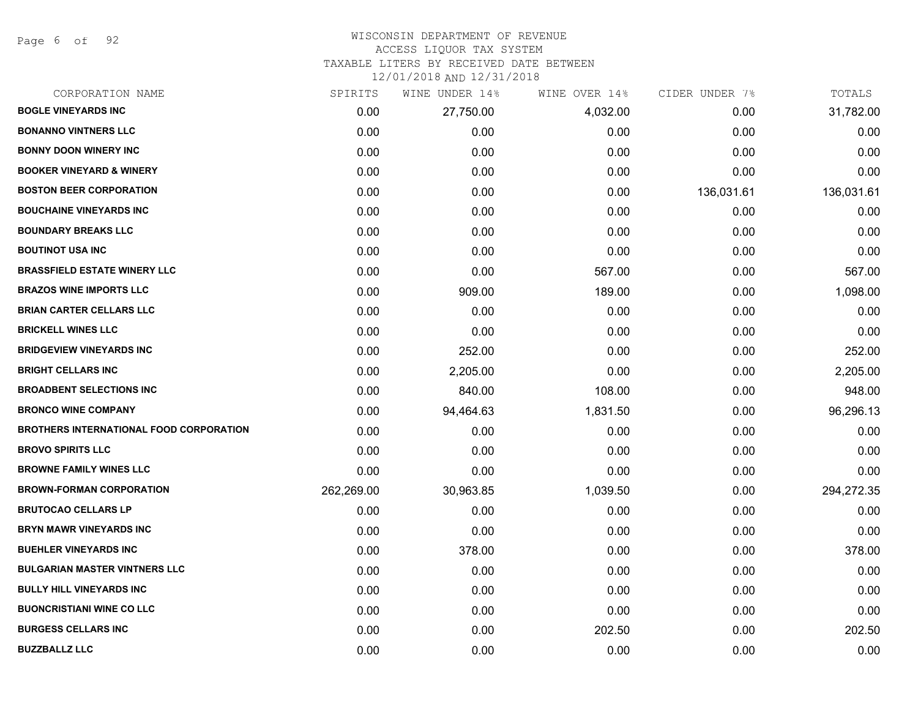# WISCONSIN DEPARTMENT OF REVENUE
## ACCESS LIQUOR TAX SYSTEM
### TAXABLE LITERS BY RECEIVED DATE BETWEEN 12/01/2018 AND 12/31/2018

| CORPORATION NAME | SPIRITS | WINE UNDER 14% | WINE OVER 14% | CIDER UNDER 7% | TOTALS |
|---|---|---|---|---|---|
| BOGLE VINEYARDS INC | 0.00 | 27,750.00 | 4,032.00 | 0.00 | 31,782.00 |
| BONANNO VINTNERS LLC | 0.00 | 0.00 | 0.00 | 0.00 | 0.00 |
| BONNY DOON WINERY INC | 0.00 | 0.00 | 0.00 | 0.00 | 0.00 |
| BOOKER VINEYARD & WINERY | 0.00 | 0.00 | 0.00 | 0.00 | 0.00 |
| BOSTON BEER CORPORATION | 0.00 | 0.00 | 0.00 | 136,031.61 | 136,031.61 |
| BOUCHAINE VINEYARDS INC | 0.00 | 0.00 | 0.00 | 0.00 | 0.00 |
| BOUNDARY BREAKS LLC | 0.00 | 0.00 | 0.00 | 0.00 | 0.00 |
| BOUTINOT USA INC | 0.00 | 0.00 | 0.00 | 0.00 | 0.00 |
| BRASSFIELD ESTATE WINERY LLC | 0.00 | 0.00 | 567.00 | 0.00 | 567.00 |
| BRAZOS WINE IMPORTS LLC | 0.00 | 909.00 | 189.00 | 0.00 | 1,098.00 |
| BRIAN CARTER CELLARS LLC | 0.00 | 0.00 | 0.00 | 0.00 | 0.00 |
| BRICKELL WINES LLC | 0.00 | 0.00 | 0.00 | 0.00 | 0.00 |
| BRIDGEVIEW VINEYARDS INC | 0.00 | 252.00 | 0.00 | 0.00 | 252.00 |
| BRIGHT CELLARS INC | 0.00 | 2,205.00 | 0.00 | 0.00 | 2,205.00 |
| BROADBENT SELECTIONS INC | 0.00 | 840.00 | 108.00 | 0.00 | 948.00 |
| BRONCO WINE COMPANY | 0.00 | 94,464.63 | 1,831.50 | 0.00 | 96,296.13 |
| BROTHERS INTERNATIONAL FOOD CORPORATION | 0.00 | 0.00 | 0.00 | 0.00 | 0.00 |
| BROVO SPIRITS LLC | 0.00 | 0.00 | 0.00 | 0.00 | 0.00 |
| BROWNE FAMILY WINES LLC | 0.00 | 0.00 | 0.00 | 0.00 | 0.00 |
| BROWN-FORMAN CORPORATION | 262,269.00 | 30,963.85 | 1,039.50 | 0.00 | 294,272.35 |
| BRUTOCAO CELLARS LP | 0.00 | 0.00 | 0.00 | 0.00 | 0.00 |
| BRYN MAWR VINEYARDS INC | 0.00 | 0.00 | 0.00 | 0.00 | 0.00 |
| BUEHLER VINEYARDS INC | 0.00 | 378.00 | 0.00 | 0.00 | 378.00 |
| BULGARIAN MASTER VINTNERS LLC | 0.00 | 0.00 | 0.00 | 0.00 | 0.00 |
| BULLY HILL VINEYARDS INC | 0.00 | 0.00 | 0.00 | 0.00 | 0.00 |
| BUONCRISTIANI WINE CO LLC | 0.00 | 0.00 | 0.00 | 0.00 | 0.00 |
| BURGESS CELLARS INC | 0.00 | 0.00 | 202.50 | 0.00 | 202.50 |
| BUZZBALLZ LLC | 0.00 | 0.00 | 0.00 | 0.00 | 0.00 |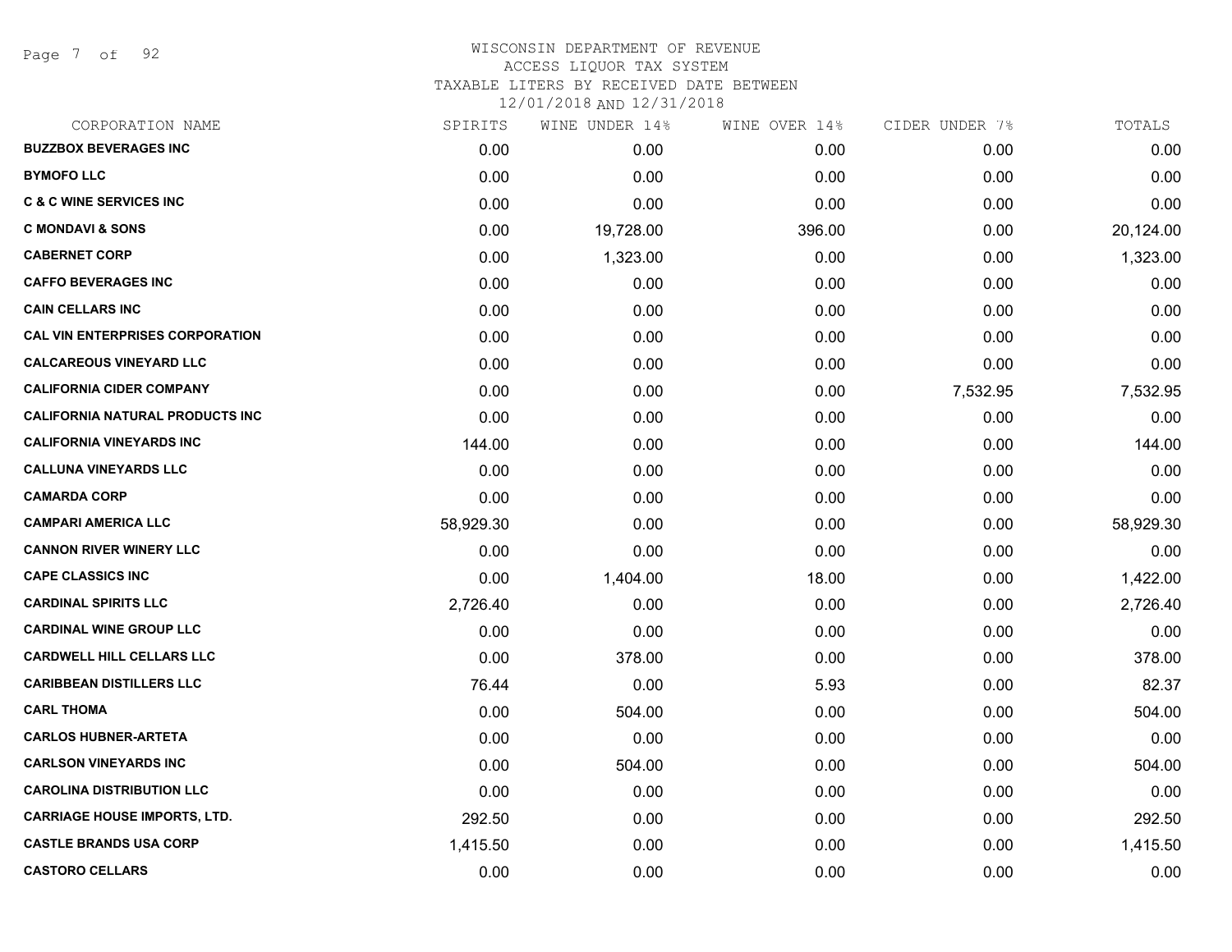WISCONSIN DEPARTMENT OF REVENUE
ACCESS LIQUOR TAX SYSTEM
TAXABLE LITERS BY RECEIVED DATE BETWEEN
12/01/2018 AND 12/31/2018

| CORPORATION NAME | SPIRITS | WINE UNDER 14% | WINE OVER 14% | CIDER UNDER 7% | TOTALS |
|---|---|---|---|---|---|
| **BUZZBOX BEVERAGES INC** | 0.00 | 0.00 | 0.00 | 0.00 | 0.00 |
| **BYMOFO LLC** | 0.00 | 0.00 | 0.00 | 0.00 | 0.00 |
| **C & C WINE SERVICES INC** | 0.00 | 0.00 | 0.00 | 0.00 | 0.00 |
| **C MONDAVI & SONS** | 0.00 | 19,728.00 | 396.00 | 0.00 | 20,124.00 |
| **CABERNET CORP** | 0.00 | 1,323.00 | 0.00 | 0.00 | 1,323.00 |
| **CAFFO BEVERAGES INC** | 0.00 | 0.00 | 0.00 | 0.00 | 0.00 |
| **CAIN CELLARS INC** | 0.00 | 0.00 | 0.00 | 0.00 | 0.00 |
| **CAL VIN ENTERPRISES CORPORATION** | 0.00 | 0.00 | 0.00 | 0.00 | 0.00 |
| **CALCAREOUS VINEYARD LLC** | 0.00 | 0.00 | 0.00 | 0.00 | 0.00 |
| **CALIFORNIA CIDER COMPANY** | 0.00 | 0.00 | 0.00 | 7,532.95 | 7,532.95 |
| **CALIFORNIA NATURAL PRODUCTS INC** | 0.00 | 0.00 | 0.00 | 0.00 | 0.00 |
| **CALIFORNIA VINEYARDS INC** | 144.00 | 0.00 | 0.00 | 0.00 | 144.00 |
| **CALLUNA VINEYARDS LLC** | 0.00 | 0.00 | 0.00 | 0.00 | 0.00 |
| **CAMARDA CORP** | 0.00 | 0.00 | 0.00 | 0.00 | 0.00 |
| **CAMPARI AMERICA LLC** | 58,929.30 | 0.00 | 0.00 | 0.00 | 58,929.30 |
| **CANNON RIVER WINERY LLC** | 0.00 | 0.00 | 0.00 | 0.00 | 0.00 |
| **CAPE CLASSICS INC** | 0.00 | 1,404.00 | 18.00 | 0.00 | 1,422.00 |
| **CARDINAL SPIRITS LLC** | 2,726.40 | 0.00 | 0.00 | 0.00 | 2,726.40 |
| **CARDINAL WINE GROUP LLC** | 0.00 | 0.00 | 0.00 | 0.00 | 0.00 |
| **CARDWELL HILL CELLARS LLC** | 0.00 | 378.00 | 0.00 | 0.00 | 378.00 |
| **CARIBBEAN DISTILLERS LLC** | 76.44 | 0.00 | 5.93 | 0.00 | 82.37 |
| **CARL THOMA** | 0.00 | 504.00 | 0.00 | 0.00 | 504.00 |
| **CARLOS HUBNER-ARTETA** | 0.00 | 0.00 | 0.00 | 0.00 | 0.00 |
| **CARLSON VINEYARDS INC** | 0.00 | 504.00 | 0.00 | 0.00 | 504.00 |
| **CAROLINA DISTRIBUTION LLC** | 0.00 | 0.00 | 0.00 | 0.00 | 0.00 |
| **CARRIAGE HOUSE IMPORTS, LTD.** | 292.50 | 0.00 | 0.00 | 0.00 | 292.50 |
| **CASTLE BRANDS USA CORP** | 1,415.50 | 0.00 | 0.00 | 0.00 | 1,415.50 |
| **CASTORO CELLARS** | 0.00 | 0.00 | 0.00 | 0.00 | 0.00 |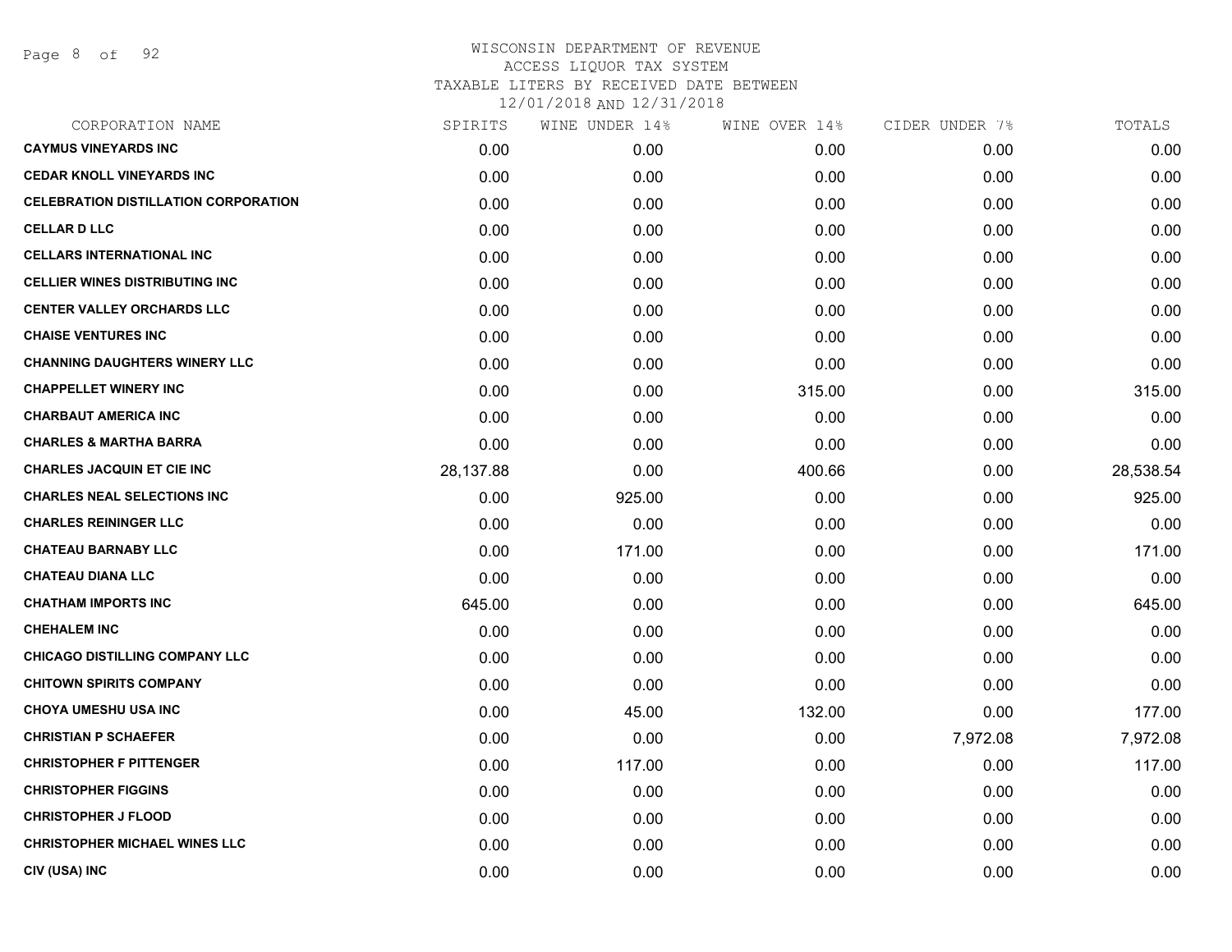# WISCONSIN DEPARTMENT OF REVENUE
## ACCESS LIQUOR TAX SYSTEM
### TAXABLE LITERS BY RECEIVED DATE BETWEEN 12/01/2018 AND 12/31/2018

| CORPORATION NAME | SPIRITS | WINE UNDER 14% | WINE OVER 14% | CIDER UNDER 7% | TOTALS |
|---|---|---|---|---|---|
| CAYMUS VINEYARDS INC | 0.00 | 0.00 | 0.00 | 0.00 | 0.00 |
| CEDAR KNOLL VINEYARDS INC | 0.00 | 0.00 | 0.00 | 0.00 | 0.00 |
| CELEBRATION DISTILLATION CORPORATION | 0.00 | 0.00 | 0.00 | 0.00 | 0.00 |
| CELLAR D LLC | 0.00 | 0.00 | 0.00 | 0.00 | 0.00 |
| CELLARS INTERNATIONAL INC | 0.00 | 0.00 | 0.00 | 0.00 | 0.00 |
| CELLIER WINES DISTRIBUTING INC | 0.00 | 0.00 | 0.00 | 0.00 | 0.00 |
| CENTER VALLEY ORCHARDS LLC | 0.00 | 0.00 | 0.00 | 0.00 | 0.00 |
| CHAISE VENTURES INC | 0.00 | 0.00 | 0.00 | 0.00 | 0.00 |
| CHANNING DAUGHTERS WINERY LLC | 0.00 | 0.00 | 0.00 | 0.00 | 0.00 |
| CHAPPELLET WINERY INC | 0.00 | 0.00 | 315.00 | 0.00 | 315.00 |
| CHARBAUT AMERICA INC | 0.00 | 0.00 | 0.00 | 0.00 | 0.00 |
| CHARLES & MARTHA BARRA | 0.00 | 0.00 | 0.00 | 0.00 | 0.00 |
| CHARLES JACQUIN ET CIE INC | 28,137.88 | 0.00 | 400.66 | 0.00 | 28,538.54 |
| CHARLES NEAL SELECTIONS INC | 0.00 | 925.00 | 0.00 | 0.00 | 925.00 |
| CHARLES REININGER LLC | 0.00 | 0.00 | 0.00 | 0.00 | 0.00 |
| CHATEAU BARNABY LLC | 0.00 | 171.00 | 0.00 | 0.00 | 171.00 |
| CHATEAU DIANA LLC | 0.00 | 0.00 | 0.00 | 0.00 | 0.00 |
| CHATHAM IMPORTS INC | 645.00 | 0.00 | 0.00 | 0.00 | 645.00 |
| CHEHALEM INC | 0.00 | 0.00 | 0.00 | 0.00 | 0.00 |
| CHICAGO DISTILLING COMPANY LLC | 0.00 | 0.00 | 0.00 | 0.00 | 0.00 |
| CHITOWN SPIRITS COMPANY | 0.00 | 0.00 | 0.00 | 0.00 | 0.00 |
| CHOYA UMESHU USA INC | 0.00 | 45.00 | 132.00 | 0.00 | 177.00 |
| CHRISTIAN P SCHAEFER | 0.00 | 0.00 | 0.00 | 7,972.08 | 7,972.08 |
| CHRISTOPHER F PITTENGER | 0.00 | 117.00 | 0.00 | 0.00 | 117.00 |
| CHRISTOPHER FIGGINS | 0.00 | 0.00 | 0.00 | 0.00 | 0.00 |
| CHRISTOPHER J FLOOD | 0.00 | 0.00 | 0.00 | 0.00 | 0.00 |
| CHRISTOPHER MICHAEL WINES LLC | 0.00 | 0.00 | 0.00 | 0.00 | 0.00 |
| CIV (USA) INC | 0.00 | 0.00 | 0.00 | 0.00 | 0.00 |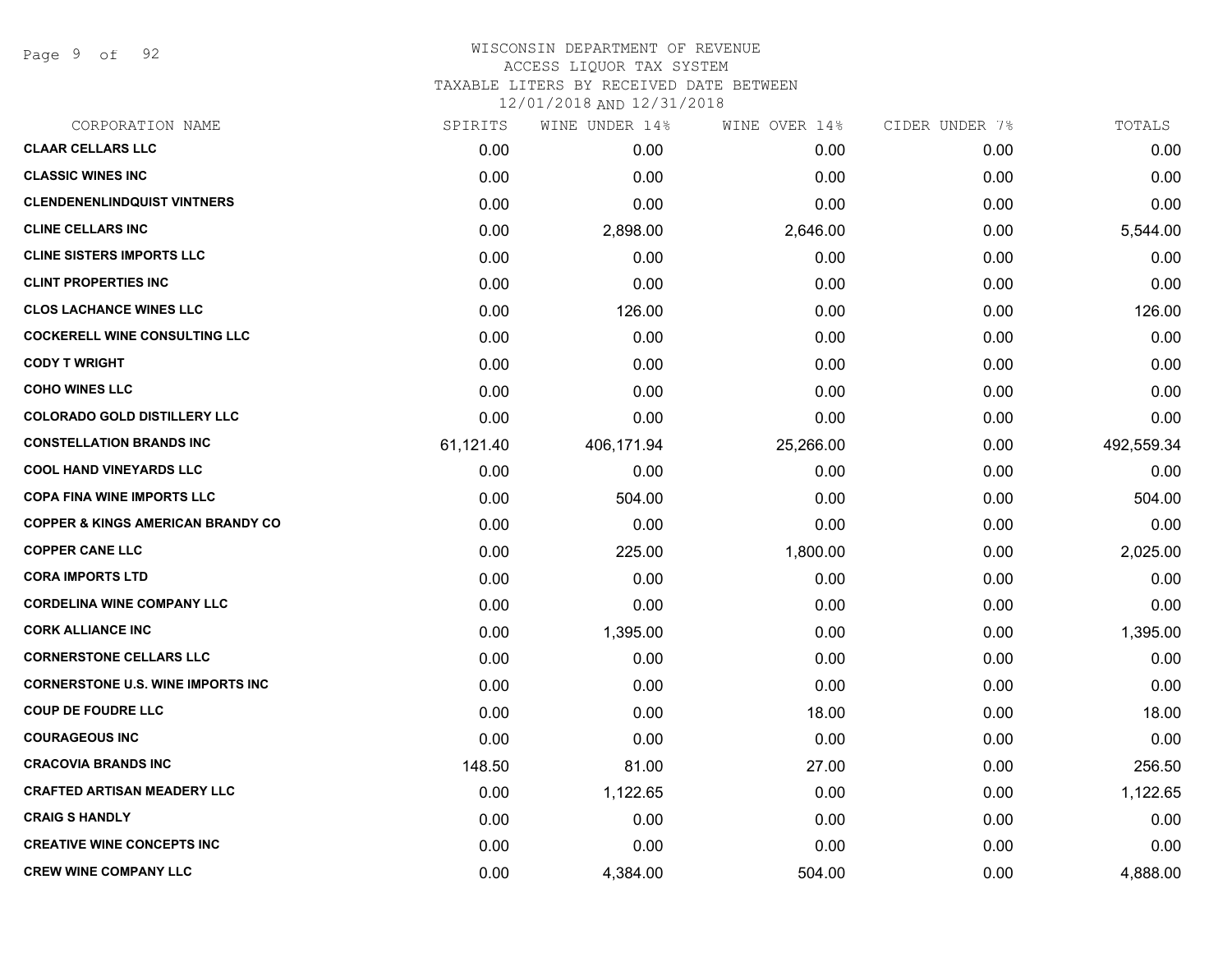# WISCONSIN DEPARTMENT OF REVENUE

ACCESS LIQUOR TAX SYSTEM

TAXABLE LITERS BY RECEIVED DATE BETWEEN

12/01/2018 AND 12/31/2018

| CORPORATION NAME | SPIRITS | WINE UNDER 14% | WINE OVER 14% | CIDER UNDER 7% | TOTALS |
|---|---|---|---|---|---|
| **CLAAR CELLARS LLC** | 0.00 | 0.00 | 0.00 | 0.00 | 0.00 |
| **CLASSIC WINES INC** | 0.00 | 0.00 | 0.00 | 0.00 | 0.00 |
| **CLENDENENLINDQUIST VINTNERS** | 0.00 | 0.00 | 0.00 | 0.00 | 0.00 |
| **CLINE CELLARS INC** | 0.00 | 2,898.00 | 2,646.00 | 0.00 | 5,544.00 |
| **CLINE SISTERS IMPORTS LLC** | 0.00 | 0.00 | 0.00 | 0.00 | 0.00 |
| **CLINT PROPERTIES INC** | 0.00 | 0.00 | 0.00 | 0.00 | 0.00 |
| **CLOS LACHANCE WINES LLC** | 0.00 | 126.00 | 0.00 | 0.00 | 126.00 |
| **COCKERELL WINE CONSULTING LLC** | 0.00 | 0.00 | 0.00 | 0.00 | 0.00 |
| **CODY T WRIGHT** | 0.00 | 0.00 | 0.00 | 0.00 | 0.00 |
| **COHO WINES LLC** | 0.00 | 0.00 | 0.00 | 0.00 | 0.00 |
| **COLORADO GOLD DISTILLERY LLC** | 0.00 | 0.00 | 0.00 | 0.00 | 0.00 |
| **CONSTELLATION BRANDS INC** | 61,121.40 | 406,171.94 | 25,266.00 | 0.00 | 492,559.34 |
| **COOL HAND VINEYARDS LLC** | 0.00 | 0.00 | 0.00 | 0.00 | 0.00 |
| **COPA FINA WINE IMPORTS LLC** | 0.00 | 504.00 | 0.00 | 0.00 | 504.00 |
| **COPPER & KINGS AMERICAN BRANDY CO** | 0.00 | 0.00 | 0.00 | 0.00 | 0.00 |
| **COPPER CANE LLC** | 0.00 | 225.00 | 1,800.00 | 0.00 | 2,025.00 |
| **CORA IMPORTS LTD** | 0.00 | 0.00 | 0.00 | 0.00 | 0.00 |
| **CORDELINA WINE COMPANY LLC** | 0.00 | 0.00 | 0.00 | 0.00 | 0.00 |
| **CORK ALLIANCE INC** | 0.00 | 1,395.00 | 0.00 | 0.00 | 1,395.00 |
| **CORNERSTONE CELLARS LLC** | 0.00 | 0.00 | 0.00 | 0.00 | 0.00 |
| **CORNERSTONE U.S. WINE IMPORTS INC** | 0.00 | 0.00 | 0.00 | 0.00 | 0.00 |
| **COUP DE FOUDRE LLC** | 0.00 | 0.00 | 18.00 | 0.00 | 18.00 |
| **COURAGEOUS INC** | 0.00 | 0.00 | 0.00 | 0.00 | 0.00 |
| **CRACOVIA BRANDS INC** | 148.50 | 81.00 | 27.00 | 0.00 | 256.50 |
| **CRAFTED ARTISAN MEADERY LLC** | 0.00 | 1,122.65 | 0.00 | 0.00 | 1,122.65 |
| **CRAIG S HANDLY** | 0.00 | 0.00 | 0.00 | 0.00 | 0.00 |
| **CREATIVE WINE CONCEPTS INC** | 0.00 | 0.00 | 0.00 | 0.00 | 0.00 |
| **CREW WINE COMPANY LLC** | 0.00 | 4,384.00 | 504.00 | 0.00 | 4,888.00 |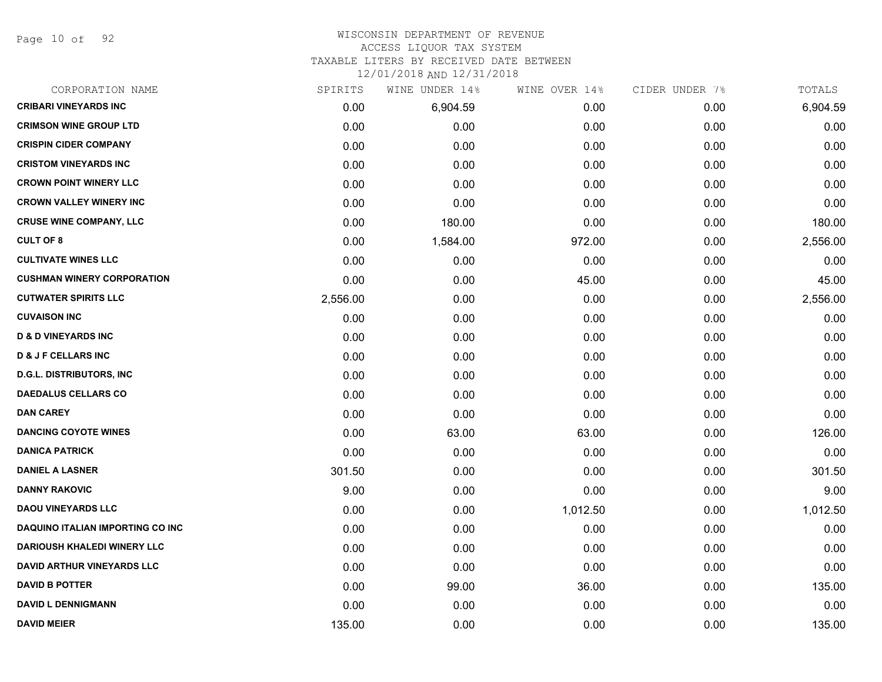WISCONSIN DEPARTMENT OF REVENUE
ACCESS LIQUOR TAX SYSTEM
TAXABLE LITERS BY RECEIVED DATE BETWEEN
12/01/2018 AND 12/31/2018

| CORPORATION NAME | SPIRITS | WINE UNDER 14% | WINE OVER 14% | CIDER UNDER 7% | TOTALS |
|---|---|---|---|---|---|
| CRIBARI VINEYARDS INC | 0.00 | 6,904.59 | 0.00 | 0.00 | 6,904.59 |
| CRIMSON WINE GROUP LTD | 0.00 | 0.00 | 0.00 | 0.00 | 0.00 |
| CRISPIN CIDER COMPANY | 0.00 | 0.00 | 0.00 | 0.00 | 0.00 |
| CRISTOM VINEYARDS INC | 0.00 | 0.00 | 0.00 | 0.00 | 0.00 |
| CROWN POINT WINERY LLC | 0.00 | 0.00 | 0.00 | 0.00 | 0.00 |
| CROWN VALLEY WINERY INC | 0.00 | 0.00 | 0.00 | 0.00 | 0.00 |
| CRUSE WINE COMPANY, LLC | 0.00 | 180.00 | 0.00 | 0.00 | 180.00 |
| CULT OF 8 | 0.00 | 1,584.00 | 972.00 | 0.00 | 2,556.00 |
| CULTIVATE WINES LLC | 0.00 | 0.00 | 0.00 | 0.00 | 0.00 |
| CUSHMAN WINERY CORPORATION | 0.00 | 0.00 | 45.00 | 0.00 | 45.00 |
| CUTWATER SPIRITS LLC | 2,556.00 | 0.00 | 0.00 | 0.00 | 2,556.00 |
| CUVAISON INC | 0.00 | 0.00 | 0.00 | 0.00 | 0.00 |
| D & D VINEYARDS INC | 0.00 | 0.00 | 0.00 | 0.00 | 0.00 |
| D & J F CELLARS INC | 0.00 | 0.00 | 0.00 | 0.00 | 0.00 |
| D.G.L. DISTRIBUTORS, INC | 0.00 | 0.00 | 0.00 | 0.00 | 0.00 |
| DAEDALUS CELLARS CO | 0.00 | 0.00 | 0.00 | 0.00 | 0.00 |
| DAN CAREY | 0.00 | 0.00 | 0.00 | 0.00 | 0.00 |
| DANCING COYOTE WINES | 0.00 | 63.00 | 63.00 | 0.00 | 126.00 |
| DANICA PATRICK | 0.00 | 0.00 | 0.00 | 0.00 | 0.00 |
| DANIEL A LASNER | 301.50 | 0.00 | 0.00 | 0.00 | 301.50 |
| DANNY RAKOVIC | 9.00 | 0.00 | 0.00 | 0.00 | 9.00 |
| DAOU VINEYARDS LLC | 0.00 | 0.00 | 1,012.50 | 0.00 | 1,012.50 |
| DAQUINO ITALIAN IMPORTING CO INC | 0.00 | 0.00 | 0.00 | 0.00 | 0.00 |
| DARIOUSH KHALEDI WINERY LLC | 0.00 | 0.00 | 0.00 | 0.00 | 0.00 |
| DAVID ARTHUR VINEYARDS LLC | 0.00 | 0.00 | 0.00 | 0.00 | 0.00 |
| DAVID B POTTER | 0.00 | 99.00 | 36.00 | 0.00 | 135.00 |
| DAVID L DENNIGMANN | 0.00 | 0.00 | 0.00 | 0.00 | 0.00 |
| DAVID MEIER | 135.00 | 0.00 | 0.00 | 0.00 | 135.00 |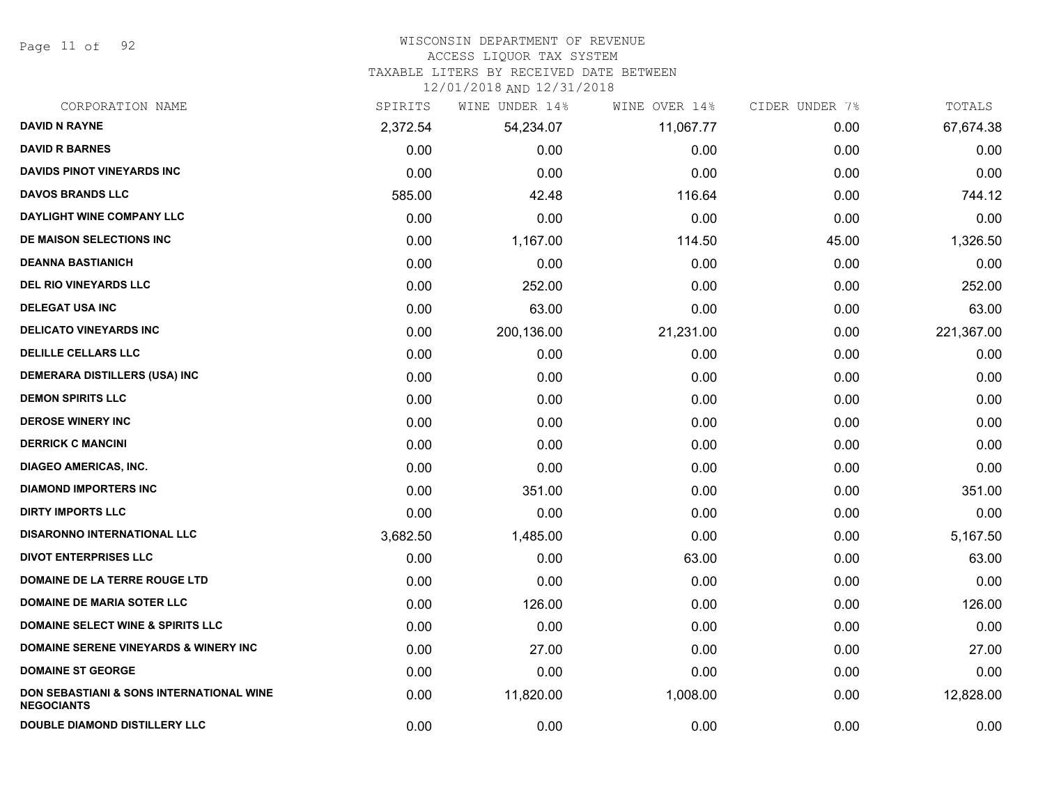WISCONSIN DEPARTMENT OF REVENUE
ACCESS LIQUOR TAX SYSTEM
TAXABLE LITERS BY RECEIVED DATE BETWEEN
12/01/2018 AND 12/31/2018

| CORPORATION NAME | SPIRITS | WINE UNDER 14% | WINE OVER 14% | CIDER UNDER 7% | TOTALS |
|---|---|---|---|---|---|
| DAVID N RAYNE | 2,372.54 | 54,234.07 | 11,067.77 | 0.00 | 67,674.38 |
| DAVID R BARNES | 0.00 | 0.00 | 0.00 | 0.00 | 0.00 |
| DAVIDS PINOT VINEYARDS INC | 0.00 | 0.00 | 0.00 | 0.00 | 0.00 |
| DAVOS BRANDS LLC | 585.00 | 42.48 | 116.64 | 0.00 | 744.12 |
| DAYLIGHT WINE COMPANY LLC | 0.00 | 0.00 | 0.00 | 0.00 | 0.00 |
| DE MAISON SELECTIONS INC | 0.00 | 1,167.00 | 114.50 | 45.00 | 1,326.50 |
| DEANNA BASTIANICH | 0.00 | 0.00 | 0.00 | 0.00 | 0.00 |
| DEL RIO VINEYARDS LLC | 0.00 | 252.00 | 0.00 | 0.00 | 252.00 |
| DELEGAT USA INC | 0.00 | 63.00 | 0.00 | 0.00 | 63.00 |
| DELICATO VINEYARDS INC | 0.00 | 200,136.00 | 21,231.00 | 0.00 | 221,367.00 |
| DELILLE CELLARS LLC | 0.00 | 0.00 | 0.00 | 0.00 | 0.00 |
| DEMERARA DISTILLERS (USA) INC | 0.00 | 0.00 | 0.00 | 0.00 | 0.00 |
| DEMON SPIRITS LLC | 0.00 | 0.00 | 0.00 | 0.00 | 0.00 |
| DEROSE WINERY INC | 0.00 | 0.00 | 0.00 | 0.00 | 0.00 |
| DERRICK C MANCINI | 0.00 | 0.00 | 0.00 | 0.00 | 0.00 |
| DIAGEO AMERICAS, INC. | 0.00 | 0.00 | 0.00 | 0.00 | 0.00 |
| DIAMOND IMPORTERS INC | 0.00 | 351.00 | 0.00 | 0.00 | 351.00 |
| DIRTY IMPORTS LLC | 0.00 | 0.00 | 0.00 | 0.00 | 0.00 |
| DISARONNO INTERNATIONAL LLC | 3,682.50 | 1,485.00 | 0.00 | 0.00 | 5,167.50 |
| DIVOT ENTERPRISES LLC | 0.00 | 0.00 | 63.00 | 0.00 | 63.00 |
| DOMAINE DE LA TERRE ROUGE LTD | 0.00 | 0.00 | 0.00 | 0.00 | 0.00 |
| DOMAINE DE MARIA SOTER LLC | 0.00 | 126.00 | 0.00 | 0.00 | 126.00 |
| DOMAINE SELECT WINE & SPIRITS LLC | 0.00 | 0.00 | 0.00 | 0.00 | 0.00 |
| DOMAINE SERENE VINEYARDS & WINERY INC | 0.00 | 27.00 | 0.00 | 0.00 | 27.00 |
| DOMAINE ST GEORGE | 0.00 | 0.00 | 0.00 | 0.00 | 0.00 |
| DON SEBASTIANI & SONS INTERNATIONAL WINE NEGOCIANTS | 0.00 | 11,820.00 | 1,008.00 | 0.00 | 12,828.00 |
| DOUBLE DIAMOND DISTILLERY LLC | 0.00 | 0.00 | 0.00 | 0.00 | 0.00 |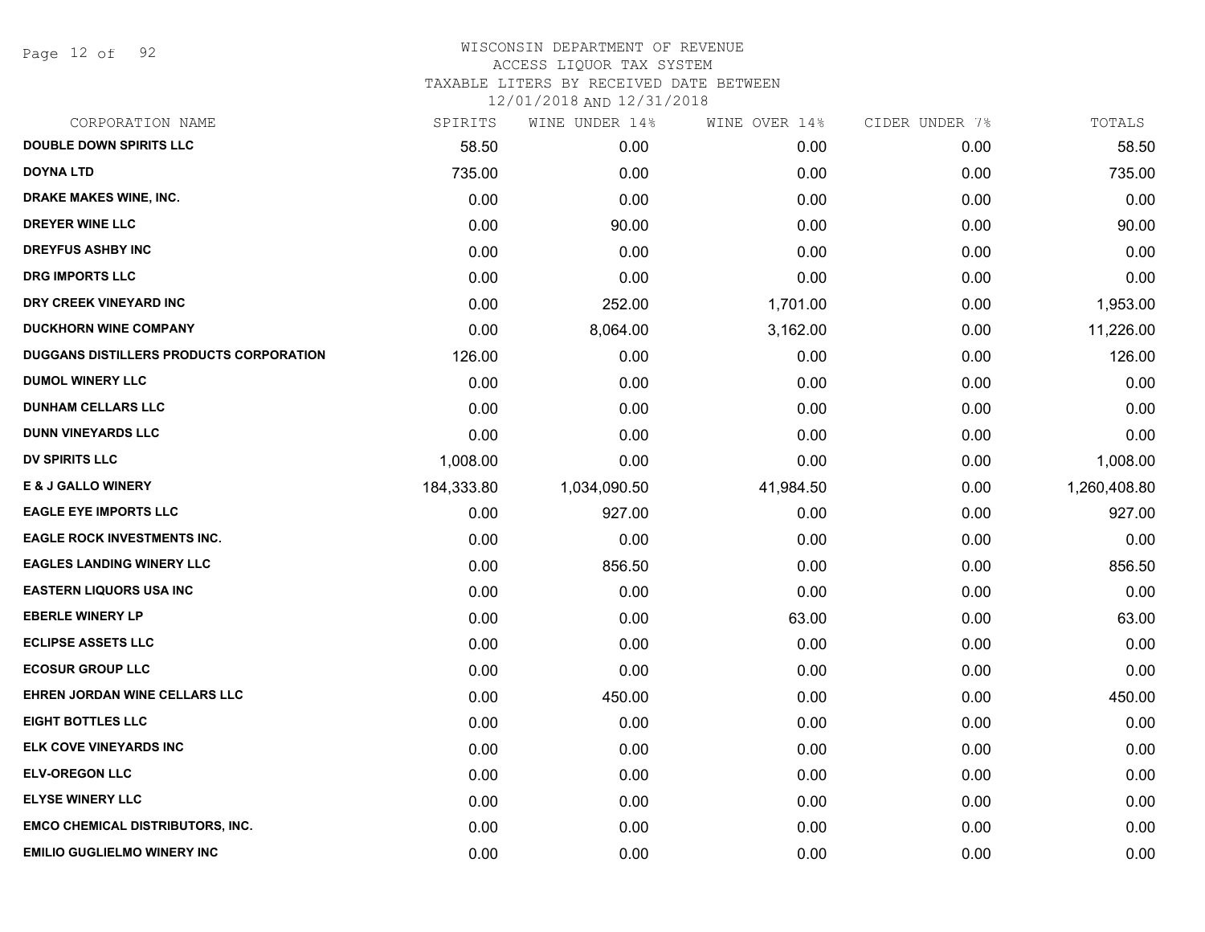# WISCONSIN DEPARTMENT OF REVENUE
## ACCESS LIQUOR TAX SYSTEM
### TAXABLE LITERS BY RECEIVED DATE BETWEEN 12/01/2018 AND 12/31/2018

| CORPORATION NAME | SPIRITS | WINE UNDER 14% | WINE OVER 14% | CIDER UNDER 7% | TOTALS |
|---|---|---|---|---|---|
| DOUBLE DOWN SPIRITS LLC | 58.50 | 0.00 | 0.00 | 0.00 | 58.50 |
| DOYNA LTD | 735.00 | 0.00 | 0.00 | 0.00 | 735.00 |
| DRAKE MAKES WINE, INC. | 0.00 | 0.00 | 0.00 | 0.00 | 0.00 |
| DREYER WINE LLC | 0.00 | 90.00 | 0.00 | 0.00 | 90.00 |
| DREYFUS ASHBY INC | 0.00 | 0.00 | 0.00 | 0.00 | 0.00 |
| DRG IMPORTS LLC | 0.00 | 0.00 | 0.00 | 0.00 | 0.00 |
| DRY CREEK VINEYARD INC | 0.00 | 252.00 | 1,701.00 | 0.00 | 1,953.00 |
| DUCKHORN WINE COMPANY | 0.00 | 8,064.00 | 3,162.00 | 0.00 | 11,226.00 |
| DUGGANS DISTILLERS PRODUCTS CORPORATION | 126.00 | 0.00 | 0.00 | 0.00 | 126.00 |
| DUMOL WINERY LLC | 0.00 | 0.00 | 0.00 | 0.00 | 0.00 |
| DUNHAM CELLARS LLC | 0.00 | 0.00 | 0.00 | 0.00 | 0.00 |
| DUNN VINEYARDS LLC | 0.00 | 0.00 | 0.00 | 0.00 | 0.00 |
| DV SPIRITS LLC | 1,008.00 | 0.00 | 0.00 | 0.00 | 1,008.00 |
| E & J GALLO WINERY | 184,333.80 | 1,034,090.50 | 41,984.50 | 0.00 | 1,260,408.80 |
| EAGLE EYE IMPORTS LLC | 0.00 | 927.00 | 0.00 | 0.00 | 927.00 |
| EAGLE ROCK INVESTMENTS INC. | 0.00 | 0.00 | 0.00 | 0.00 | 0.00 |
| EAGLES LANDING WINERY LLC | 0.00 | 856.50 | 0.00 | 0.00 | 856.50 |
| EASTERN LIQUORS USA INC | 0.00 | 0.00 | 0.00 | 0.00 | 0.00 |
| EBERLE WINERY LP | 0.00 | 0.00 | 63.00 | 0.00 | 63.00 |
| ECLIPSE ASSETS LLC | 0.00 | 0.00 | 0.00 | 0.00 | 0.00 |
| ECOSUR GROUP LLC | 0.00 | 0.00 | 0.00 | 0.00 | 0.00 |
| EHREN JORDAN WINE CELLARS LLC | 0.00 | 450.00 | 0.00 | 0.00 | 450.00 |
| EIGHT BOTTLES LLC | 0.00 | 0.00 | 0.00 | 0.00 | 0.00 |
| ELK COVE VINEYARDS INC | 0.00 | 0.00 | 0.00 | 0.00 | 0.00 |
| ELV-OREGON LLC | 0.00 | 0.00 | 0.00 | 0.00 | 0.00 |
| ELYSE WINERY LLC | 0.00 | 0.00 | 0.00 | 0.00 | 0.00 |
| EMCO CHEMICAL DISTRIBUTORS, INC. | 0.00 | 0.00 | 0.00 | 0.00 | 0.00 |
| EMILIO GUGLIELMO WINERY INC | 0.00 | 0.00 | 0.00 | 0.00 | 0.00 |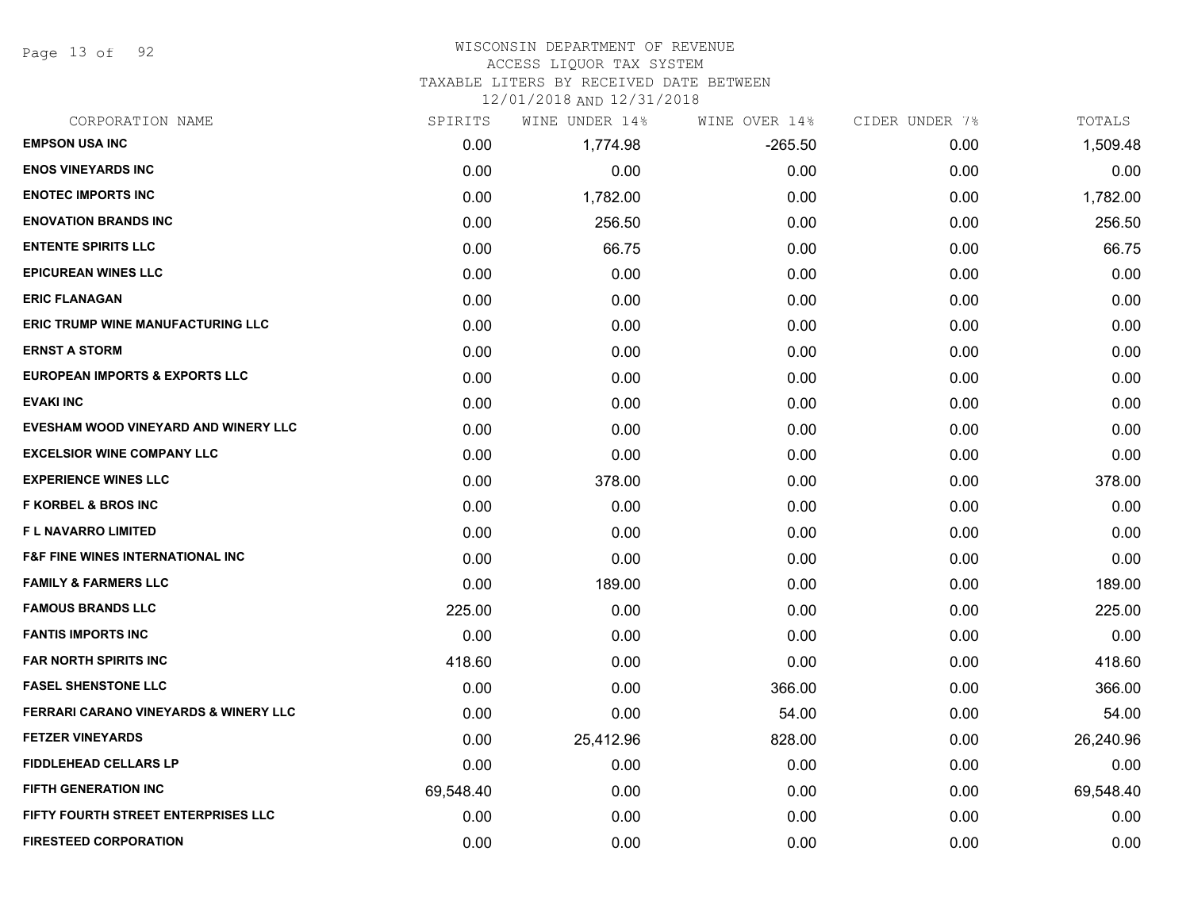# WISCONSIN DEPARTMENT OF REVENUE
ACCESS LIQUOR TAX SYSTEM
TAXABLE LITERS BY RECEIVED DATE BETWEEN
12/01/2018 AND 12/31/2018

| CORPORATION NAME | SPIRITS | WINE UNDER 14% | WINE OVER 14% | CIDER UNDER 7% | TOTALS |
|---|---|---|---|---|---|
| EMPSON USA INC | 0.00 | 1,774.98 | -265.50 | 0.00 | 1,509.48 |
| ENOS VINEYARDS INC | 0.00 | 0.00 | 0.00 | 0.00 | 0.00 |
| ENOTEC IMPORTS INC | 0.00 | 1,782.00 | 0.00 | 0.00 | 1,782.00 |
| ENOVATION BRANDS INC | 0.00 | 256.50 | 0.00 | 0.00 | 256.50 |
| ENTENTE SPIRITS LLC | 0.00 | 66.75 | 0.00 | 0.00 | 66.75 |
| EPICUREAN WINES LLC | 0.00 | 0.00 | 0.00 | 0.00 | 0.00 |
| ERIC FLANAGAN | 0.00 | 0.00 | 0.00 | 0.00 | 0.00 |
| ERIC TRUMP WINE MANUFACTURING LLC | 0.00 | 0.00 | 0.00 | 0.00 | 0.00 |
| ERNST A STORM | 0.00 | 0.00 | 0.00 | 0.00 | 0.00 |
| EUROPEAN IMPORTS & EXPORTS LLC | 0.00 | 0.00 | 0.00 | 0.00 | 0.00 |
| EVAKI INC | 0.00 | 0.00 | 0.00 | 0.00 | 0.00 |
| EVESHAM WOOD VINEYARD AND WINERY LLC | 0.00 | 0.00 | 0.00 | 0.00 | 0.00 |
| EXCELSIOR WINE COMPANY LLC | 0.00 | 0.00 | 0.00 | 0.00 | 0.00 |
| EXPERIENCE WINES LLC | 0.00 | 378.00 | 0.00 | 0.00 | 378.00 |
| F KORBEL & BROS INC | 0.00 | 0.00 | 0.00 | 0.00 | 0.00 |
| F L NAVARRO LIMITED | 0.00 | 0.00 | 0.00 | 0.00 | 0.00 |
| F&F FINE WINES INTERNATIONAL INC | 0.00 | 0.00 | 0.00 | 0.00 | 0.00 |
| FAMILY & FARMERS LLC | 0.00 | 189.00 | 0.00 | 0.00 | 189.00 |
| FAMOUS BRANDS LLC | 225.00 | 0.00 | 0.00 | 0.00 | 225.00 |
| FANTIS IMPORTS INC | 0.00 | 0.00 | 0.00 | 0.00 | 0.00 |
| FAR NORTH SPIRITS INC | 418.60 | 0.00 | 0.00 | 0.00 | 418.60 |
| FASEL SHENSTONE LLC | 0.00 | 0.00 | 366.00 | 0.00 | 366.00 |
| FERRARI CARANO VINEYARDS & WINERY LLC | 0.00 | 0.00 | 54.00 | 0.00 | 54.00 |
| FETZER VINEYARDS | 0.00 | 25,412.96 | 828.00 | 0.00 | 26,240.96 |
| FIDDLEHEAD CELLARS LP | 0.00 | 0.00 | 0.00 | 0.00 | 0.00 |
| FIFTH GENERATION INC | 69,548.40 | 0.00 | 0.00 | 0.00 | 69,548.40 |
| FIFTY FOURTH STREET ENTERPRISES LLC | 0.00 | 0.00 | 0.00 | 0.00 | 0.00 |
| FIRESTEED CORPORATION | 0.00 | 0.00 | 0.00 | 0.00 | 0.00 |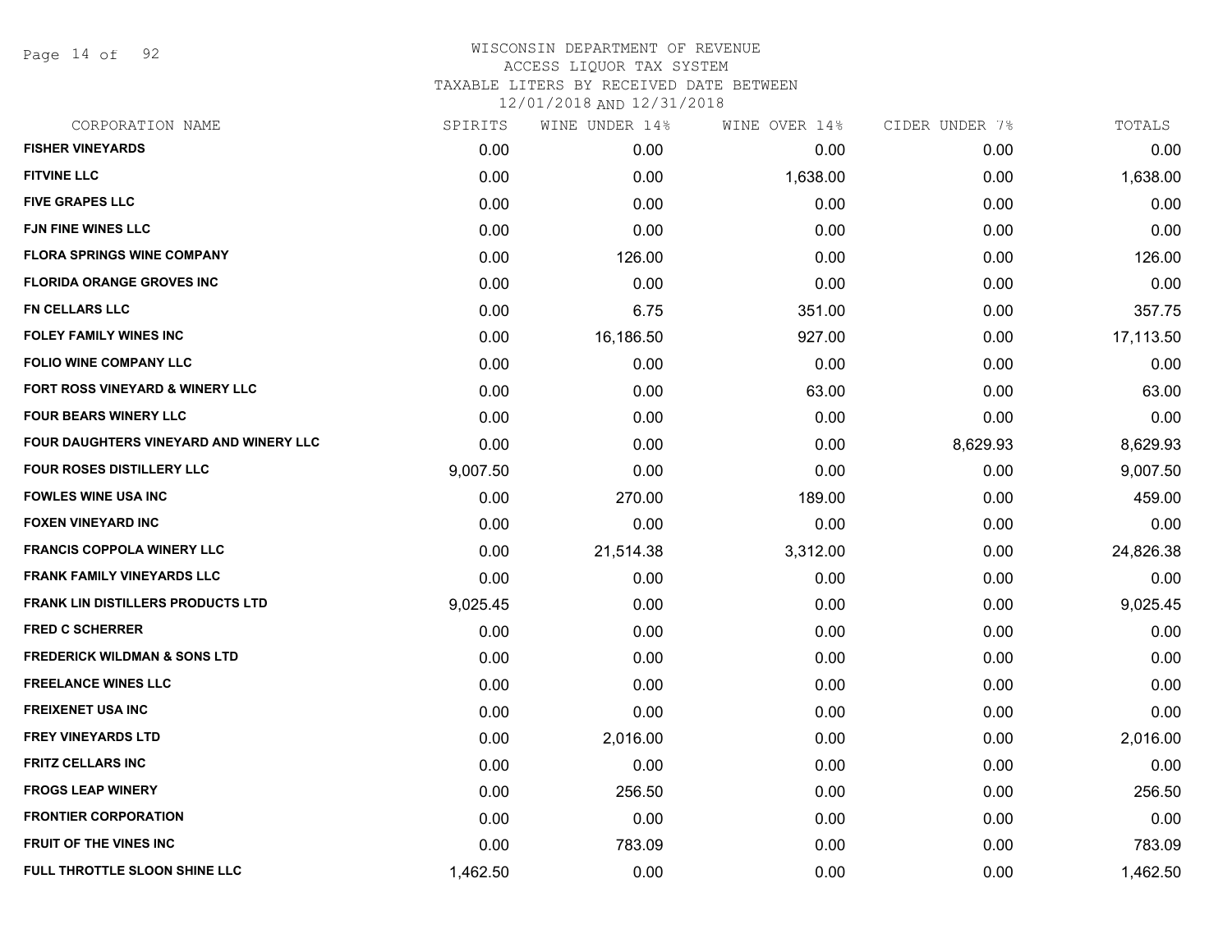# WISCONSIN DEPARTMENT OF REVENUE
## ACCESS LIQUOR TAX SYSTEM
### TAXABLE LITERS BY RECEIVED DATE BETWEEN 12/01/2018 AND 12/31/2018

| CORPORATION NAME | SPIRITS | WINE UNDER 14% | WINE OVER 14% | CIDER UNDER 7% | TOTALS |
|---|---|---|---|---|---|
| FISHER VINEYARDS | 0.00 | 0.00 | 0.00 | 0.00 | 0.00 |
| FITVINE LLC | 0.00 | 0.00 | 1,638.00 | 0.00 | 1,638.00 |
| FIVE GRAPES LLC | 0.00 | 0.00 | 0.00 | 0.00 | 0.00 |
| FJN FINE WINES LLC | 0.00 | 0.00 | 0.00 | 0.00 | 0.00 |
| FLORA SPRINGS WINE COMPANY | 0.00 | 126.00 | 0.00 | 0.00 | 126.00 |
| FLORIDA ORANGE GROVES INC | 0.00 | 0.00 | 0.00 | 0.00 | 0.00 |
| FN CELLARS LLC | 0.00 | 6.75 | 351.00 | 0.00 | 357.75 |
| FOLEY FAMILY WINES INC | 0.00 | 16,186.50 | 927.00 | 0.00 | 17,113.50 |
| FOLIO WINE COMPANY LLC | 0.00 | 0.00 | 0.00 | 0.00 | 0.00 |
| FORT ROSS VINEYARD & WINERY LLC | 0.00 | 0.00 | 63.00 | 0.00 | 63.00 |
| FOUR BEARS WINERY LLC | 0.00 | 0.00 | 0.00 | 0.00 | 0.00 |
| FOUR DAUGHTERS VINEYARD AND WINERY LLC | 0.00 | 0.00 | 0.00 | 8,629.93 | 8,629.93 |
| FOUR ROSES DISTILLERY LLC | 9,007.50 | 0.00 | 0.00 | 0.00 | 9,007.50 |
| FOWLES WINE USA INC | 0.00 | 270.00 | 189.00 | 0.00 | 459.00 |
| FOXEN VINEYARD INC | 0.00 | 0.00 | 0.00 | 0.00 | 0.00 |
| FRANCIS COPPOLA WINERY LLC | 0.00 | 21,514.38 | 3,312.00 | 0.00 | 24,826.38 |
| FRANK FAMILY VINEYARDS LLC | 0.00 | 0.00 | 0.00 | 0.00 | 0.00 |
| FRANK LIN DISTILLERS PRODUCTS LTD | 9,025.45 | 0.00 | 0.00 | 0.00 | 9,025.45 |
| FRED C SCHERRER | 0.00 | 0.00 | 0.00 | 0.00 | 0.00 |
| FREDERICK WILDMAN & SONS LTD | 0.00 | 0.00 | 0.00 | 0.00 | 0.00 |
| FREELANCE WINES LLC | 0.00 | 0.00 | 0.00 | 0.00 | 0.00 |
| FREIXENET USA INC | 0.00 | 0.00 | 0.00 | 0.00 | 0.00 |
| FREY VINEYARDS LTD | 0.00 | 2,016.00 | 0.00 | 0.00 | 2,016.00 |
| FRITZ CELLARS INC | 0.00 | 0.00 | 0.00 | 0.00 | 0.00 |
| FROGS LEAP WINERY | 0.00 | 256.50 | 0.00 | 0.00 | 256.50 |
| FRONTIER CORPORATION | 0.00 | 0.00 | 0.00 | 0.00 | 0.00 |
| FRUIT OF THE VINES INC | 0.00 | 783.09 | 0.00 | 0.00 | 783.09 |
| FULL THROTTLE SLOON SHINE LLC | 1,462.50 | 0.00 | 0.00 | 0.00 | 1,462.50 |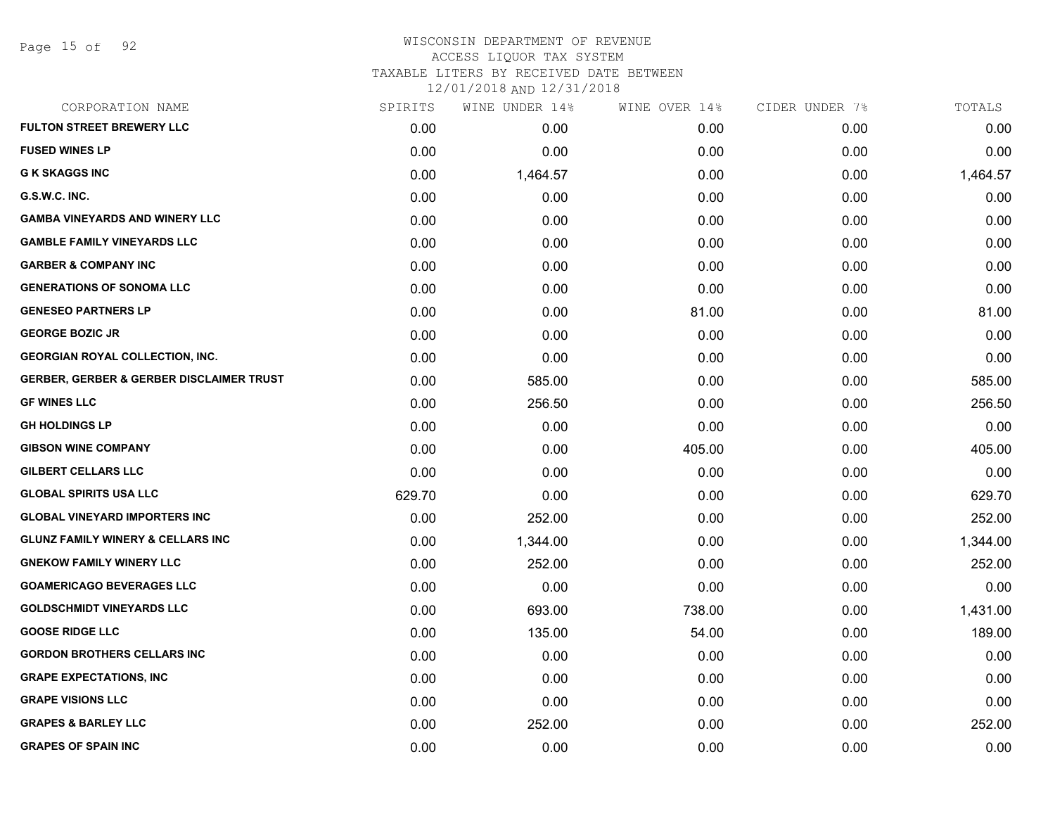WISCONSIN DEPARTMENT OF REVENUE
ACCESS LIQUOR TAX SYSTEM
TAXABLE LITERS BY RECEIVED DATE BETWEEN
12/01/2018 AND 12/31/2018

| CORPORATION NAME | SPIRITS | WINE UNDER 14% | WINE OVER 14% | CIDER UNDER 7% | TOTALS |
|---|---|---|---|---|---|
| **FULTON STREET BREWERY LLC** | 0.00 | 0.00 | 0.00 | 0.00 | 0.00 |
| **FUSED WINES LP** | 0.00 | 0.00 | 0.00 | 0.00 | 0.00 |
| **G K SKAGGS INC** | 0.00 | 1,464.57 | 0.00 | 0.00 | 1,464.57 |
| **G.S.W.C. INC.** | 0.00 | 0.00 | 0.00 | 0.00 | 0.00 |
| **GAMBA VINEYARDS AND WINERY LLC** | 0.00 | 0.00 | 0.00 | 0.00 | 0.00 |
| **GAMBLE FAMILY VINEYARDS LLC** | 0.00 | 0.00 | 0.00 | 0.00 | 0.00 |
| **GARBER & COMPANY INC** | 0.00 | 0.00 | 0.00 | 0.00 | 0.00 |
| **GENERATIONS OF SONOMA LLC** | 0.00 | 0.00 | 0.00 | 0.00 | 0.00 |
| **GENESEO PARTNERS LP** | 0.00 | 0.00 | 81.00 | 0.00 | 81.00 |
| **GEORGE BOZIC JR** | 0.00 | 0.00 | 0.00 | 0.00 | 0.00 |
| **GEORGIAN ROYAL COLLECTION, INC.** | 0.00 | 0.00 | 0.00 | 0.00 | 0.00 |
| **GERBER, GERBER & GERBER DISCLAIMER TRUST** | 0.00 | 585.00 | 0.00 | 0.00 | 585.00 |
| **GF WINES LLC** | 0.00 | 256.50 | 0.00 | 0.00 | 256.50 |
| **GH HOLDINGS LP** | 0.00 | 0.00 | 0.00 | 0.00 | 0.00 |
| **GIBSON WINE COMPANY** | 0.00 | 0.00 | 405.00 | 0.00 | 405.00 |
| **GILBERT CELLARS LLC** | 0.00 | 0.00 | 0.00 | 0.00 | 0.00 |
| **GLOBAL SPIRITS USA LLC** | 629.70 | 0.00 | 0.00 | 0.00 | 629.70 |
| **GLOBAL VINEYARD IMPORTERS INC** | 0.00 | 252.00 | 0.00 | 0.00 | 252.00 |
| **GLUNZ FAMILY WINERY & CELLARS INC** | 0.00 | 1,344.00 | 0.00 | 0.00 | 1,344.00 |
| **GNEKOW FAMILY WINERY LLC** | 0.00 | 252.00 | 0.00 | 0.00 | 252.00 |
| **GOAMERICAGO BEVERAGES LLC** | 0.00 | 0.00 | 0.00 | 0.00 | 0.00 |
| **GOLDSCHMIDT VINEYARDS LLC** | 0.00 | 693.00 | 738.00 | 0.00 | 1,431.00 |
| **GOOSE RIDGE LLC** | 0.00 | 135.00 | 54.00 | 0.00 | 189.00 |
| **GORDON BROTHERS CELLARS INC** | 0.00 | 0.00 | 0.00 | 0.00 | 0.00 |
| **GRAPE EXPECTATIONS, INC** | 0.00 | 0.00 | 0.00 | 0.00 | 0.00 |
| **GRAPE VISIONS LLC** | 0.00 | 0.00 | 0.00 | 0.00 | 0.00 |
| **GRAPES & BARLEY LLC** | 0.00 | 252.00 | 0.00 | 0.00 | 252.00 |
| **GRAPES OF SPAIN INC** | 0.00 | 0.00 | 0.00 | 0.00 | 0.00 |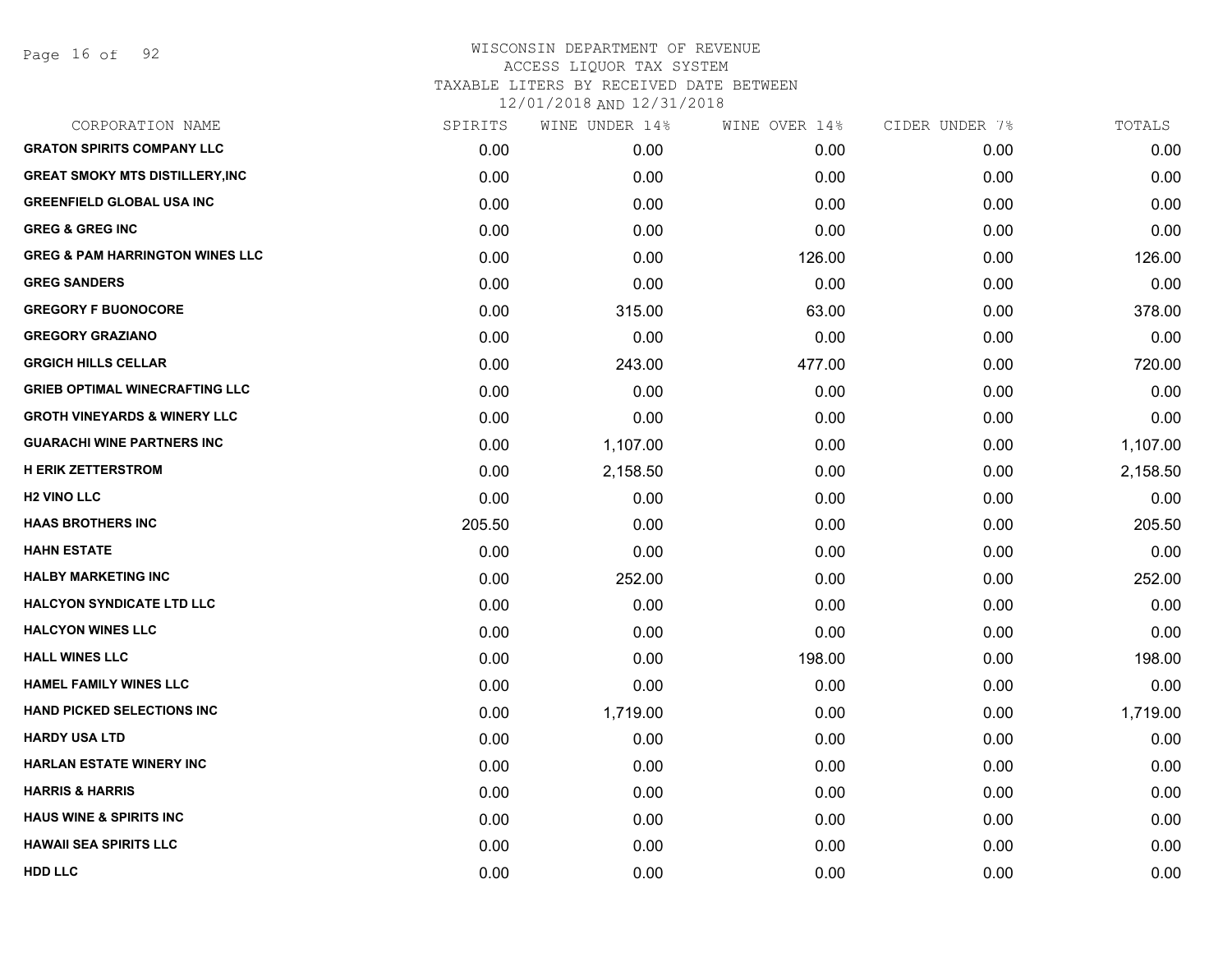WISCONSIN DEPARTMENT OF REVENUE
ACCESS LIQUOR TAX SYSTEM
TAXABLE LITERS BY RECEIVED DATE BETWEEN
12/01/2018 AND 12/31/2018

| CORPORATION NAME | SPIRITS | WINE UNDER 14% | WINE OVER 14% | CIDER UNDER 7% | TOTALS |
|---|---|---|---|---|---|
| GRATON SPIRITS COMPANY LLC | 0.00 | 0.00 | 0.00 | 0.00 | 0.00 |
| GREAT SMOKY MTS DISTILLERY,INC | 0.00 | 0.00 | 0.00 | 0.00 | 0.00 |
| GREENFIELD GLOBAL USA INC | 0.00 | 0.00 | 0.00 | 0.00 | 0.00 |
| GREG & GREG INC | 0.00 | 0.00 | 0.00 | 0.00 | 0.00 |
| GREG & PAM HARRINGTON WINES LLC | 0.00 | 0.00 | 126.00 | 0.00 | 126.00 |
| GREG SANDERS | 0.00 | 0.00 | 0.00 | 0.00 | 0.00 |
| GREGORY F BUONOCORE | 0.00 | 315.00 | 63.00 | 0.00 | 378.00 |
| GREGORY GRAZIANO | 0.00 | 0.00 | 0.00 | 0.00 | 0.00 |
| GRGICH HILLS CELLAR | 0.00 | 243.00 | 477.00 | 0.00 | 720.00 |
| GRIEB OPTIMAL WINECRAFTING LLC | 0.00 | 0.00 | 0.00 | 0.00 | 0.00 |
| GROTH VINEYARDS & WINERY LLC | 0.00 | 0.00 | 0.00 | 0.00 | 0.00 |
| GUARACHI WINE PARTNERS INC | 0.00 | 1,107.00 | 0.00 | 0.00 | 1,107.00 |
| H ERIK ZETTERSTROM | 0.00 | 2,158.50 | 0.00 | 0.00 | 2,158.50 |
| H2 VINO LLC | 0.00 | 0.00 | 0.00 | 0.00 | 0.00 |
| HAAS BROTHERS INC | 205.50 | 0.00 | 0.00 | 0.00 | 205.50 |
| HAHN ESTATE | 0.00 | 0.00 | 0.00 | 0.00 | 0.00 |
| HALBY MARKETING INC | 0.00 | 252.00 | 0.00 | 0.00 | 252.00 |
| HALCYON SYNDICATE LTD LLC | 0.00 | 0.00 | 0.00 | 0.00 | 0.00 |
| HALCYON WINES LLC | 0.00 | 0.00 | 0.00 | 0.00 | 0.00 |
| HALL WINES LLC | 0.00 | 0.00 | 198.00 | 0.00 | 198.00 |
| HAMEL FAMILY WINES LLC | 0.00 | 0.00 | 0.00 | 0.00 | 0.00 |
| HAND PICKED SELECTIONS INC | 0.00 | 1,719.00 | 0.00 | 0.00 | 1,719.00 |
| HARDY USA LTD | 0.00 | 0.00 | 0.00 | 0.00 | 0.00 |
| HARLAN ESTATE WINERY INC | 0.00 | 0.00 | 0.00 | 0.00 | 0.00 |
| HARRIS & HARRIS | 0.00 | 0.00 | 0.00 | 0.00 | 0.00 |
| HAUS WINE & SPIRITS INC | 0.00 | 0.00 | 0.00 | 0.00 | 0.00 |
| HAWAII SEA SPIRITS LLC | 0.00 | 0.00 | 0.00 | 0.00 | 0.00 |
| HDD LLC | 0.00 | 0.00 | 0.00 | 0.00 | 0.00 |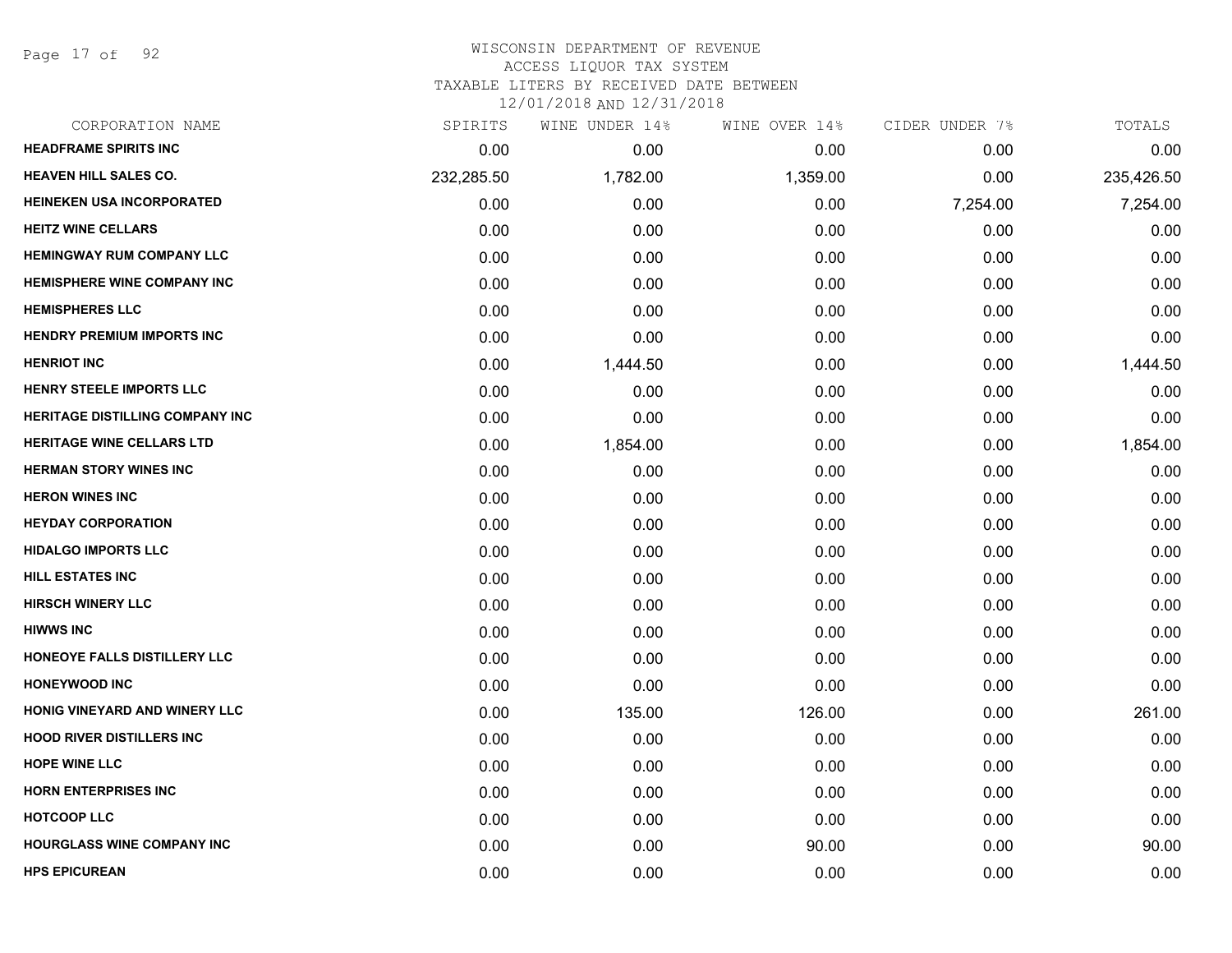# WISCONSIN DEPARTMENT OF REVENUE
## ACCESS LIQUOR TAX SYSTEM
### TAXABLE LITERS BY RECEIVED DATE BETWEEN 12/01/2018 AND 12/31/2018

| CORPORATION NAME | SPIRITS | WINE UNDER 14% | WINE OVER 14% | CIDER UNDER 7% | TOTALS |
|---|---|---|---|---|---|
| HEADFRAME SPIRITS INC | 0.00 | 0.00 | 0.00 | 0.00 | 0.00 |
| HEAVEN HILL SALES CO. | 232,285.50 | 1,782.00 | 1,359.00 | 0.00 | 235,426.50 |
| HEINEKEN USA INCORPORATED | 0.00 | 0.00 | 0.00 | 7,254.00 | 7,254.00 |
| HEITZ WINE CELLARS | 0.00 | 0.00 | 0.00 | 0.00 | 0.00 |
| HEMINGWAY RUM COMPANY LLC | 0.00 | 0.00 | 0.00 | 0.00 | 0.00 |
| HEMISPHERE WINE COMPANY INC | 0.00 | 0.00 | 0.00 | 0.00 | 0.00 |
| HEMISPHERES LLC | 0.00 | 0.00 | 0.00 | 0.00 | 0.00 |
| HENDRY PREMIUM IMPORTS INC | 0.00 | 0.00 | 0.00 | 0.00 | 0.00 |
| HENRIOT INC | 0.00 | 1,444.50 | 0.00 | 0.00 | 1,444.50 |
| HENRY STEELE IMPORTS LLC | 0.00 | 0.00 | 0.00 | 0.00 | 0.00 |
| HERITAGE DISTILLING COMPANY INC | 0.00 | 0.00 | 0.00 | 0.00 | 0.00 |
| HERITAGE WINE CELLARS LTD | 0.00 | 1,854.00 | 0.00 | 0.00 | 1,854.00 |
| HERMAN STORY WINES INC | 0.00 | 0.00 | 0.00 | 0.00 | 0.00 |
| HERON WINES INC | 0.00 | 0.00 | 0.00 | 0.00 | 0.00 |
| HEYDAY CORPORATION | 0.00 | 0.00 | 0.00 | 0.00 | 0.00 |
| HIDALGO IMPORTS LLC | 0.00 | 0.00 | 0.00 | 0.00 | 0.00 |
| HILL ESTATES INC | 0.00 | 0.00 | 0.00 | 0.00 | 0.00 |
| HIRSCH WINERY LLC | 0.00 | 0.00 | 0.00 | 0.00 | 0.00 |
| HIWWS INC | 0.00 | 0.00 | 0.00 | 0.00 | 0.00 |
| HONEOYE FALLS DISTILLERY LLC | 0.00 | 0.00 | 0.00 | 0.00 | 0.00 |
| HONEYWOOD INC | 0.00 | 0.00 | 0.00 | 0.00 | 0.00 |
| HONIG VINEYARD AND WINERY LLC | 0.00 | 135.00 | 126.00 | 0.00 | 261.00 |
| HOOD RIVER DISTILLERS INC | 0.00 | 0.00 | 0.00 | 0.00 | 0.00 |
| HOPE WINE LLC | 0.00 | 0.00 | 0.00 | 0.00 | 0.00 |
| HORN ENTERPRISES INC | 0.00 | 0.00 | 0.00 | 0.00 | 0.00 |
| HOTCOOP LLC | 0.00 | 0.00 | 0.00 | 0.00 | 0.00 |
| HOURGLASS WINE COMPANY INC | 0.00 | 0.00 | 90.00 | 0.00 | 90.00 |
| HPS EPICUREAN | 0.00 | 0.00 | 0.00 | 0.00 | 0.00 |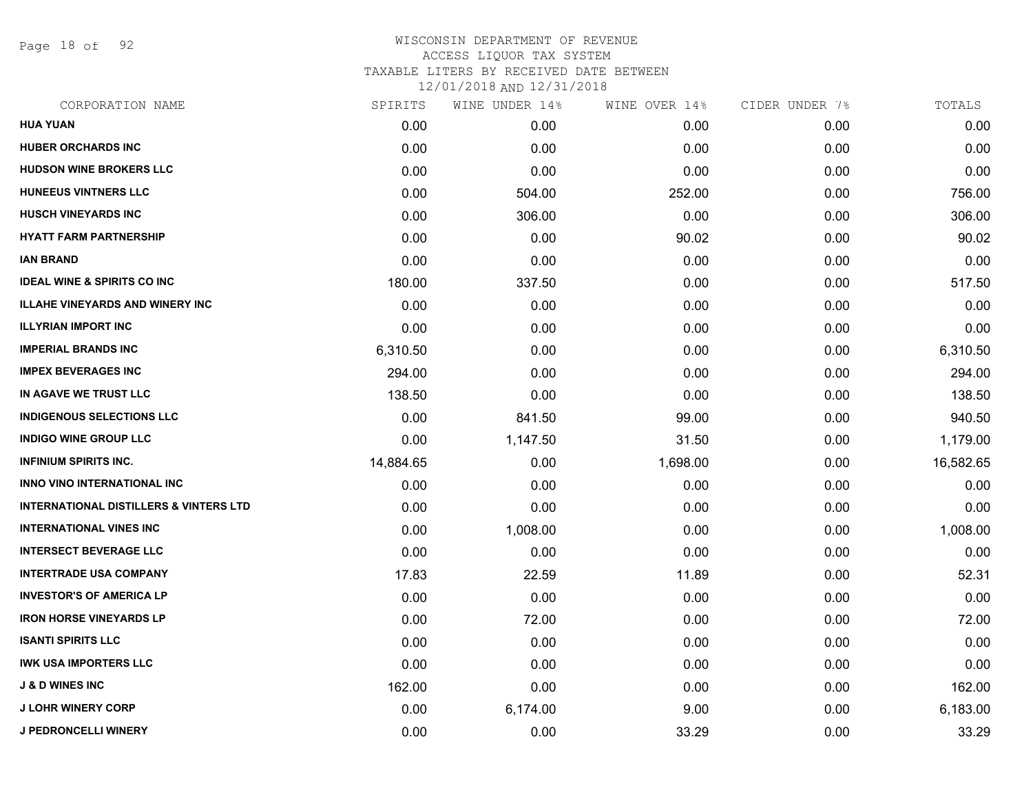WISCONSIN DEPARTMENT OF REVENUE
ACCESS LIQUOR TAX SYSTEM
TAXABLE LITERS BY RECEIVED DATE BETWEEN
12/01/2018 AND 12/31/2018

| CORPORATION NAME | SPIRITS | WINE UNDER 14% | WINE OVER 14% | CIDER UNDER 7% | TOTALS |
|---|---|---|---|---|---|
| **HUA YUAN** | 0.00 | 0.00 | 0.00 | 0.00 | 0.00 |
| **HUBER ORCHARDS INC** | 0.00 | 0.00 | 0.00 | 0.00 | 0.00 |
| **HUDSON WINE BROKERS LLC** | 0.00 | 0.00 | 0.00 | 0.00 | 0.00 |
| **HUNEEUS VINTNERS LLC** | 0.00 | 504.00 | 252.00 | 0.00 | 756.00 |
| **HUSCH VINEYARDS INC** | 0.00 | 306.00 | 0.00 | 0.00 | 306.00 |
| **HYATT FARM PARTNERSHIP** | 0.00 | 0.00 | 90.02 | 0.00 | 90.02 |
| **IAN BRAND** | 0.00 | 0.00 | 0.00 | 0.00 | 0.00 |
| **IDEAL WINE & SPIRITS CO INC** | 180.00 | 337.50 | 0.00 | 0.00 | 517.50 |
| **ILLAHE VINEYARDS AND WINERY INC** | 0.00 | 0.00 | 0.00 | 0.00 | 0.00 |
| **ILLYRIAN IMPORT INC** | 0.00 | 0.00 | 0.00 | 0.00 | 0.00 |
| **IMPERIAL BRANDS INC** | 6,310.50 | 0.00 | 0.00 | 0.00 | 6,310.50 |
| **IMPEX BEVERAGES INC** | 294.00 | 0.00 | 0.00 | 0.00 | 294.00 |
| **IN AGAVE WE TRUST LLC** | 138.50 | 0.00 | 0.00 | 0.00 | 138.50 |
| **INDIGENOUS SELECTIONS LLC** | 0.00 | 841.50 | 99.00 | 0.00 | 940.50 |
| **INDIGO WINE GROUP LLC** | 0.00 | 1,147.50 | 31.50 | 0.00 | 1,179.00 |
| **INFINIUM SPIRITS INC.** | 14,884.65 | 0.00 | 1,698.00 | 0.00 | 16,582.65 |
| **INNO VINO INTERNATIONAL INC** | 0.00 | 0.00 | 0.00 | 0.00 | 0.00 |
| **INTERNATIONAL DISTILLERS & VINTERS LTD** | 0.00 | 0.00 | 0.00 | 0.00 | 0.00 |
| **INTERNATIONAL VINES INC** | 0.00 | 1,008.00 | 0.00 | 0.00 | 1,008.00 |
| **INTERSECT BEVERAGE LLC** | 0.00 | 0.00 | 0.00 | 0.00 | 0.00 |
| **INTERTRADE USA COMPANY** | 17.83 | 22.59 | 11.89 | 0.00 | 52.31 |
| **INVESTOR'S OF AMERICA LP** | 0.00 | 0.00 | 0.00 | 0.00 | 0.00 |
| **IRON HORSE VINEYARDS LP** | 0.00 | 72.00 | 0.00 | 0.00 | 72.00 |
| **ISANTI SPIRITS LLC** | 0.00 | 0.00 | 0.00 | 0.00 | 0.00 |
| **IWK USA IMPORTERS LLC** | 0.00 | 0.00 | 0.00 | 0.00 | 0.00 |
| **J & D WINES INC** | 162.00 | 0.00 | 0.00 | 0.00 | 162.00 |
| **J LOHR WINERY CORP** | 0.00 | 6,174.00 | 9.00 | 0.00 | 6,183.00 |
| **J PEDRONCELLI WINERY** | 0.00 | 0.00 | 33.29 | 0.00 | 33.29 |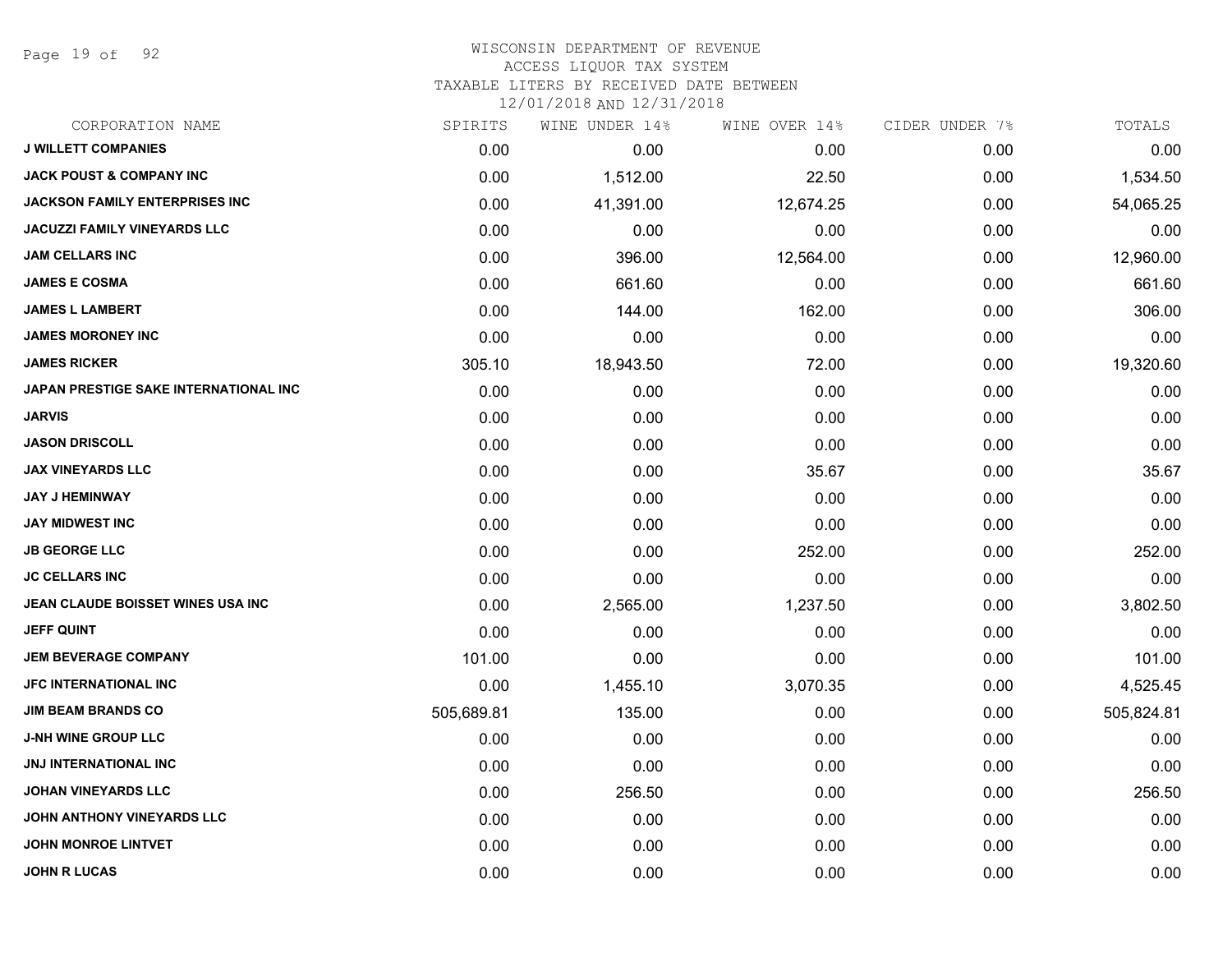# WISCONSIN DEPARTMENT OF REVENUE
## ACCESS LIQUOR TAX SYSTEM
### TAXABLE LITERS BY RECEIVED DATE BETWEEN 12/01/2018 AND 12/31/2018

| CORPORATION NAME | SPIRITS | WINE UNDER 14% | WINE OVER 14% | CIDER UNDER 7% | TOTALS |
|---|---|---|---|---|---|
| J WILLETT COMPANIES | 0.00 | 0.00 | 0.00 | 0.00 | 0.00 |
| JACK POUST & COMPANY INC | 0.00 | 1,512.00 | 22.50 | 0.00 | 1,534.50 |
| JACKSON FAMILY ENTERPRISES INC | 0.00 | 41,391.00 | 12,674.25 | 0.00 | 54,065.25 |
| JACUZZI FAMILY VINEYARDS LLC | 0.00 | 0.00 | 0.00 | 0.00 | 0.00 |
| JAM CELLARS INC | 0.00 | 396.00 | 12,564.00 | 0.00 | 12,960.00 |
| JAMES E COSMA | 0.00 | 661.60 | 0.00 | 0.00 | 661.60 |
| JAMES L LAMBERT | 0.00 | 144.00 | 162.00 | 0.00 | 306.00 |
| JAMES MORONEY INC | 0.00 | 0.00 | 0.00 | 0.00 | 0.00 |
| JAMES RICKER | 305.10 | 18,943.50 | 72.00 | 0.00 | 19,320.60 |
| JAPAN PRESTIGE SAKE INTERNATIONAL INC | 0.00 | 0.00 | 0.00 | 0.00 | 0.00 |
| JARVIS | 0.00 | 0.00 | 0.00 | 0.00 | 0.00 |
| JASON DRISCOLL | 0.00 | 0.00 | 0.00 | 0.00 | 0.00 |
| JAX VINEYARDS LLC | 0.00 | 0.00 | 35.67 | 0.00 | 35.67 |
| JAY J HEMINWAY | 0.00 | 0.00 | 0.00 | 0.00 | 0.00 |
| JAY MIDWEST INC | 0.00 | 0.00 | 0.00 | 0.00 | 0.00 |
| JB GEORGE LLC | 0.00 | 0.00 | 252.00 | 0.00 | 252.00 |
| JC CELLARS INC | 0.00 | 0.00 | 0.00 | 0.00 | 0.00 |
| JEAN CLAUDE BOISSET WINES USA INC | 0.00 | 2,565.00 | 1,237.50 | 0.00 | 3,802.50 |
| JEFF QUINT | 0.00 | 0.00 | 0.00 | 0.00 | 0.00 |
| JEM BEVERAGE COMPANY | 101.00 | 0.00 | 0.00 | 0.00 | 101.00 |
| JFC INTERNATIONAL INC | 0.00 | 1,455.10 | 3,070.35 | 0.00 | 4,525.45 |
| JIM BEAM BRANDS CO | 505,689.81 | 135.00 | 0.00 | 0.00 | 505,824.81 |
| J-NH WINE GROUP LLC | 0.00 | 0.00 | 0.00 | 0.00 | 0.00 |
| JNJ INTERNATIONAL INC | 0.00 | 0.00 | 0.00 | 0.00 | 0.00 |
| JOHAN VINEYARDS LLC | 0.00 | 256.50 | 0.00 | 0.00 | 256.50 |
| JOHN ANTHONY VINEYARDS LLC | 0.00 | 0.00 | 0.00 | 0.00 | 0.00 |
| JOHN MONROE LINTVET | 0.00 | 0.00 | 0.00 | 0.00 | 0.00 |
| JOHN R LUCAS | 0.00 | 0.00 | 0.00 | 0.00 | 0.00 |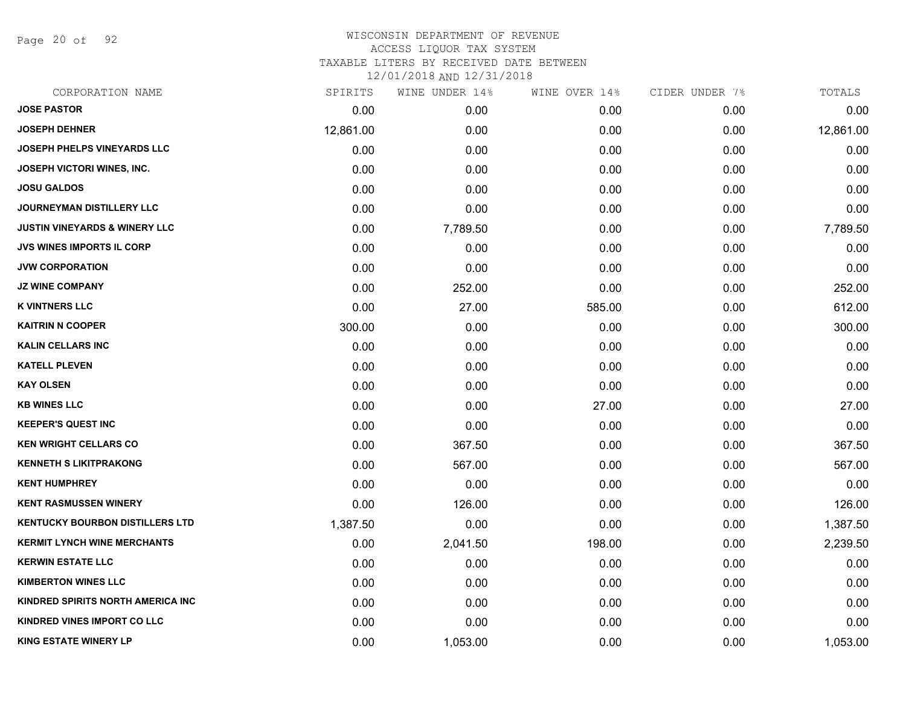WISCONSIN DEPARTMENT OF REVENUE
ACCESS LIQUOR TAX SYSTEM
TAXABLE LITERS BY RECEIVED DATE BETWEEN
12/01/2018 AND 12/31/2018

| CORPORATION NAME | SPIRITS | WINE UNDER 14% | WINE OVER 14% | CIDER UNDER 7% | TOTALS |
|---|---|---|---|---|---|
| JOSE PASTOR | 0.00 | 0.00 | 0.00 | 0.00 | 0.00 |
| JOSEPH DEHNER | 12,861.00 | 0.00 | 0.00 | 0.00 | 12,861.00 |
| JOSEPH PHELPS VINEYARDS LLC | 0.00 | 0.00 | 0.00 | 0.00 | 0.00 |
| JOSEPH VICTORI WINES, INC. | 0.00 | 0.00 | 0.00 | 0.00 | 0.00 |
| JOSU GALDOS | 0.00 | 0.00 | 0.00 | 0.00 | 0.00 |
| JOURNEYMAN DISTILLERY LLC | 0.00 | 0.00 | 0.00 | 0.00 | 0.00 |
| JUSTIN VINEYARDS & WINERY LLC | 0.00 | 7,789.50 | 0.00 | 0.00 | 7,789.50 |
| JVS WINES IMPORTS IL CORP | 0.00 | 0.00 | 0.00 | 0.00 | 0.00 |
| JVW CORPORATION | 0.00 | 0.00 | 0.00 | 0.00 | 0.00 |
| JZ WINE COMPANY | 0.00 | 252.00 | 0.00 | 0.00 | 252.00 |
| K VINTNERS LLC | 0.00 | 27.00 | 585.00 | 0.00 | 612.00 |
| KAITRIN N COOPER | 300.00 | 0.00 | 0.00 | 0.00 | 300.00 |
| KALIN CELLARS INC | 0.00 | 0.00 | 0.00 | 0.00 | 0.00 |
| KATELL PLEVEN | 0.00 | 0.00 | 0.00 | 0.00 | 0.00 |
| KAY OLSEN | 0.00 | 0.00 | 0.00 | 0.00 | 0.00 |
| KB WINES LLC | 0.00 | 0.00 | 27.00 | 0.00 | 27.00 |
| KEEPER'S QUEST INC | 0.00 | 0.00 | 0.00 | 0.00 | 0.00 |
| KEN WRIGHT CELLARS CO | 0.00 | 367.50 | 0.00 | 0.00 | 367.50 |
| KENNETH S LIKITPRAKONG | 0.00 | 567.00 | 0.00 | 0.00 | 567.00 |
| KENT HUMPHREY | 0.00 | 0.00 | 0.00 | 0.00 | 0.00 |
| KENT RASMUSSEN WINERY | 0.00 | 126.00 | 0.00 | 0.00 | 126.00 |
| KENTUCKY BOURBON DISTILLERS LTD | 1,387.50 | 0.00 | 0.00 | 0.00 | 1,387.50 |
| KERMIT LYNCH WINE MERCHANTS | 0.00 | 2,041.50 | 198.00 | 0.00 | 2,239.50 |
| KERWIN ESTATE LLC | 0.00 | 0.00 | 0.00 | 0.00 | 0.00 |
| KIMBERTON WINES LLC | 0.00 | 0.00 | 0.00 | 0.00 | 0.00 |
| KINDRED SPIRITS NORTH AMERICA INC | 0.00 | 0.00 | 0.00 | 0.00 | 0.00 |
| KINDRED VINES IMPORT CO LLC | 0.00 | 0.00 | 0.00 | 0.00 | 0.00 |
| KING ESTATE WINERY LP | 0.00 | 1,053.00 | 0.00 | 0.00 | 1,053.00 |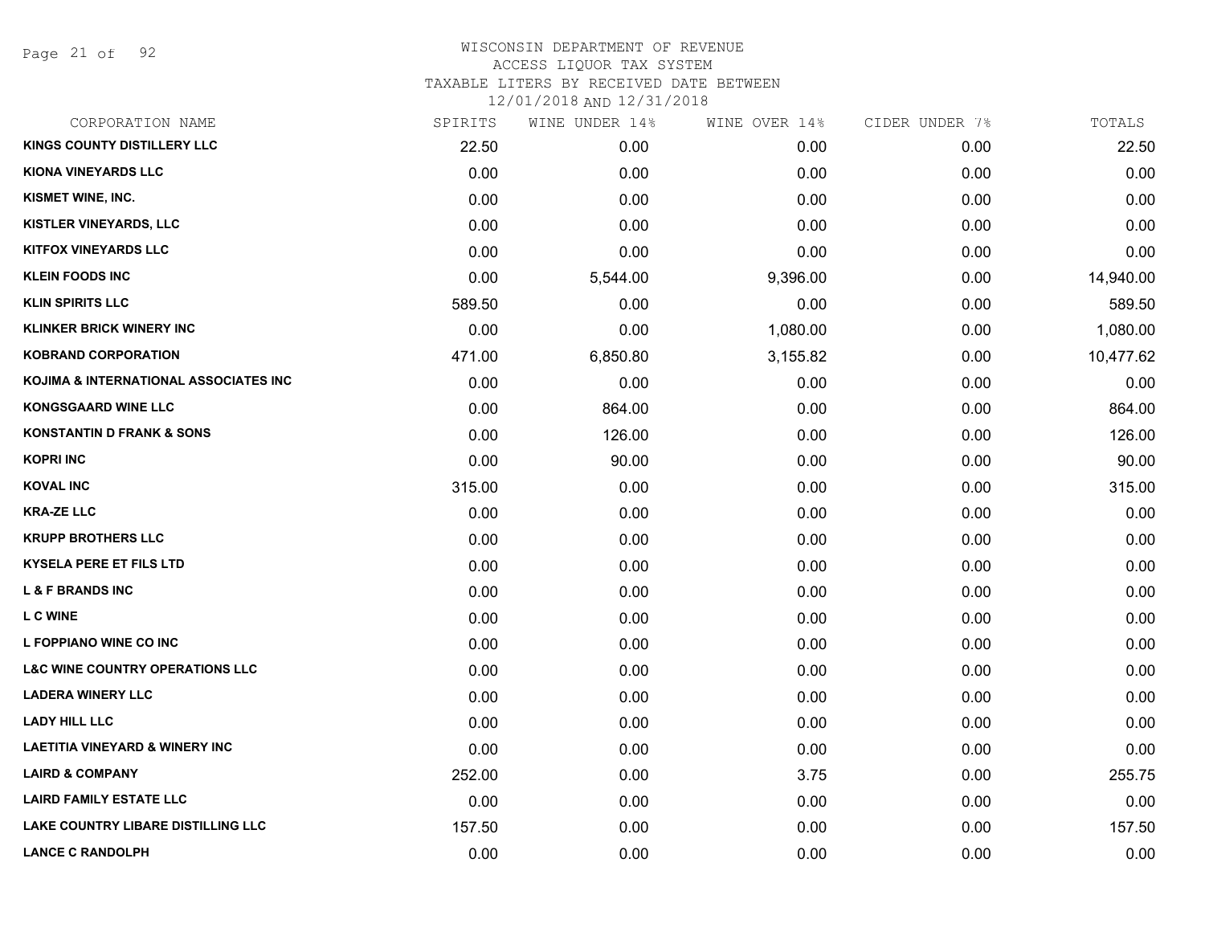WISCONSIN DEPARTMENT OF REVENUE
ACCESS LIQUOR TAX SYSTEM
TAXABLE LITERS BY RECEIVED DATE BETWEEN
12/01/2018 AND 12/31/2018

| CORPORATION NAME | SPIRITS | WINE UNDER 14% | WINE OVER 14% | CIDER UNDER 7% | TOTALS |
|---|---|---|---|---|---|
| KINGS COUNTY DISTILLERY LLC | 22.50 | 0.00 | 0.00 | 0.00 | 22.50 |
| KIONA VINEYARDS LLC | 0.00 | 0.00 | 0.00 | 0.00 | 0.00 |
| KISMET WINE, INC. | 0.00 | 0.00 | 0.00 | 0.00 | 0.00 |
| KISTLER VINEYARDS, LLC | 0.00 | 0.00 | 0.00 | 0.00 | 0.00 |
| KITFOX VINEYARDS LLC | 0.00 | 0.00 | 0.00 | 0.00 | 0.00 |
| KLEIN FOODS INC | 0.00 | 5,544.00 | 9,396.00 | 0.00 | 14,940.00 |
| KLIN SPIRITS LLC | 589.50 | 0.00 | 0.00 | 0.00 | 589.50 |
| KLINKER BRICK WINERY INC | 0.00 | 0.00 | 1,080.00 | 0.00 | 1,080.00 |
| KOBRAND CORPORATION | 471.00 | 6,850.80 | 3,155.82 | 0.00 | 10,477.62 |
| KOJIMA & INTERNATIONAL ASSOCIATES INC | 0.00 | 0.00 | 0.00 | 0.00 | 0.00 |
| KONGSGAARD WINE LLC | 0.00 | 864.00 | 0.00 | 0.00 | 864.00 |
| KONSTANTIN D FRANK & SONS | 0.00 | 126.00 | 0.00 | 0.00 | 126.00 |
| KOPRI INC | 0.00 | 90.00 | 0.00 | 0.00 | 90.00 |
| KOVAL INC | 315.00 | 0.00 | 0.00 | 0.00 | 315.00 |
| KRA-ZE LLC | 0.00 | 0.00 | 0.00 | 0.00 | 0.00 |
| KRUPP BROTHERS LLC | 0.00 | 0.00 | 0.00 | 0.00 | 0.00 |
| KYSELA PERE ET FILS LTD | 0.00 | 0.00 | 0.00 | 0.00 | 0.00 |
| L & F BRANDS INC | 0.00 | 0.00 | 0.00 | 0.00 | 0.00 |
| L C WINE | 0.00 | 0.00 | 0.00 | 0.00 | 0.00 |
| L FOPPIANO WINE CO INC | 0.00 | 0.00 | 0.00 | 0.00 | 0.00 |
| L&C WINE COUNTRY OPERATIONS LLC | 0.00 | 0.00 | 0.00 | 0.00 | 0.00 |
| LADERA WINERY LLC | 0.00 | 0.00 | 0.00 | 0.00 | 0.00 |
| LADY HILL LLC | 0.00 | 0.00 | 0.00 | 0.00 | 0.00 |
| LAETITIA VINEYARD & WINERY INC | 0.00 | 0.00 | 0.00 | 0.00 | 0.00 |
| LAIRD & COMPANY | 252.00 | 0.00 | 3.75 | 0.00 | 255.75 |
| LAIRD FAMILY ESTATE LLC | 0.00 | 0.00 | 0.00 | 0.00 | 0.00 |
| LAKE COUNTRY LIBARE DISTILLING LLC | 157.50 | 0.00 | 0.00 | 0.00 | 157.50 |
| LANCE C RANDOLPH | 0.00 | 0.00 | 0.00 | 0.00 | 0.00 |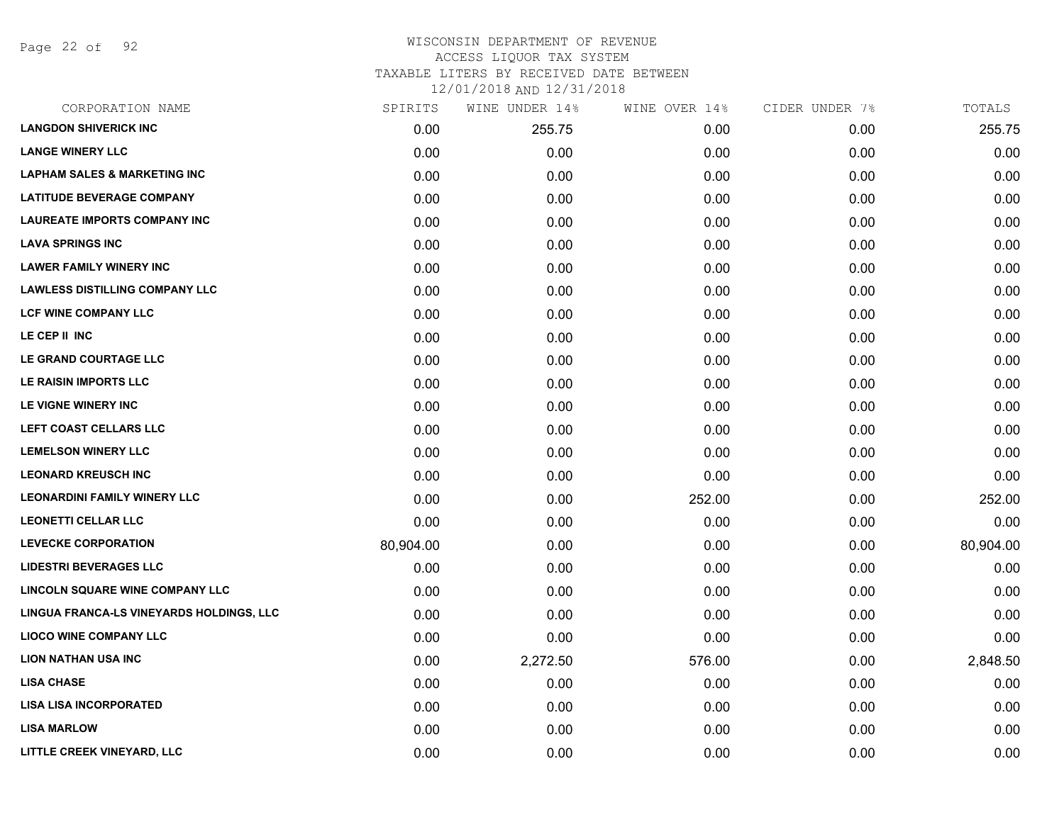# WISCONSIN DEPARTMENT OF REVENUE
## ACCESS LIQUOR TAX SYSTEM
### TAXABLE LITERS BY RECEIVED DATE BETWEEN 12/01/2018 AND 12/31/2018

| CORPORATION NAME | SPIRITS | WINE UNDER 14% | WINE OVER 14% | CIDER UNDER 7% | TOTALS |
|---|---|---|---|---|---|
| LANGDON SHIVERICK INC | 0.00 | 255.75 | 0.00 | 0.00 | 255.75 |
| LANGE WINERY LLC | 0.00 | 0.00 | 0.00 | 0.00 | 0.00 |
| LAPHAM SALES & MARKETING INC | 0.00 | 0.00 | 0.00 | 0.00 | 0.00 |
| LATITUDE BEVERAGE COMPANY | 0.00 | 0.00 | 0.00 | 0.00 | 0.00 |
| LAUREATE IMPORTS COMPANY INC | 0.00 | 0.00 | 0.00 | 0.00 | 0.00 |
| LAVA SPRINGS INC | 0.00 | 0.00 | 0.00 | 0.00 | 0.00 |
| LAWER FAMILY WINERY INC | 0.00 | 0.00 | 0.00 | 0.00 | 0.00 |
| LAWLESS DISTILLING COMPANY LLC | 0.00 | 0.00 | 0.00 | 0.00 | 0.00 |
| LCF WINE COMPANY LLC | 0.00 | 0.00 | 0.00 | 0.00 | 0.00 |
| LE CEP II INC | 0.00 | 0.00 | 0.00 | 0.00 | 0.00 |
| LE GRAND COURTAGE LLC | 0.00 | 0.00 | 0.00 | 0.00 | 0.00 |
| LE RAISIN IMPORTS LLC | 0.00 | 0.00 | 0.00 | 0.00 | 0.00 |
| LE VIGNE WINERY INC | 0.00 | 0.00 | 0.00 | 0.00 | 0.00 |
| LEFT COAST CELLARS LLC | 0.00 | 0.00 | 0.00 | 0.00 | 0.00 |
| LEMELSON WINERY LLC | 0.00 | 0.00 | 0.00 | 0.00 | 0.00 |
| LEONARD KREUSCH INC | 0.00 | 0.00 | 0.00 | 0.00 | 0.00 |
| LEONARDINI FAMILY WINERY LLC | 0.00 | 0.00 | 252.00 | 0.00 | 252.00 |
| LEONETTI CELLAR LLC | 0.00 | 0.00 | 0.00 | 0.00 | 0.00 |
| LEVECKE CORPORATION | 80,904.00 | 0.00 | 0.00 | 0.00 | 80,904.00 |
| LIDESTRI BEVERAGES LLC | 0.00 | 0.00 | 0.00 | 0.00 | 0.00 |
| LINCOLN SQUARE WINE COMPANY LLC | 0.00 | 0.00 | 0.00 | 0.00 | 0.00 |
| LINGUA FRANCA-LS VINEYARDS HOLDINGS, LLC | 0.00 | 0.00 | 0.00 | 0.00 | 0.00 |
| LIOCO WINE COMPANY LLC | 0.00 | 0.00 | 0.00 | 0.00 | 0.00 |
| LION NATHAN USA INC | 0.00 | 2,272.50 | 576.00 | 0.00 | 2,848.50 |
| LISA CHASE | 0.00 | 0.00 | 0.00 | 0.00 | 0.00 |
| LISA LISA INCORPORATED | 0.00 | 0.00 | 0.00 | 0.00 | 0.00 |
| LISA MARLOW | 0.00 | 0.00 | 0.00 | 0.00 | 0.00 |
| LITTLE CREEK VINEYARD, LLC | 0.00 | 0.00 | 0.00 | 0.00 | 0.00 |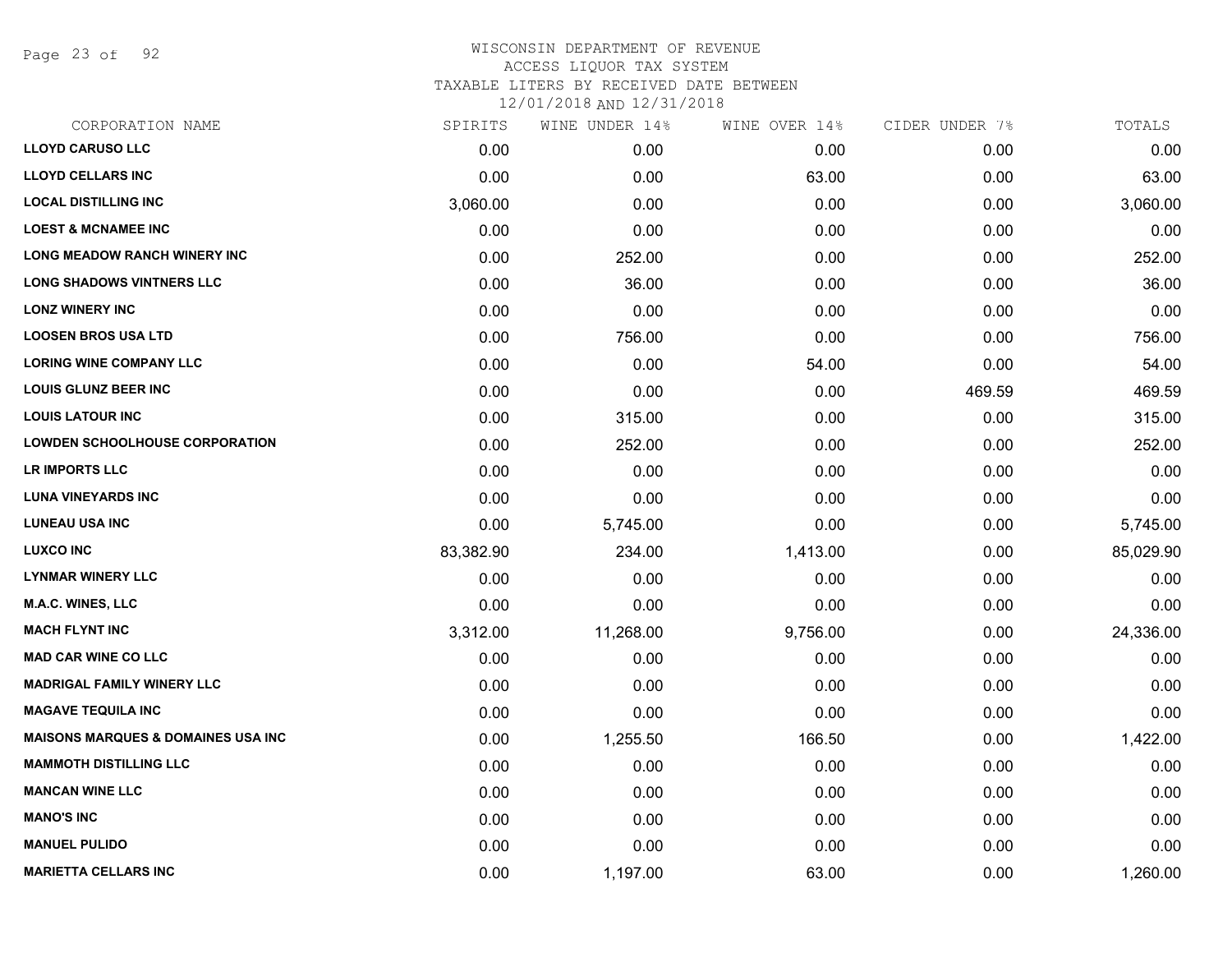WISCONSIN DEPARTMENT OF REVENUE
ACCESS LIQUOR TAX SYSTEM
TAXABLE LITERS BY RECEIVED DATE BETWEEN
12/01/2018 AND 12/31/2018

| CORPORATION NAME | SPIRITS | WINE UNDER 14% | WINE OVER 14% | CIDER UNDER 7% | TOTALS |
|---|---|---|---|---|---|
| LLOYD CARUSO LLC | 0.00 | 0.00 | 0.00 | 0.00 | 0.00 |
| LLOYD CELLARS INC | 0.00 | 0.00 | 63.00 | 0.00 | 63.00 |
| LOCAL DISTILLING INC | 3,060.00 | 0.00 | 0.00 | 0.00 | 3,060.00 |
| LOEST & MCNAMEE INC | 0.00 | 0.00 | 0.00 | 0.00 | 0.00 |
| LONG MEADOW RANCH WINERY INC | 0.00 | 252.00 | 0.00 | 0.00 | 252.00 |
| LONG SHADOWS VINTNERS LLC | 0.00 | 36.00 | 0.00 | 0.00 | 36.00 |
| LONZ WINERY INC | 0.00 | 0.00 | 0.00 | 0.00 | 0.00 |
| LOOSEN BROS USA LTD | 0.00 | 756.00 | 0.00 | 0.00 | 756.00 |
| LORING WINE COMPANY LLC | 0.00 | 0.00 | 54.00 | 0.00 | 54.00 |
| LOUIS GLUNZ BEER INC | 0.00 | 0.00 | 0.00 | 469.59 | 469.59 |
| LOUIS LATOUR INC | 0.00 | 315.00 | 0.00 | 0.00 | 315.00 |
| LOWDEN SCHOOLHOUSE CORPORATION | 0.00 | 252.00 | 0.00 | 0.00 | 252.00 |
| LR IMPORTS LLC | 0.00 | 0.00 | 0.00 | 0.00 | 0.00 |
| LUNA VINEYARDS INC | 0.00 | 0.00 | 0.00 | 0.00 | 0.00 |
| LUNEAU USA INC | 0.00 | 5,745.00 | 0.00 | 0.00 | 5,745.00 |
| LUXCO INC | 83,382.90 | 234.00 | 1,413.00 | 0.00 | 85,029.90 |
| LYNMAR WINERY LLC | 0.00 | 0.00 | 0.00 | 0.00 | 0.00 |
| M.A.C. WINES, LLC | 0.00 | 0.00 | 0.00 | 0.00 | 0.00 |
| MACH FLYNT INC | 3,312.00 | 11,268.00 | 9,756.00 | 0.00 | 24,336.00 |
| MAD CAR WINE CO LLC | 0.00 | 0.00 | 0.00 | 0.00 | 0.00 |
| MADRIGAL FAMILY WINERY LLC | 0.00 | 0.00 | 0.00 | 0.00 | 0.00 |
| MAGAVE TEQUILA INC | 0.00 | 0.00 | 0.00 | 0.00 | 0.00 |
| MAISONS MARQUES & DOMAINES USA INC | 0.00 | 1,255.50 | 166.50 | 0.00 | 1,422.00 |
| MAMMOTH DISTILLING LLC | 0.00 | 0.00 | 0.00 | 0.00 | 0.00 |
| MANCAN WINE LLC | 0.00 | 0.00 | 0.00 | 0.00 | 0.00 |
| MANO'S INC | 0.00 | 0.00 | 0.00 | 0.00 | 0.00 |
| MANUEL PULIDO | 0.00 | 0.00 | 0.00 | 0.00 | 0.00 |
| MARIETTA CELLARS INC | 0.00 | 1,197.00 | 63.00 | 0.00 | 1,260.00 |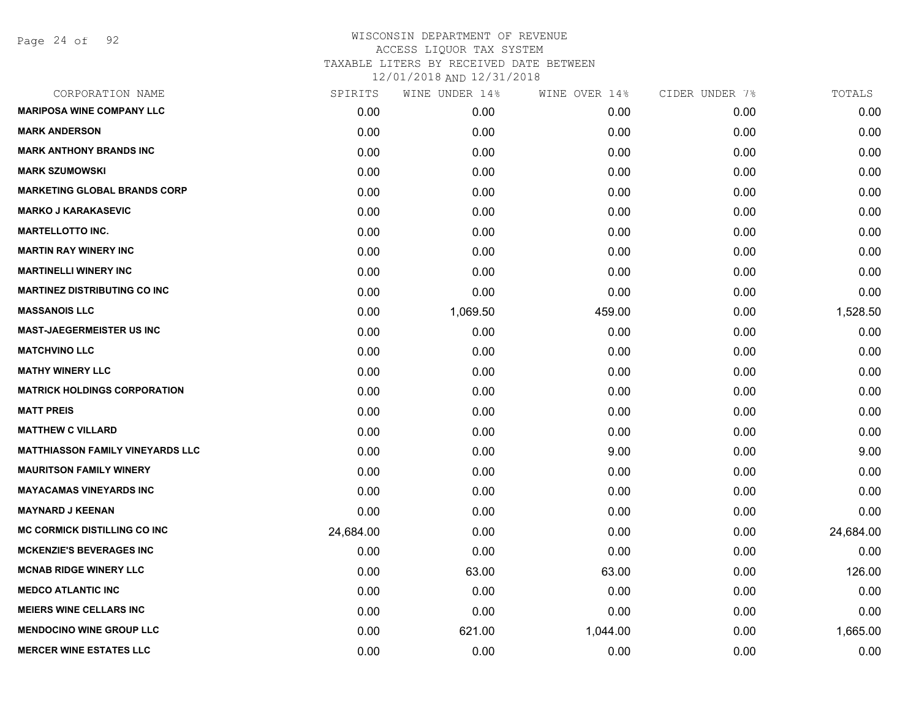WISCONSIN DEPARTMENT OF REVENUE
ACCESS LIQUOR TAX SYSTEM
TAXABLE LITERS BY RECEIVED DATE BETWEEN
12/01/2018 AND 12/31/2018

| CORPORATION NAME | SPIRITS | WINE UNDER 14% | WINE OVER 14% | CIDER UNDER 7% | TOTALS |
|---|---|---|---|---|---|
| MARIPOSA WINE COMPANY LLC | 0.00 | 0.00 | 0.00 | 0.00 | 0.00 |
| MARK ANDERSON | 0.00 | 0.00 | 0.00 | 0.00 | 0.00 |
| MARK ANTHONY BRANDS INC | 0.00 | 0.00 | 0.00 | 0.00 | 0.00 |
| MARK SZUMOWSKI | 0.00 | 0.00 | 0.00 | 0.00 | 0.00 |
| MARKETING GLOBAL BRANDS CORP | 0.00 | 0.00 | 0.00 | 0.00 | 0.00 |
| MARKO J KARAKASEVIC | 0.00 | 0.00 | 0.00 | 0.00 | 0.00 |
| MARTELLOTTO INC. | 0.00 | 0.00 | 0.00 | 0.00 | 0.00 |
| MARTIN RAY WINERY INC | 0.00 | 0.00 | 0.00 | 0.00 | 0.00 |
| MARTINELLI WINERY INC | 0.00 | 0.00 | 0.00 | 0.00 | 0.00 |
| MARTINEZ DISTRIBUTING CO INC | 0.00 | 0.00 | 0.00 | 0.00 | 0.00 |
| MASSANOIS LLC | 0.00 | 1,069.50 | 459.00 | 0.00 | 1,528.50 |
| MAST-JAEGERMEISTER US INC | 0.00 | 0.00 | 0.00 | 0.00 | 0.00 |
| MATCHVINO LLC | 0.00 | 0.00 | 0.00 | 0.00 | 0.00 |
| MATHY WINERY LLC | 0.00 | 0.00 | 0.00 | 0.00 | 0.00 |
| MATRICK HOLDINGS CORPORATION | 0.00 | 0.00 | 0.00 | 0.00 | 0.00 |
| MATT PREIS | 0.00 | 0.00 | 0.00 | 0.00 | 0.00 |
| MATTHEW C VILLARD | 0.00 | 0.00 | 0.00 | 0.00 | 0.00 |
| MATTHIASSON FAMILY VINEYARDS LLC | 0.00 | 0.00 | 9.00 | 0.00 | 9.00 |
| MAURITSON FAMILY WINERY | 0.00 | 0.00 | 0.00 | 0.00 | 0.00 |
| MAYACAMAS VINEYARDS INC | 0.00 | 0.00 | 0.00 | 0.00 | 0.00 |
| MAYNARD J KEENAN | 0.00 | 0.00 | 0.00 | 0.00 | 0.00 |
| MC CORMICK DISTILLING CO INC | 24,684.00 | 0.00 | 0.00 | 0.00 | 24,684.00 |
| MCKENZIE'S BEVERAGES INC | 0.00 | 0.00 | 0.00 | 0.00 | 0.00 |
| MCNAB RIDGE WINERY LLC | 0.00 | 63.00 | 63.00 | 0.00 | 126.00 |
| MEDCO ATLANTIC INC | 0.00 | 0.00 | 0.00 | 0.00 | 0.00 |
| MEIERS WINE CELLARS INC | 0.00 | 0.00 | 0.00 | 0.00 | 0.00 |
| MENDOCINO WINE GROUP LLC | 0.00 | 621.00 | 1,044.00 | 0.00 | 1,665.00 |
| MERCER WINE ESTATES LLC | 0.00 | 0.00 | 0.00 | 0.00 | 0.00 |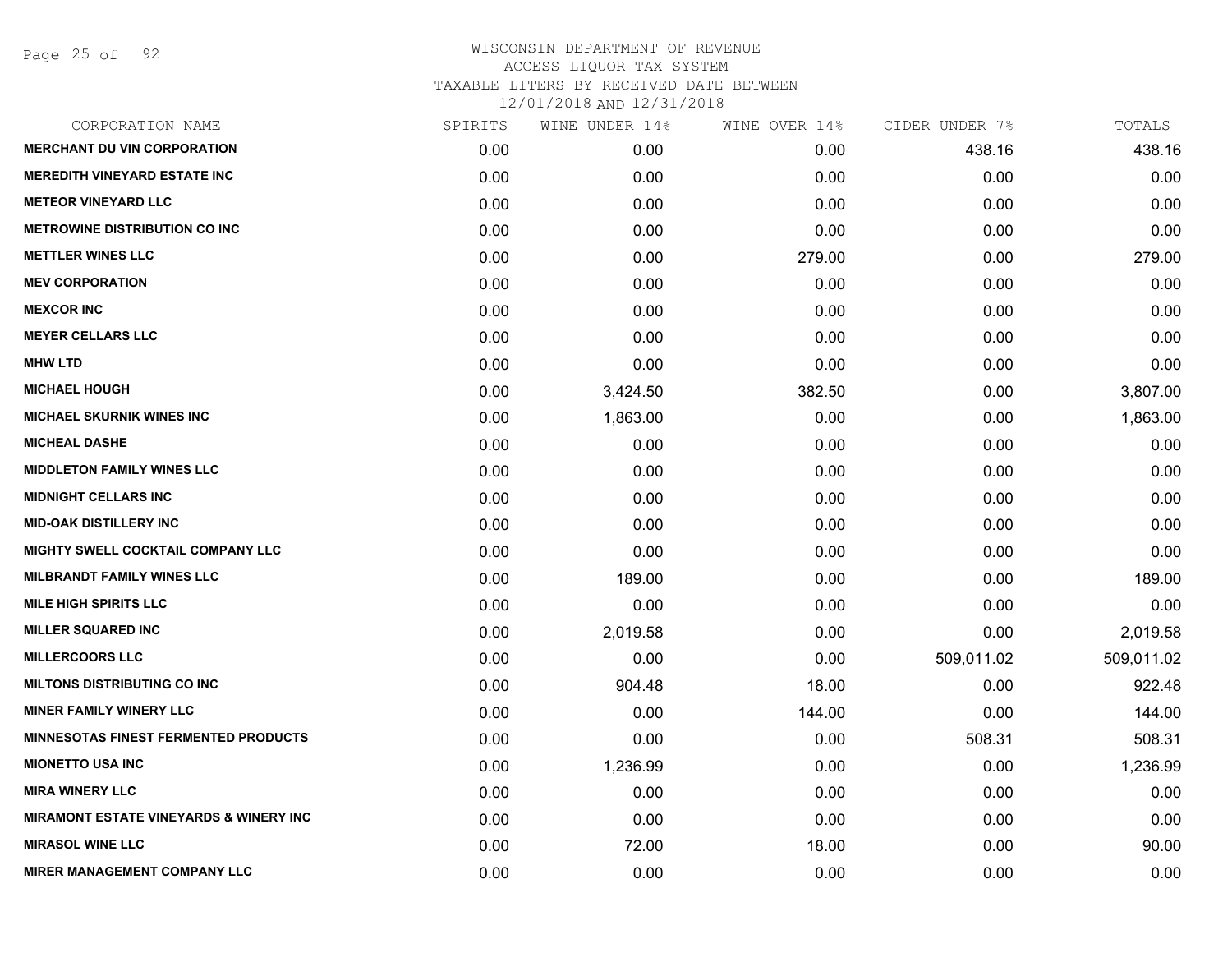WISCONSIN DEPARTMENT OF REVENUE
ACCESS LIQUOR TAX SYSTEM
TAXABLE LITERS BY RECEIVED DATE BETWEEN
12/01/2018 AND 12/31/2018

| CORPORATION NAME | SPIRITS | WINE UNDER 14% | WINE OVER 14% | CIDER UNDER 7% | TOTALS |
|---|---|---|---|---|---|
| MERCHANT DU VIN CORPORATION | 0.00 | 0.00 | 0.00 | 438.16 | 438.16 |
| MEREDITH VINEYARD ESTATE INC | 0.00 | 0.00 | 0.00 | 0.00 | 0.00 |
| METEOR VINEYARD LLC | 0.00 | 0.00 | 0.00 | 0.00 | 0.00 |
| METROWINE DISTRIBUTION CO INC | 0.00 | 0.00 | 0.00 | 0.00 | 0.00 |
| METTLER WINES LLC | 0.00 | 0.00 | 279.00 | 0.00 | 279.00 |
| MEV CORPORATION | 0.00 | 0.00 | 0.00 | 0.00 | 0.00 |
| MEXCOR INC | 0.00 | 0.00 | 0.00 | 0.00 | 0.00 |
| MEYER CELLARS LLC | 0.00 | 0.00 | 0.00 | 0.00 | 0.00 |
| MHW LTD | 0.00 | 0.00 | 0.00 | 0.00 | 0.00 |
| MICHAEL HOUGH | 0.00 | 3,424.50 | 382.50 | 0.00 | 3,807.00 |
| MICHAEL SKURNIK WINES INC | 0.00 | 1,863.00 | 0.00 | 0.00 | 1,863.00 |
| MICHEAL DASHE | 0.00 | 0.00 | 0.00 | 0.00 | 0.00 |
| MIDDLETON FAMILY WINES LLC | 0.00 | 0.00 | 0.00 | 0.00 | 0.00 |
| MIDNIGHT CELLARS INC | 0.00 | 0.00 | 0.00 | 0.00 | 0.00 |
| MID-OAK DISTILLERY INC | 0.00 | 0.00 | 0.00 | 0.00 | 0.00 |
| MIGHTY SWELL COCKTAIL COMPANY LLC | 0.00 | 0.00 | 0.00 | 0.00 | 0.00 |
| MILBRANDT FAMILY WINES LLC | 0.00 | 189.00 | 0.00 | 0.00 | 189.00 |
| MILE HIGH SPIRITS LLC | 0.00 | 0.00 | 0.00 | 0.00 | 0.00 |
| MILLER SQUARED INC | 0.00 | 2,019.58 | 0.00 | 0.00 | 2,019.58 |
| MILLERCOORS LLC | 0.00 | 0.00 | 0.00 | 509,011.02 | 509,011.02 |
| MILTONS DISTRIBUTING CO INC | 0.00 | 904.48 | 18.00 | 0.00 | 922.48 |
| MINER FAMILY WINERY LLC | 0.00 | 0.00 | 144.00 | 0.00 | 144.00 |
| MINNESOTAS FINEST FERMENTED PRODUCTS | 0.00 | 0.00 | 0.00 | 508.31 | 508.31 |
| MIONETTO USA INC | 0.00 | 1,236.99 | 0.00 | 0.00 | 1,236.99 |
| MIRA WINERY LLC | 0.00 | 0.00 | 0.00 | 0.00 | 0.00 |
| MIRAMONT ESTATE VINEYARDS & WINERY INC | 0.00 | 0.00 | 0.00 | 0.00 | 0.00 |
| MIRASOL WINE LLC | 0.00 | 72.00 | 18.00 | 0.00 | 90.00 |
| MIRER MANAGEMENT COMPANY LLC | 0.00 | 0.00 | 0.00 | 0.00 | 0.00 |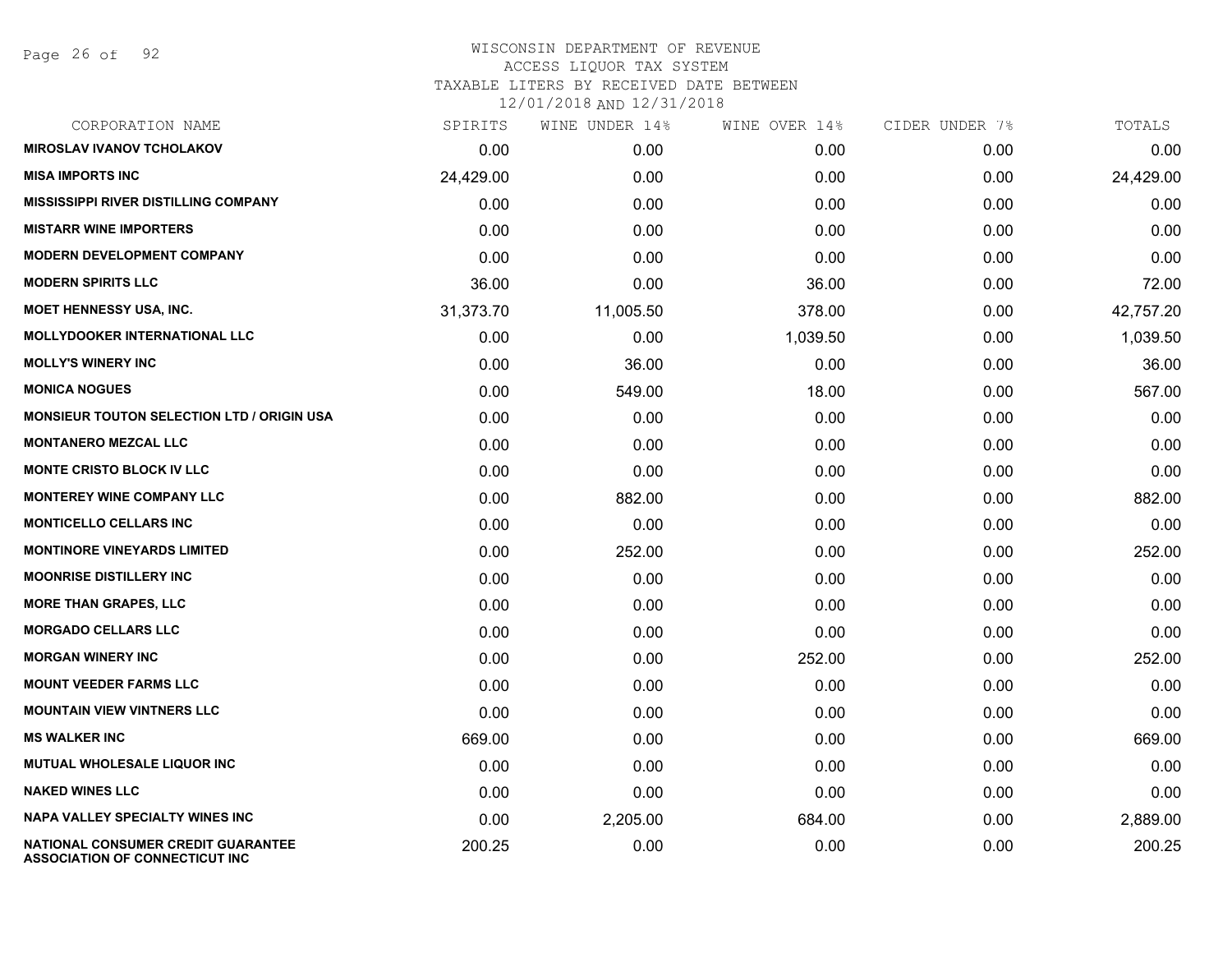WISCONSIN DEPARTMENT OF REVENUE
ACCESS LIQUOR TAX SYSTEM
TAXABLE LITERS BY RECEIVED DATE BETWEEN
12/01/2018 AND 12/31/2018

| CORPORATION NAME | SPIRITS | WINE UNDER 14% | WINE OVER 14% | CIDER UNDER 7% | TOTALS |
|---|---|---|---|---|---|
| MIROSLAV IVANOV TCHOLAKOV | 0.00 | 0.00 | 0.00 | 0.00 | 0.00 |
| MISA IMPORTS INC | 24,429.00 | 0.00 | 0.00 | 0.00 | 24,429.00 |
| MISSISSIPPI RIVER DISTILLING COMPANY | 0.00 | 0.00 | 0.00 | 0.00 | 0.00 |
| MISTARR WINE IMPORTERS | 0.00 | 0.00 | 0.00 | 0.00 | 0.00 |
| MODERN DEVELOPMENT COMPANY | 0.00 | 0.00 | 0.00 | 0.00 | 0.00 |
| MODERN SPIRITS LLC | 36.00 | 0.00 | 36.00 | 0.00 | 72.00 |
| MOET HENNESSY USA, INC. | 31,373.70 | 11,005.50 | 378.00 | 0.00 | 42,757.20 |
| MOLLYDOOKER INTERNATIONAL LLC | 0.00 | 0.00 | 1,039.50 | 0.00 | 1,039.50 |
| MOLLY'S WINERY INC | 0.00 | 36.00 | 0.00 | 0.00 | 36.00 |
| MONICA NOGUES | 0.00 | 549.00 | 18.00 | 0.00 | 567.00 |
| MONSIEUR TOUTON SELECTION LTD / ORIGIN USA | 0.00 | 0.00 | 0.00 | 0.00 | 0.00 |
| MONTANERO MEZCAL LLC | 0.00 | 0.00 | 0.00 | 0.00 | 0.00 |
| MONTE CRISTO BLOCK IV LLC | 0.00 | 0.00 | 0.00 | 0.00 | 0.00 |
| MONTEREY WINE COMPANY LLC | 0.00 | 882.00 | 0.00 | 0.00 | 882.00 |
| MONTICELLO CELLARS INC | 0.00 | 0.00 | 0.00 | 0.00 | 0.00 |
| MONTINORE VINEYARDS LIMITED | 0.00 | 252.00 | 0.00 | 0.00 | 252.00 |
| MOONRISE DISTILLERY INC | 0.00 | 0.00 | 0.00 | 0.00 | 0.00 |
| MORE THAN GRAPES, LLC | 0.00 | 0.00 | 0.00 | 0.00 | 0.00 |
| MORGADO CELLARS LLC | 0.00 | 0.00 | 0.00 | 0.00 | 0.00 |
| MORGAN WINERY INC | 0.00 | 0.00 | 252.00 | 0.00 | 252.00 |
| MOUNT VEEDER FARMS LLC | 0.00 | 0.00 | 0.00 | 0.00 | 0.00 |
| MOUNTAIN VIEW VINTNERS LLC | 0.00 | 0.00 | 0.00 | 0.00 | 0.00 |
| MS WALKER INC | 669.00 | 0.00 | 0.00 | 0.00 | 669.00 |
| MUTUAL WHOLESALE LIQUOR INC | 0.00 | 0.00 | 0.00 | 0.00 | 0.00 |
| NAKED WINES LLC | 0.00 | 0.00 | 0.00 | 0.00 | 0.00 |
| NAPA VALLEY SPECIALTY WINES INC | 0.00 | 2,205.00 | 684.00 | 0.00 | 2,889.00 |
| NATIONAL CONSUMER CREDIT GUARANTEE ASSOCIATION OF CONNECTICUT INC | 200.25 | 0.00 | 0.00 | 0.00 | 200.25 |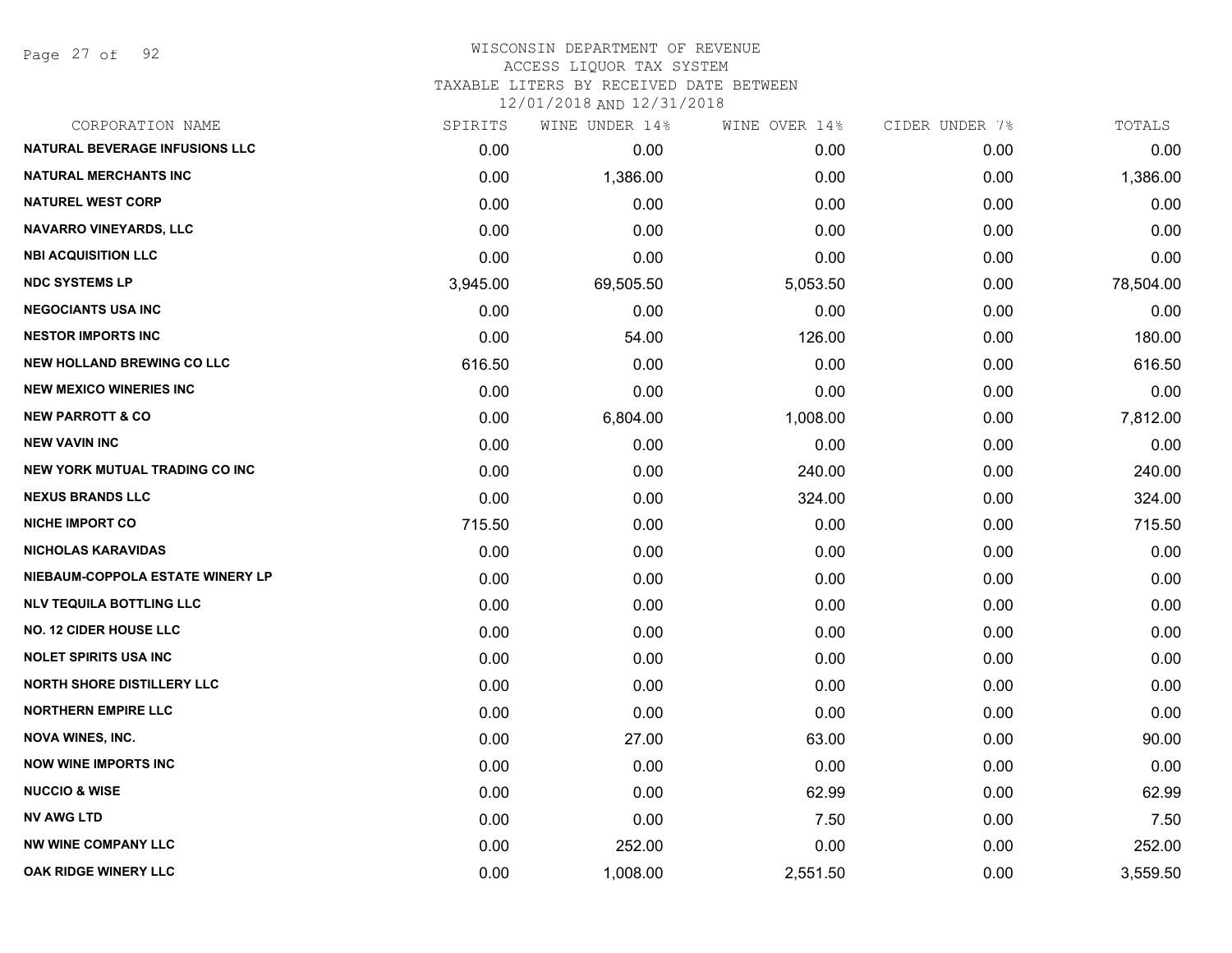# WISCONSIN DEPARTMENT OF REVENUE
## ACCESS LIQUOR TAX SYSTEM
### TAXABLE LITERS BY RECEIVED DATE BETWEEN 12/01/2018 AND 12/31/2018

| CORPORATION NAME | SPIRITS | WINE UNDER 14% | WINE OVER 14% | CIDER UNDER 7% | TOTALS |
|---|---|---|---|---|---|
| NATURAL BEVERAGE INFUSIONS LLC | 0.00 | 0.00 | 0.00 | 0.00 | 0.00 |
| NATURAL MERCHANTS INC | 0.00 | 1,386.00 | 0.00 | 0.00 | 1,386.00 |
| NATUREL WEST CORP | 0.00 | 0.00 | 0.00 | 0.00 | 0.00 |
| NAVARRO VINEYARDS, LLC | 0.00 | 0.00 | 0.00 | 0.00 | 0.00 |
| NBI ACQUISITION LLC | 0.00 | 0.00 | 0.00 | 0.00 | 0.00 |
| NDC SYSTEMS LP | 3,945.00 | 69,505.50 | 5,053.50 | 0.00 | 78,504.00 |
| NEGOCIANTS USA INC | 0.00 | 0.00 | 0.00 | 0.00 | 0.00 |
| NESTOR IMPORTS INC | 0.00 | 54.00 | 126.00 | 0.00 | 180.00 |
| NEW HOLLAND BREWING CO LLC | 616.50 | 0.00 | 0.00 | 0.00 | 616.50 |
| NEW MEXICO WINERIES INC | 0.00 | 0.00 | 0.00 | 0.00 | 0.00 |
| NEW PARROTT & CO | 0.00 | 6,804.00 | 1,008.00 | 0.00 | 7,812.00 |
| NEW VAVIN INC | 0.00 | 0.00 | 0.00 | 0.00 | 0.00 |
| NEW YORK MUTUAL TRADING CO INC | 0.00 | 0.00 | 240.00 | 0.00 | 240.00 |
| NEXUS BRANDS LLC | 0.00 | 0.00 | 324.00 | 0.00 | 324.00 |
| NICHE IMPORT CO | 715.50 | 0.00 | 0.00 | 0.00 | 715.50 |
| NICHOLAS KARAVIDAS | 0.00 | 0.00 | 0.00 | 0.00 | 0.00 |
| NIEBAUM-COPPOLA ESTATE WINERY LP | 0.00 | 0.00 | 0.00 | 0.00 | 0.00 |
| NLV TEQUILA BOTTLING LLC | 0.00 | 0.00 | 0.00 | 0.00 | 0.00 |
| NO. 12 CIDER HOUSE LLC | 0.00 | 0.00 | 0.00 | 0.00 | 0.00 |
| NOLET SPIRITS USA INC | 0.00 | 0.00 | 0.00 | 0.00 | 0.00 |
| NORTH SHORE DISTILLERY LLC | 0.00 | 0.00 | 0.00 | 0.00 | 0.00 |
| NORTHERN EMPIRE LLC | 0.00 | 0.00 | 0.00 | 0.00 | 0.00 |
| NOVA WINES, INC. | 0.00 | 27.00 | 63.00 | 0.00 | 90.00 |
| NOW WINE IMPORTS INC | 0.00 | 0.00 | 0.00 | 0.00 | 0.00 |
| NUCCIO & WISE | 0.00 | 0.00 | 62.99 | 0.00 | 62.99 |
| NV AWG LTD | 0.00 | 0.00 | 7.50 | 0.00 | 7.50 |
| NW WINE COMPANY LLC | 0.00 | 252.00 | 0.00 | 0.00 | 252.00 |
| OAK RIDGE WINERY LLC | 0.00 | 1,008.00 | 2,551.50 | 0.00 | 3,559.50 |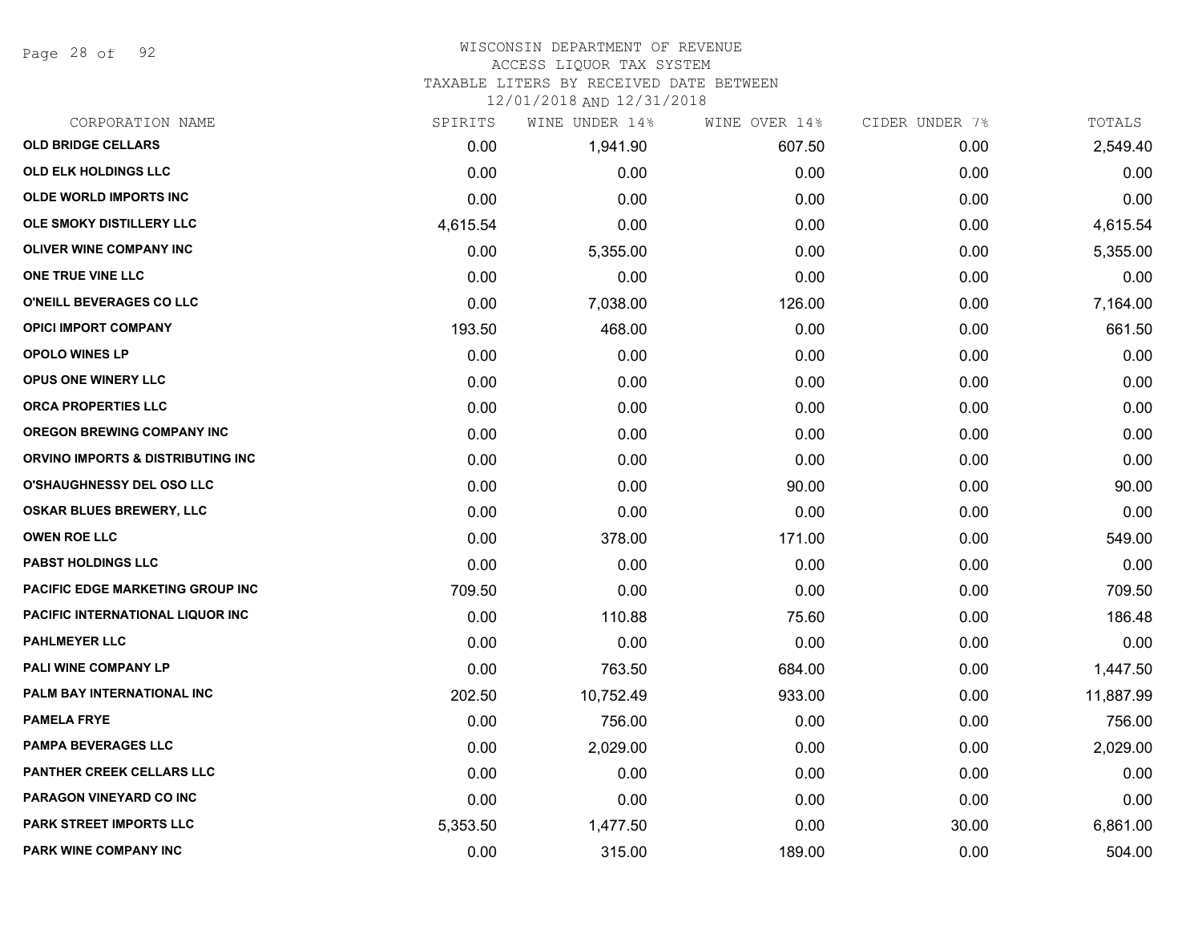# WISCONSIN DEPARTMENT OF REVENUE
ACCESS LIQUOR TAX SYSTEM
TAXABLE LITERS BY RECEIVED DATE BETWEEN
12/01/2018 AND 12/31/2018

| CORPORATION NAME | SPIRITS | WINE UNDER 14% | WINE OVER 14% | CIDER UNDER 7% | TOTALS |
|---|---|---|---|---|---|
| **OLD BRIDGE CELLARS** | 0.00 | 1,941.90 | 607.50 | 0.00 | 2,549.40 |
| **OLD ELK HOLDINGS LLC** | 0.00 | 0.00 | 0.00 | 0.00 | 0.00 |
| **OLDE WORLD IMPORTS INC** | 0.00 | 0.00 | 0.00 | 0.00 | 0.00 |
| **OLE SMOKY DISTILLERY LLC** | 4,615.54 | 0.00 | 0.00 | 0.00 | 4,615.54 |
| **OLIVER WINE COMPANY INC** | 0.00 | 5,355.00 | 0.00 | 0.00 | 5,355.00 |
| **ONE TRUE VINE LLC** | 0.00 | 0.00 | 0.00 | 0.00 | 0.00 |
| **O'NEILL BEVERAGES CO LLC** | 0.00 | 7,038.00 | 126.00 | 0.00 | 7,164.00 |
| **OPICI IMPORT COMPANY** | 193.50 | 468.00 | 0.00 | 0.00 | 661.50 |
| **OPOLO WINES LP** | 0.00 | 0.00 | 0.00 | 0.00 | 0.00 |
| **OPUS ONE WINERY LLC** | 0.00 | 0.00 | 0.00 | 0.00 | 0.00 |
| **ORCA PROPERTIES LLC** | 0.00 | 0.00 | 0.00 | 0.00 | 0.00 |
| **OREGON BREWING COMPANY INC** | 0.00 | 0.00 | 0.00 | 0.00 | 0.00 |
| **ORVINO IMPORTS & DISTRIBUTING INC** | 0.00 | 0.00 | 0.00 | 0.00 | 0.00 |
| **O'SHAUGHNESSY DEL OSO LLC** | 0.00 | 0.00 | 90.00 | 0.00 | 90.00 |
| **OSKAR BLUES BREWERY, LLC** | 0.00 | 0.00 | 0.00 | 0.00 | 0.00 |
| **OWEN ROE LLC** | 0.00 | 378.00 | 171.00 | 0.00 | 549.00 |
| **PABST HOLDINGS LLC** | 0.00 | 0.00 | 0.00 | 0.00 | 0.00 |
| **PACIFIC EDGE MARKETING GROUP INC** | 709.50 | 0.00 | 0.00 | 0.00 | 709.50 |
| **PACIFIC INTERNATIONAL LIQUOR INC** | 0.00 | 110.88 | 75.60 | 0.00 | 186.48 |
| **PAHLMEYER LLC** | 0.00 | 0.00 | 0.00 | 0.00 | 0.00 |
| **PALI WINE COMPANY LP** | 0.00 | 763.50 | 684.00 | 0.00 | 1,447.50 |
| **PALM BAY INTERNATIONAL INC** | 202.50 | 10,752.49 | 933.00 | 0.00 | 11,887.99 |
| **PAMELA FRYE** | 0.00 | 756.00 | 0.00 | 0.00 | 756.00 |
| **PAMPA BEVERAGES LLC** | 0.00 | 2,029.00 | 0.00 | 0.00 | 2,029.00 |
| **PANTHER CREEK CELLARS LLC** | 0.00 | 0.00 | 0.00 | 0.00 | 0.00 |
| **PARAGON VINEYARD CO INC** | 0.00 | 0.00 | 0.00 | 0.00 | 0.00 |
| **PARK STREET IMPORTS LLC** | 5,353.50 | 1,477.50 | 0.00 | 30.00 | 6,861.00 |
| **PARK WINE COMPANY INC** | 0.00 | 315.00 | 189.00 | 0.00 | 504.00 |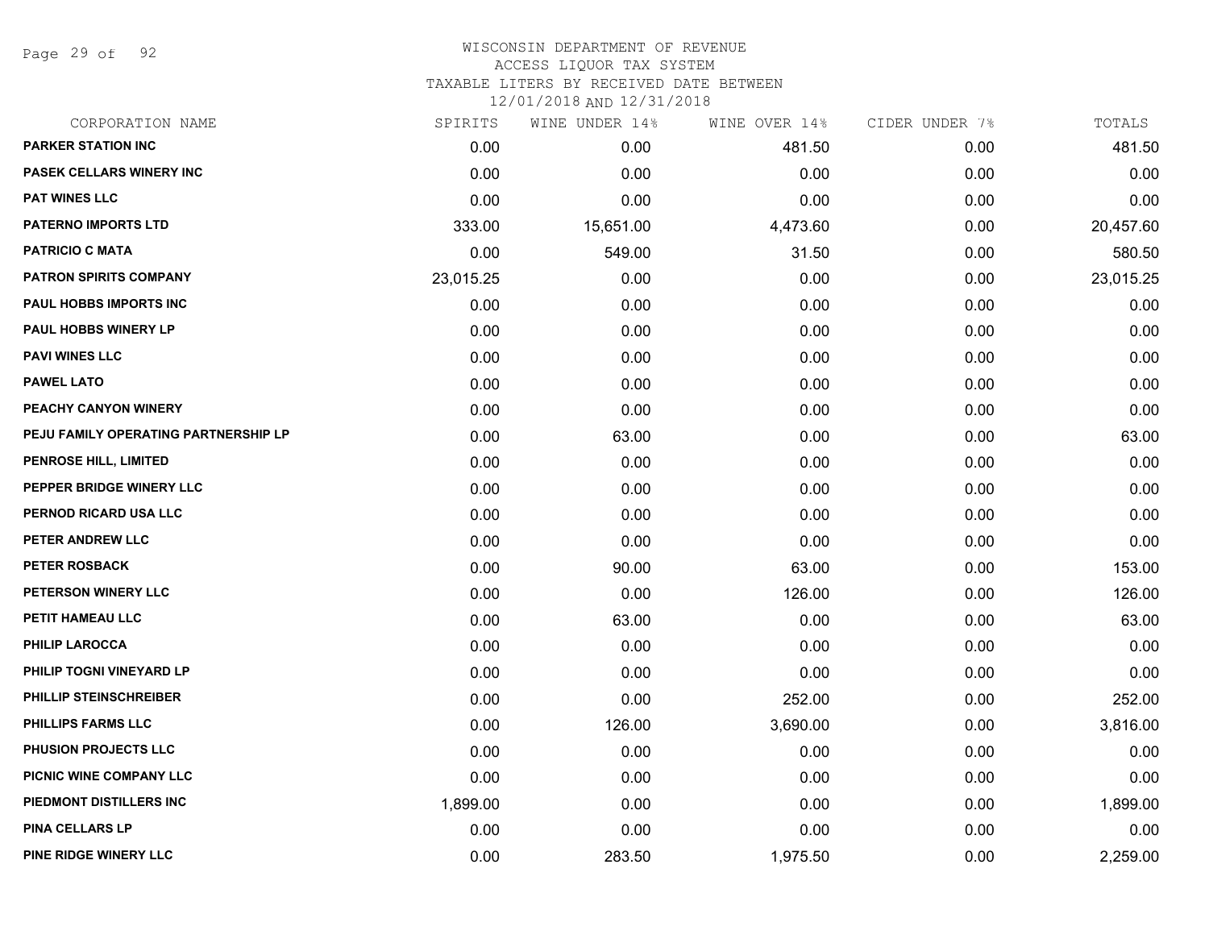# WISCONSIN DEPARTMENT OF REVENUE
ACCESS LIQUOR TAX SYSTEM
TAXABLE LITERS BY RECEIVED DATE BETWEEN
12/01/2018 AND 12/31/2018

| CORPORATION NAME | SPIRITS | WINE UNDER 14% | WINE OVER 14% | CIDER UNDER 7% | TOTALS |
|---|---|---|---|---|---|
| PARKER STATION INC | 0.00 | 0.00 | 481.50 | 0.00 | 481.50 |
| PASEK CELLARS WINERY INC | 0.00 | 0.00 | 0.00 | 0.00 | 0.00 |
| PAT WINES LLC | 0.00 | 0.00 | 0.00 | 0.00 | 0.00 |
| PATERNO IMPORTS LTD | 333.00 | 15,651.00 | 4,473.60 | 0.00 | 20,457.60 |
| PATRICIO C MATA | 0.00 | 549.00 | 31.50 | 0.00 | 580.50 |
| PATRON SPIRITS COMPANY | 23,015.25 | 0.00 | 0.00 | 0.00 | 23,015.25 |
| PAUL HOBBS IMPORTS INC | 0.00 | 0.00 | 0.00 | 0.00 | 0.00 |
| PAUL HOBBS WINERY LP | 0.00 | 0.00 | 0.00 | 0.00 | 0.00 |
| PAVI WINES LLC | 0.00 | 0.00 | 0.00 | 0.00 | 0.00 |
| PAWEL LATO | 0.00 | 0.00 | 0.00 | 0.00 | 0.00 |
| PEACHY CANYON WINERY | 0.00 | 0.00 | 0.00 | 0.00 | 0.00 |
| PEJU FAMILY OPERATING PARTNERSHIP LP | 0.00 | 63.00 | 0.00 | 0.00 | 63.00 |
| PENROSE HILL, LIMITED | 0.00 | 0.00 | 0.00 | 0.00 | 0.00 |
| PEPPER BRIDGE WINERY LLC | 0.00 | 0.00 | 0.00 | 0.00 | 0.00 |
| PERNOD RICARD USA LLC | 0.00 | 0.00 | 0.00 | 0.00 | 0.00 |
| PETER ANDREW LLC | 0.00 | 0.00 | 0.00 | 0.00 | 0.00 |
| PETER ROSBACK | 0.00 | 90.00 | 63.00 | 0.00 | 153.00 |
| PETERSON WINERY LLC | 0.00 | 0.00 | 126.00 | 0.00 | 126.00 |
| PETIT HAMEAU LLC | 0.00 | 63.00 | 0.00 | 0.00 | 63.00 |
| PHILIP LAROCCA | 0.00 | 0.00 | 0.00 | 0.00 | 0.00 |
| PHILIP TOGNI VINEYARD LP | 0.00 | 0.00 | 0.00 | 0.00 | 0.00 |
| PHILLIP STEINSCHREIBER | 0.00 | 0.00 | 252.00 | 0.00 | 252.00 |
| PHILLIPS FARMS LLC | 0.00 | 126.00 | 3,690.00 | 0.00 | 3,816.00 |
| PHUSION PROJECTS LLC | 0.00 | 0.00 | 0.00 | 0.00 | 0.00 |
| PICNIC WINE COMPANY LLC | 0.00 | 0.00 | 0.00 | 0.00 | 0.00 |
| PIEDMONT DISTILLERS INC | 1,899.00 | 0.00 | 0.00 | 0.00 | 1,899.00 |
| PINA CELLARS LP | 0.00 | 0.00 | 0.00 | 0.00 | 0.00 |
| PINE RIDGE WINERY LLC | 0.00 | 283.50 | 1,975.50 | 0.00 | 2,259.00 |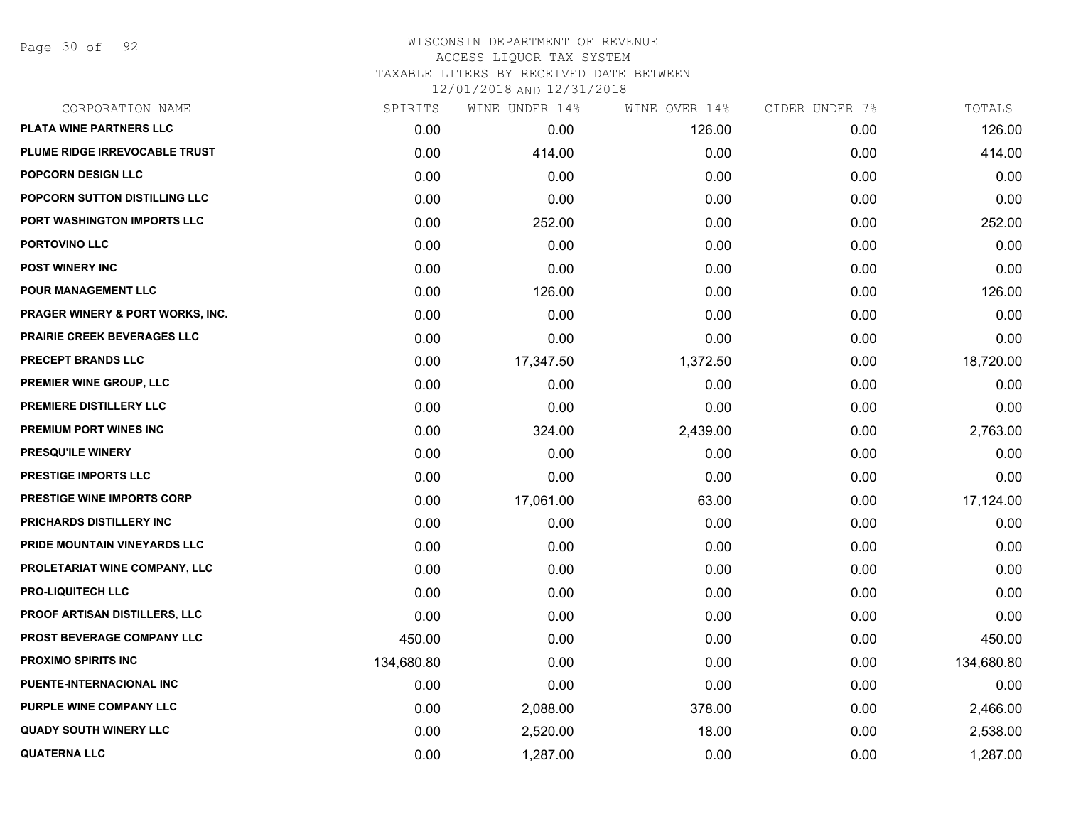WISCONSIN DEPARTMENT OF REVENUE
ACCESS LIQUOR TAX SYSTEM
TAXABLE LITERS BY RECEIVED DATE BETWEEN
12/01/2018 AND 12/31/2018

| CORPORATION NAME | SPIRITS | WINE UNDER 14% | WINE OVER 14% | CIDER UNDER 7% | TOTALS |
|---|---|---|---|---|---|
| PLATA WINE PARTNERS LLC | 0.00 | 0.00 | 126.00 | 0.00 | 126.00 |
| PLUME RIDGE IRREVOCABLE TRUST | 0.00 | 414.00 | 0.00 | 0.00 | 414.00 |
| POPCORN DESIGN LLC | 0.00 | 0.00 | 0.00 | 0.00 | 0.00 |
| POPCORN SUTTON DISTILLING LLC | 0.00 | 0.00 | 0.00 | 0.00 | 0.00 |
| PORT WASHINGTON IMPORTS LLC | 0.00 | 252.00 | 0.00 | 0.00 | 252.00 |
| PORTOVINO LLC | 0.00 | 0.00 | 0.00 | 0.00 | 0.00 |
| POST WINERY INC | 0.00 | 0.00 | 0.00 | 0.00 | 0.00 |
| POUR MANAGEMENT LLC | 0.00 | 126.00 | 0.00 | 0.00 | 126.00 |
| PRAGER WINERY & PORT WORKS, INC. | 0.00 | 0.00 | 0.00 | 0.00 | 0.00 |
| PRAIRIE CREEK BEVERAGES LLC | 0.00 | 0.00 | 0.00 | 0.00 | 0.00 |
| PRECEPT BRANDS LLC | 0.00 | 17,347.50 | 1,372.50 | 0.00 | 18,720.00 |
| PREMIER WINE GROUP, LLC | 0.00 | 0.00 | 0.00 | 0.00 | 0.00 |
| PREMIERE DISTILLERY LLC | 0.00 | 0.00 | 0.00 | 0.00 | 0.00 |
| PREMIUM PORT WINES INC | 0.00 | 324.00 | 2,439.00 | 0.00 | 2,763.00 |
| PRESQU'ILE WINERY | 0.00 | 0.00 | 0.00 | 0.00 | 0.00 |
| PRESTIGE IMPORTS LLC | 0.00 | 0.00 | 0.00 | 0.00 | 0.00 |
| PRESTIGE WINE IMPORTS CORP | 0.00 | 17,061.00 | 63.00 | 0.00 | 17,124.00 |
| PRICHARDS DISTILLERY INC | 0.00 | 0.00 | 0.00 | 0.00 | 0.00 |
| PRIDE MOUNTAIN VINEYARDS LLC | 0.00 | 0.00 | 0.00 | 0.00 | 0.00 |
| PROLETARIAT WINE COMPANY, LLC | 0.00 | 0.00 | 0.00 | 0.00 | 0.00 |
| PRO-LIQUITECH LLC | 0.00 | 0.00 | 0.00 | 0.00 | 0.00 |
| PROOF ARTISAN DISTILLERS, LLC | 0.00 | 0.00 | 0.00 | 0.00 | 0.00 |
| PROST BEVERAGE COMPANY LLC | 450.00 | 0.00 | 0.00 | 0.00 | 450.00 |
| PROXIMO SPIRITS INC | 134,680.80 | 0.00 | 0.00 | 0.00 | 134,680.80 |
| PUENTE-INTERNACIONAL INC | 0.00 | 0.00 | 0.00 | 0.00 | 0.00 |
| PURPLE WINE COMPANY LLC | 0.00 | 2,088.00 | 378.00 | 0.00 | 2,466.00 |
| QUADY SOUTH WINERY LLC | 0.00 | 2,520.00 | 18.00 | 0.00 | 2,538.00 |
| QUATERNA LLC | 0.00 | 1,287.00 | 0.00 | 0.00 | 1,287.00 |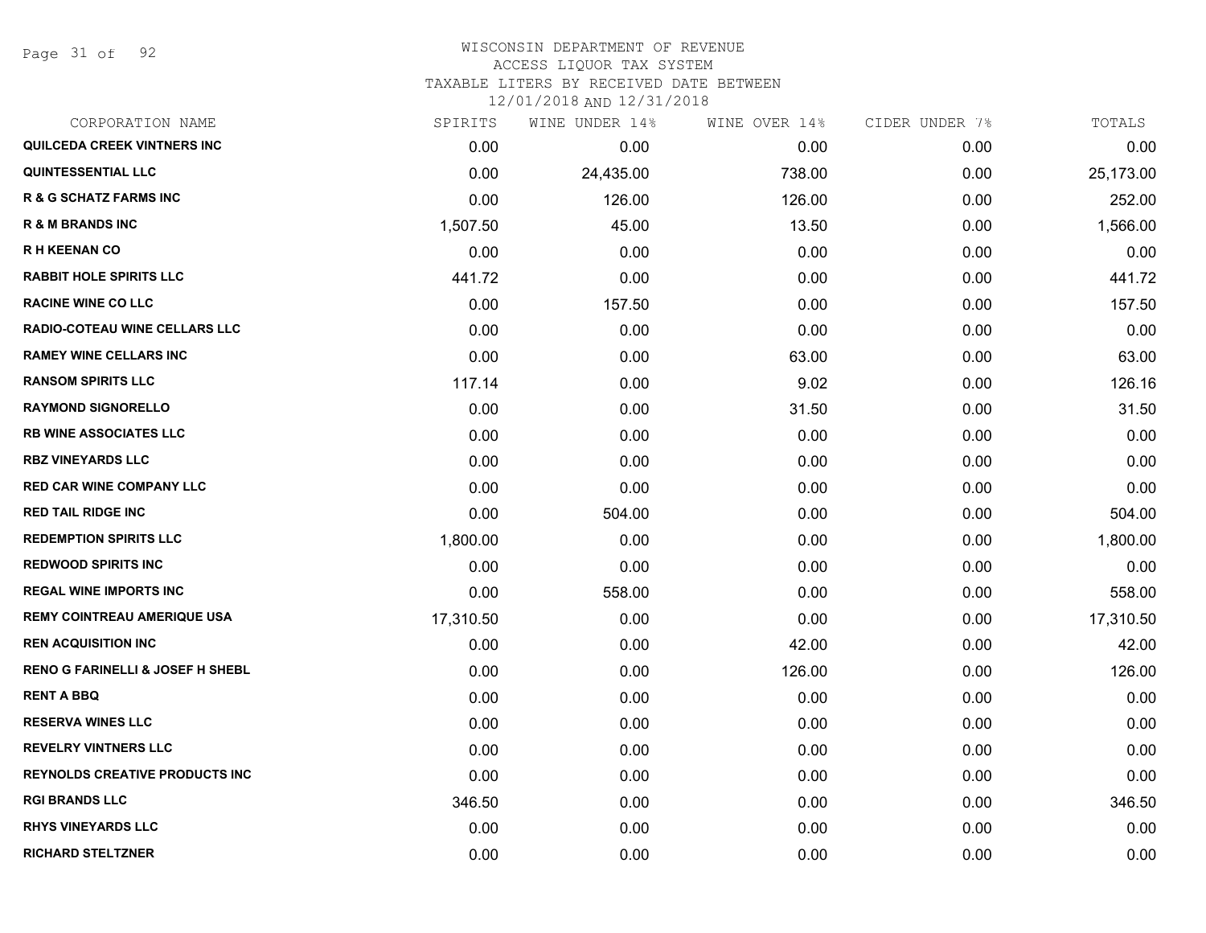# WISCONSIN DEPARTMENT OF REVENUE

ACCESS LIQUOR TAX SYSTEM

TAXABLE LITERS BY RECEIVED DATE BETWEEN

12/01/2018 AND 12/31/2018

| CORPORATION NAME | SPIRITS | WINE UNDER 14% | WINE OVER 14% | CIDER UNDER 7% | TOTALS |
|---|---|---|---|---|---|
| QUILCEDA CREEK VINTNERS INC | 0.00 | 0.00 | 0.00 | 0.00 | 0.00 |
| QUINTESSENTIAL LLC | 0.00 | 24,435.00 | 738.00 | 0.00 | 25,173.00 |
| R & G SCHATZ FARMS INC | 0.00 | 126.00 | 126.00 | 0.00 | 252.00 |
| R & M BRANDS INC | 1,507.50 | 45.00 | 13.50 | 0.00 | 1,566.00 |
| R H KEENAN CO | 0.00 | 0.00 | 0.00 | 0.00 | 0.00 |
| RABBIT HOLE SPIRITS LLC | 441.72 | 0.00 | 0.00 | 0.00 | 441.72 |
| RACINE WINE CO LLC | 0.00 | 157.50 | 0.00 | 0.00 | 157.50 |
| RADIO-COTEAU WINE CELLARS LLC | 0.00 | 0.00 | 0.00 | 0.00 | 0.00 |
| RAMEY WINE CELLARS INC | 0.00 | 0.00 | 63.00 | 0.00 | 63.00 |
| RANSOM SPIRITS LLC | 117.14 | 0.00 | 9.02 | 0.00 | 126.16 |
| RAYMOND SIGNORELLO | 0.00 | 0.00 | 31.50 | 0.00 | 31.50 |
| RB WINE ASSOCIATES LLC | 0.00 | 0.00 | 0.00 | 0.00 | 0.00 |
| RBZ VINEYARDS LLC | 0.00 | 0.00 | 0.00 | 0.00 | 0.00 |
| RED CAR WINE COMPANY LLC | 0.00 | 0.00 | 0.00 | 0.00 | 0.00 |
| RED TAIL RIDGE INC | 0.00 | 504.00 | 0.00 | 0.00 | 504.00 |
| REDEMPTION SPIRITS LLC | 1,800.00 | 0.00 | 0.00 | 0.00 | 1,800.00 |
| REDWOOD SPIRITS INC | 0.00 | 0.00 | 0.00 | 0.00 | 0.00 |
| REGAL WINE IMPORTS INC | 0.00 | 558.00 | 0.00 | 0.00 | 558.00 |
| REMY COINTREAU AMERIQUE USA | 17,310.50 | 0.00 | 0.00 | 0.00 | 17,310.50 |
| REN ACQUISITION INC | 0.00 | 0.00 | 42.00 | 0.00 | 42.00 |
| RENO G FARINELLI & JOSEF H SHEBL | 0.00 | 0.00 | 126.00 | 0.00 | 126.00 |
| RENT A BBQ | 0.00 | 0.00 | 0.00 | 0.00 | 0.00 |
| RESERVA WINES LLC | 0.00 | 0.00 | 0.00 | 0.00 | 0.00 |
| REVELRY VINTNERS LLC | 0.00 | 0.00 | 0.00 | 0.00 | 0.00 |
| REYNOLDS CREATIVE PRODUCTS INC | 0.00 | 0.00 | 0.00 | 0.00 | 0.00 |
| RGI BRANDS LLC | 346.50 | 0.00 | 0.00 | 0.00 | 346.50 |
| RHYS VINEYARDS LLC | 0.00 | 0.00 | 0.00 | 0.00 | 0.00 |
| RICHARD STELTZNER | 0.00 | 0.00 | 0.00 | 0.00 | 0.00 |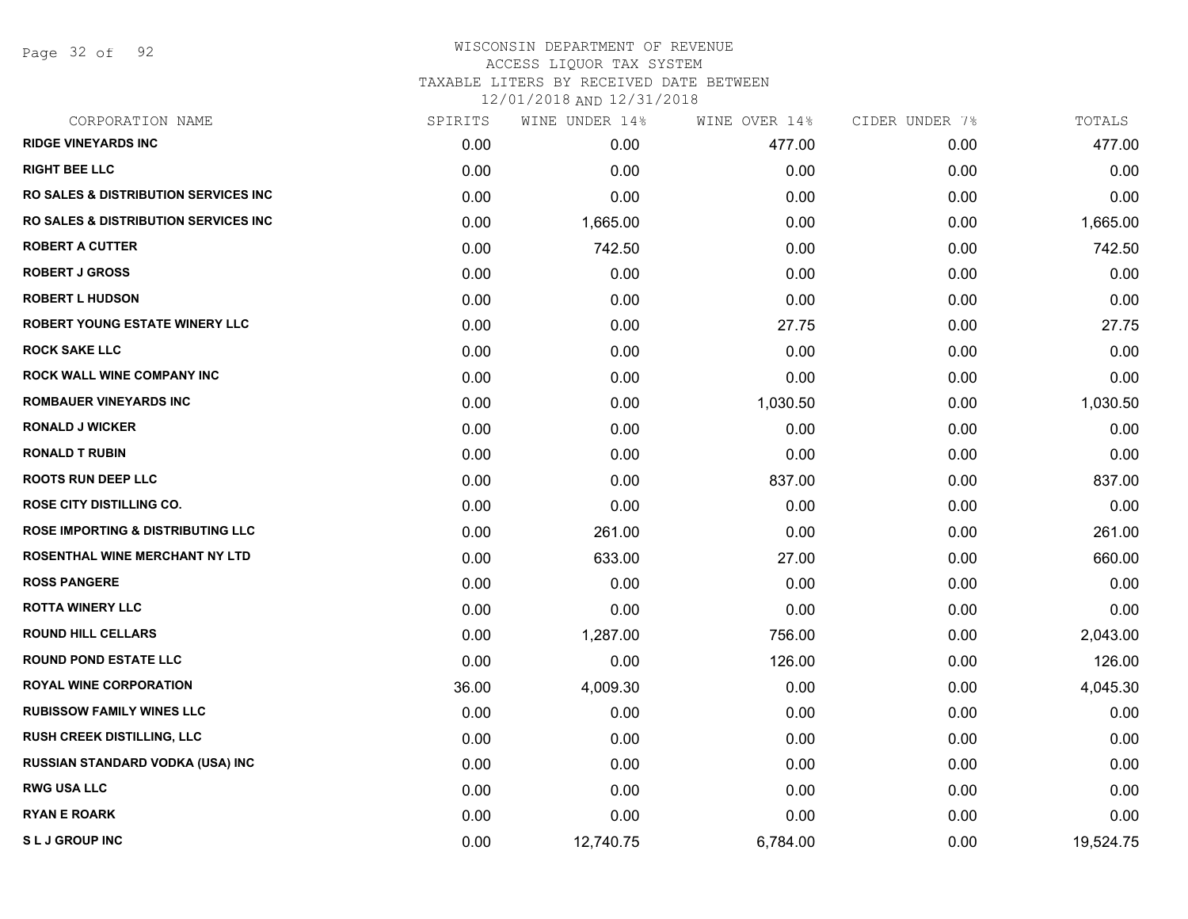# WISCONSIN DEPARTMENT OF REVENUE
## ACCESS LIQUOR TAX SYSTEM
### TAXABLE LITERS BY RECEIVED DATE BETWEEN 12/01/2018 AND 12/31/2018

| CORPORATION NAME | SPIRITS | WINE UNDER 14% | WINE OVER 14% | CIDER UNDER 7% | TOTALS |
|---|---|---|---|---|---|
| RIDGE VINEYARDS INC | 0.00 | 0.00 | 477.00 | 0.00 | 477.00 |
| RIGHT BEE LLC | 0.00 | 0.00 | 0.00 | 0.00 | 0.00 |
| RO SALES & DISTRIBUTION SERVICES INC | 0.00 | 0.00 | 0.00 | 0.00 | 0.00 |
| RO SALES & DISTRIBUTION SERVICES INC | 0.00 | 1,665.00 | 0.00 | 0.00 | 1,665.00 |
| ROBERT A CUTTER | 0.00 | 742.50 | 0.00 | 0.00 | 742.50 |
| ROBERT J GROSS | 0.00 | 0.00 | 0.00 | 0.00 | 0.00 |
| ROBERT L HUDSON | 0.00 | 0.00 | 0.00 | 0.00 | 0.00 |
| ROBERT YOUNG ESTATE WINERY LLC | 0.00 | 0.00 | 27.75 | 0.00 | 27.75 |
| ROCK SAKE LLC | 0.00 | 0.00 | 0.00 | 0.00 | 0.00 |
| ROCK WALL WINE COMPANY INC | 0.00 | 0.00 | 0.00 | 0.00 | 0.00 |
| ROMBAUER VINEYARDS INC | 0.00 | 0.00 | 1,030.50 | 0.00 | 1,030.50 |
| RONALD J WICKER | 0.00 | 0.00 | 0.00 | 0.00 | 0.00 |
| RONALD T RUBIN | 0.00 | 0.00 | 0.00 | 0.00 | 0.00 |
| ROOTS RUN DEEP LLC | 0.00 | 0.00 | 837.00 | 0.00 | 837.00 |
| ROSE CITY DISTILLING CO. | 0.00 | 0.00 | 0.00 | 0.00 | 0.00 |
| ROSE IMPORTING & DISTRIBUTING LLC | 0.00 | 261.00 | 0.00 | 0.00 | 261.00 |
| ROSENTHAL WINE MERCHANT NY LTD | 0.00 | 633.00 | 27.00 | 0.00 | 660.00 |
| ROSS PANGERE | 0.00 | 0.00 | 0.00 | 0.00 | 0.00 |
| ROTTA WINERY LLC | 0.00 | 0.00 | 0.00 | 0.00 | 0.00 |
| ROUND HILL CELLARS | 0.00 | 1,287.00 | 756.00 | 0.00 | 2,043.00 |
| ROUND POND ESTATE LLC | 0.00 | 0.00 | 126.00 | 0.00 | 126.00 |
| ROYAL WINE CORPORATION | 36.00 | 4,009.30 | 0.00 | 0.00 | 4,045.30 |
| RUBISSOW FAMILY WINES LLC | 0.00 | 0.00 | 0.00 | 0.00 | 0.00 |
| RUSH CREEK DISTILLING, LLC | 0.00 | 0.00 | 0.00 | 0.00 | 0.00 |
| RUSSIAN STANDARD VODKA (USA) INC | 0.00 | 0.00 | 0.00 | 0.00 | 0.00 |
| RWG USA LLC | 0.00 | 0.00 | 0.00 | 0.00 | 0.00 |
| RYAN E ROARK | 0.00 | 0.00 | 0.00 | 0.00 | 0.00 |
| S L J GROUP INC | 0.00 | 12,740.75 | 6,784.00 | 0.00 | 19,524.75 |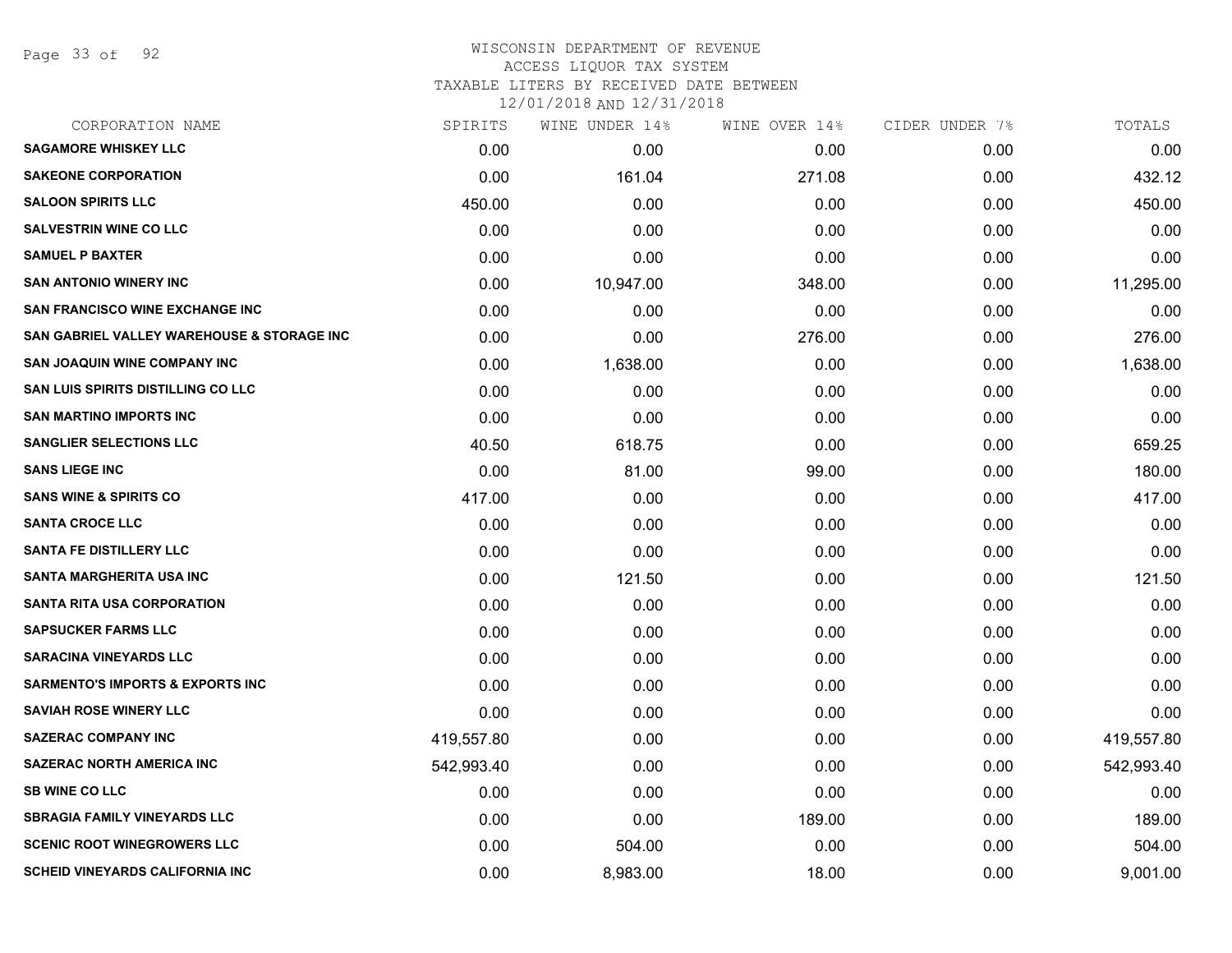WISCONSIN DEPARTMENT OF REVENUE
ACCESS LIQUOR TAX SYSTEM
TAXABLE LITERS BY RECEIVED DATE BETWEEN
12/01/2018 AND 12/31/2018

| CORPORATION NAME | SPIRITS | WINE UNDER 14% | WINE OVER 14% | CIDER UNDER 7% | TOTALS |
|---|---|---|---|---|---|
| SAGAMORE WHISKEY LLC | 0.00 | 0.00 | 0.00 | 0.00 | 0.00 |
| SAKEONE CORPORATION | 0.00 | 161.04 | 271.08 | 0.00 | 432.12 |
| SALOON SPIRITS LLC | 450.00 | 0.00 | 0.00 | 0.00 | 450.00 |
| SALVESTRIN WINE CO LLC | 0.00 | 0.00 | 0.00 | 0.00 | 0.00 |
| SAMUEL P BAXTER | 0.00 | 0.00 | 0.00 | 0.00 | 0.00 |
| SAN ANTONIO WINERY INC | 0.00 | 10,947.00 | 348.00 | 0.00 | 11,295.00 |
| SAN FRANCISCO WINE EXCHANGE INC | 0.00 | 0.00 | 0.00 | 0.00 | 0.00 |
| SAN GABRIEL VALLEY WAREHOUSE & STORAGE INC | 0.00 | 0.00 | 276.00 | 0.00 | 276.00 |
| SAN JOAQUIN WINE COMPANY INC | 0.00 | 1,638.00 | 0.00 | 0.00 | 1,638.00 |
| SAN LUIS SPIRITS DISTILLING CO LLC | 0.00 | 0.00 | 0.00 | 0.00 | 0.00 |
| SAN MARTINO IMPORTS INC | 0.00 | 0.00 | 0.00 | 0.00 | 0.00 |
| SANGLIER SELECTIONS LLC | 40.50 | 618.75 | 0.00 | 0.00 | 659.25 |
| SANS LIEGE INC | 0.00 | 81.00 | 99.00 | 0.00 | 180.00 |
| SANS WINE & SPIRITS CO | 417.00 | 0.00 | 0.00 | 0.00 | 417.00 |
| SANTA CROCE LLC | 0.00 | 0.00 | 0.00 | 0.00 | 0.00 |
| SANTA FE DISTILLERY LLC | 0.00 | 0.00 | 0.00 | 0.00 | 0.00 |
| SANTA MARGHERITA USA INC | 0.00 | 121.50 | 0.00 | 0.00 | 121.50 |
| SANTA RITA USA CORPORATION | 0.00 | 0.00 | 0.00 | 0.00 | 0.00 |
| SAPSUCKER FARMS LLC | 0.00 | 0.00 | 0.00 | 0.00 | 0.00 |
| SARACINA VINEYARDS LLC | 0.00 | 0.00 | 0.00 | 0.00 | 0.00 |
| SARMENTO'S IMPORTS & EXPORTS INC | 0.00 | 0.00 | 0.00 | 0.00 | 0.00 |
| SAVIAH ROSE WINERY LLC | 0.00 | 0.00 | 0.00 | 0.00 | 0.00 |
| SAZERAC COMPANY INC | 419,557.80 | 0.00 | 0.00 | 0.00 | 419,557.80 |
| SAZERAC NORTH AMERICA INC | 542,993.40 | 0.00 | 0.00 | 0.00 | 542,993.40 |
| SB WINE CO LLC | 0.00 | 0.00 | 0.00 | 0.00 | 0.00 |
| SBRAGIA FAMILY VINEYARDS LLC | 0.00 | 0.00 | 189.00 | 0.00 | 189.00 |
| SCENIC ROOT WINEGROWERS LLC | 0.00 | 504.00 | 0.00 | 0.00 | 504.00 |
| SCHEID VINEYARDS CALIFORNIA INC | 0.00 | 8,983.00 | 18.00 | 0.00 | 9,001.00 |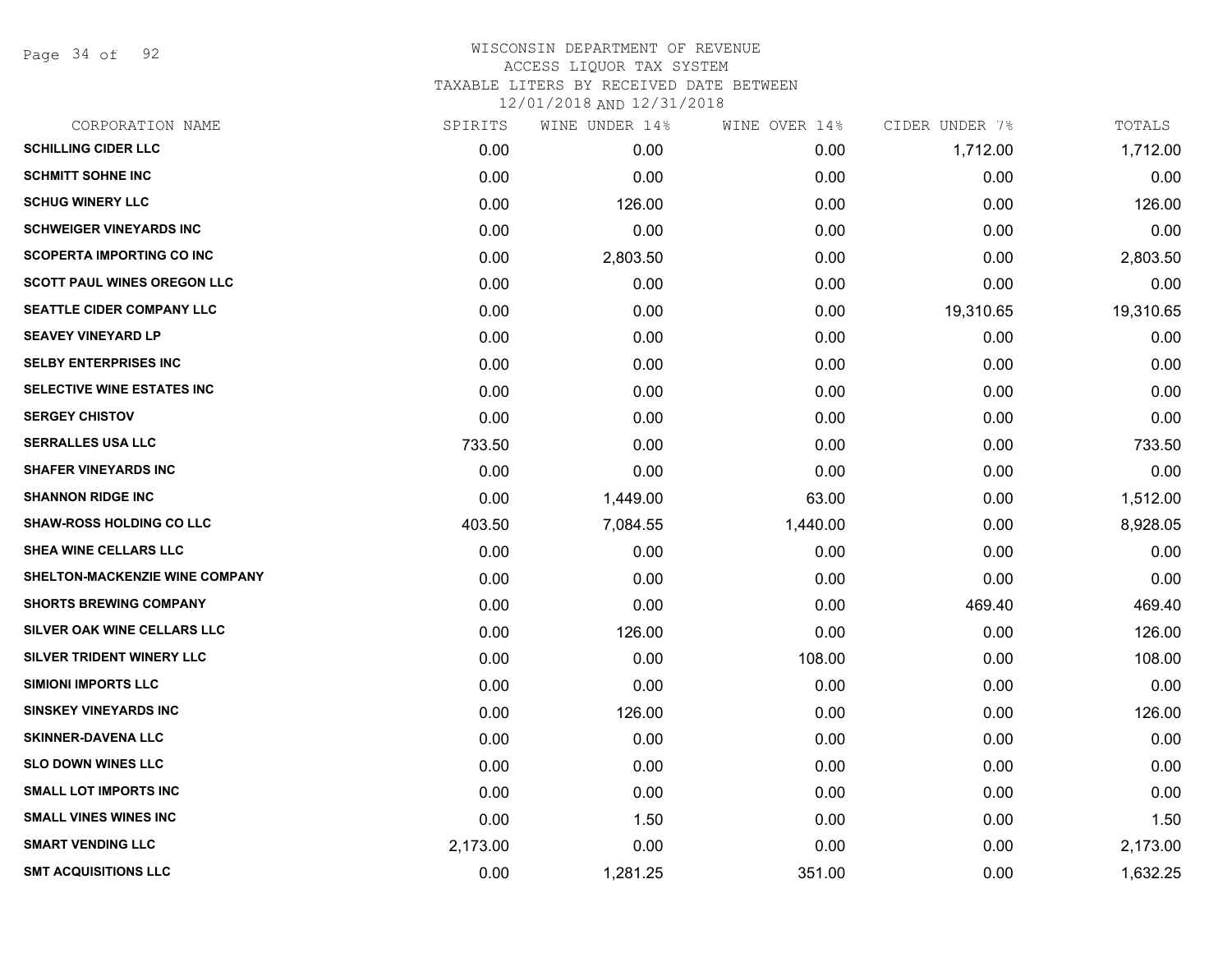# WISCONSIN DEPARTMENT OF REVENUE
## ACCESS LIQUOR TAX SYSTEM
### TAXABLE LITERS BY RECEIVED DATE BETWEEN 12/01/2018 AND 12/31/2018

| CORPORATION NAME | SPIRITS | WINE UNDER 14% | WINE OVER 14% | CIDER UNDER 7% | TOTALS |
|---|---|---|---|---|---|
| SCHILLING CIDER LLC | 0.00 | 0.00 | 0.00 | 1,712.00 | 1,712.00 |
| SCHMITT SOHNE INC | 0.00 | 0.00 | 0.00 | 0.00 | 0.00 |
| SCHUG WINERY LLC | 0.00 | 126.00 | 0.00 | 0.00 | 126.00 |
| SCHWEIGER VINEYARDS INC | 0.00 | 0.00 | 0.00 | 0.00 | 0.00 |
| SCOPERTA IMPORTING CO INC | 0.00 | 2,803.50 | 0.00 | 0.00 | 2,803.50 |
| SCOTT PAUL WINES OREGON LLC | 0.00 | 0.00 | 0.00 | 0.00 | 0.00 |
| SEATTLE CIDER COMPANY LLC | 0.00 | 0.00 | 0.00 | 19,310.65 | 19,310.65 |
| SEAVEY VINEYARD LP | 0.00 | 0.00 | 0.00 | 0.00 | 0.00 |
| SELBY ENTERPRISES INC | 0.00 | 0.00 | 0.00 | 0.00 | 0.00 |
| SELECTIVE WINE ESTATES INC | 0.00 | 0.00 | 0.00 | 0.00 | 0.00 |
| SERGEY CHISTOV | 0.00 | 0.00 | 0.00 | 0.00 | 0.00 |
| SERRALLES USA LLC | 733.50 | 0.00 | 0.00 | 0.00 | 733.50 |
| SHAFER VINEYARDS INC | 0.00 | 0.00 | 0.00 | 0.00 | 0.00 |
| SHANNON RIDGE INC | 0.00 | 1,449.00 | 63.00 | 0.00 | 1,512.00 |
| SHAW-ROSS HOLDING CO LLC | 403.50 | 7,084.55 | 1,440.00 | 0.00 | 8,928.05 |
| SHEA WINE CELLARS LLC | 0.00 | 0.00 | 0.00 | 0.00 | 0.00 |
| SHELTON-MACKENZIE WINE COMPANY | 0.00 | 0.00 | 0.00 | 0.00 | 0.00 |
| SHORTS BREWING COMPANY | 0.00 | 0.00 | 0.00 | 469.40 | 469.40 |
| SILVER OAK WINE CELLARS LLC | 0.00 | 126.00 | 0.00 | 0.00 | 126.00 |
| SILVER TRIDENT WINERY LLC | 0.00 | 0.00 | 108.00 | 0.00 | 108.00 |
| SIMIONI IMPORTS LLC | 0.00 | 0.00 | 0.00 | 0.00 | 0.00 |
| SINSKEY VINEYARDS INC | 0.00 | 126.00 | 0.00 | 0.00 | 126.00 |
| SKINNER-DAVENA LLC | 0.00 | 0.00 | 0.00 | 0.00 | 0.00 |
| SLO DOWN WINES LLC | 0.00 | 0.00 | 0.00 | 0.00 | 0.00 |
| SMALL LOT IMPORTS INC | 0.00 | 0.00 | 0.00 | 0.00 | 0.00 |
| SMALL VINES WINES INC | 0.00 | 1.50 | 0.00 | 0.00 | 1.50 |
| SMART VENDING LLC | 2,173.00 | 0.00 | 0.00 | 0.00 | 2,173.00 |
| SMT ACQUISITIONS LLC | 0.00 | 1,281.25 | 351.00 | 0.00 | 1,632.25 |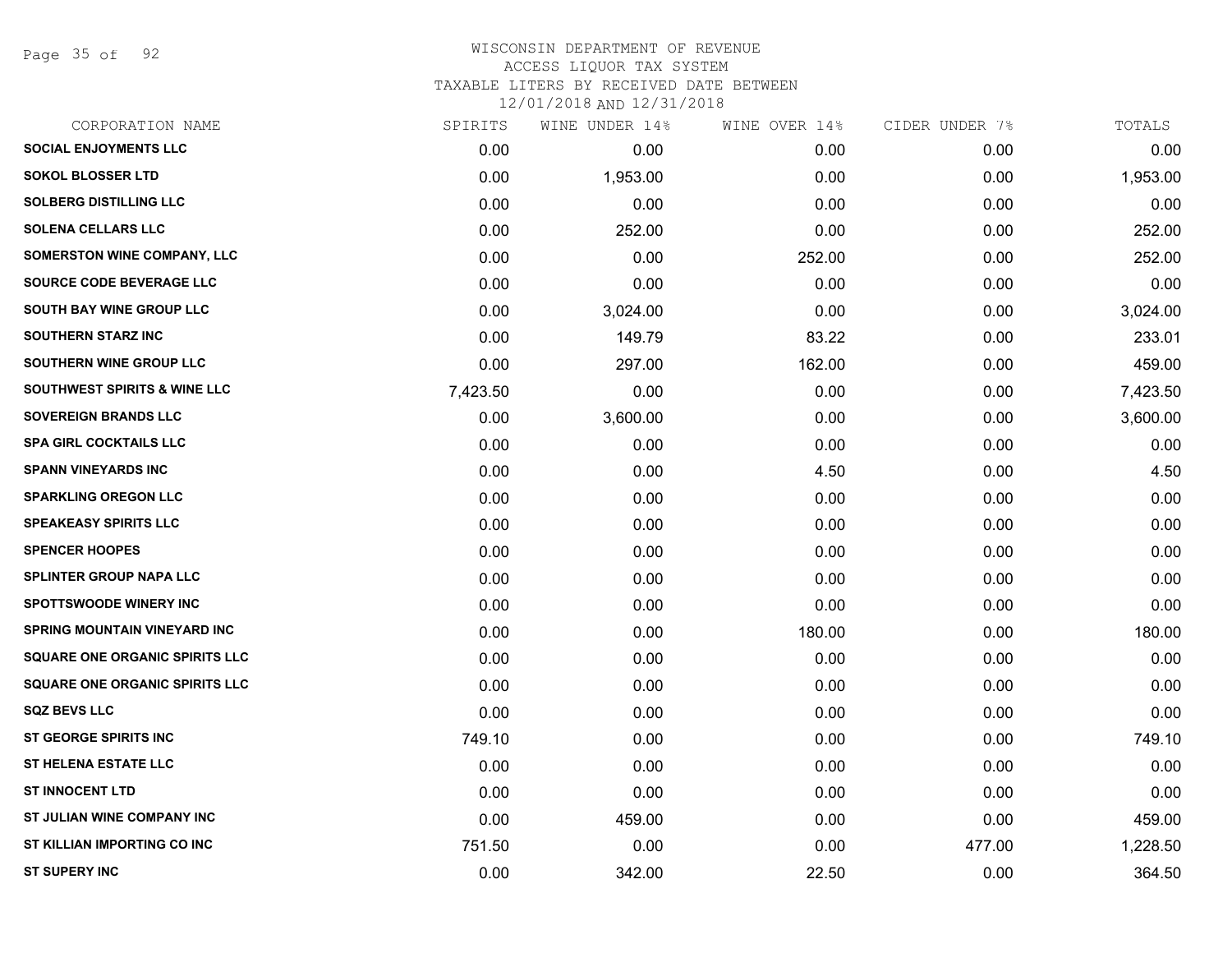# WISCONSIN DEPARTMENT OF REVENUE

ACCESS LIQUOR TAX SYSTEM

TAXABLE LITERS BY RECEIVED DATE BETWEEN

12/01/2018 AND 12/31/2018

| CORPORATION NAME | SPIRITS | WINE UNDER 14% | WINE OVER 14% | CIDER UNDER 7% | TOTALS |
|---|---|---|---|---|---|
| **SOCIAL ENJOYMENTS LLC** | 0.00 | 0.00 | 0.00 | 0.00 | 0.00 |
| **SOKOL BLOSSER LTD** | 0.00 | 1,953.00 | 0.00 | 0.00 | 1,953.00 |
| **SOLBERG DISTILLING LLC** | 0.00 | 0.00 | 0.00 | 0.00 | 0.00 |
| **SOLENA CELLARS LLC** | 0.00 | 252.00 | 0.00 | 0.00 | 252.00 |
| **SOMERSTON WINE COMPANY, LLC** | 0.00 | 0.00 | 252.00 | 0.00 | 252.00 |
| **SOURCE CODE BEVERAGE LLC** | 0.00 | 0.00 | 0.00 | 0.00 | 0.00 |
| **SOUTH BAY WINE GROUP LLC** | 0.00 | 3,024.00 | 0.00 | 0.00 | 3,024.00 |
| **SOUTHERN STARZ INC** | 0.00 | 149.79 | 83.22 | 0.00 | 233.01 |
| **SOUTHERN WINE GROUP LLC** | 0.00 | 297.00 | 162.00 | 0.00 | 459.00 |
| **SOUTHWEST SPIRITS & WINE LLC** | 7,423.50 | 0.00 | 0.00 | 0.00 | 7,423.50 |
| **SOVEREIGN BRANDS LLC** | 0.00 | 3,600.00 | 0.00 | 0.00 | 3,600.00 |
| **SPA GIRL COCKTAILS LLC** | 0.00 | 0.00 | 0.00 | 0.00 | 0.00 |
| **SPANN VINEYARDS INC** | 0.00 | 0.00 | 4.50 | 0.00 | 4.50 |
| **SPARKLING OREGON LLC** | 0.00 | 0.00 | 0.00 | 0.00 | 0.00 |
| **SPEAKEASY SPIRITS LLC** | 0.00 | 0.00 | 0.00 | 0.00 | 0.00 |
| **SPENCER HOOPES** | 0.00 | 0.00 | 0.00 | 0.00 | 0.00 |
| **SPLINTER GROUP NAPA LLC** | 0.00 | 0.00 | 0.00 | 0.00 | 0.00 |
| **SPOTTSWOODE WINERY INC** | 0.00 | 0.00 | 0.00 | 0.00 | 0.00 |
| **SPRING MOUNTAIN VINEYARD INC** | 0.00 | 0.00 | 180.00 | 0.00 | 180.00 |
| **SQUARE ONE ORGANIC SPIRITS LLC** | 0.00 | 0.00 | 0.00 | 0.00 | 0.00 |
| **SQUARE ONE ORGANIC SPIRITS LLC** | 0.00 | 0.00 | 0.00 | 0.00 | 0.00 |
| **SQZ BEVS LLC** | 0.00 | 0.00 | 0.00 | 0.00 | 0.00 |
| **ST GEORGE SPIRITS INC** | 749.10 | 0.00 | 0.00 | 0.00 | 749.10 |
| **ST HELENA ESTATE LLC** | 0.00 | 0.00 | 0.00 | 0.00 | 0.00 |
| **ST INNOCENT LTD** | 0.00 | 0.00 | 0.00 | 0.00 | 0.00 |
| **ST JULIAN WINE COMPANY INC** | 0.00 | 459.00 | 0.00 | 0.00 | 459.00 |
| **ST KILLIAN IMPORTING CO INC** | 751.50 | 0.00 | 0.00 | 477.00 | 1,228.50 |
| **ST SUPERY INC** | 0.00 | 342.00 | 22.50 | 0.00 | 364.50 |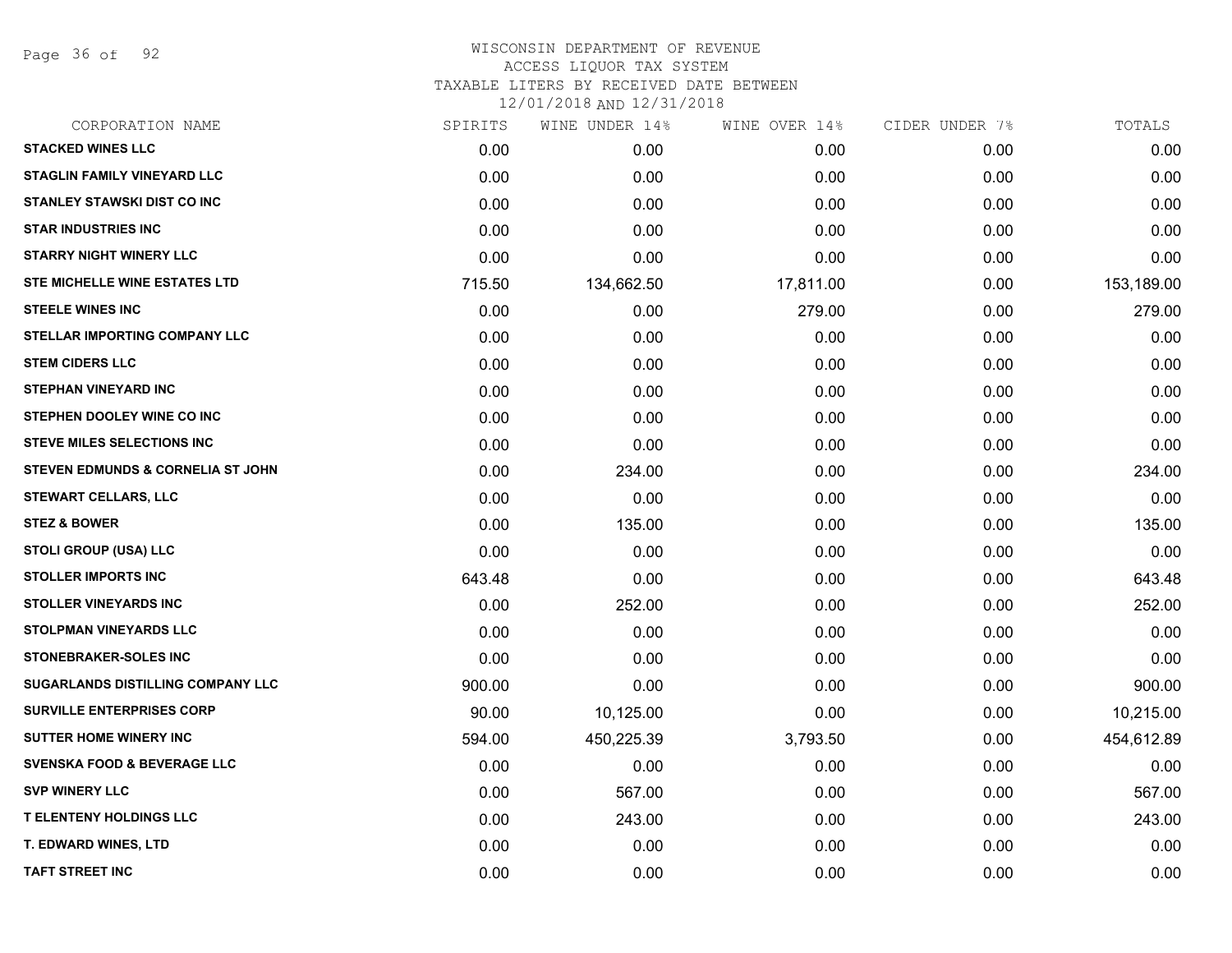# WISCONSIN DEPARTMENT OF REVENUE
ACCESS LIQUOR TAX SYSTEM
TAXABLE LITERS BY RECEIVED DATE BETWEEN
12/01/2018 AND 12/31/2018

| CORPORATION NAME | SPIRITS | WINE UNDER 14% | WINE OVER 14% | CIDER UNDER 7% | TOTALS |
|---|---|---|---|---|---|
| STACKED WINES LLC | 0.00 | 0.00 | 0.00 | 0.00 | 0.00 |
| STAGLIN FAMILY VINEYARD LLC | 0.00 | 0.00 | 0.00 | 0.00 | 0.00 |
| STANLEY STAWSKI DIST CO INC | 0.00 | 0.00 | 0.00 | 0.00 | 0.00 |
| STAR INDUSTRIES INC | 0.00 | 0.00 | 0.00 | 0.00 | 0.00 |
| STARRY NIGHT WINERY LLC | 0.00 | 0.00 | 0.00 | 0.00 | 0.00 |
| STE MICHELLE WINE ESTATES LTD | 715.50 | 134,662.50 | 17,811.00 | 0.00 | 153,189.00 |
| STEELE WINES INC | 0.00 | 0.00 | 279.00 | 0.00 | 279.00 |
| STELLAR IMPORTING COMPANY LLC | 0.00 | 0.00 | 0.00 | 0.00 | 0.00 |
| STEM CIDERS LLC | 0.00 | 0.00 | 0.00 | 0.00 | 0.00 |
| STEPHAN VINEYARD INC | 0.00 | 0.00 | 0.00 | 0.00 | 0.00 |
| STEPHEN DOOLEY WINE CO INC | 0.00 | 0.00 | 0.00 | 0.00 | 0.00 |
| STEVE MILES SELECTIONS INC | 0.00 | 0.00 | 0.00 | 0.00 | 0.00 |
| STEVEN EDMUNDS & CORNELIA ST JOHN | 0.00 | 234.00 | 0.00 | 0.00 | 234.00 |
| STEWART CELLARS, LLC | 0.00 | 0.00 | 0.00 | 0.00 | 0.00 |
| STEZ & BOWER | 0.00 | 135.00 | 0.00 | 0.00 | 135.00 |
| STOLI GROUP (USA) LLC | 0.00 | 0.00 | 0.00 | 0.00 | 0.00 |
| STOLLER IMPORTS INC | 643.48 | 0.00 | 0.00 | 0.00 | 643.48 |
| STOLLER VINEYARDS INC | 0.00 | 252.00 | 0.00 | 0.00 | 252.00 |
| STOLPMAN VINEYARDS LLC | 0.00 | 0.00 | 0.00 | 0.00 | 0.00 |
| STONEBRAKER-SOLES INC | 0.00 | 0.00 | 0.00 | 0.00 | 0.00 |
| SUGARLANDS DISTILLING COMPANY LLC | 900.00 | 0.00 | 0.00 | 0.00 | 900.00 |
| SURVILLE ENTERPRISES CORP | 90.00 | 10,125.00 | 0.00 | 0.00 | 10,215.00 |
| SUTTER HOME WINERY INC | 594.00 | 450,225.39 | 3,793.50 | 0.00 | 454,612.89 |
| SVENSKA FOOD & BEVERAGE LLC | 0.00 | 0.00 | 0.00 | 0.00 | 0.00 |
| SVP WINERY LLC | 0.00 | 567.00 | 0.00 | 0.00 | 567.00 |
| T ELENTENY HOLDINGS LLC | 0.00 | 243.00 | 0.00 | 0.00 | 243.00 |
| T. EDWARD WINES, LTD | 0.00 | 0.00 | 0.00 | 0.00 | 0.00 |
| TAFT STREET INC | 0.00 | 0.00 | 0.00 | 0.00 | 0.00 |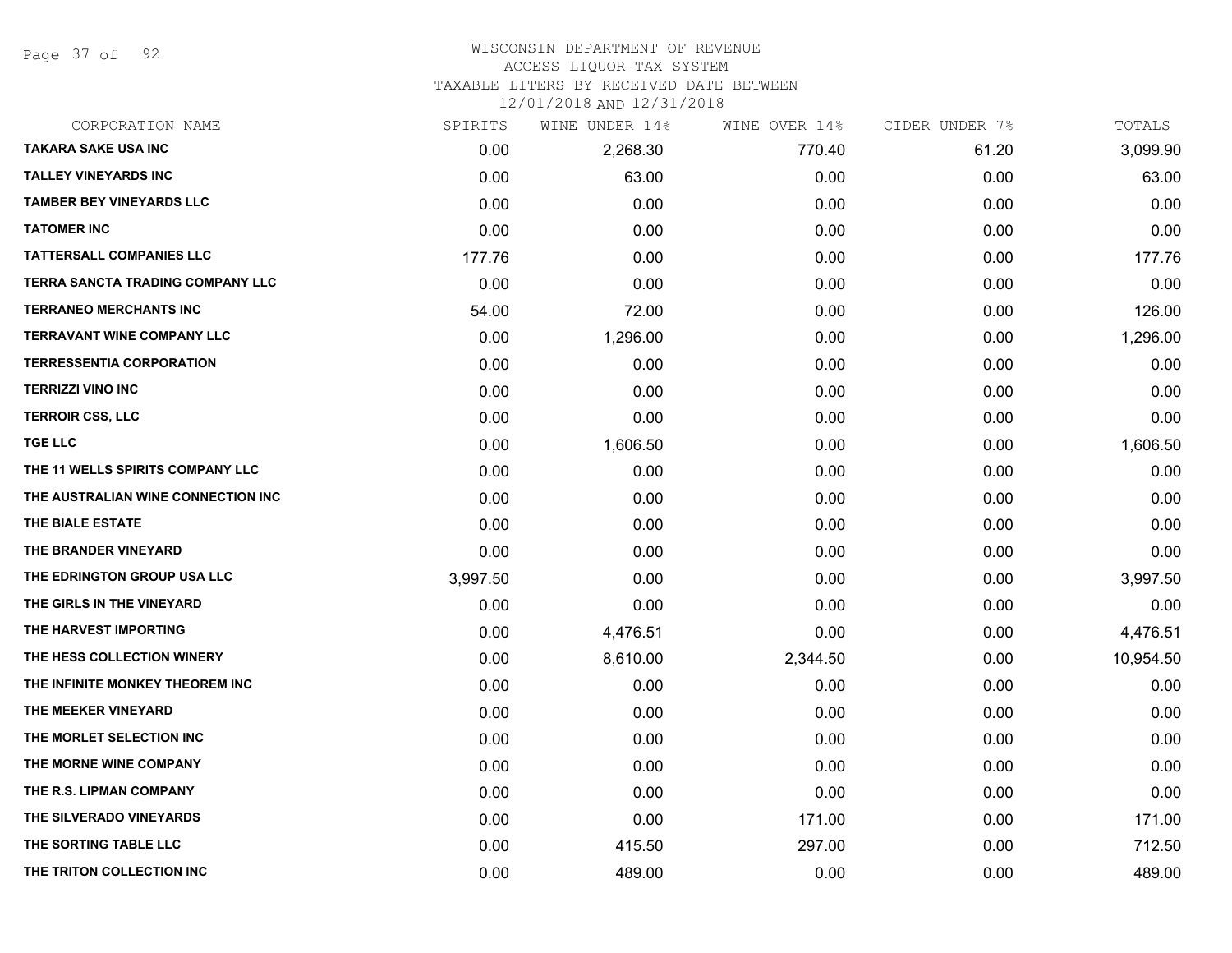# WISCONSIN DEPARTMENT OF REVENUE
ACCESS LIQUOR TAX SYSTEM
TAXABLE LITERS BY RECEIVED DATE BETWEEN
12/01/2018 AND 12/31/2018

| CORPORATION NAME | SPIRITS | WINE UNDER 14% | WINE OVER 14% | CIDER UNDER 7% | TOTALS |
|---|---|---|---|---|---|
| TAKARA SAKE USA INC | 0.00 | 2,268.30 | 770.40 | 61.20 | 3,099.90 |
| TALLEY VINEYARDS INC | 0.00 | 63.00 | 0.00 | 0.00 | 63.00 |
| TAMBER BEY VINEYARDS LLC | 0.00 | 0.00 | 0.00 | 0.00 | 0.00 |
| TATOMER INC | 0.00 | 0.00 | 0.00 | 0.00 | 0.00 |
| TATTERSALL COMPANIES LLC | 177.76 | 0.00 | 0.00 | 0.00 | 177.76 |
| TERRA SANCTA TRADING COMPANY LLC | 0.00 | 0.00 | 0.00 | 0.00 | 0.00 |
| TERRANEO MERCHANTS INC | 54.00 | 72.00 | 0.00 | 0.00 | 126.00 |
| TERRAVANT WINE COMPANY LLC | 0.00 | 1,296.00 | 0.00 | 0.00 | 1,296.00 |
| TERRESSENTIA CORPORATION | 0.00 | 0.00 | 0.00 | 0.00 | 0.00 |
| TERRIZZI VINO INC | 0.00 | 0.00 | 0.00 | 0.00 | 0.00 |
| TERROIR CSS, LLC | 0.00 | 0.00 | 0.00 | 0.00 | 0.00 |
| TGE LLC | 0.00 | 1,606.50 | 0.00 | 0.00 | 1,606.50 |
| THE 11 WELLS SPIRITS COMPANY LLC | 0.00 | 0.00 | 0.00 | 0.00 | 0.00 |
| THE AUSTRALIAN WINE CONNECTION INC | 0.00 | 0.00 | 0.00 | 0.00 | 0.00 |
| THE BIALE ESTATE | 0.00 | 0.00 | 0.00 | 0.00 | 0.00 |
| THE BRANDER VINEYARD | 0.00 | 0.00 | 0.00 | 0.00 | 0.00 |
| THE EDRINGTON GROUP USA LLC | 3,997.50 | 0.00 | 0.00 | 0.00 | 3,997.50 |
| THE GIRLS IN THE VINEYARD | 0.00 | 0.00 | 0.00 | 0.00 | 0.00 |
| THE HARVEST IMPORTING | 0.00 | 4,476.51 | 0.00 | 0.00 | 4,476.51 |
| THE HESS COLLECTION WINERY | 0.00 | 8,610.00 | 2,344.50 | 0.00 | 10,954.50 |
| THE INFINITE MONKEY THEOREM INC | 0.00 | 0.00 | 0.00 | 0.00 | 0.00 |
| THE MEEKER VINEYARD | 0.00 | 0.00 | 0.00 | 0.00 | 0.00 |
| THE MORLET SELECTION INC | 0.00 | 0.00 | 0.00 | 0.00 | 0.00 |
| THE MORNE WINE COMPANY | 0.00 | 0.00 | 0.00 | 0.00 | 0.00 |
| THE R.S. LIPMAN COMPANY | 0.00 | 0.00 | 0.00 | 0.00 | 0.00 |
| THE SILVERADO VINEYARDS | 0.00 | 0.00 | 171.00 | 0.00 | 171.00 |
| THE SORTING TABLE LLC | 0.00 | 415.50 | 297.00 | 0.00 | 712.50 |
| THE TRITON COLLECTION INC | 0.00 | 489.00 | 0.00 | 0.00 | 489.00 |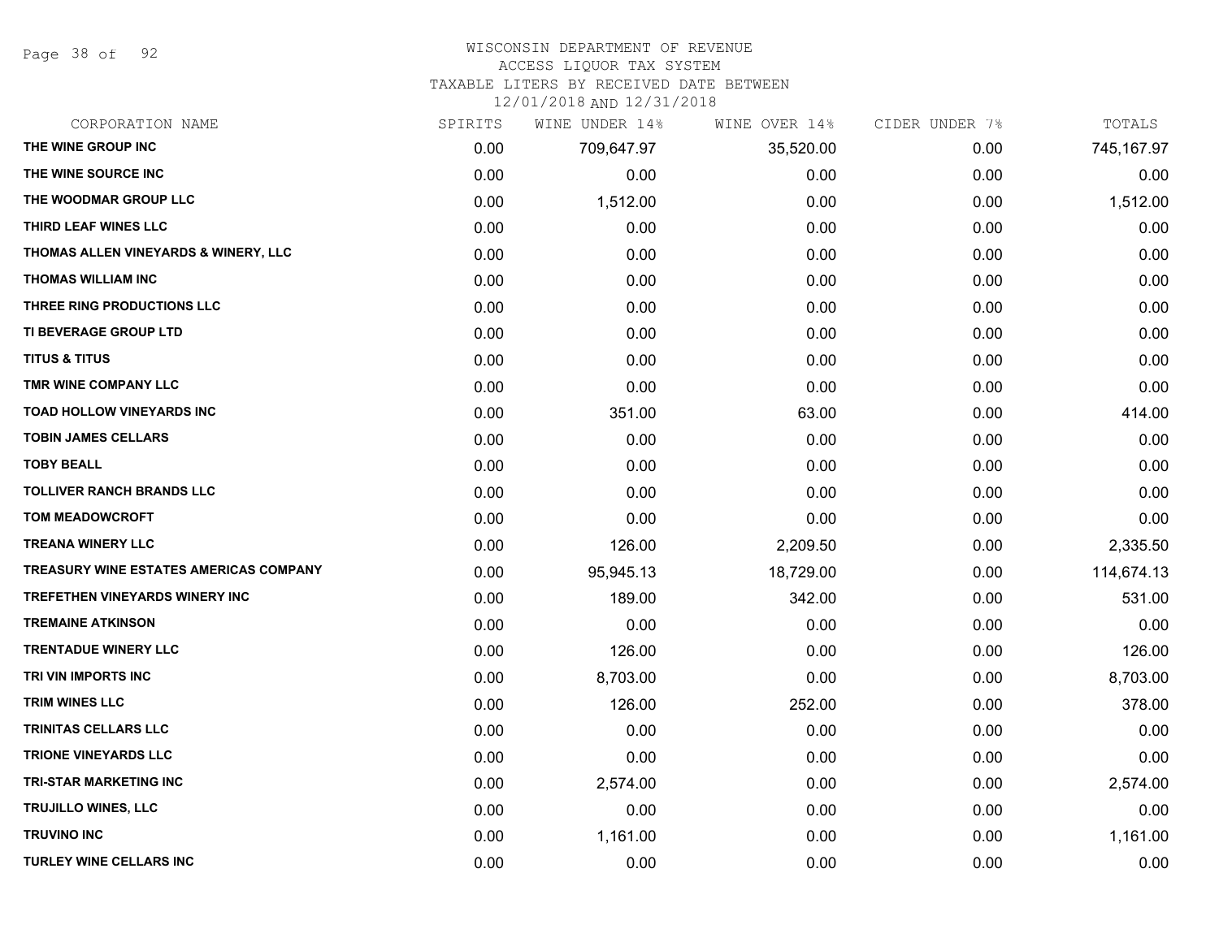# WISCONSIN DEPARTMENT OF REVENUE
## ACCESS LIQUOR TAX SYSTEM
## TAXABLE LITERS BY RECEIVED DATE BETWEEN 12/01/2018 AND 12/31/2018

| CORPORATION NAME | SPIRITS | WINE UNDER 14% | WINE OVER 14% | CIDER UNDER 7% | TOTALS |
|---|---|---|---|---|---|
| THE WINE GROUP INC | 0.00 | 709,647.97 | 35,520.00 | 0.00 | 745,167.97 |
| THE WINE SOURCE INC | 0.00 | 0.00 | 0.00 | 0.00 | 0.00 |
| THE WOODMAR GROUP LLC | 0.00 | 1,512.00 | 0.00 | 0.00 | 1,512.00 |
| THIRD LEAF WINES LLC | 0.00 | 0.00 | 0.00 | 0.00 | 0.00 |
| THOMAS ALLEN VINEYARDS & WINERY, LLC | 0.00 | 0.00 | 0.00 | 0.00 | 0.00 |
| THOMAS WILLIAM INC | 0.00 | 0.00 | 0.00 | 0.00 | 0.00 |
| THREE RING PRODUCTIONS LLC | 0.00 | 0.00 | 0.00 | 0.00 | 0.00 |
| TI BEVERAGE GROUP LTD | 0.00 | 0.00 | 0.00 | 0.00 | 0.00 |
| TITUS & TITUS | 0.00 | 0.00 | 0.00 | 0.00 | 0.00 |
| TMR WINE COMPANY LLC | 0.00 | 0.00 | 0.00 | 0.00 | 0.00 |
| TOAD HOLLOW VINEYARDS INC | 0.00 | 351.00 | 63.00 | 0.00 | 414.00 |
| TOBIN JAMES CELLARS | 0.00 | 0.00 | 0.00 | 0.00 | 0.00 |
| TOBY BEALL | 0.00 | 0.00 | 0.00 | 0.00 | 0.00 |
| TOLLIVER RANCH BRANDS LLC | 0.00 | 0.00 | 0.00 | 0.00 | 0.00 |
| TOM MEADOWCROFT | 0.00 | 0.00 | 0.00 | 0.00 | 0.00 |
| TREANA WINERY LLC | 0.00 | 126.00 | 2,209.50 | 0.00 | 2,335.50 |
| TREASURY WINE ESTATES AMERICAS COMPANY | 0.00 | 95,945.13 | 18,729.00 | 0.00 | 114,674.13 |
| TREFETHEN VINEYARDS WINERY INC | 0.00 | 189.00 | 342.00 | 0.00 | 531.00 |
| TREMAINE ATKINSON | 0.00 | 0.00 | 0.00 | 0.00 | 0.00 |
| TRENTADUE WINERY LLC | 0.00 | 126.00 | 0.00 | 0.00 | 126.00 |
| TRI VIN IMPORTS INC | 0.00 | 8,703.00 | 0.00 | 0.00 | 8,703.00 |
| TRIM WINES LLC | 0.00 | 126.00 | 252.00 | 0.00 | 378.00 |
| TRINITAS CELLARS LLC | 0.00 | 0.00 | 0.00 | 0.00 | 0.00 |
| TRIONE VINEYARDS LLC | 0.00 | 0.00 | 0.00 | 0.00 | 0.00 |
| TRI-STAR MARKETING INC | 0.00 | 2,574.00 | 0.00 | 0.00 | 2,574.00 |
| TRUJILLO WINES, LLC | 0.00 | 0.00 | 0.00 | 0.00 | 0.00 |
| TRUVINO INC | 0.00 | 1,161.00 | 0.00 | 0.00 | 1,161.00 |
| TURLEY WINE CELLARS INC | 0.00 | 0.00 | 0.00 | 0.00 | 0.00 |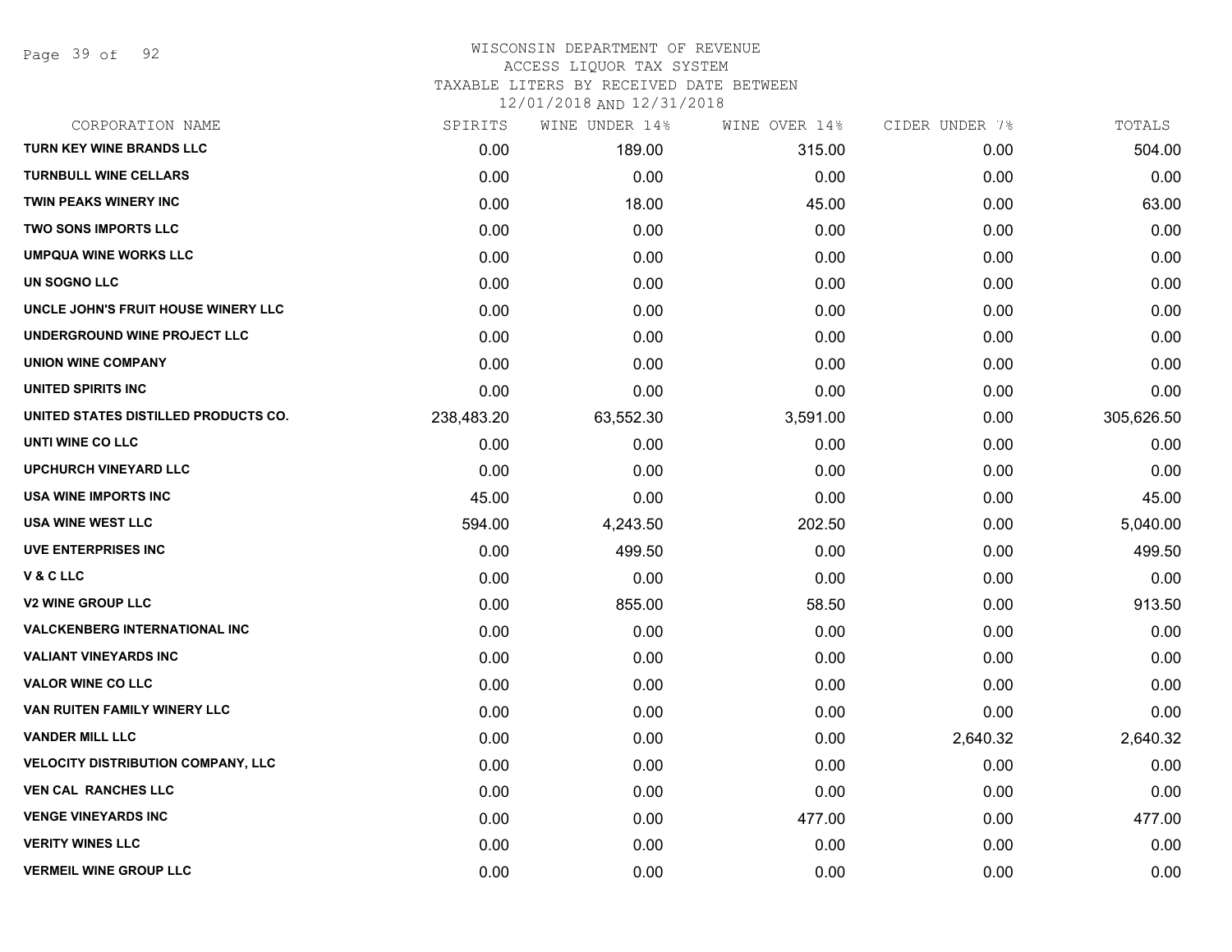WISCONSIN DEPARTMENT OF REVENUE
ACCESS LIQUOR TAX SYSTEM
TAXABLE LITERS BY RECEIVED DATE BETWEEN
12/01/2018 AND 12/31/2018

| CORPORATION NAME | SPIRITS | WINE UNDER 14% | WINE OVER 14% | CIDER UNDER 7% | TOTALS |
|---|---|---|---|---|---|
| TURN KEY WINE BRANDS LLC | 0.00 | 189.00 | 315.00 | 0.00 | 504.00 |
| TURNBULL WINE CELLARS | 0.00 | 0.00 | 0.00 | 0.00 | 0.00 |
| TWIN PEAKS WINERY INC | 0.00 | 18.00 | 45.00 | 0.00 | 63.00 |
| TWO SONS IMPORTS LLC | 0.00 | 0.00 | 0.00 | 0.00 | 0.00 |
| UMPQUA WINE WORKS LLC | 0.00 | 0.00 | 0.00 | 0.00 | 0.00 |
| UN SOGNO LLC | 0.00 | 0.00 | 0.00 | 0.00 | 0.00 |
| UNCLE JOHN'S FRUIT HOUSE WINERY LLC | 0.00 | 0.00 | 0.00 | 0.00 | 0.00 |
| UNDERGROUND WINE PROJECT LLC | 0.00 | 0.00 | 0.00 | 0.00 | 0.00 |
| UNION WINE COMPANY | 0.00 | 0.00 | 0.00 | 0.00 | 0.00 |
| UNITED SPIRITS INC | 0.00 | 0.00 | 0.00 | 0.00 | 0.00 |
| UNITED STATES DISTILLED PRODUCTS CO. | 238,483.20 | 63,552.30 | 3,591.00 | 0.00 | 305,626.50 |
| UNTI WINE CO LLC | 0.00 | 0.00 | 0.00 | 0.00 | 0.00 |
| UPCHURCH VINEYARD LLC | 0.00 | 0.00 | 0.00 | 0.00 | 0.00 |
| USA WINE IMPORTS INC | 45.00 | 0.00 | 0.00 | 0.00 | 45.00 |
| USA WINE WEST LLC | 594.00 | 4,243.50 | 202.50 | 0.00 | 5,040.00 |
| UVE ENTERPRISES INC | 0.00 | 499.50 | 0.00 | 0.00 | 499.50 |
| V & C LLC | 0.00 | 0.00 | 0.00 | 0.00 | 0.00 |
| V2 WINE GROUP LLC | 0.00 | 855.00 | 58.50 | 0.00 | 913.50 |
| VALCKENBERG INTERNATIONAL INC | 0.00 | 0.00 | 0.00 | 0.00 | 0.00 |
| VALIANT VINEYARDS INC | 0.00 | 0.00 | 0.00 | 0.00 | 0.00 |
| VALOR WINE CO LLC | 0.00 | 0.00 | 0.00 | 0.00 | 0.00 |
| VAN RUITEN FAMILY WINERY LLC | 0.00 | 0.00 | 0.00 | 0.00 | 0.00 |
| VANDER MILL LLC | 0.00 | 0.00 | 0.00 | 2,640.32 | 2,640.32 |
| VELOCITY DISTRIBUTION COMPANY, LLC | 0.00 | 0.00 | 0.00 | 0.00 | 0.00 |
| VEN CAL RANCHES LLC | 0.00 | 0.00 | 0.00 | 0.00 | 0.00 |
| VENGE VINEYARDS INC | 0.00 | 0.00 | 477.00 | 0.00 | 477.00 |
| VERITY WINES LLC | 0.00 | 0.00 | 0.00 | 0.00 | 0.00 |
| VERMEIL WINE GROUP LLC | 0.00 | 0.00 | 0.00 | 0.00 | 0.00 |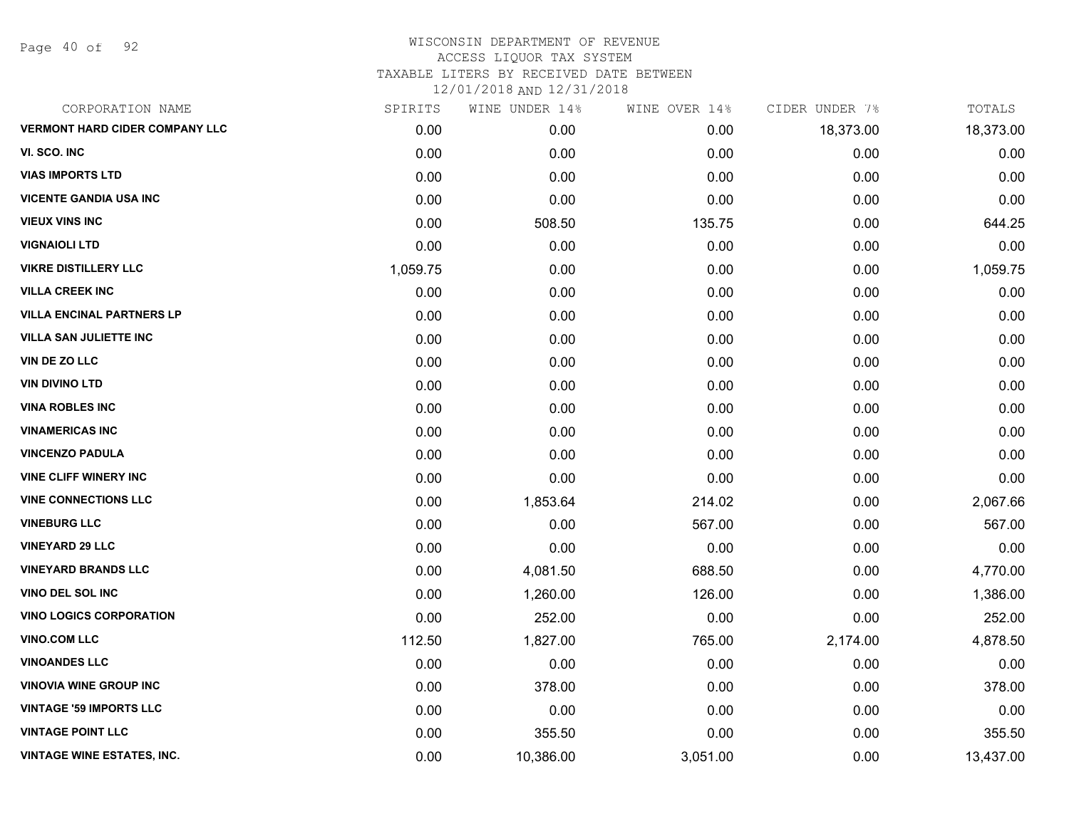# WISCONSIN DEPARTMENT OF REVENUE
## ACCESS LIQUOR TAX SYSTEM
### TAXABLE LITERS BY RECEIVED DATE BETWEEN 12/01/2018 AND 12/31/2018

| CORPORATION NAME | SPIRITS | WINE UNDER 14% | WINE OVER 14% | CIDER UNDER 7% | TOTALS |
|---|---|---|---|---|---|
| VERMONT HARD CIDER COMPANY LLC | 0.00 | 0.00 | 0.00 | 18,373.00 | 18,373.00 |
| VI. SCO. INC | 0.00 | 0.00 | 0.00 | 0.00 | 0.00 |
| VIAS IMPORTS LTD | 0.00 | 0.00 | 0.00 | 0.00 | 0.00 |
| VICENTE GANDIA USA INC | 0.00 | 0.00 | 0.00 | 0.00 | 0.00 |
| VIEUX VINS INC | 0.00 | 508.50 | 135.75 | 0.00 | 644.25 |
| VIGNAIOLI LTD | 0.00 | 0.00 | 0.00 | 0.00 | 0.00 |
| VIKRE DISTILLERY LLC | 1,059.75 | 0.00 | 0.00 | 0.00 | 1,059.75 |
| VILLA CREEK INC | 0.00 | 0.00 | 0.00 | 0.00 | 0.00 |
| VILLA ENCINAL PARTNERS LP | 0.00 | 0.00 | 0.00 | 0.00 | 0.00 |
| VILLA SAN JULIETTE INC | 0.00 | 0.00 | 0.00 | 0.00 | 0.00 |
| VIN DE ZO LLC | 0.00 | 0.00 | 0.00 | 0.00 | 0.00 |
| VIN DIVINO LTD | 0.00 | 0.00 | 0.00 | 0.00 | 0.00 |
| VINA ROBLES INC | 0.00 | 0.00 | 0.00 | 0.00 | 0.00 |
| VINAMERICAS INC | 0.00 | 0.00 | 0.00 | 0.00 | 0.00 |
| VINCENZO PADULA | 0.00 | 0.00 | 0.00 | 0.00 | 0.00 |
| VINE CLIFF WINERY INC | 0.00 | 0.00 | 0.00 | 0.00 | 0.00 |
| VINE CONNECTIONS LLC | 0.00 | 1,853.64 | 214.02 | 0.00 | 2,067.66 |
| VINEBURG LLC | 0.00 | 0.00 | 567.00 | 0.00 | 567.00 |
| VINEYARD 29 LLC | 0.00 | 0.00 | 0.00 | 0.00 | 0.00 |
| VINEYARD BRANDS LLC | 0.00 | 4,081.50 | 688.50 | 0.00 | 4,770.00 |
| VINO DEL SOL INC | 0.00 | 1,260.00 | 126.00 | 0.00 | 1,386.00 |
| VINO LOGICS CORPORATION | 0.00 | 252.00 | 0.00 | 0.00 | 252.00 |
| VINO.COM LLC | 112.50 | 1,827.00 | 765.00 | 2,174.00 | 4,878.50 |
| VINOANDES LLC | 0.00 | 0.00 | 0.00 | 0.00 | 0.00 |
| VINOVIA WINE GROUP INC | 0.00 | 378.00 | 0.00 | 0.00 | 378.00 |
| VINTAGE '59 IMPORTS LLC | 0.00 | 0.00 | 0.00 | 0.00 | 0.00 |
| VINTAGE POINT LLC | 0.00 | 355.50 | 0.00 | 0.00 | 355.50 |
| VINTAGE WINE ESTATES, INC. | 0.00 | 10,386.00 | 3,051.00 | 0.00 | 13,437.00 |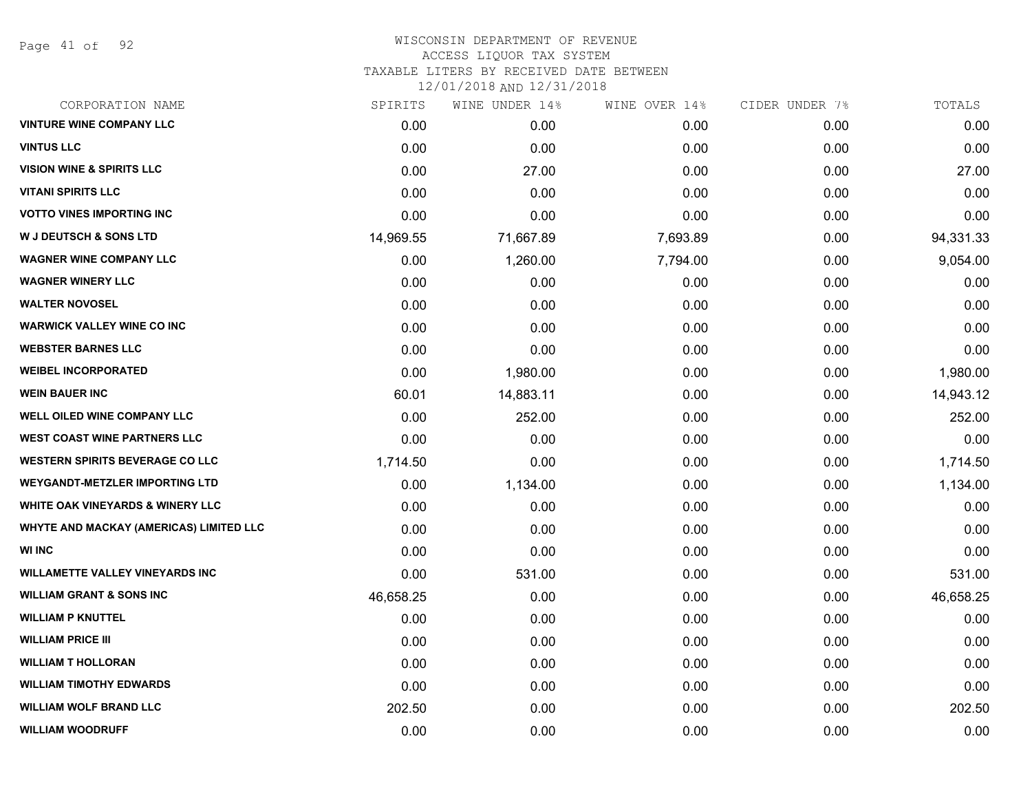# WISCONSIN DEPARTMENT OF REVENUE
## ACCESS LIQUOR TAX SYSTEM
### TAXABLE LITERS BY RECEIVED DATE BETWEEN 12/01/2018 AND 12/31/2018

| CORPORATION NAME | SPIRITS | WINE UNDER 14% | WINE OVER 14% | CIDER UNDER 7% | TOTALS |
|---|---|---|---|---|---|
| VINTURE WINE COMPANY LLC | 0.00 | 0.00 | 0.00 | 0.00 | 0.00 |
| VINTUS LLC | 0.00 | 0.00 | 0.00 | 0.00 | 0.00 |
| VISION WINE & SPIRITS LLC | 0.00 | 27.00 | 0.00 | 0.00 | 27.00 |
| VITANI SPIRITS LLC | 0.00 | 0.00 | 0.00 | 0.00 | 0.00 |
| VOTTO VINES IMPORTING INC | 0.00 | 0.00 | 0.00 | 0.00 | 0.00 |
| W J DEUTSCH & SONS LTD | 14,969.55 | 71,667.89 | 7,693.89 | 0.00 | 94,331.33 |
| WAGNER WINE COMPANY LLC | 0.00 | 1,260.00 | 7,794.00 | 0.00 | 9,054.00 |
| WAGNER WINERY LLC | 0.00 | 0.00 | 0.00 | 0.00 | 0.00 |
| WALTER NOVOSEL | 0.00 | 0.00 | 0.00 | 0.00 | 0.00 |
| WARWICK VALLEY WINE CO INC | 0.00 | 0.00 | 0.00 | 0.00 | 0.00 |
| WEBSTER BARNES LLC | 0.00 | 0.00 | 0.00 | 0.00 | 0.00 |
| WEIBEL INCORPORATED | 0.00 | 1,980.00 | 0.00 | 0.00 | 1,980.00 |
| WEIN BAUER INC | 60.01 | 14,883.11 | 0.00 | 0.00 | 14,943.12 |
| WELL OILED WINE COMPANY LLC | 0.00 | 252.00 | 0.00 | 0.00 | 252.00 |
| WEST COAST WINE PARTNERS LLC | 0.00 | 0.00 | 0.00 | 0.00 | 0.00 |
| WESTERN SPIRITS BEVERAGE CO LLC | 1,714.50 | 0.00 | 0.00 | 0.00 | 1,714.50 |
| WEYGANDT-METZLER IMPORTING LTD | 0.00 | 1,134.00 | 0.00 | 0.00 | 1,134.00 |
| WHITE OAK VINEYARDS & WINERY LLC | 0.00 | 0.00 | 0.00 | 0.00 | 0.00 |
| WHYTE AND MACKAY (AMERICAS) LIMITED LLC | 0.00 | 0.00 | 0.00 | 0.00 | 0.00 |
| WI INC | 0.00 | 0.00 | 0.00 | 0.00 | 0.00 |
| WILLAMETTE VALLEY VINEYARDS INC | 0.00 | 531.00 | 0.00 | 0.00 | 531.00 |
| WILLIAM GRANT & SONS INC | 46,658.25 | 0.00 | 0.00 | 0.00 | 46,658.25 |
| WILLIAM P KNUTTEL | 0.00 | 0.00 | 0.00 | 0.00 | 0.00 |
| WILLIAM PRICE III | 0.00 | 0.00 | 0.00 | 0.00 | 0.00 |
| WILLIAM T HOLLORAN | 0.00 | 0.00 | 0.00 | 0.00 | 0.00 |
| WILLIAM TIMOTHY EDWARDS | 0.00 | 0.00 | 0.00 | 0.00 | 0.00 |
| WILLIAM WOLF BRAND LLC | 202.50 | 0.00 | 0.00 | 0.00 | 202.50 |
| WILLIAM WOODRUFF | 0.00 | 0.00 | 0.00 | 0.00 | 0.00 |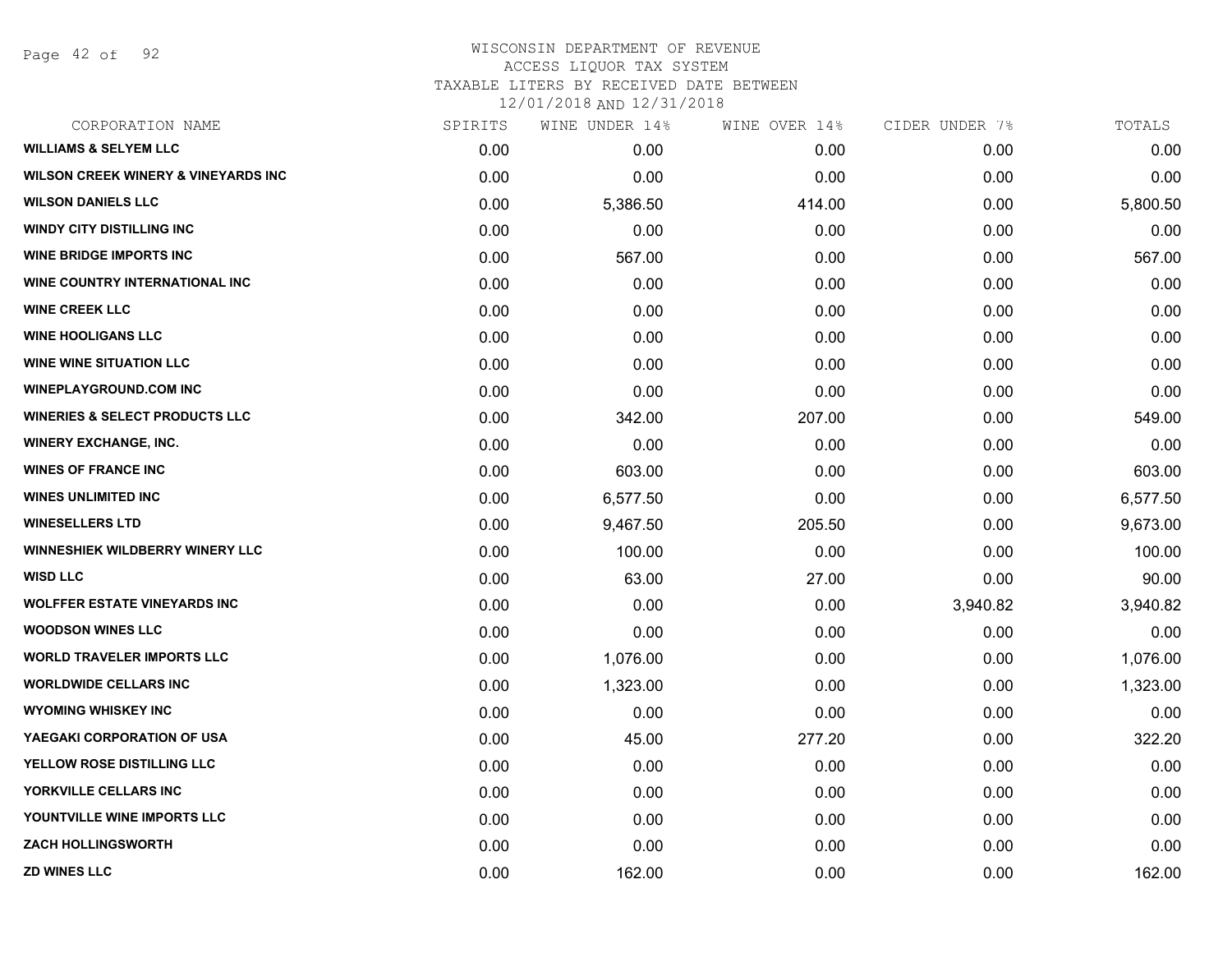WISCONSIN DEPARTMENT OF REVENUE
ACCESS LIQUOR TAX SYSTEM
TAXABLE LITERS BY RECEIVED DATE BETWEEN
12/01/2018 AND 12/31/2018

| CORPORATION NAME | SPIRITS | WINE UNDER 14% | WINE OVER 14% | CIDER UNDER 7% | TOTALS |
|---|---|---|---|---|---|
| WILLIAMS & SELYEM LLC | 0.00 | 0.00 | 0.00 | 0.00 | 0.00 |
| WILSON CREEK WINERY & VINEYARDS INC | 0.00 | 0.00 | 0.00 | 0.00 | 0.00 |
| WILSON DANIELS LLC | 0.00 | 5,386.50 | 414.00 | 0.00 | 5,800.50 |
| WINDY CITY DISTILLING INC | 0.00 | 0.00 | 0.00 | 0.00 | 0.00 |
| WINE BRIDGE IMPORTS INC | 0.00 | 567.00 | 0.00 | 0.00 | 567.00 |
| WINE COUNTRY INTERNATIONAL INC | 0.00 | 0.00 | 0.00 | 0.00 | 0.00 |
| WINE CREEK LLC | 0.00 | 0.00 | 0.00 | 0.00 | 0.00 |
| WINE HOOLIGANS LLC | 0.00 | 0.00 | 0.00 | 0.00 | 0.00 |
| WINE WINE SITUATION LLC | 0.00 | 0.00 | 0.00 | 0.00 | 0.00 |
| WINEPLAYGROUND.COM INC | 0.00 | 0.00 | 0.00 | 0.00 | 0.00 |
| WINERIES & SELECT PRODUCTS LLC | 0.00 | 342.00 | 207.00 | 0.00 | 549.00 |
| WINERY EXCHANGE, INC. | 0.00 | 0.00 | 0.00 | 0.00 | 0.00 |
| WINES OF FRANCE INC | 0.00 | 603.00 | 0.00 | 0.00 | 603.00 |
| WINES UNLIMITED INC | 0.00 | 6,577.50 | 0.00 | 0.00 | 6,577.50 |
| WINESELLERS LTD | 0.00 | 9,467.50 | 205.50 | 0.00 | 9,673.00 |
| WINNESHIEK WILDBERRY WINERY LLC | 0.00 | 100.00 | 0.00 | 0.00 | 100.00 |
| WISD LLC | 0.00 | 63.00 | 27.00 | 0.00 | 90.00 |
| WOLFFER ESTATE VINEYARDS INC | 0.00 | 0.00 | 0.00 | 3,940.82 | 3,940.82 |
| WOODSON WINES LLC | 0.00 | 0.00 | 0.00 | 0.00 | 0.00 |
| WORLD TRAVELER IMPORTS LLC | 0.00 | 1,076.00 | 0.00 | 0.00 | 1,076.00 |
| WORLDWIDE CELLARS INC | 0.00 | 1,323.00 | 0.00 | 0.00 | 1,323.00 |
| WYOMING WHISKEY INC | 0.00 | 0.00 | 0.00 | 0.00 | 0.00 |
| YAEGAKI CORPORATION OF USA | 0.00 | 45.00 | 277.20 | 0.00 | 322.20 |
| YELLOW ROSE DISTILLING LLC | 0.00 | 0.00 | 0.00 | 0.00 | 0.00 |
| YORKVILLE CELLARS INC | 0.00 | 0.00 | 0.00 | 0.00 | 0.00 |
| YOUNTVILLE WINE IMPORTS LLC | 0.00 | 0.00 | 0.00 | 0.00 | 0.00 |
| ZACH HOLLINGSWORTH | 0.00 | 0.00 | 0.00 | 0.00 | 0.00 |
| ZD WINES LLC | 0.00 | 162.00 | 0.00 | 0.00 | 162.00 |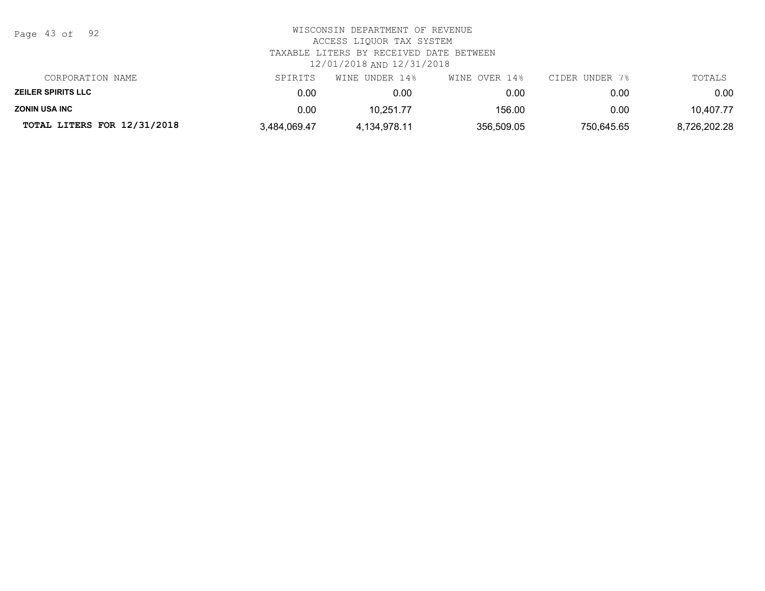WISCONSIN DEPARTMENT OF REVENUE
ACCESS LIQUOR TAX SYSTEM
TAXABLE LITERS BY RECEIVED DATE BETWEEN
12/01/2018 AND 12/31/2018

| CORPORATION NAME | SPIRITS | WINE UNDER 14% | WINE OVER 14% | CIDER UNDER 7% | TOTALS |
| --- | --- | --- | --- | --- | --- |
| **ZEILER SPIRITS LLC** | 0.00 | 0.00 | 0.00 | 0.00 | 0.00 |
| **ZONIN USA INC** | 0.00 | 10,251.77 | 156.00 | 0.00 | 10,407.77 |
| **TOTAL LITERS FOR 12/31/2018** | 3,484,069.47 | 4,134,978.11 | 356,509.05 | 750,645.65 | 8,726,202.28 |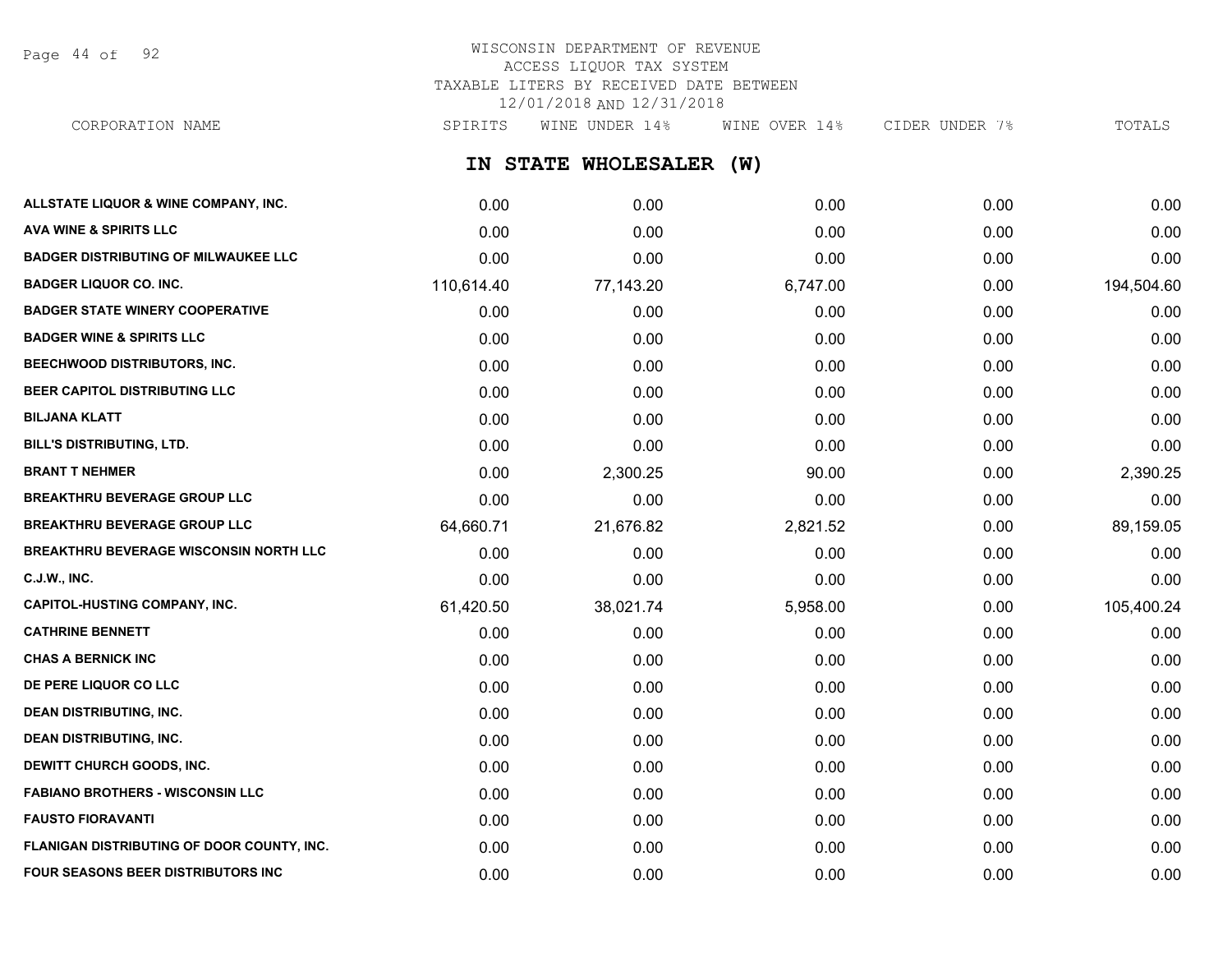# WISCONSIN DEPARTMENT OF REVENUE
ACCESS LIQUOR TAX SYSTEM
TAXABLE LITERS BY RECEIVED DATE BETWEEN
12/01/2018 AND 12/31/2018

## IN STATE WHOLESALER (W)

| CORPORATION NAME | SPIRITS | WINE UNDER 14% | WINE OVER 14% | CIDER UNDER 7% | TOTALS |
|---|---|---|---|---|---|
| ALLSTATE LIQUOR & WINE COMPANY, INC. | 0.00 | 0.00 | 0.00 | 0.00 | 0.00 |
| AVA WINE & SPIRITS LLC | 0.00 | 0.00 | 0.00 | 0.00 | 0.00 |
| BADGER DISTRIBUTING OF MILWAUKEE LLC | 0.00 | 0.00 | 0.00 | 0.00 | 0.00 |
| BADGER LIQUOR CO. INC. | 110,614.40 | 77,143.20 | 6,747.00 | 0.00 | 194,504.60 |
| BADGER STATE WINERY COOPERATIVE | 0.00 | 0.00 | 0.00 | 0.00 | 0.00 |
| BADGER WINE & SPIRITS LLC | 0.00 | 0.00 | 0.00 | 0.00 | 0.00 |
| BEECHWOOD DISTRIBUTORS, INC. | 0.00 | 0.00 | 0.00 | 0.00 | 0.00 |
| BEER CAPITOL DISTRIBUTING LLC | 0.00 | 0.00 | 0.00 | 0.00 | 0.00 |
| BILJANA KLATT | 0.00 | 0.00 | 0.00 | 0.00 | 0.00 |
| BILL'S DISTRIBUTING, LTD. | 0.00 | 0.00 | 0.00 | 0.00 | 0.00 |
| BRANT T NEHMER | 0.00 | 2,300.25 | 90.00 | 0.00 | 2,390.25 |
| BREAKTHRU BEVERAGE GROUP LLC | 0.00 | 0.00 | 0.00 | 0.00 | 0.00 |
| BREAKTHRU BEVERAGE GROUP LLC | 64,660.71 | 21,676.82 | 2,821.52 | 0.00 | 89,159.05 |
| BREAKTHRU BEVERAGE WISCONSIN NORTH LLC | 0.00 | 0.00 | 0.00 | 0.00 | 0.00 |
| C.J.W., INC. | 0.00 | 0.00 | 0.00 | 0.00 | 0.00 |
| CAPITOL-HUSTING COMPANY, INC. | 61,420.50 | 38,021.74 | 5,958.00 | 0.00 | 105,400.24 |
| CATHRINE BENNETT | 0.00 | 0.00 | 0.00 | 0.00 | 0.00 |
| CHAS A BERNICK INC | 0.00 | 0.00 | 0.00 | 0.00 | 0.00 |
| DE PERE LIQUOR CO LLC | 0.00 | 0.00 | 0.00 | 0.00 | 0.00 |
| DEAN DISTRIBUTING, INC. | 0.00 | 0.00 | 0.00 | 0.00 | 0.00 |
| DEAN DISTRIBUTING, INC. | 0.00 | 0.00 | 0.00 | 0.00 | 0.00 |
| DEWITT CHURCH GOODS, INC. | 0.00 | 0.00 | 0.00 | 0.00 | 0.00 |
| FABIANO BROTHERS - WISCONSIN LLC | 0.00 | 0.00 | 0.00 | 0.00 | 0.00 |
| FAUSTO FIORAVANTI | 0.00 | 0.00 | 0.00 | 0.00 | 0.00 |
| FLANIGAN DISTRIBUTING OF DOOR COUNTY, INC. | 0.00 | 0.00 | 0.00 | 0.00 | 0.00 |
| FOUR SEASONS BEER DISTRIBUTORS INC | 0.00 | 0.00 | 0.00 | 0.00 | 0.00 |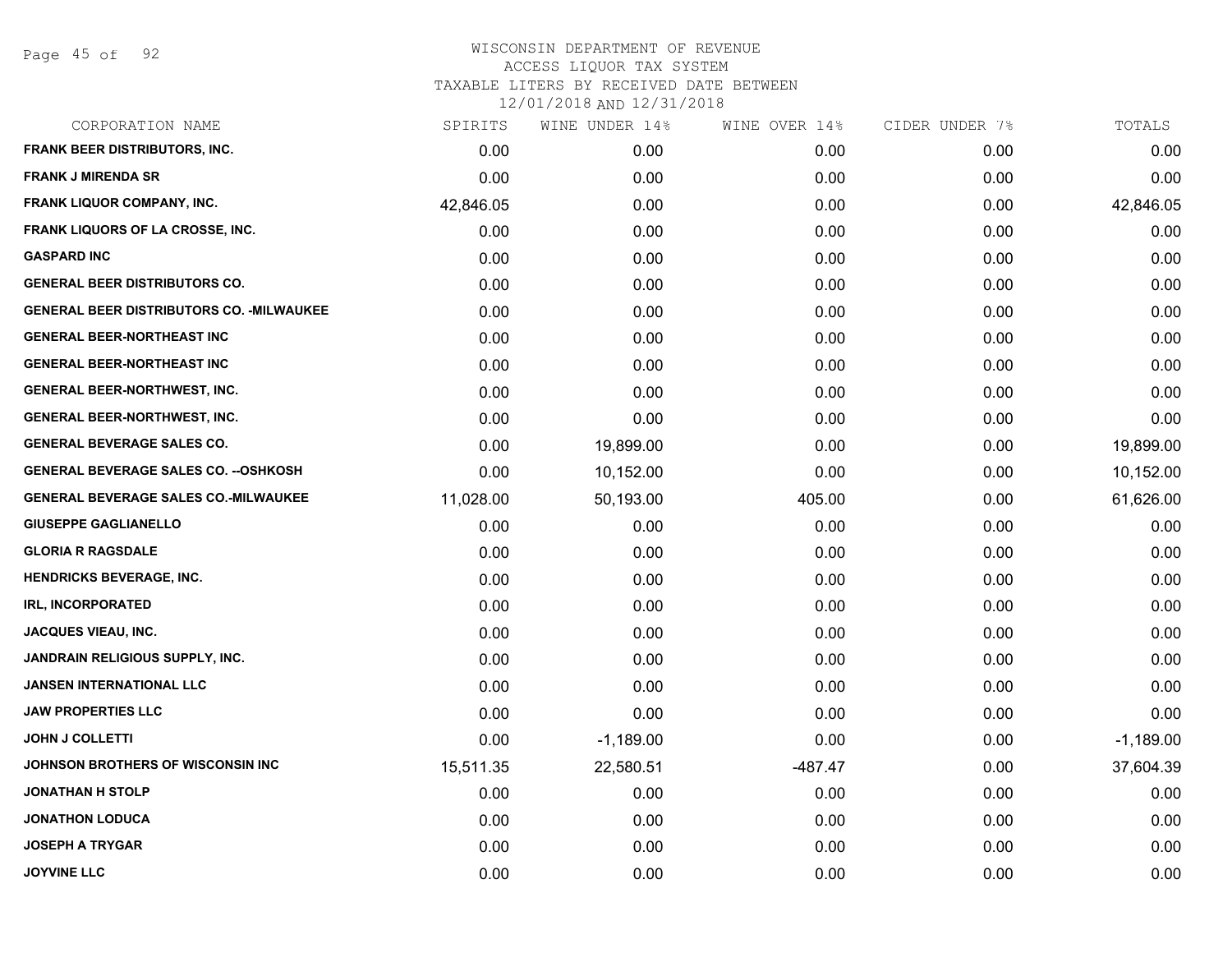# WISCONSIN DEPARTMENT OF REVENUE
## ACCESS LIQUOR TAX SYSTEM
### TAXABLE LITERS BY RECEIVED DATE BETWEEN 12/01/2018 AND 12/31/2018

| CORPORATION NAME | SPIRITS | WINE UNDER 14% | WINE OVER 14% | CIDER UNDER 7% | TOTALS |
|---|---|---|---|---|---|
| FRANK BEER DISTRIBUTORS, INC. | 0.00 | 0.00 | 0.00 | 0.00 | 0.00 |
| FRANK J MIRENDA SR | 0.00 | 0.00 | 0.00 | 0.00 | 0.00 |
| FRANK LIQUOR COMPANY, INC. | 42,846.05 | 0.00 | 0.00 | 0.00 | 42,846.05 |
| FRANK LIQUORS OF LA CROSSE, INC. | 0.00 | 0.00 | 0.00 | 0.00 | 0.00 |
| GASPARD INC | 0.00 | 0.00 | 0.00 | 0.00 | 0.00 |
| GENERAL BEER DISTRIBUTORS CO. | 0.00 | 0.00 | 0.00 | 0.00 | 0.00 |
| GENERAL BEER DISTRIBUTORS CO. -MILWAUKEE | 0.00 | 0.00 | 0.00 | 0.00 | 0.00 |
| GENERAL BEER-NORTHEAST INC | 0.00 | 0.00 | 0.00 | 0.00 | 0.00 |
| GENERAL BEER-NORTHEAST INC | 0.00 | 0.00 | 0.00 | 0.00 | 0.00 |
| GENERAL BEER-NORTHWEST, INC. | 0.00 | 0.00 | 0.00 | 0.00 | 0.00 |
| GENERAL BEER-NORTHWEST, INC. | 0.00 | 0.00 | 0.00 | 0.00 | 0.00 |
| GENERAL BEVERAGE SALES CO. | 0.00 | 19,899.00 | 0.00 | 0.00 | 19,899.00 |
| GENERAL BEVERAGE SALES CO. --OSHKOSH | 0.00 | 10,152.00 | 0.00 | 0.00 | 10,152.00 |
| GENERAL BEVERAGE SALES CO.-MILWAUKEE | 11,028.00 | 50,193.00 | 405.00 | 0.00 | 61,626.00 |
| GIUSEPPE GAGLIANELLO | 0.00 | 0.00 | 0.00 | 0.00 | 0.00 |
| GLORIA R RAGSDALE | 0.00 | 0.00 | 0.00 | 0.00 | 0.00 |
| HENDRICKS BEVERAGE, INC. | 0.00 | 0.00 | 0.00 | 0.00 | 0.00 |
| IRL, INCORPORATED | 0.00 | 0.00 | 0.00 | 0.00 | 0.00 |
| JACQUES VIEAU, INC. | 0.00 | 0.00 | 0.00 | 0.00 | 0.00 |
| JANDRAIN RELIGIOUS SUPPLY, INC. | 0.00 | 0.00 | 0.00 | 0.00 | 0.00 |
| JANSEN INTERNATIONAL LLC | 0.00 | 0.00 | 0.00 | 0.00 | 0.00 |
| JAW PROPERTIES LLC | 0.00 | 0.00 | 0.00 | 0.00 | 0.00 |
| JOHN J COLLETTI | 0.00 | -1,189.00 | 0.00 | 0.00 | -1,189.00 |
| JOHNSON BROTHERS OF WISCONSIN INC | 15,511.35 | 22,580.51 | -487.47 | 0.00 | 37,604.39 |
| JONATHAN H STOLP | 0.00 | 0.00 | 0.00 | 0.00 | 0.00 |
| JONATHON LODUCA | 0.00 | 0.00 | 0.00 | 0.00 | 0.00 |
| JOSEPH A TRYGAR | 0.00 | 0.00 | 0.00 | 0.00 | 0.00 |
| JOYVINE LLC | 0.00 | 0.00 | 0.00 | 0.00 | 0.00 |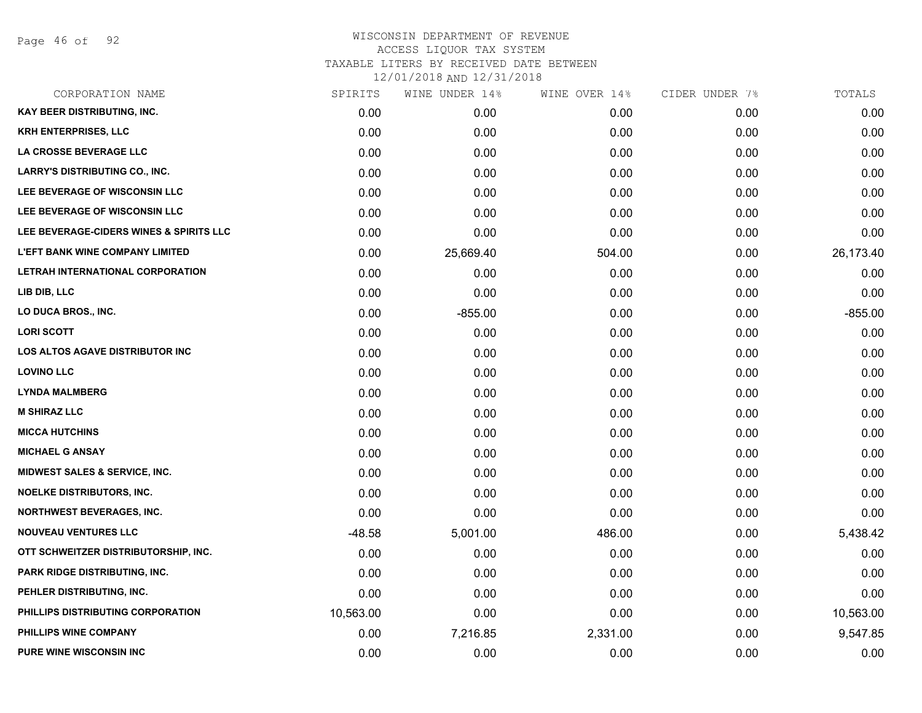WISCONSIN DEPARTMENT OF REVENUE
ACCESS LIQUOR TAX SYSTEM
TAXABLE LITERS BY RECEIVED DATE BETWEEN
12/01/2018 AND 12/31/2018

| CORPORATION NAME | SPIRITS | WINE UNDER 14% | WINE OVER 14% | CIDER UNDER 7% | TOTALS |
|---|---|---|---|---|---|
| KAY BEER DISTRIBUTING, INC. | 0.00 | 0.00 | 0.00 | 0.00 | 0.00 |
| KRH ENTERPRISES, LLC | 0.00 | 0.00 | 0.00 | 0.00 | 0.00 |
| LA CROSSE BEVERAGE LLC | 0.00 | 0.00 | 0.00 | 0.00 | 0.00 |
| LARRY'S DISTRIBUTING CO., INC. | 0.00 | 0.00 | 0.00 | 0.00 | 0.00 |
| LEE BEVERAGE OF WISCONSIN LLC | 0.00 | 0.00 | 0.00 | 0.00 | 0.00 |
| LEE BEVERAGE OF WISCONSIN LLC | 0.00 | 0.00 | 0.00 | 0.00 | 0.00 |
| LEE BEVERAGE-CIDERS WINES & SPIRITS LLC | 0.00 | 0.00 | 0.00 | 0.00 | 0.00 |
| L'EFT BANK WINE COMPANY LIMITED | 0.00 | 25,669.40 | 504.00 | 0.00 | 26,173.40 |
| LETRAH INTERNATIONAL CORPORATION | 0.00 | 0.00 | 0.00 | 0.00 | 0.00 |
| LIB DIB, LLC | 0.00 | 0.00 | 0.00 | 0.00 | 0.00 |
| LO DUCA BROS., INC. | 0.00 | -855.00 | 0.00 | 0.00 | -855.00 |
| LORI SCOTT | 0.00 | 0.00 | 0.00 | 0.00 | 0.00 |
| LOS ALTOS AGAVE DISTRIBUTOR INC | 0.00 | 0.00 | 0.00 | 0.00 | 0.00 |
| LOVINO LLC | 0.00 | 0.00 | 0.00 | 0.00 | 0.00 |
| LYNDA MALMBERG | 0.00 | 0.00 | 0.00 | 0.00 | 0.00 |
| M SHIRAZ LLC | 0.00 | 0.00 | 0.00 | 0.00 | 0.00 |
| MICCA HUTCHINS | 0.00 | 0.00 | 0.00 | 0.00 | 0.00 |
| MICHAEL G ANSAY | 0.00 | 0.00 | 0.00 | 0.00 | 0.00 |
| MIDWEST SALES & SERVICE, INC. | 0.00 | 0.00 | 0.00 | 0.00 | 0.00 |
| NOELKE DISTRIBUTORS, INC. | 0.00 | 0.00 | 0.00 | 0.00 | 0.00 |
| NORTHWEST BEVERAGES, INC. | 0.00 | 0.00 | 0.00 | 0.00 | 0.00 |
| NOUVEAU VENTURES LLC | -48.58 | 5,001.00 | 486.00 | 0.00 | 5,438.42 |
| OTT SCHWEITZER DISTRIBUTORSHIP, INC. | 0.00 | 0.00 | 0.00 | 0.00 | 0.00 |
| PARK RIDGE DISTRIBUTING, INC. | 0.00 | 0.00 | 0.00 | 0.00 | 0.00 |
| PEHLER DISTRIBUTING, INC. | 0.00 | 0.00 | 0.00 | 0.00 | 0.00 |
| PHILLIPS DISTRIBUTING CORPORATION | 10,563.00 | 0.00 | 0.00 | 0.00 | 10,563.00 |
| PHILLIPS WINE COMPANY | 0.00 | 7,216.85 | 2,331.00 | 0.00 | 9,547.85 |
| PURE WINE WISCONSIN INC | 0.00 | 0.00 | 0.00 | 0.00 | 0.00 |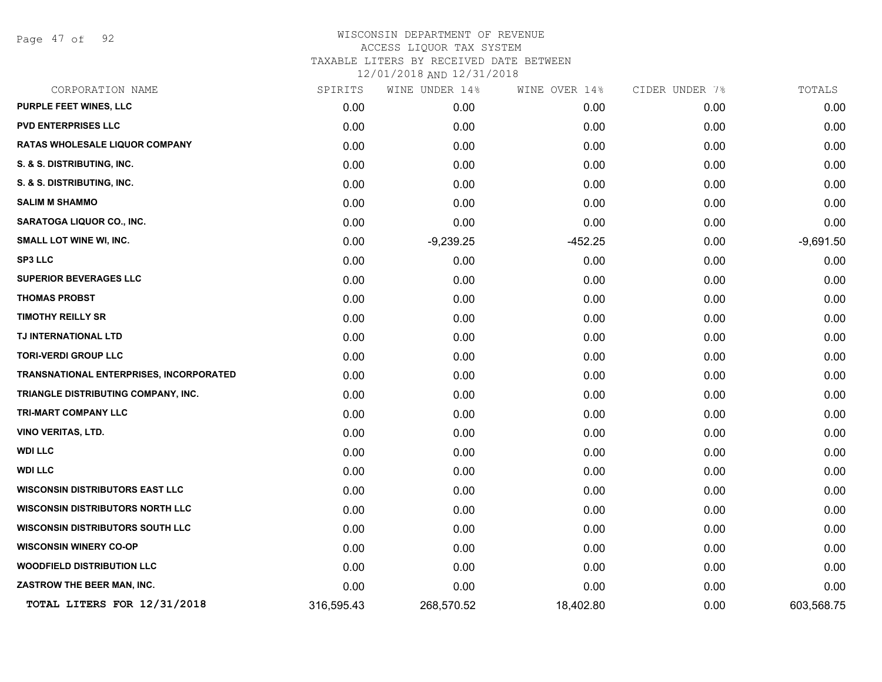# WISCONSIN DEPARTMENT OF REVENUE
## ACCESS LIQUOR TAX SYSTEM
### TAXABLE LITERS BY RECEIVED DATE BETWEEN 12/01/2018 AND 12/31/2018

| CORPORATION NAME | SPIRITS | WINE UNDER 14% | WINE OVER 14% | CIDER UNDER 7% | TOTALS |
|---|---|---|---|---|---|
| PURPLE FEET WINES, LLC | 0.00 | 0.00 | 0.00 | 0.00 | 0.00 |
| PVD ENTERPRISES LLC | 0.00 | 0.00 | 0.00 | 0.00 | 0.00 |
| RATAS WHOLESALE LIQUOR COMPANY | 0.00 | 0.00 | 0.00 | 0.00 | 0.00 |
| S. & S. DISTRIBUTING, INC. | 0.00 | 0.00 | 0.00 | 0.00 | 0.00 |
| S. & S. DISTRIBUTING, INC. | 0.00 | 0.00 | 0.00 | 0.00 | 0.00 |
| SALIM M SHAMMO | 0.00 | 0.00 | 0.00 | 0.00 | 0.00 |
| SARATOGA LIQUOR CO., INC. | 0.00 | 0.00 | 0.00 | 0.00 | 0.00 |
| SMALL LOT WINE WI, INC. | 0.00 | -9,239.25 | -452.25 | 0.00 | -9,691.50 |
| SP3 LLC | 0.00 | 0.00 | 0.00 | 0.00 | 0.00 |
| SUPERIOR BEVERAGES LLC | 0.00 | 0.00 | 0.00 | 0.00 | 0.00 |
| THOMAS PROBST | 0.00 | 0.00 | 0.00 | 0.00 | 0.00 |
| TIMOTHY REILLY SR | 0.00 | 0.00 | 0.00 | 0.00 | 0.00 |
| TJ INTERNATIONAL LTD | 0.00 | 0.00 | 0.00 | 0.00 | 0.00 |
| TORI-VERDI GROUP LLC | 0.00 | 0.00 | 0.00 | 0.00 | 0.00 |
| TRANSNATIONAL ENTERPRISES, INCORPORATED | 0.00 | 0.00 | 0.00 | 0.00 | 0.00 |
| TRIANGLE DISTRIBUTING COMPANY, INC. | 0.00 | 0.00 | 0.00 | 0.00 | 0.00 |
| TRI-MART COMPANY LLC | 0.00 | 0.00 | 0.00 | 0.00 | 0.00 |
| VINO VERITAS, LTD. | 0.00 | 0.00 | 0.00 | 0.00 | 0.00 |
| WDI LLC | 0.00 | 0.00 | 0.00 | 0.00 | 0.00 |
| WDI LLC | 0.00 | 0.00 | 0.00 | 0.00 | 0.00 |
| WISCONSIN DISTRIBUTORS EAST LLC | 0.00 | 0.00 | 0.00 | 0.00 | 0.00 |
| WISCONSIN DISTRIBUTORS NORTH LLC | 0.00 | 0.00 | 0.00 | 0.00 | 0.00 |
| WISCONSIN DISTRIBUTORS SOUTH LLC | 0.00 | 0.00 | 0.00 | 0.00 | 0.00 |
| WISCONSIN WINERY CO-OP | 0.00 | 0.00 | 0.00 | 0.00 | 0.00 |
| WOODFIELD DISTRIBUTION LLC | 0.00 | 0.00 | 0.00 | 0.00 | 0.00 |
| ZASTROW THE BEER MAN, INC. | 0.00 | 0.00 | 0.00 | 0.00 | 0.00 |
| **TOTAL LITERS FOR 12/31/2018** | 316,595.43 | 268,570.52 | 18,402.80 | 0.00 | 603,568.75 |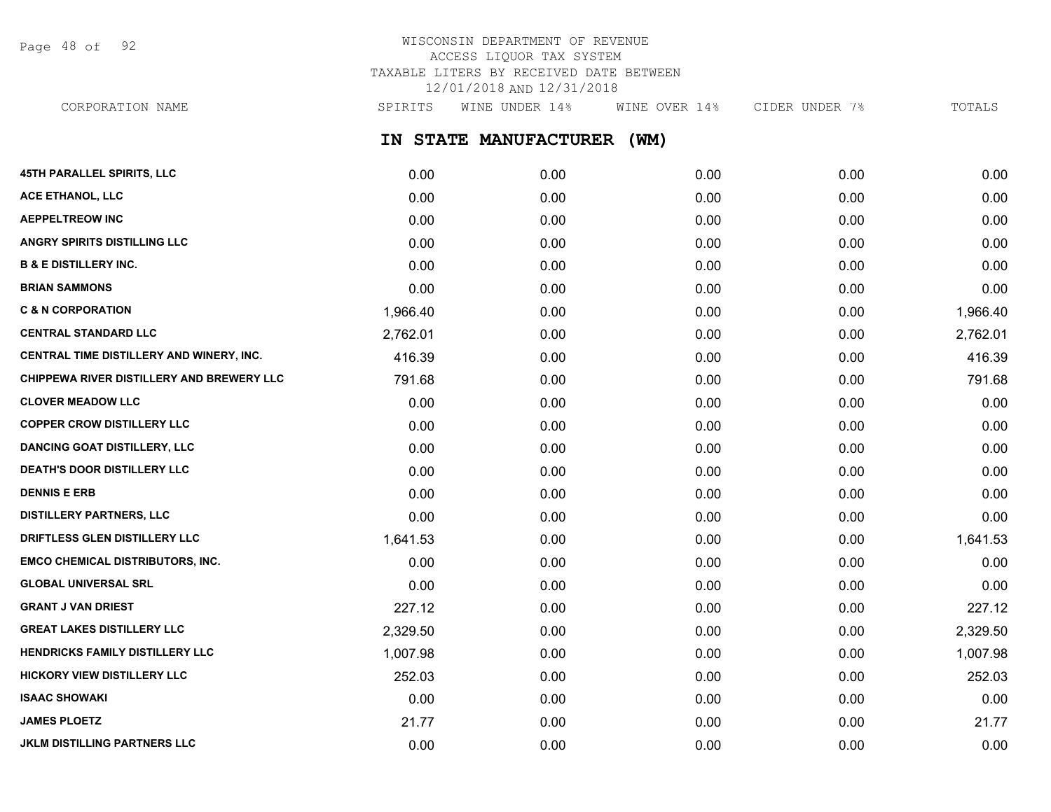# WISCONSIN DEPARTMENT OF REVENUE

ACCESS LIQUOR TAX SYSTEM

TAXABLE LITERS BY RECEIVED DATE BETWEEN 12/01/2018 AND 12/31/2018

## IN STATE MANUFACTURER (WM)

| CORPORATION NAME | SPIRITS | WINE UNDER 14% | WINE OVER 14% | CIDER UNDER 7% | TOTALS |
|---|---|---|---|---|---|
| 45TH PARALLEL SPIRITS, LLC | 0.00 | 0.00 | 0.00 | 0.00 | 0.00 |
| ACE ETHANOL, LLC | 0.00 | 0.00 | 0.00 | 0.00 | 0.00 |
| AEPPELTREOW INC | 0.00 | 0.00 | 0.00 | 0.00 | 0.00 |
| ANGRY SPIRITS DISTILLING LLC | 0.00 | 0.00 | 0.00 | 0.00 | 0.00 |
| B & E DISTILLERY INC. | 0.00 | 0.00 | 0.00 | 0.00 | 0.00 |
| BRIAN SAMMONS | 0.00 | 0.00 | 0.00 | 0.00 | 0.00 |
| C & N CORPORATION | 1,966.40 | 0.00 | 0.00 | 0.00 | 1,966.40 |
| CENTRAL STANDARD LLC | 2,762.01 | 0.00 | 0.00 | 0.00 | 2,762.01 |
| CENTRAL TIME DISTILLERY AND WINERY, INC. | 416.39 | 0.00 | 0.00 | 0.00 | 416.39 |
| CHIPPEWA RIVER DISTILLERY AND BREWERY LLC | 791.68 | 0.00 | 0.00 | 0.00 | 791.68 |
| CLOVER MEADOW LLC | 0.00 | 0.00 | 0.00 | 0.00 | 0.00 |
| COPPER CROW DISTILLERY LLC | 0.00 | 0.00 | 0.00 | 0.00 | 0.00 |
| DANCING GOAT DISTILLERY, LLC | 0.00 | 0.00 | 0.00 | 0.00 | 0.00 |
| DEATH'S DOOR DISTILLERY LLC | 0.00 | 0.00 | 0.00 | 0.00 | 0.00 |
| DENNIS E ERB | 0.00 | 0.00 | 0.00 | 0.00 | 0.00 |
| DISTILLERY PARTNERS, LLC | 0.00 | 0.00 | 0.00 | 0.00 | 0.00 |
| DRIFTLESS GLEN DISTILLERY LLC | 1,641.53 | 0.00 | 0.00 | 0.00 | 1,641.53 |
| EMCO CHEMICAL DISTRIBUTORS, INC. | 0.00 | 0.00 | 0.00 | 0.00 | 0.00 |
| GLOBAL UNIVERSAL SRL | 0.00 | 0.00 | 0.00 | 0.00 | 0.00 |
| GRANT J VAN DRIEST | 227.12 | 0.00 | 0.00 | 0.00 | 227.12 |
| GREAT LAKES DISTILLERY LLC | 2,329.50 | 0.00 | 0.00 | 0.00 | 2,329.50 |
| HENDRICKS FAMILY DISTILLERY LLC | 1,007.98 | 0.00 | 0.00 | 0.00 | 1,007.98 |
| HICKORY VIEW DISTILLERY LLC | 252.03 | 0.00 | 0.00 | 0.00 | 252.03 |
| ISAAC SHOWAKI | 0.00 | 0.00 | 0.00 | 0.00 | 0.00 |
| JAMES PLOETZ | 21.77 | 0.00 | 0.00 | 0.00 | 21.77 |
| JKLM DISTILLING PARTNERS LLC | 0.00 | 0.00 | 0.00 | 0.00 | 0.00 |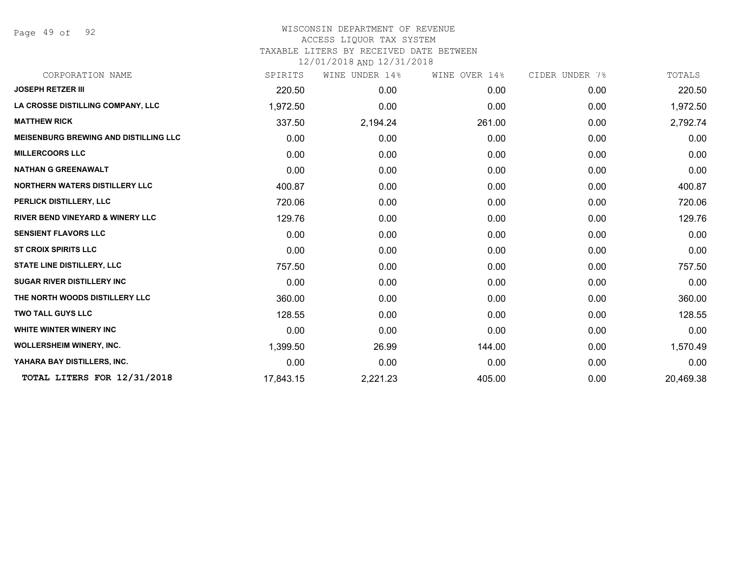WISCONSIN DEPARTMENT OF REVENUE
ACCESS LIQUOR TAX SYSTEM
TAXABLE LITERS BY RECEIVED DATE BETWEEN
12/01/2018 AND 12/31/2018

| CORPORATION NAME | SPIRITS | WINE UNDER 14% | WINE OVER 14% | CIDER UNDER 7% | TOTALS |
|---|---|---|---|---|---|
| **JOSEPH RETZER III** | 220.50 | 0.00 | 0.00 | 0.00 | 220.50 |
| **LA CROSSE DISTILLING COMPANY, LLC** | 1,972.50 | 0.00 | 0.00 | 0.00 | 1,972.50 |
| **MATTHEW RICK** | 337.50 | 2,194.24 | 261.00 | 0.00 | 2,792.74 |
| **MEISENBURG BREWING AND DISTILLING LLC** | 0.00 | 0.00 | 0.00 | 0.00 | 0.00 |
| **MILLERCOORS LLC** | 0.00 | 0.00 | 0.00 | 0.00 | 0.00 |
| **NATHAN G GREENAWALT** | 0.00 | 0.00 | 0.00 | 0.00 | 0.00 |
| **NORTHERN WATERS DISTILLERY LLC** | 400.87 | 0.00 | 0.00 | 0.00 | 400.87 |
| **PERLICK DISTILLERY, LLC** | 720.06 | 0.00 | 0.00 | 0.00 | 720.06 |
| **RIVER BEND VINEYARD & WINERY LLC** | 129.76 | 0.00 | 0.00 | 0.00 | 129.76 |
| **SENSIENT FLAVORS LLC** | 0.00 | 0.00 | 0.00 | 0.00 | 0.00 |
| **ST CROIX SPIRITS LLC** | 0.00 | 0.00 | 0.00 | 0.00 | 0.00 |
| **STATE LINE DISTILLERY, LLC** | 757.50 | 0.00 | 0.00 | 0.00 | 757.50 |
| **SUGAR RIVER DISTILLERY INC** | 0.00 | 0.00 | 0.00 | 0.00 | 0.00 |
| **THE NORTH WOODS DISTILLERY LLC** | 360.00 | 0.00 | 0.00 | 0.00 | 360.00 |
| **TWO TALL GUYS LLC** | 128.55 | 0.00 | 0.00 | 0.00 | 128.55 |
| **WHITE WINTER WINERY INC** | 0.00 | 0.00 | 0.00 | 0.00 | 0.00 |
| **WOLLERSHEIM WINERY, INC.** | 1,399.50 | 26.99 | 144.00 | 0.00 | 1,570.49 |
| **YAHARA BAY DISTILLERS, INC.** | 0.00 | 0.00 | 0.00 | 0.00 | 0.00 |
| **TOTAL LITERS FOR 12/31/2018** | 17,843.15 | 2,221.23 | 405.00 | 0.00 | 20,469.38 |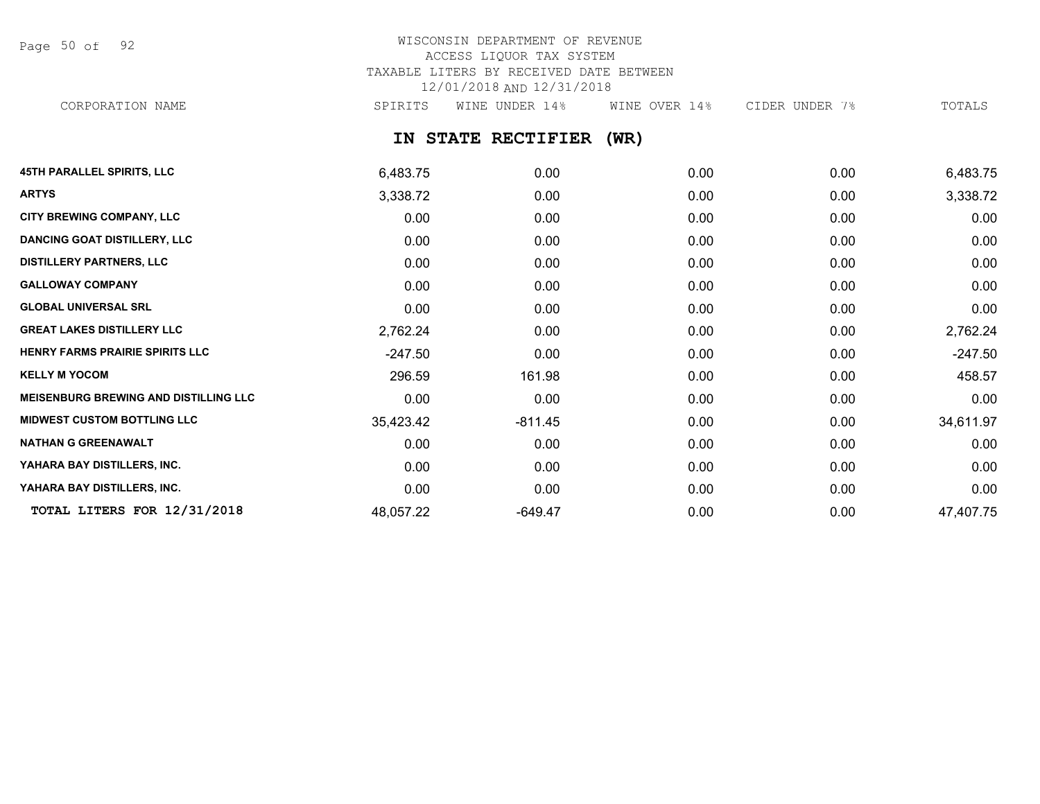WISCONSIN DEPARTMENT OF REVENUE
ACCESS LIQUOR TAX SYSTEM
TAXABLE LITERS BY RECEIVED DATE BETWEEN
12/01/2018 AND 12/31/2018

## IN STATE RECTIFIER (WR)

| CORPORATION NAME | SPIRITS | WINE UNDER 14% | WINE OVER 14% | CIDER UNDER 7% | TOTALS |
|---|---|---|---|---|---|
| **45TH PARALLEL SPIRITS, LLC** | 6,483.75 | 0.00 | 0.00 | 0.00 | 6,483.75 |
| **ARTYS** | 3,338.72 | 0.00 | 0.00 | 0.00 | 3,338.72 |
| **CITY BREWING COMPANY, LLC** | 0.00 | 0.00 | 0.00 | 0.00 | 0.00 |
| **DANCING GOAT DISTILLERY, LLC** | 0.00 | 0.00 | 0.00 | 0.00 | 0.00 |
| **DISTILLERY PARTNERS, LLC** | 0.00 | 0.00 | 0.00 | 0.00 | 0.00 |
| **GALLOWAY COMPANY** | 0.00 | 0.00 | 0.00 | 0.00 | 0.00 |
| **GLOBAL UNIVERSAL SRL** | 0.00 | 0.00 | 0.00 | 0.00 | 0.00 |
| **GREAT LAKES DISTILLERY LLC** | 2,762.24 | 0.00 | 0.00 | 0.00 | 2,762.24 |
| **HENRY FARMS PRAIRIE SPIRITS LLC** | -247.50 | 0.00 | 0.00 | 0.00 | -247.50 |
| **KELLY M YOCOM** | 296.59 | 161.98 | 0.00 | 0.00 | 458.57 |
| **MEISENBURG BREWING AND DISTILLING LLC** | 0.00 | 0.00 | 0.00 | 0.00 | 0.00 |
| **MIDWEST CUSTOM BOTTLING LLC** | 35,423.42 | -811.45 | 0.00 | 0.00 | 34,611.97 |
| **NATHAN G GREENAWALT** | 0.00 | 0.00 | 0.00 | 0.00 | 0.00 |
| **YAHARA BAY DISTILLERS, INC.** | 0.00 | 0.00 | 0.00 | 0.00 | 0.00 |
| **YAHARA BAY DISTILLERS, INC.** | 0.00 | 0.00 | 0.00 | 0.00 | 0.00 |
| **TOTAL LITERS FOR 12/31/2018** | 48,057.22 | -649.47 | 0.00 | 0.00 | 47,407.75 |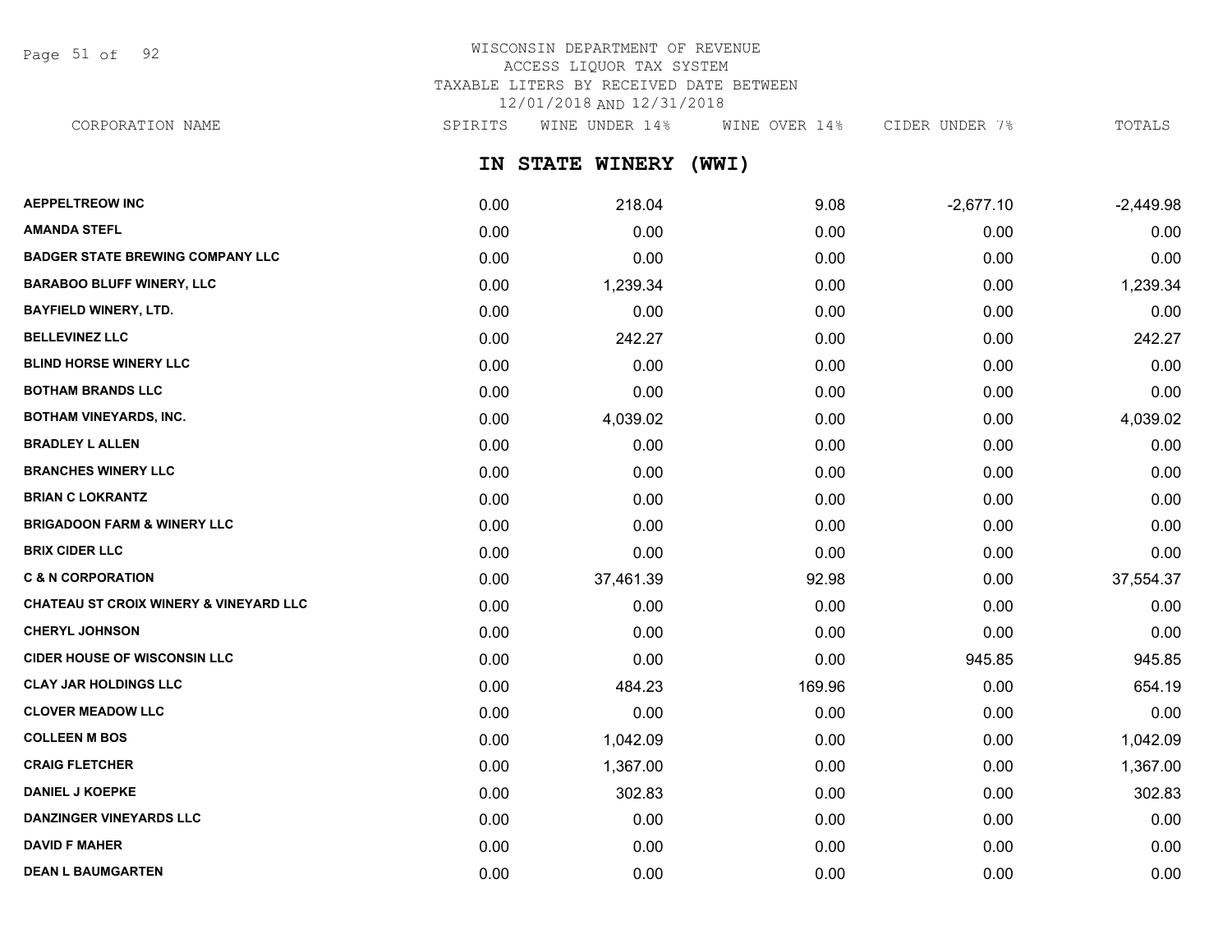WISCONSIN DEPARTMENT OF REVENUE
ACCESS LIQUOR TAX SYSTEM
TAXABLE LITERS BY RECEIVED DATE BETWEEN
12/01/2018 AND 12/31/2018

## IN STATE WINERY (WWI)

| CORPORATION NAME | SPIRITS | WINE UNDER 14% | WINE OVER 14% | CIDER UNDER 7% | TOTALS |
|---|---|---|---|---|---|
| AEPPELTREOW INC | 0.00 | 218.04 | 9.08 | -2,677.10 | -2,449.98 |
| AMANDA STEFL | 0.00 | 0.00 | 0.00 | 0.00 | 0.00 |
| BADGER STATE BREWING COMPANY LLC | 0.00 | 0.00 | 0.00 | 0.00 | 0.00 |
| BARABOO BLUFF WINERY, LLC | 0.00 | 1,239.34 | 0.00 | 0.00 | 1,239.34 |
| BAYFIELD WINERY, LTD. | 0.00 | 0.00 | 0.00 | 0.00 | 0.00 |
| BELLEVINEZ LLC | 0.00 | 242.27 | 0.00 | 0.00 | 242.27 |
| BLIND HORSE WINERY LLC | 0.00 | 0.00 | 0.00 | 0.00 | 0.00 |
| BOTHAM BRANDS LLC | 0.00 | 0.00 | 0.00 | 0.00 | 0.00 |
| BOTHAM VINEYARDS, INC. | 0.00 | 4,039.02 | 0.00 | 0.00 | 4,039.02 |
| BRADLEY L ALLEN | 0.00 | 0.00 | 0.00 | 0.00 | 0.00 |
| BRANCHES WINERY LLC | 0.00 | 0.00 | 0.00 | 0.00 | 0.00 |
| BRIAN C LOKRANTZ | 0.00 | 0.00 | 0.00 | 0.00 | 0.00 |
| BRIGADOON FARM & WINERY LLC | 0.00 | 0.00 | 0.00 | 0.00 | 0.00 |
| BRIX CIDER LLC | 0.00 | 0.00 | 0.00 | 0.00 | 0.00 |
| C & N CORPORATION | 0.00 | 37,461.39 | 92.98 | 0.00 | 37,554.37 |
| CHATEAU ST CROIX WINERY & VINEYARD LLC | 0.00 | 0.00 | 0.00 | 0.00 | 0.00 |
| CHERYL JOHNSON | 0.00 | 0.00 | 0.00 | 0.00 | 0.00 |
| CIDER HOUSE OF WISCONSIN LLC | 0.00 | 0.00 | 0.00 | 945.85 | 945.85 |
| CLAY JAR HOLDINGS LLC | 0.00 | 484.23 | 169.96 | 0.00 | 654.19 |
| CLOVER MEADOW LLC | 0.00 | 0.00 | 0.00 | 0.00 | 0.00 |
| COLLEEN M BOS | 0.00 | 1,042.09 | 0.00 | 0.00 | 1,042.09 |
| CRAIG FLETCHER | 0.00 | 1,367.00 | 0.00 | 0.00 | 1,367.00 |
| DANIEL J KOEPKE | 0.00 | 302.83 | 0.00 | 0.00 | 302.83 |
| DANZINGER VINEYARDS LLC | 0.00 | 0.00 | 0.00 | 0.00 | 0.00 |
| DAVID F MAHER | 0.00 | 0.00 | 0.00 | 0.00 | 0.00 |
| DEAN L BAUMGARTEN | 0.00 | 0.00 | 0.00 | 0.00 | 0.00 |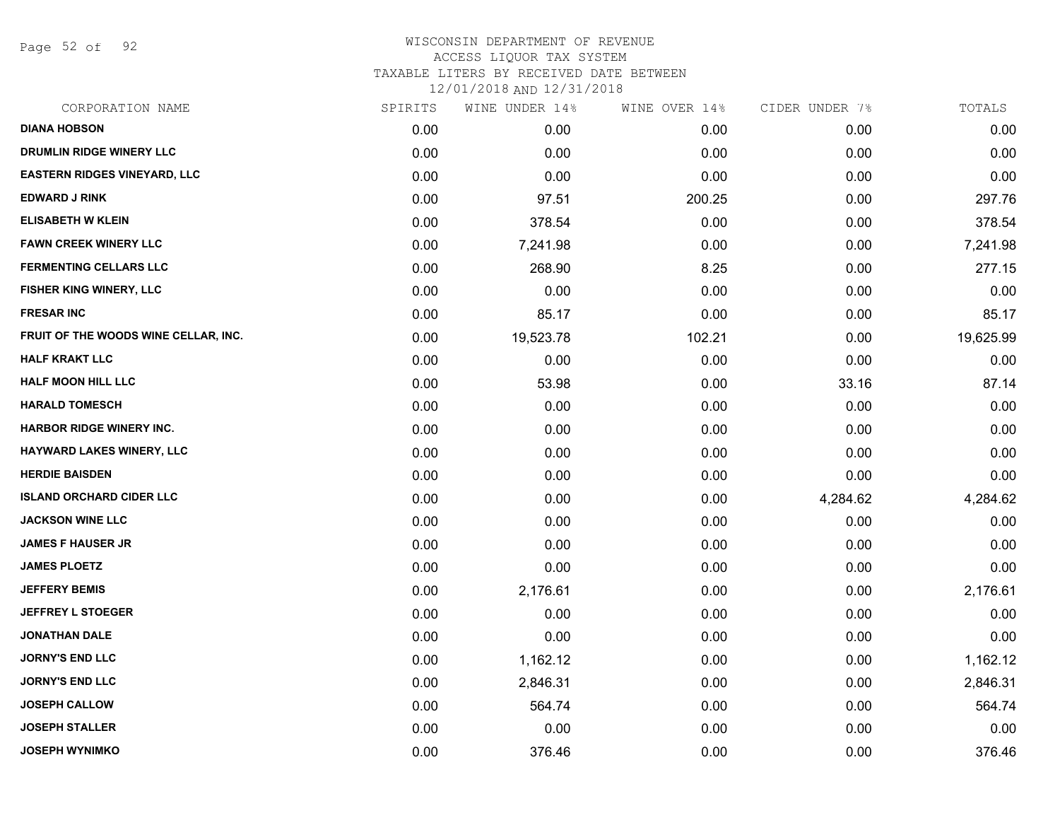# WISCONSIN DEPARTMENT OF REVENUE
## ACCESS LIQUOR TAX SYSTEM
### TAXABLE LITERS BY RECEIVED DATE BETWEEN 12/01/2018 AND 12/31/2018

| CORPORATION NAME | SPIRITS | WINE UNDER 14% | WINE OVER 14% | CIDER UNDER 7% | TOTALS |
|---|---|---|---|---|---|
| DIANA HOBSON | 0.00 | 0.00 | 0.00 | 0.00 | 0.00 |
| DRUMLIN RIDGE WINERY LLC | 0.00 | 0.00 | 0.00 | 0.00 | 0.00 |
| EASTERN RIDGES VINEYARD, LLC | 0.00 | 0.00 | 0.00 | 0.00 | 0.00 |
| EDWARD J RINK | 0.00 | 97.51 | 200.25 | 0.00 | 297.76 |
| ELISABETH W KLEIN | 0.00 | 378.54 | 0.00 | 0.00 | 378.54 |
| FAWN CREEK WINERY LLC | 0.00 | 7,241.98 | 0.00 | 0.00 | 7,241.98 |
| FERMENTING CELLARS LLC | 0.00 | 268.90 | 8.25 | 0.00 | 277.15 |
| FISHER KING WINERY, LLC | 0.00 | 0.00 | 0.00 | 0.00 | 0.00 |
| FRESAR INC | 0.00 | 85.17 | 0.00 | 0.00 | 85.17 |
| FRUIT OF THE WOODS WINE CELLAR, INC. | 0.00 | 19,523.78 | 102.21 | 0.00 | 19,625.99 |
| HALF KRAKT LLC | 0.00 | 0.00 | 0.00 | 0.00 | 0.00 |
| HALF MOON HILL LLC | 0.00 | 53.98 | 0.00 | 33.16 | 87.14 |
| HARALD TOMESCH | 0.00 | 0.00 | 0.00 | 0.00 | 0.00 |
| HARBOR RIDGE WINERY INC. | 0.00 | 0.00 | 0.00 | 0.00 | 0.00 |
| HAYWARD LAKES WINERY, LLC | 0.00 | 0.00 | 0.00 | 0.00 | 0.00 |
| HERDIE BAISDEN | 0.00 | 0.00 | 0.00 | 0.00 | 0.00 |
| ISLAND ORCHARD CIDER LLC | 0.00 | 0.00 | 0.00 | 4,284.62 | 4,284.62 |
| JACKSON WINE LLC | 0.00 | 0.00 | 0.00 | 0.00 | 0.00 |
| JAMES F HAUSER JR | 0.00 | 0.00 | 0.00 | 0.00 | 0.00 |
| JAMES PLOETZ | 0.00 | 0.00 | 0.00 | 0.00 | 0.00 |
| JEFFERY BEMIS | 0.00 | 2,176.61 | 0.00 | 0.00 | 2,176.61 |
| JEFFREY L STOEGER | 0.00 | 0.00 | 0.00 | 0.00 | 0.00 |
| JONATHAN DALE | 0.00 | 0.00 | 0.00 | 0.00 | 0.00 |
| JORNY'S END LLC | 0.00 | 1,162.12 | 0.00 | 0.00 | 1,162.12 |
| JORNY'S END LLC | 0.00 | 2,846.31 | 0.00 | 0.00 | 2,846.31 |
| JOSEPH CALLOW | 0.00 | 564.74 | 0.00 | 0.00 | 564.74 |
| JOSEPH STALLER | 0.00 | 0.00 | 0.00 | 0.00 | 0.00 |
| JOSEPH WYNIMKO | 0.00 | 376.46 | 0.00 | 0.00 | 376.46 |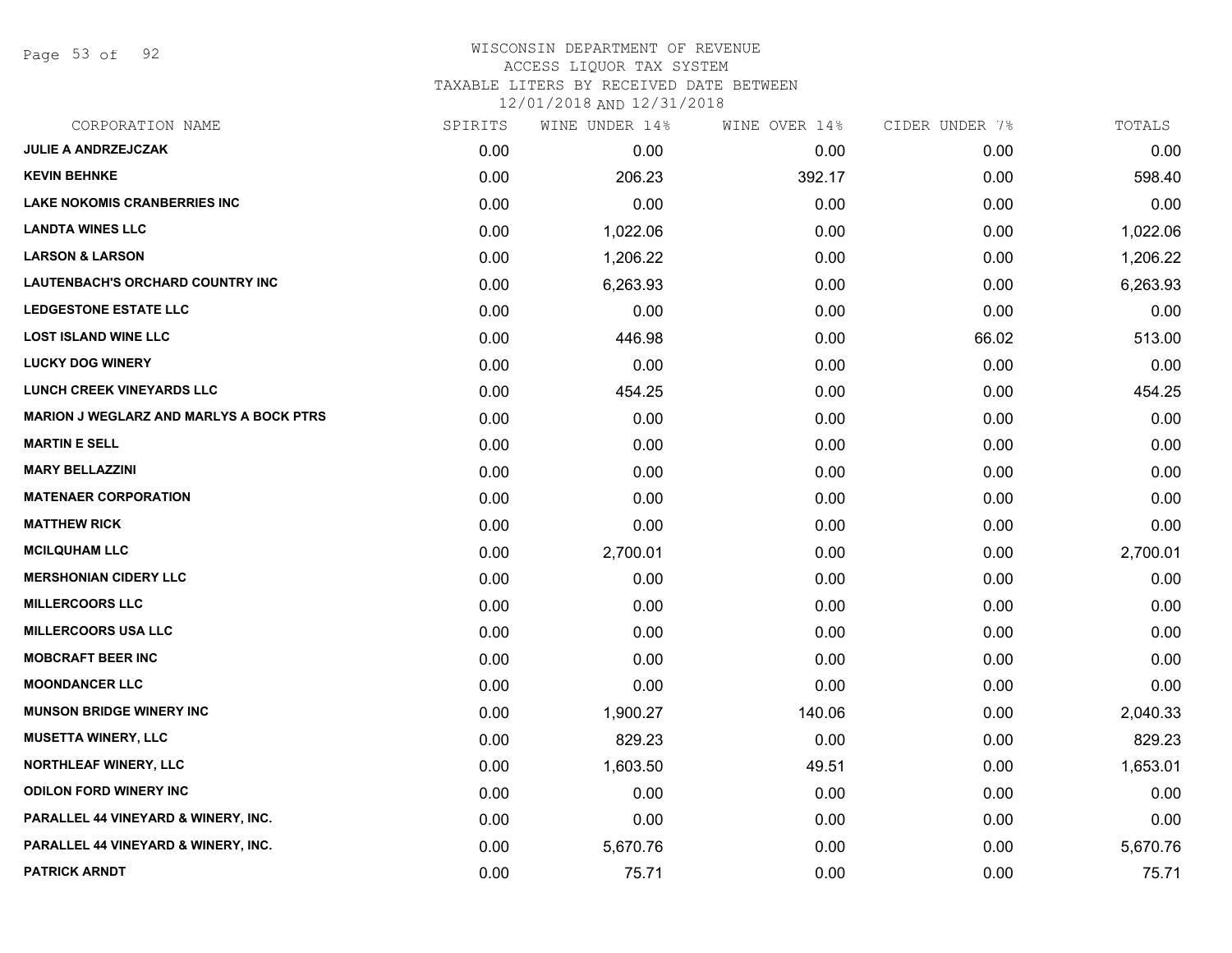# WISCONSIN DEPARTMENT OF REVENUE
## ACCESS LIQUOR TAX SYSTEM
### TAXABLE LITERS BY RECEIVED DATE BETWEEN 12/01/2018 AND 12/31/2018

| CORPORATION NAME | SPIRITS | WINE UNDER 14% | WINE OVER 14% | CIDER UNDER 7% | TOTALS |
|---|---|---|---|---|---|
| JULIE A ANDRZEJCZAK | 0.00 | 0.00 | 0.00 | 0.00 | 0.00 |
| KEVIN BEHNKE | 0.00 | 206.23 | 392.17 | 0.00 | 598.40 |
| LAKE NOKOMIS CRANBERRIES INC | 0.00 | 0.00 | 0.00 | 0.00 | 0.00 |
| LANDTA WINES LLC | 0.00 | 1,022.06 | 0.00 | 0.00 | 1,022.06 |
| LARSON & LARSON | 0.00 | 1,206.22 | 0.00 | 0.00 | 1,206.22 |
| LAUTENBACH'S ORCHARD COUNTRY INC | 0.00 | 6,263.93 | 0.00 | 0.00 | 6,263.93 |
| LEDGESTONE ESTATE LLC | 0.00 | 0.00 | 0.00 | 0.00 | 0.00 |
| LOST ISLAND WINE LLC | 0.00 | 446.98 | 0.00 | 66.02 | 513.00 |
| LUCKY DOG WINERY | 0.00 | 0.00 | 0.00 | 0.00 | 0.00 |
| LUNCH CREEK VINEYARDS LLC | 0.00 | 454.25 | 0.00 | 0.00 | 454.25 |
| MARION J WEGLARZ AND MARLYS A BOCK PTRS | 0.00 | 0.00 | 0.00 | 0.00 | 0.00 |
| MARTIN E SELL | 0.00 | 0.00 | 0.00 | 0.00 | 0.00 |
| MARY BELLAZZINI | 0.00 | 0.00 | 0.00 | 0.00 | 0.00 |
| MATENAER CORPORATION | 0.00 | 0.00 | 0.00 | 0.00 | 0.00 |
| MATTHEW RICK | 0.00 | 0.00 | 0.00 | 0.00 | 0.00 |
| MCILQUHAM LLC | 0.00 | 2,700.01 | 0.00 | 0.00 | 2,700.01 |
| MERSHONIAN CIDERY LLC | 0.00 | 0.00 | 0.00 | 0.00 | 0.00 |
| MILLERCOORS LLC | 0.00 | 0.00 | 0.00 | 0.00 | 0.00 |
| MILLERCOORS USA LLC | 0.00 | 0.00 | 0.00 | 0.00 | 0.00 |
| MOBCRAFT BEER INC | 0.00 | 0.00 | 0.00 | 0.00 | 0.00 |
| MOONDANCER LLC | 0.00 | 0.00 | 0.00 | 0.00 | 0.00 |
| MUNSON BRIDGE WINERY INC | 0.00 | 1,900.27 | 140.06 | 0.00 | 2,040.33 |
| MUSETTA WINERY, LLC | 0.00 | 829.23 | 0.00 | 0.00 | 829.23 |
| NORTHLEAF WINERY, LLC | 0.00 | 1,603.50 | 49.51 | 0.00 | 1,653.01 |
| ODILON FORD WINERY INC | 0.00 | 0.00 | 0.00 | 0.00 | 0.00 |
| PARALLEL 44 VINEYARD & WINERY, INC. | 0.00 | 0.00 | 0.00 | 0.00 | 0.00 |
| PARALLEL 44 VINEYARD & WINERY, INC. | 0.00 | 5,670.76 | 0.00 | 0.00 | 5,670.76 |
| PATRICK ARNDT | 0.00 | 75.71 | 0.00 | 0.00 | 75.71 |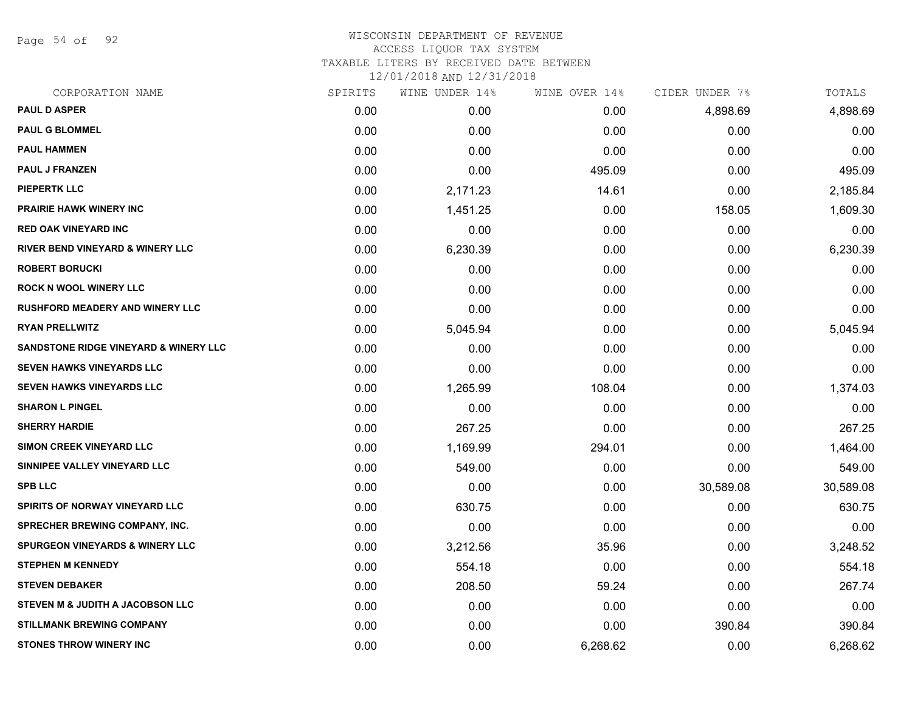# WISCONSIN DEPARTMENT OF REVENUE
## ACCESS LIQUOR TAX SYSTEM
### TAXABLE LITERS BY RECEIVED DATE BETWEEN 12/01/2018 AND 12/31/2018

| CORPORATION NAME | SPIRITS | WINE UNDER 14% | WINE OVER 14% | CIDER UNDER 7% | TOTALS |
|---|---|---|---|---|---|
| PAUL D ASPER | 0.00 | 0.00 | 0.00 | 4,898.69 | 4,898.69 |
| PAUL G BLOMMEL | 0.00 | 0.00 | 0.00 | 0.00 | 0.00 |
| PAUL HAMMEN | 0.00 | 0.00 | 0.00 | 0.00 | 0.00 |
| PAUL J FRANZEN | 0.00 | 0.00 | 495.09 | 0.00 | 495.09 |
| PIEPERTK LLC | 0.00 | 2,171.23 | 14.61 | 0.00 | 2,185.84 |
| PRAIRIE HAWK WINERY INC | 0.00 | 1,451.25 | 0.00 | 158.05 | 1,609.30 |
| RED OAK VINEYARD INC | 0.00 | 0.00 | 0.00 | 0.00 | 0.00 |
| RIVER BEND VINEYARD & WINERY LLC | 0.00 | 6,230.39 | 0.00 | 0.00 | 6,230.39 |
| ROBERT BORUCKI | 0.00 | 0.00 | 0.00 | 0.00 | 0.00 |
| ROCK N WOOL WINERY LLC | 0.00 | 0.00 | 0.00 | 0.00 | 0.00 |
| RUSHFORD MEADERY AND WINERY LLC | 0.00 | 0.00 | 0.00 | 0.00 | 0.00 |
| RYAN PRELLWITZ | 0.00 | 5,045.94 | 0.00 | 0.00 | 5,045.94 |
| SANDSTONE RIDGE VINEYARD & WINERY LLC | 0.00 | 0.00 | 0.00 | 0.00 | 0.00 |
| SEVEN HAWKS VINEYARDS LLC | 0.00 | 0.00 | 0.00 | 0.00 | 0.00 |
| SEVEN HAWKS VINEYARDS LLC | 0.00 | 1,265.99 | 108.04 | 0.00 | 1,374.03 |
| SHARON L PINGEL | 0.00 | 0.00 | 0.00 | 0.00 | 0.00 |
| SHERRY HARDIE | 0.00 | 267.25 | 0.00 | 0.00 | 267.25 |
| SIMON CREEK VINEYARD LLC | 0.00 | 1,169.99 | 294.01 | 0.00 | 1,464.00 |
| SINNIPEE VALLEY VINEYARD LLC | 0.00 | 549.00 | 0.00 | 0.00 | 549.00 |
| SPB LLC | 0.00 | 0.00 | 0.00 | 30,589.08 | 30,589.08 |
| SPIRITS OF NORWAY VINEYARD LLC | 0.00 | 630.75 | 0.00 | 0.00 | 630.75 |
| SPRECHER BREWING COMPANY, INC. | 0.00 | 0.00 | 0.00 | 0.00 | 0.00 |
| SPURGEON VINEYARDS & WINERY LLC | 0.00 | 3,212.56 | 35.96 | 0.00 | 3,248.52 |
| STEPHEN M KENNEDY | 0.00 | 554.18 | 0.00 | 0.00 | 554.18 |
| STEVEN DEBAKER | 0.00 | 208.50 | 59.24 | 0.00 | 267.74 |
| STEVEN M & JUDITH A JACOBSON LLC | 0.00 | 0.00 | 0.00 | 0.00 | 0.00 |
| STILLMANK BREWING COMPANY | 0.00 | 0.00 | 0.00 | 390.84 | 390.84 |
| STONES THROW WINERY INC | 0.00 | 0.00 | 6,268.62 | 0.00 | 6,268.62 |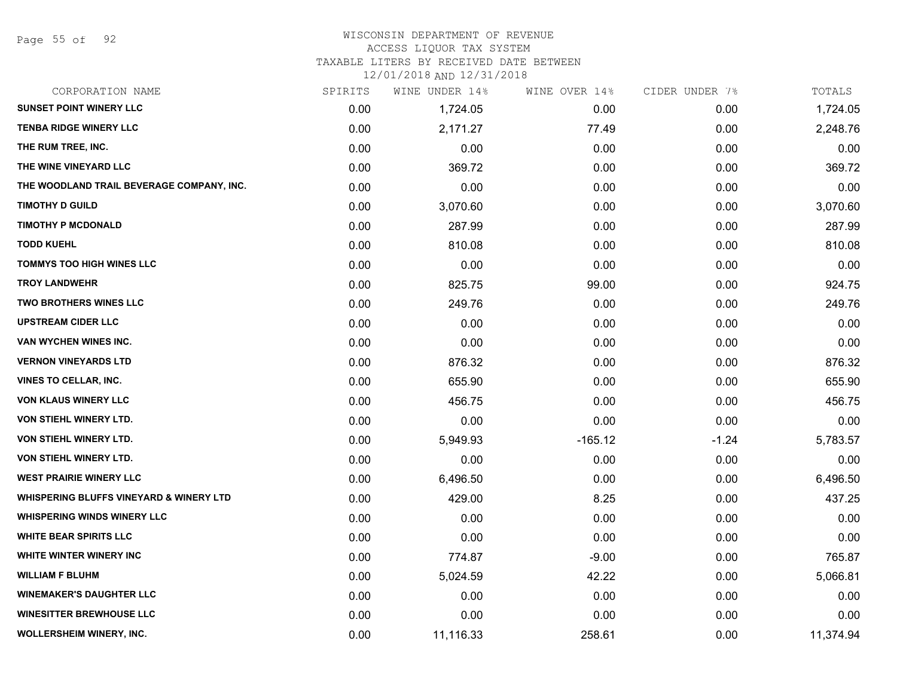# WISCONSIN DEPARTMENT OF REVENUE
ACCESS LIQUOR TAX SYSTEM
TAXABLE LITERS BY RECEIVED DATE BETWEEN
12/01/2018 AND 12/31/2018

| CORPORATION NAME | SPIRITS | WINE UNDER 14% | WINE OVER 14% | CIDER UNDER 7% | TOTALS |
|---|---|---|---|---|---|
| SUNSET POINT WINERY LLC | 0.00 | 1,724.05 | 0.00 | 0.00 | 1,724.05 |
| TENBA RIDGE WINERY LLC | 0.00 | 2,171.27 | 77.49 | 0.00 | 2,248.76 |
| THE RUM TREE, INC. | 0.00 | 0.00 | 0.00 | 0.00 | 0.00 |
| THE WINE VINEYARD LLC | 0.00 | 369.72 | 0.00 | 0.00 | 369.72 |
| THE WOODLAND TRAIL BEVERAGE COMPANY, INC. | 0.00 | 0.00 | 0.00 | 0.00 | 0.00 |
| TIMOTHY D GUILD | 0.00 | 3,070.60 | 0.00 | 0.00 | 3,070.60 |
| TIMOTHY P MCDONALD | 0.00 | 287.99 | 0.00 | 0.00 | 287.99 |
| TODD KUEHL | 0.00 | 810.08 | 0.00 | 0.00 | 810.08 |
| TOMMYS TOO HIGH WINES LLC | 0.00 | 0.00 | 0.00 | 0.00 | 0.00 |
| TROY LANDWEHR | 0.00 | 825.75 | 99.00 | 0.00 | 924.75 |
| TWO BROTHERS WINES LLC | 0.00 | 249.76 | 0.00 | 0.00 | 249.76 |
| UPSTREAM CIDER LLC | 0.00 | 0.00 | 0.00 | 0.00 | 0.00 |
| VAN WYCHEN WINES INC. | 0.00 | 0.00 | 0.00 | 0.00 | 0.00 |
| VERNON VINEYARDS LTD | 0.00 | 876.32 | 0.00 | 0.00 | 876.32 |
| VINES TO CELLAR, INC. | 0.00 | 655.90 | 0.00 | 0.00 | 655.90 |
| VON KLAUS WINERY LLC | 0.00 | 456.75 | 0.00 | 0.00 | 456.75 |
| VON STIEHL WINERY LTD. | 0.00 | 0.00 | 0.00 | 0.00 | 0.00 |
| VON STIEHL WINERY LTD. | 0.00 | 5,949.93 | -165.12 | -1.24 | 5,783.57 |
| VON STIEHL WINERY LTD. | 0.00 | 0.00 | 0.00 | 0.00 | 0.00 |
| WEST PRAIRIE WINERY LLC | 0.00 | 6,496.50 | 0.00 | 0.00 | 6,496.50 |
| WHISPERING BLUFFS VINEYARD & WINERY LTD | 0.00 | 429.00 | 8.25 | 0.00 | 437.25 |
| WHISPERING WINDS WINERY LLC | 0.00 | 0.00 | 0.00 | 0.00 | 0.00 |
| WHITE BEAR SPIRITS LLC | 0.00 | 0.00 | 0.00 | 0.00 | 0.00 |
| WHITE WINTER WINERY INC | 0.00 | 774.87 | -9.00 | 0.00 | 765.87 |
| WILLIAM F BLUHM | 0.00 | 5,024.59 | 42.22 | 0.00 | 5,066.81 |
| WINEMAKER'S DAUGHTER LLC | 0.00 | 0.00 | 0.00 | 0.00 | 0.00 |
| WINESITTER BREWHOUSE LLC | 0.00 | 0.00 | 0.00 | 0.00 | 0.00 |
| WOLLERSHEIM WINERY, INC. | 0.00 | 11,116.33 | 258.61 | 0.00 | 11,374.94 |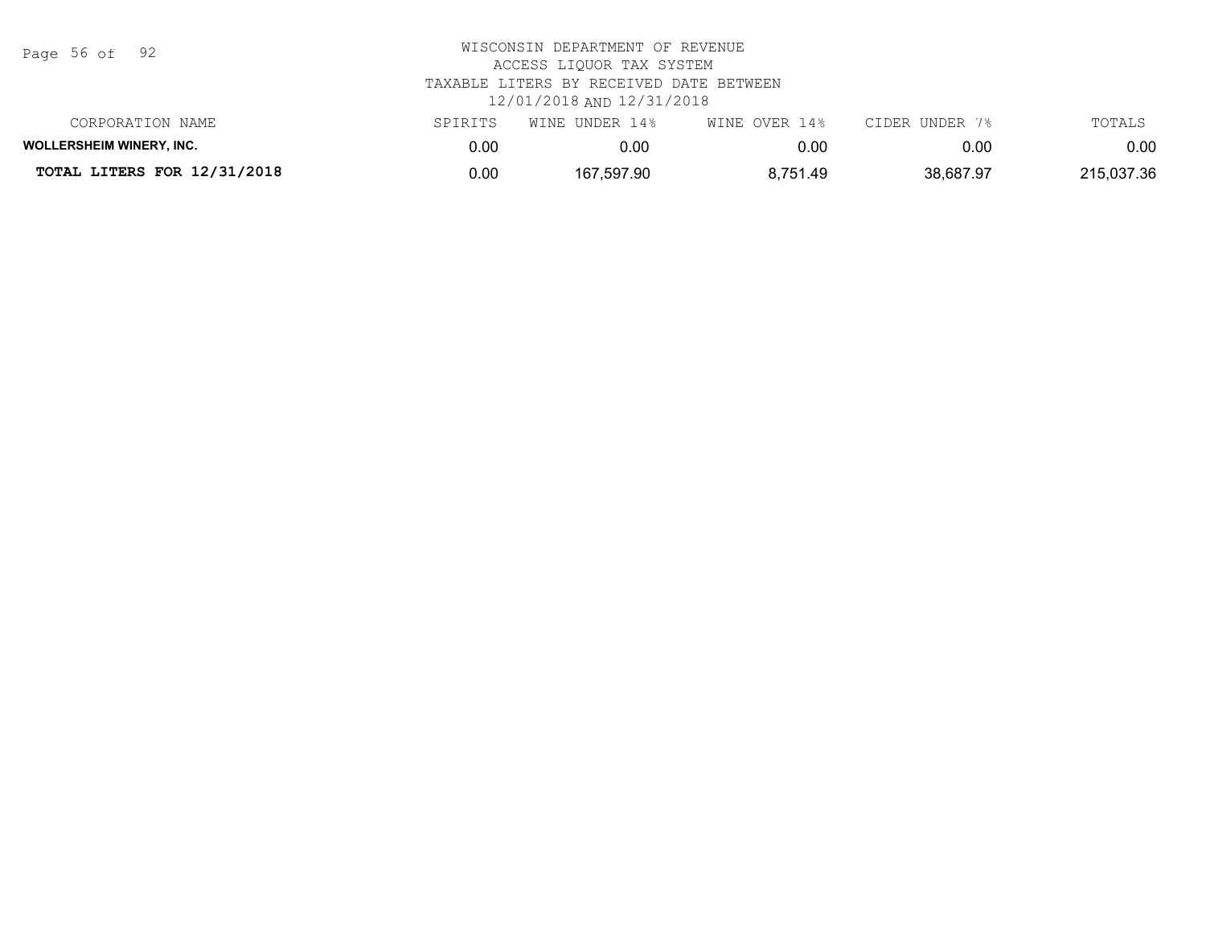WISCONSIN DEPARTMENT OF REVENUE
ACCESS LIQUOR TAX SYSTEM
TAXABLE LITERS BY RECEIVED DATE BETWEEN
12/01/2018 AND 12/31/2018

| CORPORATION NAME | SPIRITS | WINE UNDER 14% | WINE OVER 14% | CIDER UNDER 7% | TOTALS |
|---|---|---|---|---|---|
| **WOLLERSHEIM WINERY, INC.** | 0.00 | 0.00 | 0.00 | 0.00 | 0.00 |
| **TOTAL LITERS FOR 12/31/2018** | 0.00 | 167,597.90 | 8,751.49 | 38,687.97 | 215,037.36 |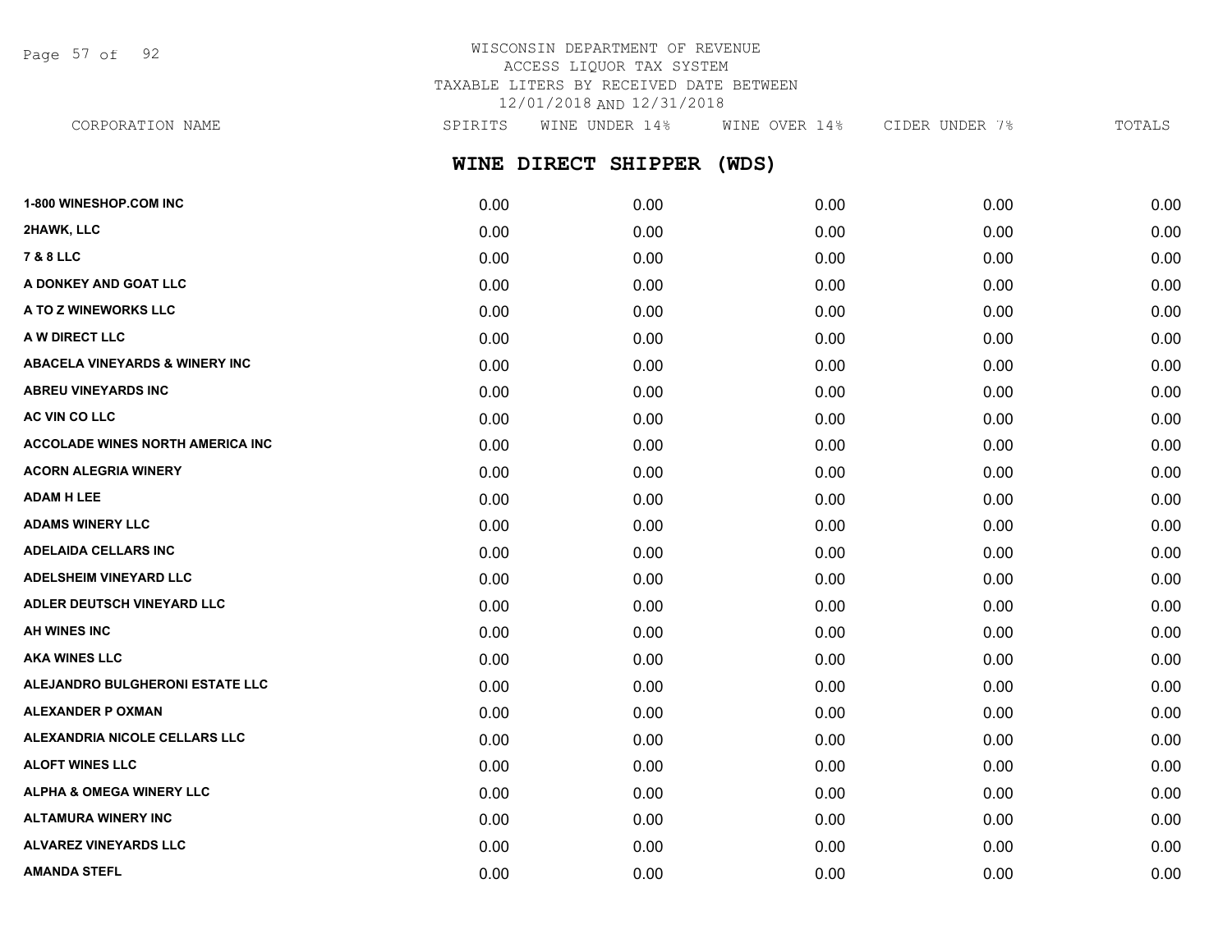WISCONSIN DEPARTMENT OF REVENUE
ACCESS LIQUOR TAX SYSTEM
TAXABLE LITERS BY RECEIVED DATE BETWEEN
12/01/2018 AND 12/31/2018

## WINE DIRECT SHIPPER (WDS)

| CORPORATION NAME | SPIRITS | WINE UNDER 14% | WINE OVER 14% | CIDER UNDER 7% | TOTALS |
|---|---|---|---|---|---|
| 1-800 WINESHOP.COM INC | 0.00 | 0.00 | 0.00 | 0.00 | 0.00 |
| 2HAWK, LLC | 0.00 | 0.00 | 0.00 | 0.00 | 0.00 |
| 7 & 8 LLC | 0.00 | 0.00 | 0.00 | 0.00 | 0.00 |
| A DONKEY AND GOAT LLC | 0.00 | 0.00 | 0.00 | 0.00 | 0.00 |
| A TO Z WINEWORKS LLC | 0.00 | 0.00 | 0.00 | 0.00 | 0.00 |
| A W DIRECT LLC | 0.00 | 0.00 | 0.00 | 0.00 | 0.00 |
| ABACELA VINEYARDS & WINERY INC | 0.00 | 0.00 | 0.00 | 0.00 | 0.00 |
| ABREU VINEYARDS INC | 0.00 | 0.00 | 0.00 | 0.00 | 0.00 |
| AC VIN CO LLC | 0.00 | 0.00 | 0.00 | 0.00 | 0.00 |
| ACCOLADE WINES NORTH AMERICA INC | 0.00 | 0.00 | 0.00 | 0.00 | 0.00 |
| ACORN ALEGRIA WINERY | 0.00 | 0.00 | 0.00 | 0.00 | 0.00 |
| ADAM H LEE | 0.00 | 0.00 | 0.00 | 0.00 | 0.00 |
| ADAMS WINERY LLC | 0.00 | 0.00 | 0.00 | 0.00 | 0.00 |
| ADELAIDA CELLARS INC | 0.00 | 0.00 | 0.00 | 0.00 | 0.00 |
| ADELSHEIM VINEYARD LLC | 0.00 | 0.00 | 0.00 | 0.00 | 0.00 |
| ADLER DEUTSCH VINEYARD LLC | 0.00 | 0.00 | 0.00 | 0.00 | 0.00 |
| AH WINES INC | 0.00 | 0.00 | 0.00 | 0.00 | 0.00 |
| AKA WINES LLC | 0.00 | 0.00 | 0.00 | 0.00 | 0.00 |
| ALEJANDRO BULGHERONI ESTATE LLC | 0.00 | 0.00 | 0.00 | 0.00 | 0.00 |
| ALEXANDER P OXMAN | 0.00 | 0.00 | 0.00 | 0.00 | 0.00 |
| ALEXANDRIA NICOLE CELLARS LLC | 0.00 | 0.00 | 0.00 | 0.00 | 0.00 |
| ALOFT WINES LLC | 0.00 | 0.00 | 0.00 | 0.00 | 0.00 |
| ALPHA & OMEGA WINERY LLC | 0.00 | 0.00 | 0.00 | 0.00 | 0.00 |
| ALTAMURA WINERY INC | 0.00 | 0.00 | 0.00 | 0.00 | 0.00 |
| ALVAREZ VINEYARDS LLC | 0.00 | 0.00 | 0.00 | 0.00 | 0.00 |
| AMANDA STEFL | 0.00 | 0.00 | 0.00 | 0.00 | 0.00 |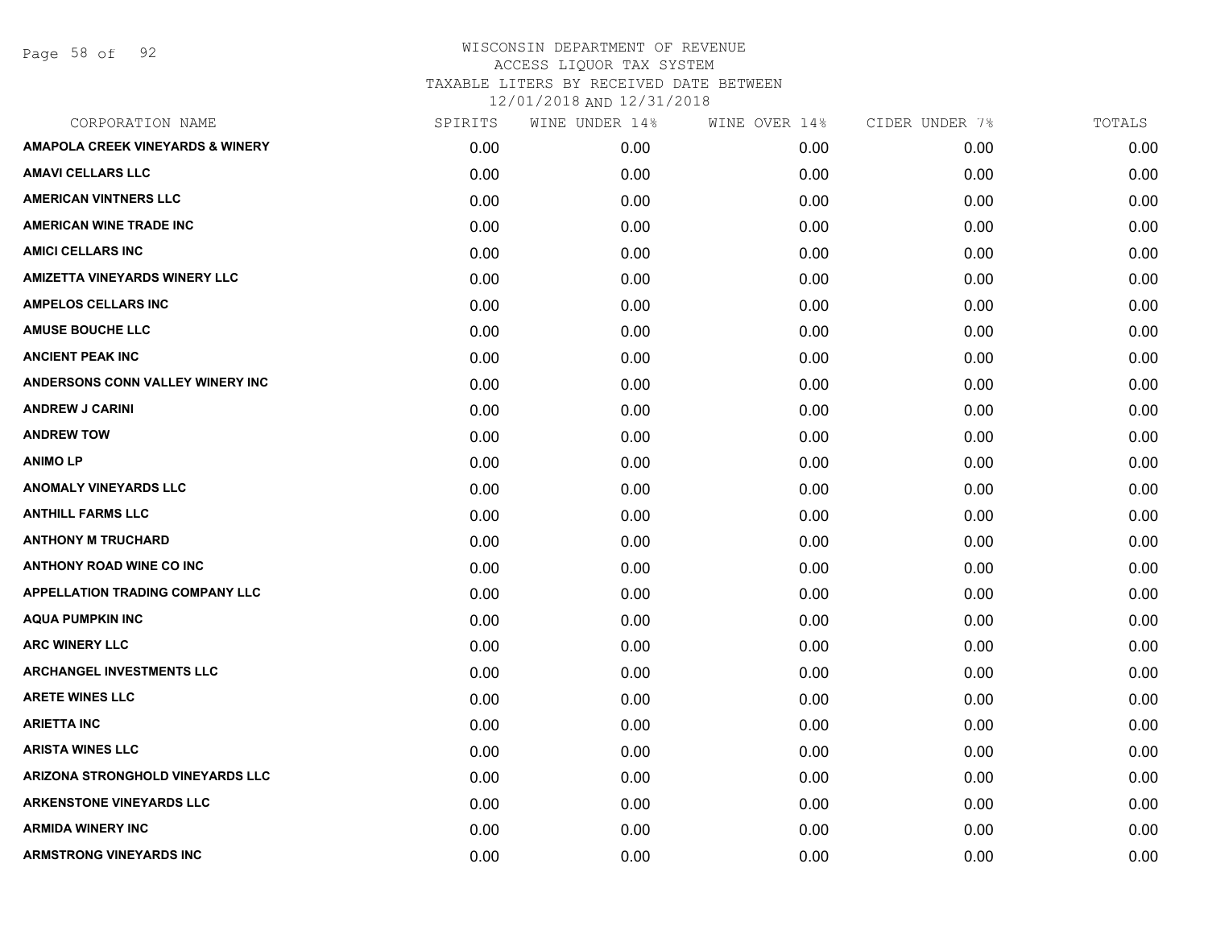# WISCONSIN DEPARTMENT OF REVENUE
## ACCESS LIQUOR TAX SYSTEM
### TAXABLE LITERS BY RECEIVED DATE BETWEEN 12/01/2018 AND 12/31/2018

| CORPORATION NAME | SPIRITS | WINE UNDER 14% | WINE OVER 14% | CIDER UNDER 7% | TOTALS |
|---|---|---|---|---|---|
| AMAPOLA CREEK VINEYARDS & WINERY | 0.00 | 0.00 | 0.00 | 0.00 | 0.00 |
| AMAVI CELLARS LLC | 0.00 | 0.00 | 0.00 | 0.00 | 0.00 |
| AMERICAN VINTNERS LLC | 0.00 | 0.00 | 0.00 | 0.00 | 0.00 |
| AMERICAN WINE TRADE INC | 0.00 | 0.00 | 0.00 | 0.00 | 0.00 |
| AMICI CELLARS INC | 0.00 | 0.00 | 0.00 | 0.00 | 0.00 |
| AMIZETTA VINEYARDS WINERY LLC | 0.00 | 0.00 | 0.00 | 0.00 | 0.00 |
| AMPELOS CELLARS INC | 0.00 | 0.00 | 0.00 | 0.00 | 0.00 |
| AMUSE BOUCHE LLC | 0.00 | 0.00 | 0.00 | 0.00 | 0.00 |
| ANCIENT PEAK INC | 0.00 | 0.00 | 0.00 | 0.00 | 0.00 |
| ANDERSONS CONN VALLEY WINERY INC | 0.00 | 0.00 | 0.00 | 0.00 | 0.00 |
| ANDREW J CARINI | 0.00 | 0.00 | 0.00 | 0.00 | 0.00 |
| ANDREW TOW | 0.00 | 0.00 | 0.00 | 0.00 | 0.00 |
| ANIMO LP | 0.00 | 0.00 | 0.00 | 0.00 | 0.00 |
| ANOMALY VINEYARDS LLC | 0.00 | 0.00 | 0.00 | 0.00 | 0.00 |
| ANTHILL FARMS LLC | 0.00 | 0.00 | 0.00 | 0.00 | 0.00 |
| ANTHONY M TRUCHARD | 0.00 | 0.00 | 0.00 | 0.00 | 0.00 |
| ANTHONY ROAD WINE CO INC | 0.00 | 0.00 | 0.00 | 0.00 | 0.00 |
| APPELLATION TRADING COMPANY LLC | 0.00 | 0.00 | 0.00 | 0.00 | 0.00 |
| AQUA PUMPKIN INC | 0.00 | 0.00 | 0.00 | 0.00 | 0.00 |
| ARC WINERY LLC | 0.00 | 0.00 | 0.00 | 0.00 | 0.00 |
| ARCHANGEL INVESTMENTS LLC | 0.00 | 0.00 | 0.00 | 0.00 | 0.00 |
| ARETE WINES LLC | 0.00 | 0.00 | 0.00 | 0.00 | 0.00 |
| ARIETTA INC | 0.00 | 0.00 | 0.00 | 0.00 | 0.00 |
| ARISTA WINES LLC | 0.00 | 0.00 | 0.00 | 0.00 | 0.00 |
| ARIZONA STRONGHOLD VINEYARDS LLC | 0.00 | 0.00 | 0.00 | 0.00 | 0.00 |
| ARKENSTONE VINEYARDS LLC | 0.00 | 0.00 | 0.00 | 0.00 | 0.00 |
| ARMIDA WINERY INC | 0.00 | 0.00 | 0.00 | 0.00 | 0.00 |
| ARMSTRONG VINEYARDS INC | 0.00 | 0.00 | 0.00 | 0.00 | 0.00 |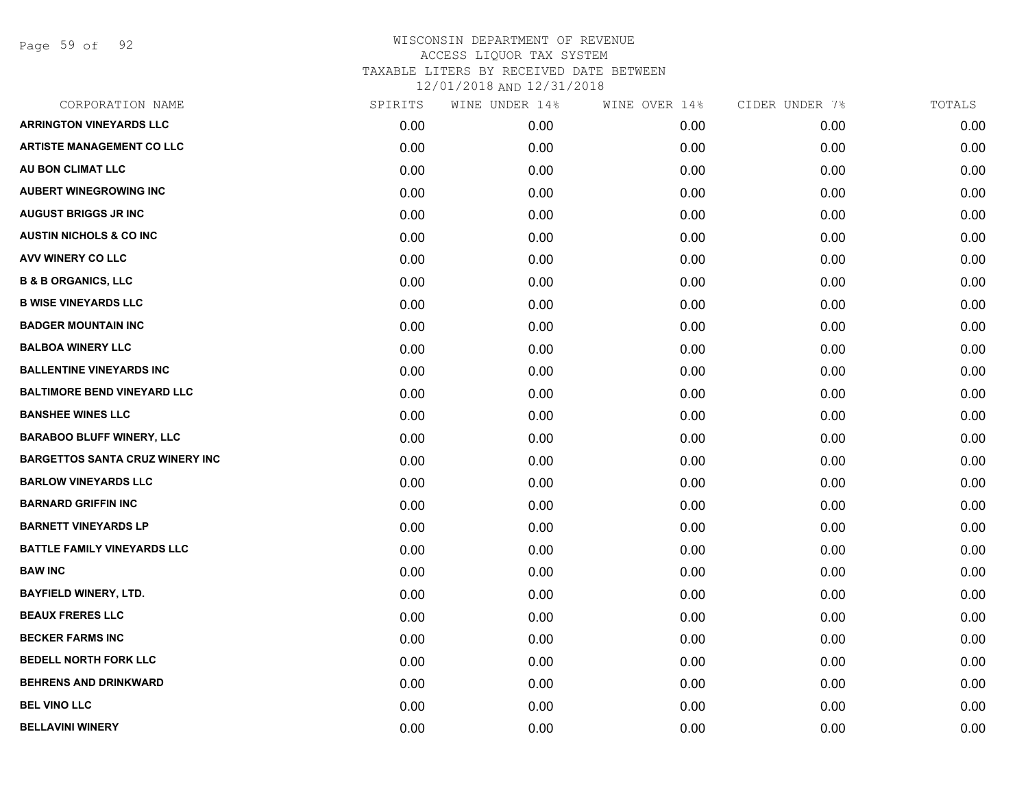WISCONSIN DEPARTMENT OF REVENUE
ACCESS LIQUOR TAX SYSTEM
TAXABLE LITERS BY RECEIVED DATE BETWEEN
12/01/2018 AND 12/31/2018

| CORPORATION NAME | SPIRITS | WINE UNDER 14% | WINE OVER 14% | CIDER UNDER 7% | TOTALS |
|---|---|---|---|---|---|
| ARRINGTON VINEYARDS LLC | 0.00 | 0.00 | 0.00 | 0.00 | 0.00 |
| ARTISTE MANAGEMENT CO LLC | 0.00 | 0.00 | 0.00 | 0.00 | 0.00 |
| AU BON CLIMAT LLC | 0.00 | 0.00 | 0.00 | 0.00 | 0.00 |
| AUBERT WINEGROWING INC | 0.00 | 0.00 | 0.00 | 0.00 | 0.00 |
| AUGUST BRIGGS JR INC | 0.00 | 0.00 | 0.00 | 0.00 | 0.00 |
| AUSTIN NICHOLS & CO INC | 0.00 | 0.00 | 0.00 | 0.00 | 0.00 |
| AVV WINERY CO LLC | 0.00 | 0.00 | 0.00 | 0.00 | 0.00 |
| B & B ORGANICS, LLC | 0.00 | 0.00 | 0.00 | 0.00 | 0.00 |
| B WISE VINEYARDS LLC | 0.00 | 0.00 | 0.00 | 0.00 | 0.00 |
| BADGER MOUNTAIN INC | 0.00 | 0.00 | 0.00 | 0.00 | 0.00 |
| BALBOA WINERY LLC | 0.00 | 0.00 | 0.00 | 0.00 | 0.00 |
| BALLENTINE VINEYARDS INC | 0.00 | 0.00 | 0.00 | 0.00 | 0.00 |
| BALTIMORE BEND VINEYARD LLC | 0.00 | 0.00 | 0.00 | 0.00 | 0.00 |
| BANSHEE WINES LLC | 0.00 | 0.00 | 0.00 | 0.00 | 0.00 |
| BARABOO BLUFF WINERY, LLC | 0.00 | 0.00 | 0.00 | 0.00 | 0.00 |
| BARGETTOS SANTA CRUZ WINERY INC | 0.00 | 0.00 | 0.00 | 0.00 | 0.00 |
| BARLOW VINEYARDS LLC | 0.00 | 0.00 | 0.00 | 0.00 | 0.00 |
| BARNARD GRIFFIN INC | 0.00 | 0.00 | 0.00 | 0.00 | 0.00 |
| BARNETT VINEYARDS LP | 0.00 | 0.00 | 0.00 | 0.00 | 0.00 |
| BATTLE FAMILY VINEYARDS LLC | 0.00 | 0.00 | 0.00 | 0.00 | 0.00 |
| BAW INC | 0.00 | 0.00 | 0.00 | 0.00 | 0.00 |
| BAYFIELD WINERY, LTD. | 0.00 | 0.00 | 0.00 | 0.00 | 0.00 |
| BEAUX FRERES LLC | 0.00 | 0.00 | 0.00 | 0.00 | 0.00 |
| BECKER FARMS INC | 0.00 | 0.00 | 0.00 | 0.00 | 0.00 |
| BEDELL NORTH FORK LLC | 0.00 | 0.00 | 0.00 | 0.00 | 0.00 |
| BEHRENS AND DRINKWARD | 0.00 | 0.00 | 0.00 | 0.00 | 0.00 |
| BEL VINO LLC | 0.00 | 0.00 | 0.00 | 0.00 | 0.00 |
| BELLAVINI WINERY | 0.00 | 0.00 | 0.00 | 0.00 | 0.00 |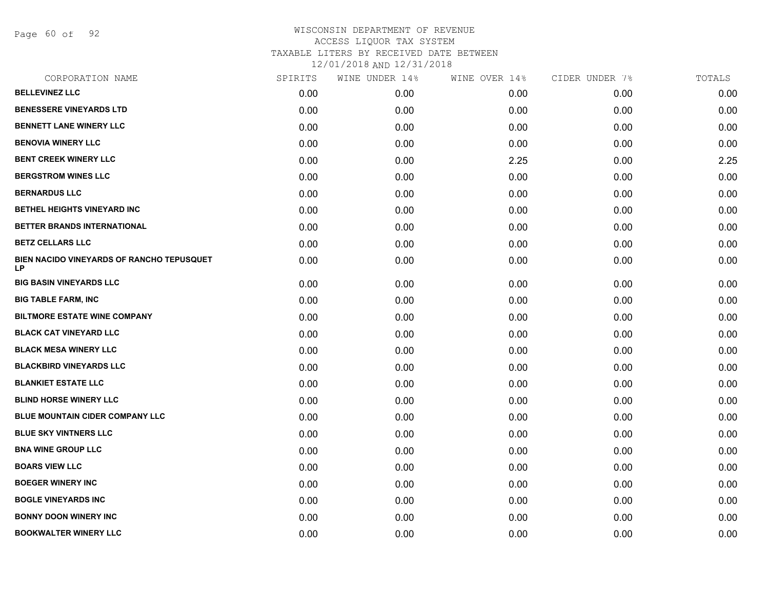# WISCONSIN DEPARTMENT OF REVENUE
## ACCESS LIQUOR TAX SYSTEM
### TAXABLE LITERS BY RECEIVED DATE BETWEEN 12/01/2018 AND 12/31/2018

| CORPORATION NAME | SPIRITS | WINE UNDER 14% | WINE OVER 14% | CIDER UNDER 7% | TOTALS |
|---|---|---|---|---|---|
| BELLEVINEZ LLC | 0.00 | 0.00 | 0.00 | 0.00 | 0.00 |
| BENESSERE VINEYARDS LTD | 0.00 | 0.00 | 0.00 | 0.00 | 0.00 |
| BENNETT LANE WINERY LLC | 0.00 | 0.00 | 0.00 | 0.00 | 0.00 |
| BENOVIA WINERY LLC | 0.00 | 0.00 | 0.00 | 0.00 | 0.00 |
| BENT CREEK WINERY LLC | 0.00 | 0.00 | 2.25 | 0.00 | 2.25 |
| BERGSTROM WINES LLC | 0.00 | 0.00 | 0.00 | 0.00 | 0.00 |
| BERNARDUS LLC | 0.00 | 0.00 | 0.00 | 0.00 | 0.00 |
| BETHEL HEIGHTS VINEYARD INC | 0.00 | 0.00 | 0.00 | 0.00 | 0.00 |
| BETTER BRANDS INTERNATIONAL | 0.00 | 0.00 | 0.00 | 0.00 | 0.00 |
| BETZ CELLARS LLC | 0.00 | 0.00 | 0.00 | 0.00 | 0.00 |
| BIEN NACIDO VINEYARDS OF RANCHO TEPUSQUET LP | 0.00 | 0.00 | 0.00 | 0.00 | 0.00 |
| BIG BASIN VINEYARDS LLC | 0.00 | 0.00 | 0.00 | 0.00 | 0.00 |
| BIG TABLE FARM, INC | 0.00 | 0.00 | 0.00 | 0.00 | 0.00 |
| BILTMORE ESTATE WINE COMPANY | 0.00 | 0.00 | 0.00 | 0.00 | 0.00 |
| BLACK CAT VINEYARD LLC | 0.00 | 0.00 | 0.00 | 0.00 | 0.00 |
| BLACK MESA WINERY LLC | 0.00 | 0.00 | 0.00 | 0.00 | 0.00 |
| BLACKBIRD VINEYARDS LLC | 0.00 | 0.00 | 0.00 | 0.00 | 0.00 |
| BLANKIET ESTATE LLC | 0.00 | 0.00 | 0.00 | 0.00 | 0.00 |
| BLIND HORSE WINERY LLC | 0.00 | 0.00 | 0.00 | 0.00 | 0.00 |
| BLUE MOUNTAIN CIDER COMPANY LLC | 0.00 | 0.00 | 0.00 | 0.00 | 0.00 |
| BLUE SKY VINTNERS LLC | 0.00 | 0.00 | 0.00 | 0.00 | 0.00 |
| BNA WINE GROUP LLC | 0.00 | 0.00 | 0.00 | 0.00 | 0.00 |
| BOARS VIEW LLC | 0.00 | 0.00 | 0.00 | 0.00 | 0.00 |
| BOEGER WINERY INC | 0.00 | 0.00 | 0.00 | 0.00 | 0.00 |
| BOGLE VINEYARDS INC | 0.00 | 0.00 | 0.00 | 0.00 | 0.00 |
| BONNY DOON WINERY INC | 0.00 | 0.00 | 0.00 | 0.00 | 0.00 |
| BOOKWALTER WINERY LLC | 0.00 | 0.00 | 0.00 | 0.00 | 0.00 |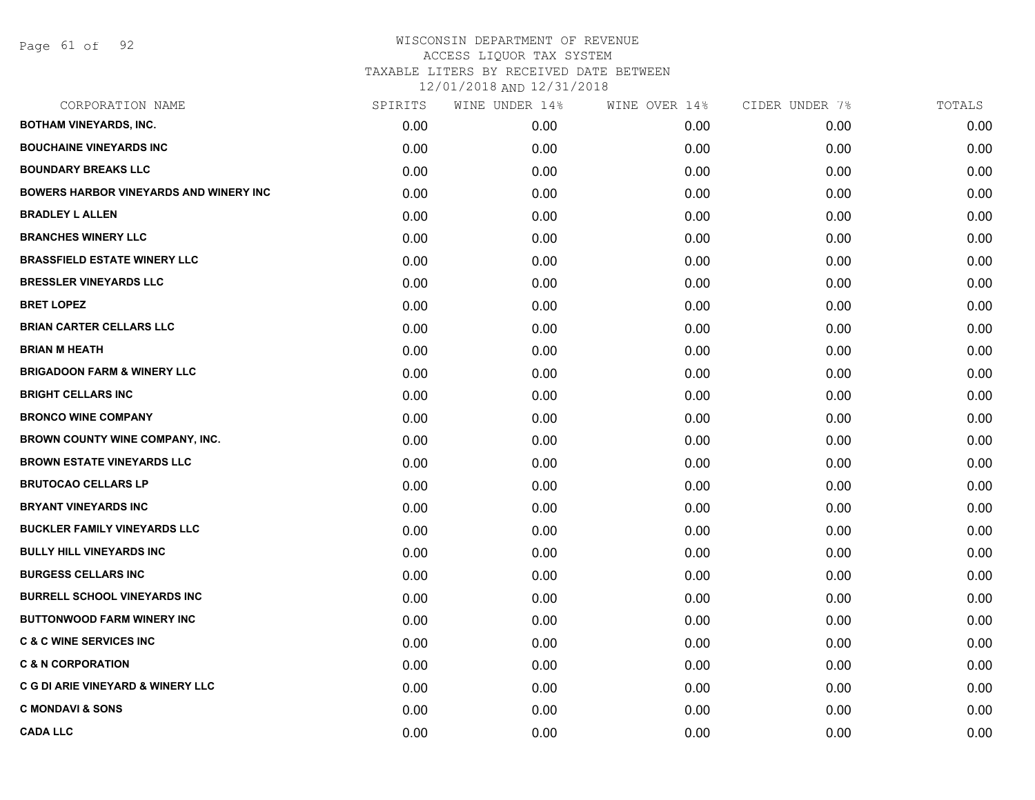# WISCONSIN DEPARTMENT OF REVENUE
## ACCESS LIQUOR TAX SYSTEM
### TAXABLE LITERS BY RECEIVED DATE BETWEEN 12/01/2018 AND 12/31/2018

| CORPORATION NAME | SPIRITS | WINE UNDER 14% | WINE OVER 14% | CIDER UNDER 7% | TOTALS |
|---|---|---|---|---|---|
| BOTHAM VINEYARDS, INC. | 0.00 | 0.00 | 0.00 | 0.00 | 0.00 |
| BOUCHAINE VINEYARDS INC | 0.00 | 0.00 | 0.00 | 0.00 | 0.00 |
| BOUNDARY BREAKS LLC | 0.00 | 0.00 | 0.00 | 0.00 | 0.00 |
| BOWERS HARBOR VINEYARDS AND WINERY INC | 0.00 | 0.00 | 0.00 | 0.00 | 0.00 |
| BRADLEY L ALLEN | 0.00 | 0.00 | 0.00 | 0.00 | 0.00 |
| BRANCHES WINERY LLC | 0.00 | 0.00 | 0.00 | 0.00 | 0.00 |
| BRASSFIELD ESTATE WINERY LLC | 0.00 | 0.00 | 0.00 | 0.00 | 0.00 |
| BRESSLER VINEYARDS LLC | 0.00 | 0.00 | 0.00 | 0.00 | 0.00 |
| BRET LOPEZ | 0.00 | 0.00 | 0.00 | 0.00 | 0.00 |
| BRIAN CARTER CELLARS LLC | 0.00 | 0.00 | 0.00 | 0.00 | 0.00 |
| BRIAN M HEATH | 0.00 | 0.00 | 0.00 | 0.00 | 0.00 |
| BRIGADOON FARM & WINERY LLC | 0.00 | 0.00 | 0.00 | 0.00 | 0.00 |
| BRIGHT CELLARS INC | 0.00 | 0.00 | 0.00 | 0.00 | 0.00 |
| BRONCO WINE COMPANY | 0.00 | 0.00 | 0.00 | 0.00 | 0.00 |
| BROWN COUNTY WINE COMPANY, INC. | 0.00 | 0.00 | 0.00 | 0.00 | 0.00 |
| BROWN ESTATE VINEYARDS LLC | 0.00 | 0.00 | 0.00 | 0.00 | 0.00 |
| BRUTOCAO CELLARS LP | 0.00 | 0.00 | 0.00 | 0.00 | 0.00 |
| BRYANT VINEYARDS INC | 0.00 | 0.00 | 0.00 | 0.00 | 0.00 |
| BUCKLER FAMILY VINEYARDS LLC | 0.00 | 0.00 | 0.00 | 0.00 | 0.00 |
| BULLY HILL VINEYARDS INC | 0.00 | 0.00 | 0.00 | 0.00 | 0.00 |
| BURGESS CELLARS INC | 0.00 | 0.00 | 0.00 | 0.00 | 0.00 |
| BURRELL SCHOOL VINEYARDS INC | 0.00 | 0.00 | 0.00 | 0.00 | 0.00 |
| BUTTONWOOD FARM WINERY INC | 0.00 | 0.00 | 0.00 | 0.00 | 0.00 |
| C & C WINE SERVICES INC | 0.00 | 0.00 | 0.00 | 0.00 | 0.00 |
| C & N CORPORATION | 0.00 | 0.00 | 0.00 | 0.00 | 0.00 |
| C G DI ARIE VINEYARD & WINERY LLC | 0.00 | 0.00 | 0.00 | 0.00 | 0.00 |
| C MONDAVI & SONS | 0.00 | 0.00 | 0.00 | 0.00 | 0.00 |
| CADA LLC | 0.00 | 0.00 | 0.00 | 0.00 | 0.00 |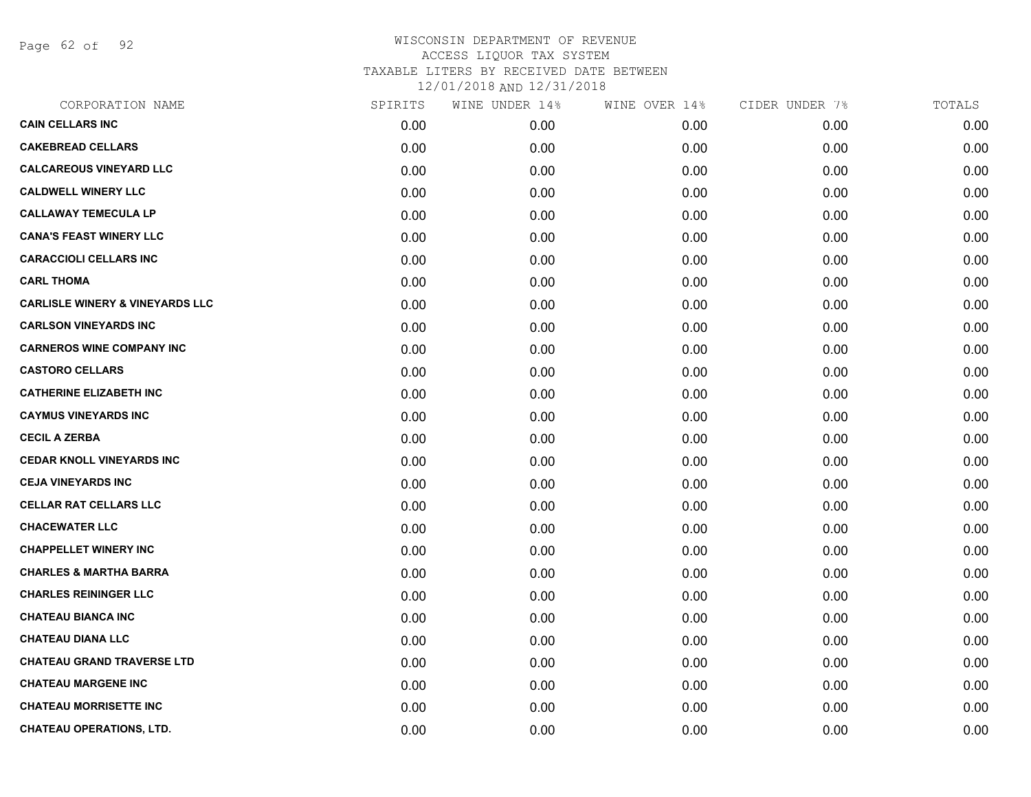# WISCONSIN DEPARTMENT OF REVENUE
ACCESS LIQUOR TAX SYSTEM
TAXABLE LITERS BY RECEIVED DATE BETWEEN
12/01/2018 AND 12/31/2018

| CORPORATION NAME | SPIRITS | WINE UNDER 14% | WINE OVER 14% | CIDER UNDER 7% | TOTALS |
|---|---|---|---|---|---|
| **CAIN CELLARS INC** | 0.00 | 0.00 | 0.00 | 0.00 | 0.00 |
| **CAKEBREAD CELLARS** | 0.00 | 0.00 | 0.00 | 0.00 | 0.00 |
| **CALCAREOUS VINEYARD LLC** | 0.00 | 0.00 | 0.00 | 0.00 | 0.00 |
| **CALDWELL WINERY LLC** | 0.00 | 0.00 | 0.00 | 0.00 | 0.00 |
| **CALLAWAY TEMECULA LP** | 0.00 | 0.00 | 0.00 | 0.00 | 0.00 |
| **CANA'S FEAST WINERY LLC** | 0.00 | 0.00 | 0.00 | 0.00 | 0.00 |
| **CARACCIOLI CELLARS INC** | 0.00 | 0.00 | 0.00 | 0.00 | 0.00 |
| **CARL THOMA** | 0.00 | 0.00 | 0.00 | 0.00 | 0.00 |
| **CARLISLE WINERY & VINEYARDS LLC** | 0.00 | 0.00 | 0.00 | 0.00 | 0.00 |
| **CARLSON VINEYARDS INC** | 0.00 | 0.00 | 0.00 | 0.00 | 0.00 |
| **CARNEROS WINE COMPANY INC** | 0.00 | 0.00 | 0.00 | 0.00 | 0.00 |
| **CASTORO CELLARS** | 0.00 | 0.00 | 0.00 | 0.00 | 0.00 |
| **CATHERINE ELIZABETH INC** | 0.00 | 0.00 | 0.00 | 0.00 | 0.00 |
| **CAYMUS VINEYARDS INC** | 0.00 | 0.00 | 0.00 | 0.00 | 0.00 |
| **CECIL A ZERBA** | 0.00 | 0.00 | 0.00 | 0.00 | 0.00 |
| **CEDAR KNOLL VINEYARDS INC** | 0.00 | 0.00 | 0.00 | 0.00 | 0.00 |
| **CEJA VINEYARDS INC** | 0.00 | 0.00 | 0.00 | 0.00 | 0.00 |
| **CELLAR RAT CELLARS LLC** | 0.00 | 0.00 | 0.00 | 0.00 | 0.00 |
| **CHACEWATER LLC** | 0.00 | 0.00 | 0.00 | 0.00 | 0.00 |
| **CHAPPELLET WINERY INC** | 0.00 | 0.00 | 0.00 | 0.00 | 0.00 |
| **CHARLES & MARTHA BARRA** | 0.00 | 0.00 | 0.00 | 0.00 | 0.00 |
| **CHARLES REININGER LLC** | 0.00 | 0.00 | 0.00 | 0.00 | 0.00 |
| **CHATEAU BIANCA INC** | 0.00 | 0.00 | 0.00 | 0.00 | 0.00 |
| **CHATEAU DIANA LLC** | 0.00 | 0.00 | 0.00 | 0.00 | 0.00 |
| **CHATEAU GRAND TRAVERSE LTD** | 0.00 | 0.00 | 0.00 | 0.00 | 0.00 |
| **CHATEAU MARGENE INC** | 0.00 | 0.00 | 0.00 | 0.00 | 0.00 |
| **CHATEAU MORRISETTE INC** | 0.00 | 0.00 | 0.00 | 0.00 | 0.00 |
| **CHATEAU OPERATIONS, LTD.** | 0.00 | 0.00 | 0.00 | 0.00 | 0.00 |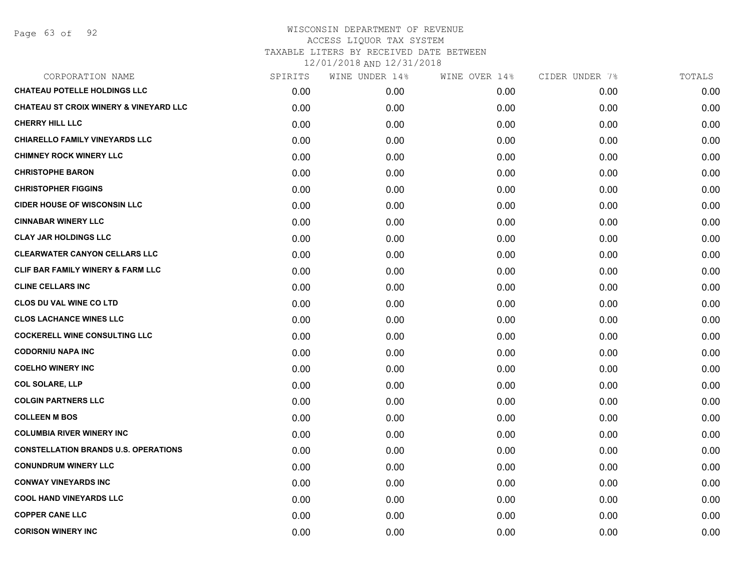# WISCONSIN DEPARTMENT OF REVENUE
## ACCESS LIQUOR TAX SYSTEM
### TAXABLE LITERS BY RECEIVED DATE BETWEEN 12/01/2018 AND 12/31/2018

| CORPORATION NAME | SPIRITS | WINE UNDER 14% | WINE OVER 14% | CIDER UNDER 7% | TOTALS |
|---|---|---|---|---|---|
| CHATEAU POTELLE HOLDINGS LLC | 0.00 | 0.00 | 0.00 | 0.00 | 0.00 |
| CHATEAU ST CROIX WINERY & VINEYARD LLC | 0.00 | 0.00 | 0.00 | 0.00 | 0.00 |
| CHERRY HILL LLC | 0.00 | 0.00 | 0.00 | 0.00 | 0.00 |
| CHIARELLO FAMILY VINEYARDS LLC | 0.00 | 0.00 | 0.00 | 0.00 | 0.00 |
| CHIMNEY ROCK WINERY LLC | 0.00 | 0.00 | 0.00 | 0.00 | 0.00 |
| CHRISTOPHE BARON | 0.00 | 0.00 | 0.00 | 0.00 | 0.00 |
| CHRISTOPHER FIGGINS | 0.00 | 0.00 | 0.00 | 0.00 | 0.00 |
| CIDER HOUSE OF WISCONSIN LLC | 0.00 | 0.00 | 0.00 | 0.00 | 0.00 |
| CINNABAR WINERY LLC | 0.00 | 0.00 | 0.00 | 0.00 | 0.00 |
| CLAY JAR HOLDINGS LLC | 0.00 | 0.00 | 0.00 | 0.00 | 0.00 |
| CLEARWATER CANYON CELLARS LLC | 0.00 | 0.00 | 0.00 | 0.00 | 0.00 |
| CLIF BAR FAMILY WINERY & FARM LLC | 0.00 | 0.00 | 0.00 | 0.00 | 0.00 |
| CLINE CELLARS INC | 0.00 | 0.00 | 0.00 | 0.00 | 0.00 |
| CLOS DU VAL WINE CO LTD | 0.00 | 0.00 | 0.00 | 0.00 | 0.00 |
| CLOS LACHANCE WINES LLC | 0.00 | 0.00 | 0.00 | 0.00 | 0.00 |
| COCKERELL WINE CONSULTING LLC | 0.00 | 0.00 | 0.00 | 0.00 | 0.00 |
| CODORNIU NAPA INC | 0.00 | 0.00 | 0.00 | 0.00 | 0.00 |
| COELHO WINERY INC | 0.00 | 0.00 | 0.00 | 0.00 | 0.00 |
| COL SOLARE, LLP | 0.00 | 0.00 | 0.00 | 0.00 | 0.00 |
| COLGIN PARTNERS LLC | 0.00 | 0.00 | 0.00 | 0.00 | 0.00 |
| COLLEEN M BOS | 0.00 | 0.00 | 0.00 | 0.00 | 0.00 |
| COLUMBIA RIVER WINERY INC | 0.00 | 0.00 | 0.00 | 0.00 | 0.00 |
| CONSTELLATION BRANDS U.S. OPERATIONS | 0.00 | 0.00 | 0.00 | 0.00 | 0.00 |
| CONUNDRUM WINERY LLC | 0.00 | 0.00 | 0.00 | 0.00 | 0.00 |
| CONWAY VINEYARDS INC | 0.00 | 0.00 | 0.00 | 0.00 | 0.00 |
| COOL HAND VINEYARDS LLC | 0.00 | 0.00 | 0.00 | 0.00 | 0.00 |
| COPPER CANE LLC | 0.00 | 0.00 | 0.00 | 0.00 | 0.00 |
| CORISON WINERY INC | 0.00 | 0.00 | 0.00 | 0.00 | 0.00 |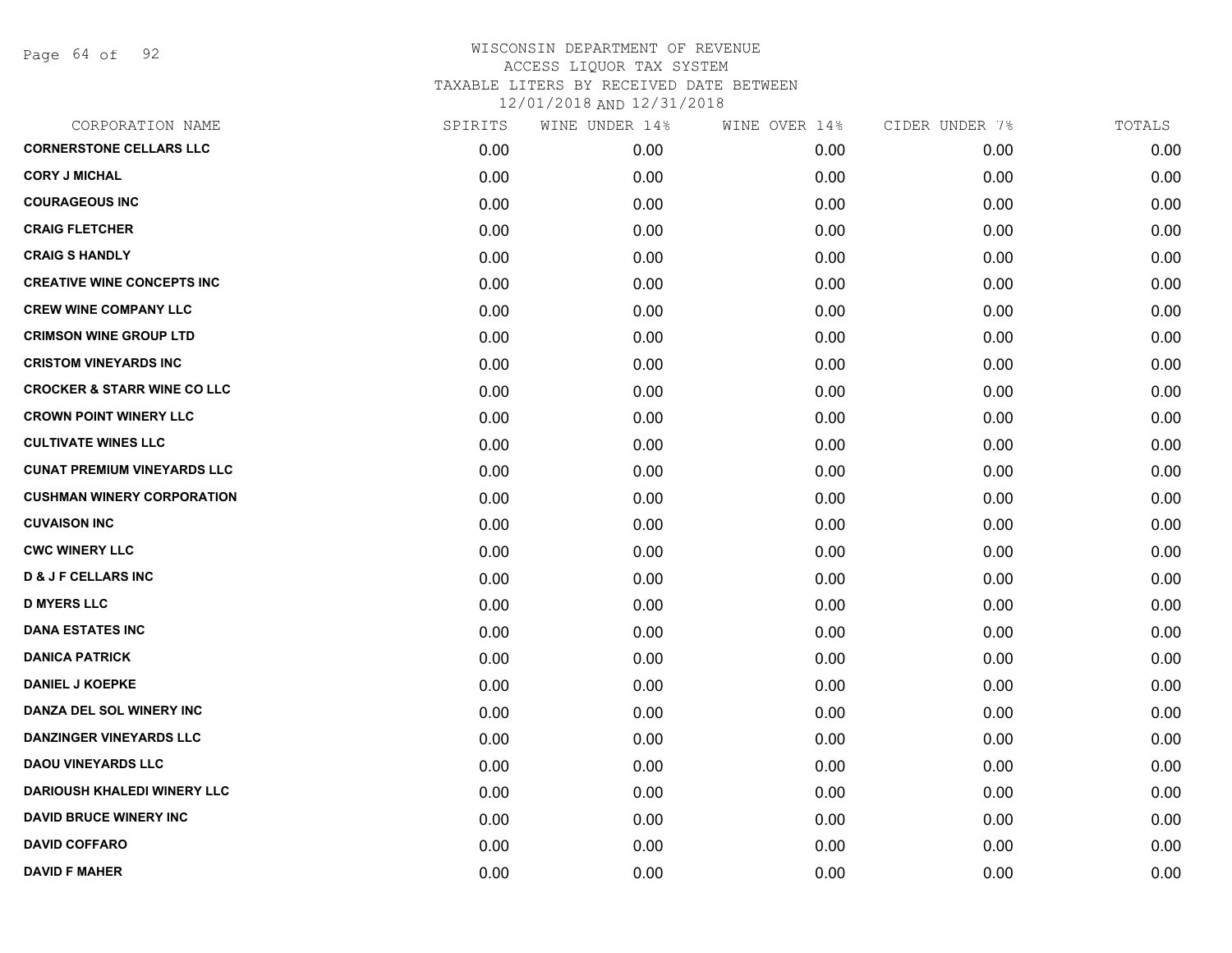# WISCONSIN DEPARTMENT OF REVENUE
## ACCESS LIQUOR TAX SYSTEM
### TAXABLE LITERS BY RECEIVED DATE BETWEEN 12/01/2018 AND 12/31/2018

| CORPORATION NAME | SPIRITS | WINE UNDER 14% | WINE OVER 14% | CIDER UNDER 7% | TOTALS |
|---|---|---|---|---|---|
| **CORNERSTONE CELLARS LLC** | 0.00 | 0.00 | 0.00 | 0.00 | 0.00 |
| **CORY J MICHAL** | 0.00 | 0.00 | 0.00 | 0.00 | 0.00 |
| **COURAGEOUS INC** | 0.00 | 0.00 | 0.00 | 0.00 | 0.00 |
| **CRAIG FLETCHER** | 0.00 | 0.00 | 0.00 | 0.00 | 0.00 |
| **CRAIG S HANDLY** | 0.00 | 0.00 | 0.00 | 0.00 | 0.00 |
| **CREATIVE WINE CONCEPTS INC** | 0.00 | 0.00 | 0.00 | 0.00 | 0.00 |
| **CREW WINE COMPANY LLC** | 0.00 | 0.00 | 0.00 | 0.00 | 0.00 |
| **CRIMSON WINE GROUP LTD** | 0.00 | 0.00 | 0.00 | 0.00 | 0.00 |
| **CRISTOM VINEYARDS INC** | 0.00 | 0.00 | 0.00 | 0.00 | 0.00 |
| **CROCKER & STARR WINE CO LLC** | 0.00 | 0.00 | 0.00 | 0.00 | 0.00 |
| **CROWN POINT WINERY LLC** | 0.00 | 0.00 | 0.00 | 0.00 | 0.00 |
| **CULTIVATE WINES LLC** | 0.00 | 0.00 | 0.00 | 0.00 | 0.00 |
| **CUNAT PREMIUM VINEYARDS LLC** | 0.00 | 0.00 | 0.00 | 0.00 | 0.00 |
| **CUSHMAN WINERY CORPORATION** | 0.00 | 0.00 | 0.00 | 0.00 | 0.00 |
| **CUVAISON INC** | 0.00 | 0.00 | 0.00 | 0.00 | 0.00 |
| **CWC WINERY LLC** | 0.00 | 0.00 | 0.00 | 0.00 | 0.00 |
| **D & J F CELLARS INC** | 0.00 | 0.00 | 0.00 | 0.00 | 0.00 |
| **D MYERS LLC** | 0.00 | 0.00 | 0.00 | 0.00 | 0.00 |
| **DANA ESTATES INC** | 0.00 | 0.00 | 0.00 | 0.00 | 0.00 |
| **DANICA PATRICK** | 0.00 | 0.00 | 0.00 | 0.00 | 0.00 |
| **DANIEL J KOEPKE** | 0.00 | 0.00 | 0.00 | 0.00 | 0.00 |
| **DANZA DEL SOL WINERY INC** | 0.00 | 0.00 | 0.00 | 0.00 | 0.00 |
| **DANZINGER VINEYARDS LLC** | 0.00 | 0.00 | 0.00 | 0.00 | 0.00 |
| **DAOU VINEYARDS LLC** | 0.00 | 0.00 | 0.00 | 0.00 | 0.00 |
| **DARIOUSH KHALEDI WINERY LLC** | 0.00 | 0.00 | 0.00 | 0.00 | 0.00 |
| **DAVID BRUCE WINERY INC** | 0.00 | 0.00 | 0.00 | 0.00 | 0.00 |
| **DAVID COFFARO** | 0.00 | 0.00 | 0.00 | 0.00 | 0.00 |
| **DAVID F MAHER** | 0.00 | 0.00 | 0.00 | 0.00 | 0.00 |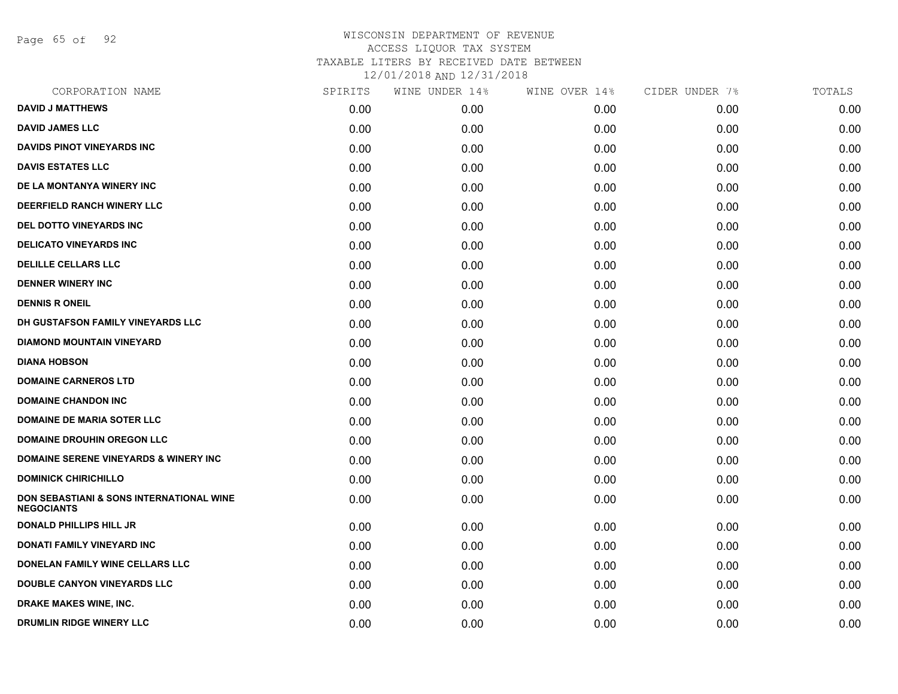WISCONSIN DEPARTMENT OF REVENUE
ACCESS LIQUOR TAX SYSTEM
TAXABLE LITERS BY RECEIVED DATE BETWEEN
12/01/2018 AND 12/31/2018

| CORPORATION NAME | SPIRITS | WINE UNDER 14% | WINE OVER 14% | CIDER UNDER 7% | TOTALS |
|---|---|---|---|---|---|
| DAVID J MATTHEWS | 0.00 | 0.00 | 0.00 | 0.00 | 0.00 |
| DAVID JAMES LLC | 0.00 | 0.00 | 0.00 | 0.00 | 0.00 |
| DAVIDS PINOT VINEYARDS INC | 0.00 | 0.00 | 0.00 | 0.00 | 0.00 |
| DAVIS ESTATES LLC | 0.00 | 0.00 | 0.00 | 0.00 | 0.00 |
| DE LA MONTANYA WINERY INC | 0.00 | 0.00 | 0.00 | 0.00 | 0.00 |
| DEERFIELD RANCH WINERY LLC | 0.00 | 0.00 | 0.00 | 0.00 | 0.00 |
| DEL DOTTO VINEYARDS INC | 0.00 | 0.00 | 0.00 | 0.00 | 0.00 |
| DELICATO VINEYARDS INC | 0.00 | 0.00 | 0.00 | 0.00 | 0.00 |
| DELILLE CELLARS LLC | 0.00 | 0.00 | 0.00 | 0.00 | 0.00 |
| DENNER WINERY INC | 0.00 | 0.00 | 0.00 | 0.00 | 0.00 |
| DENNIS R ONEIL | 0.00 | 0.00 | 0.00 | 0.00 | 0.00 |
| DH GUSTAFSON FAMILY VINEYARDS LLC | 0.00 | 0.00 | 0.00 | 0.00 | 0.00 |
| DIAMOND MOUNTAIN VINEYARD | 0.00 | 0.00 | 0.00 | 0.00 | 0.00 |
| DIANA HOBSON | 0.00 | 0.00 | 0.00 | 0.00 | 0.00 |
| DOMAINE CARNEROS LTD | 0.00 | 0.00 | 0.00 | 0.00 | 0.00 |
| DOMAINE CHANDON INC | 0.00 | 0.00 | 0.00 | 0.00 | 0.00 |
| DOMAINE DE MARIA SOTER LLC | 0.00 | 0.00 | 0.00 | 0.00 | 0.00 |
| DOMAINE DROUHIN OREGON LLC | 0.00 | 0.00 | 0.00 | 0.00 | 0.00 |
| DOMAINE SERENE VINEYARDS & WINERY INC | 0.00 | 0.00 | 0.00 | 0.00 | 0.00 |
| DOMINICK CHIRICHILLO | 0.00 | 0.00 | 0.00 | 0.00 | 0.00 |
| DON SEBASTIANI & SONS INTERNATIONAL WINE NEGOCIANTS | 0.00 | 0.00 | 0.00 | 0.00 | 0.00 |
| DONALD PHILLIPS HILL JR | 0.00 | 0.00 | 0.00 | 0.00 | 0.00 |
| DONATI FAMILY VINEYARD INC | 0.00 | 0.00 | 0.00 | 0.00 | 0.00 |
| DONELAN FAMILY WINE CELLARS LLC | 0.00 | 0.00 | 0.00 | 0.00 | 0.00 |
| DOUBLE CANYON VINEYARDS LLC | 0.00 | 0.00 | 0.00 | 0.00 | 0.00 |
| DRAKE MAKES WINE, INC. | 0.00 | 0.00 | 0.00 | 0.00 | 0.00 |
| DRUMLIN RIDGE WINERY LLC | 0.00 | 0.00 | 0.00 | 0.00 | 0.00 |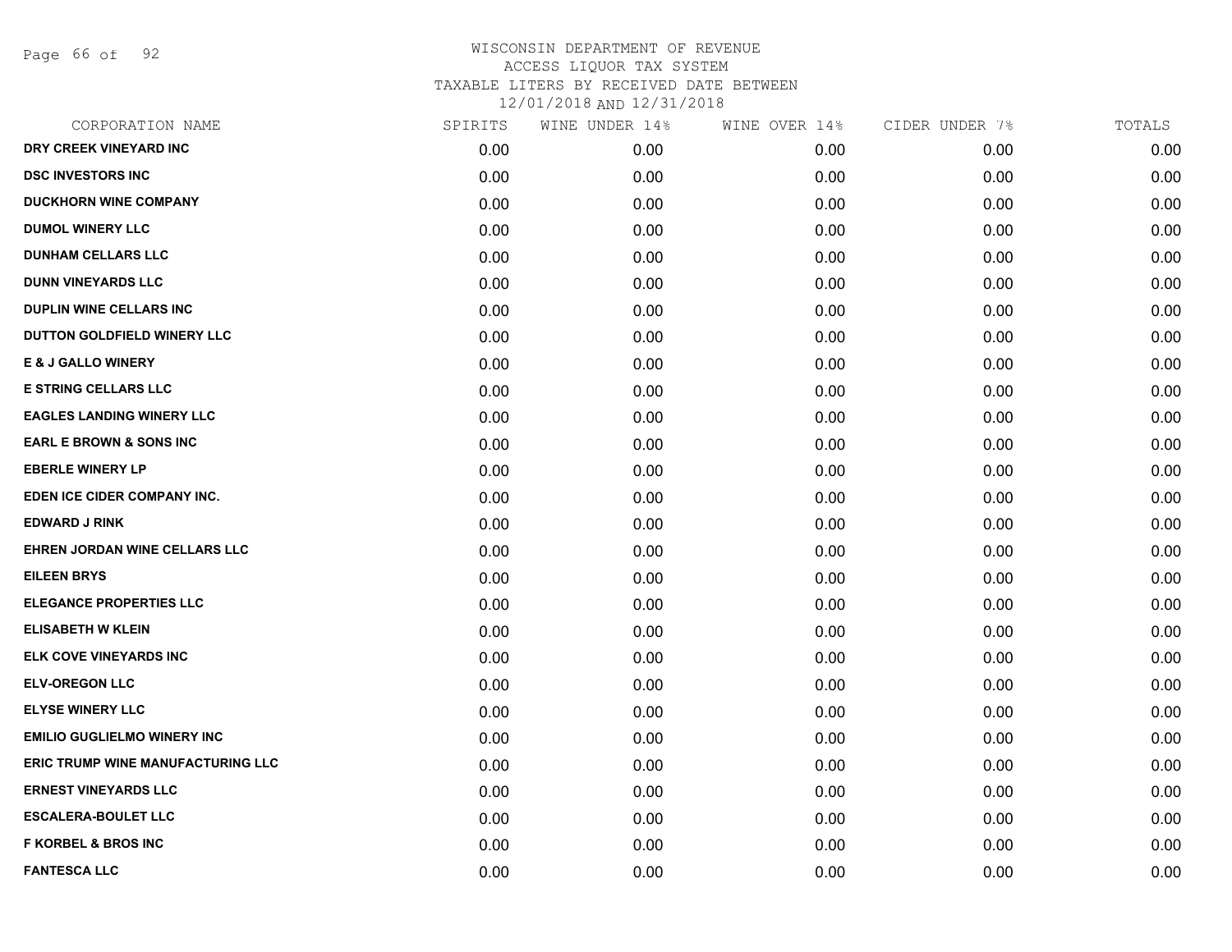WISCONSIN DEPARTMENT OF REVENUE
ACCESS LIQUOR TAX SYSTEM
TAXABLE LITERS BY RECEIVED DATE BETWEEN
12/01/2018 AND 12/31/2018

| CORPORATION NAME | SPIRITS | WINE UNDER 14% | WINE OVER 14% | CIDER UNDER 7% | TOTALS |
|---|---|---|---|---|---|
| DRY CREEK VINEYARD INC | 0.00 | 0.00 | 0.00 | 0.00 | 0.00 |
| DSC INVESTORS INC | 0.00 | 0.00 | 0.00 | 0.00 | 0.00 |
| DUCKHORN WINE COMPANY | 0.00 | 0.00 | 0.00 | 0.00 | 0.00 |
| DUMOL WINERY LLC | 0.00 | 0.00 | 0.00 | 0.00 | 0.00 |
| DUNHAM CELLARS LLC | 0.00 | 0.00 | 0.00 | 0.00 | 0.00 |
| DUNN VINEYARDS LLC | 0.00 | 0.00 | 0.00 | 0.00 | 0.00 |
| DUPLIN WINE CELLARS INC | 0.00 | 0.00 | 0.00 | 0.00 | 0.00 |
| DUTTON GOLDFIELD WINERY LLC | 0.00 | 0.00 | 0.00 | 0.00 | 0.00 |
| E & J GALLO WINERY | 0.00 | 0.00 | 0.00 | 0.00 | 0.00 |
| E STRING CELLARS LLC | 0.00 | 0.00 | 0.00 | 0.00 | 0.00 |
| EAGLES LANDING WINERY LLC | 0.00 | 0.00 | 0.00 | 0.00 | 0.00 |
| EARL E BROWN & SONS INC | 0.00 | 0.00 | 0.00 | 0.00 | 0.00 |
| EBERLE WINERY LP | 0.00 | 0.00 | 0.00 | 0.00 | 0.00 |
| EDEN ICE CIDER COMPANY INC. | 0.00 | 0.00 | 0.00 | 0.00 | 0.00 |
| EDWARD J RINK | 0.00 | 0.00 | 0.00 | 0.00 | 0.00 |
| EHREN JORDAN WINE CELLARS LLC | 0.00 | 0.00 | 0.00 | 0.00 | 0.00 |
| EILEEN BRYS | 0.00 | 0.00 | 0.00 | 0.00 | 0.00 |
| ELEGANCE PROPERTIES LLC | 0.00 | 0.00 | 0.00 | 0.00 | 0.00 |
| ELISABETH W KLEIN | 0.00 | 0.00 | 0.00 | 0.00 | 0.00 |
| ELK COVE VINEYARDS INC | 0.00 | 0.00 | 0.00 | 0.00 | 0.00 |
| ELV-OREGON LLC | 0.00 | 0.00 | 0.00 | 0.00 | 0.00 |
| ELYSE WINERY LLC | 0.00 | 0.00 | 0.00 | 0.00 | 0.00 |
| EMILIO GUGLIELMO WINERY INC | 0.00 | 0.00 | 0.00 | 0.00 | 0.00 |
| ERIC TRUMP WINE MANUFACTURING LLC | 0.00 | 0.00 | 0.00 | 0.00 | 0.00 |
| ERNEST VINEYARDS LLC | 0.00 | 0.00 | 0.00 | 0.00 | 0.00 |
| ESCALERA-BOULET LLC | 0.00 | 0.00 | 0.00 | 0.00 | 0.00 |
| F KORBEL & BROS INC | 0.00 | 0.00 | 0.00 | 0.00 | 0.00 |
| FANTESCA LLC | 0.00 | 0.00 | 0.00 | 0.00 | 0.00 |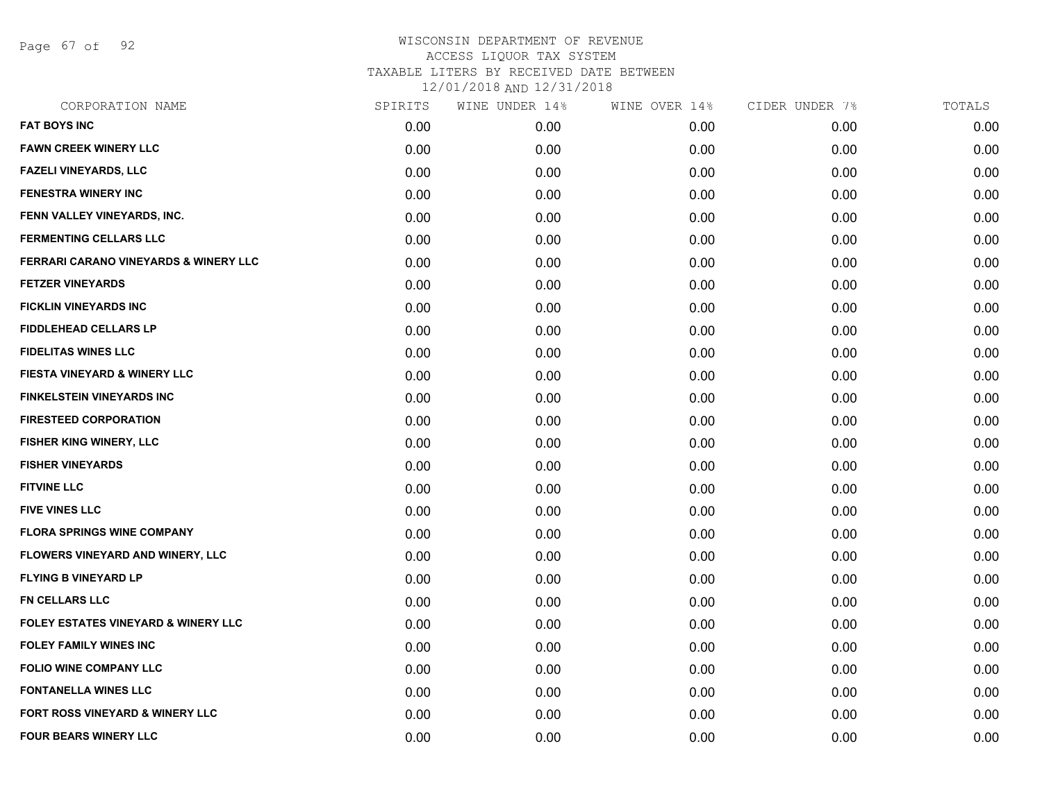# WISCONSIN DEPARTMENT OF REVENUE
## ACCESS LIQUOR TAX SYSTEM
### TAXABLE LITERS BY RECEIVED DATE BETWEEN 12/01/2018 AND 12/31/2018

| CORPORATION NAME | SPIRITS | WINE UNDER 14% | WINE OVER 14% | CIDER UNDER 7% | TOTALS |
|---|---|---|---|---|---|
| FAT BOYS INC | 0.00 | 0.00 | 0.00 | 0.00 | 0.00 |
| FAWN CREEK WINERY LLC | 0.00 | 0.00 | 0.00 | 0.00 | 0.00 |
| FAZELI VINEYARDS, LLC | 0.00 | 0.00 | 0.00 | 0.00 | 0.00 |
| FENESTRA WINERY INC | 0.00 | 0.00 | 0.00 | 0.00 | 0.00 |
| FENN VALLEY VINEYARDS, INC. | 0.00 | 0.00 | 0.00 | 0.00 | 0.00 |
| FERMENTING CELLARS LLC | 0.00 | 0.00 | 0.00 | 0.00 | 0.00 |
| FERRARI CARANO VINEYARDS & WINERY LLC | 0.00 | 0.00 | 0.00 | 0.00 | 0.00 |
| FETZER VINEYARDS | 0.00 | 0.00 | 0.00 | 0.00 | 0.00 |
| FICKLIN VINEYARDS INC | 0.00 | 0.00 | 0.00 | 0.00 | 0.00 |
| FIDDLEHEAD CELLARS LP | 0.00 | 0.00 | 0.00 | 0.00 | 0.00 |
| FIDELITAS WINES LLC | 0.00 | 0.00 | 0.00 | 0.00 | 0.00 |
| FIESTA VINEYARD & WINERY LLC | 0.00 | 0.00 | 0.00 | 0.00 | 0.00 |
| FINKELSTEIN VINEYARDS INC | 0.00 | 0.00 | 0.00 | 0.00 | 0.00 |
| FIRESTEED CORPORATION | 0.00 | 0.00 | 0.00 | 0.00 | 0.00 |
| FISHER KING WINERY, LLC | 0.00 | 0.00 | 0.00 | 0.00 | 0.00 |
| FISHER VINEYARDS | 0.00 | 0.00 | 0.00 | 0.00 | 0.00 |
| FITVINE LLC | 0.00 | 0.00 | 0.00 | 0.00 | 0.00 |
| FIVE VINES LLC | 0.00 | 0.00 | 0.00 | 0.00 | 0.00 |
| FLORA SPRINGS WINE COMPANY | 0.00 | 0.00 | 0.00 | 0.00 | 0.00 |
| FLOWERS VINEYARD AND WINERY, LLC | 0.00 | 0.00 | 0.00 | 0.00 | 0.00 |
| FLYING B VINEYARD LP | 0.00 | 0.00 | 0.00 | 0.00 | 0.00 |
| FN CELLARS LLC | 0.00 | 0.00 | 0.00 | 0.00 | 0.00 |
| FOLEY ESTATES VINEYARD & WINERY LLC | 0.00 | 0.00 | 0.00 | 0.00 | 0.00 |
| FOLEY FAMILY WINES INC | 0.00 | 0.00 | 0.00 | 0.00 | 0.00 |
| FOLIO WINE COMPANY LLC | 0.00 | 0.00 | 0.00 | 0.00 | 0.00 |
| FONTANELLA WINES LLC | 0.00 | 0.00 | 0.00 | 0.00 | 0.00 |
| FORT ROSS VINEYARD & WINERY LLC | 0.00 | 0.00 | 0.00 | 0.00 | 0.00 |
| FOUR BEARS WINERY LLC | 0.00 | 0.00 | 0.00 | 0.00 | 0.00 |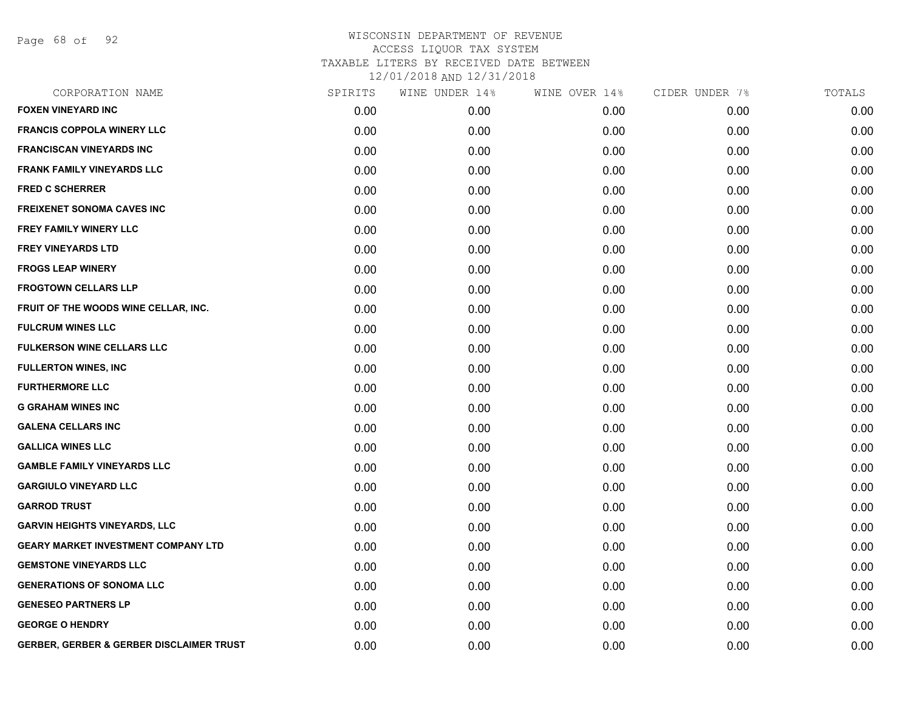# WISCONSIN DEPARTMENT OF REVENUE
## ACCESS LIQUOR TAX SYSTEM
### TAXABLE LITERS BY RECEIVED DATE BETWEEN 12/01/2018 AND 12/31/2018

| CORPORATION NAME | SPIRITS | WINE UNDER 14% | WINE OVER 14% | CIDER UNDER 7% | TOTALS |
|---|---|---|---|---|---|
| FOXEN VINEYARD INC | 0.00 | 0.00 | 0.00 | 0.00 | 0.00 |
| FRANCIS COPPOLA WINERY LLC | 0.00 | 0.00 | 0.00 | 0.00 | 0.00 |
| FRANCISCAN VINEYARDS INC | 0.00 | 0.00 | 0.00 | 0.00 | 0.00 |
| FRANK FAMILY VINEYARDS LLC | 0.00 | 0.00 | 0.00 | 0.00 | 0.00 |
| FRED C SCHERRER | 0.00 | 0.00 | 0.00 | 0.00 | 0.00 |
| FREIXENET SONOMA CAVES INC | 0.00 | 0.00 | 0.00 | 0.00 | 0.00 |
| FREY FAMILY WINERY LLC | 0.00 | 0.00 | 0.00 | 0.00 | 0.00 |
| FREY VINEYARDS LTD | 0.00 | 0.00 | 0.00 | 0.00 | 0.00 |
| FROGS LEAP WINERY | 0.00 | 0.00 | 0.00 | 0.00 | 0.00 |
| FROGTOWN CELLARS LLP | 0.00 | 0.00 | 0.00 | 0.00 | 0.00 |
| FRUIT OF THE WOODS WINE CELLAR, INC. | 0.00 | 0.00 | 0.00 | 0.00 | 0.00 |
| FULCRUM WINES LLC | 0.00 | 0.00 | 0.00 | 0.00 | 0.00 |
| FULKERSON WINE CELLARS LLC | 0.00 | 0.00 | 0.00 | 0.00 | 0.00 |
| FULLERTON WINES, INC | 0.00 | 0.00 | 0.00 | 0.00 | 0.00 |
| FURTHERMORE LLC | 0.00 | 0.00 | 0.00 | 0.00 | 0.00 |
| G GRAHAM WINES INC | 0.00 | 0.00 | 0.00 | 0.00 | 0.00 |
| GALENA CELLARS INC | 0.00 | 0.00 | 0.00 | 0.00 | 0.00 |
| GALLICA WINES LLC | 0.00 | 0.00 | 0.00 | 0.00 | 0.00 |
| GAMBLE FAMILY VINEYARDS LLC | 0.00 | 0.00 | 0.00 | 0.00 | 0.00 |
| GARGIULO VINEYARD LLC | 0.00 | 0.00 | 0.00 | 0.00 | 0.00 |
| GARROD TRUST | 0.00 | 0.00 | 0.00 | 0.00 | 0.00 |
| GARVIN HEIGHTS VINEYARDS, LLC | 0.00 | 0.00 | 0.00 | 0.00 | 0.00 |
| GEARY MARKET INVESTMENT COMPANY LTD | 0.00 | 0.00 | 0.00 | 0.00 | 0.00 |
| GEMSTONE VINEYARDS LLC | 0.00 | 0.00 | 0.00 | 0.00 | 0.00 |
| GENERATIONS OF SONOMA LLC | 0.00 | 0.00 | 0.00 | 0.00 | 0.00 |
| GENESEO PARTNERS LP | 0.00 | 0.00 | 0.00 | 0.00 | 0.00 |
| GEORGE O HENDRY | 0.00 | 0.00 | 0.00 | 0.00 | 0.00 |
| GERBER, GERBER & GERBER DISCLAIMER TRUST | 0.00 | 0.00 | 0.00 | 0.00 | 0.00 |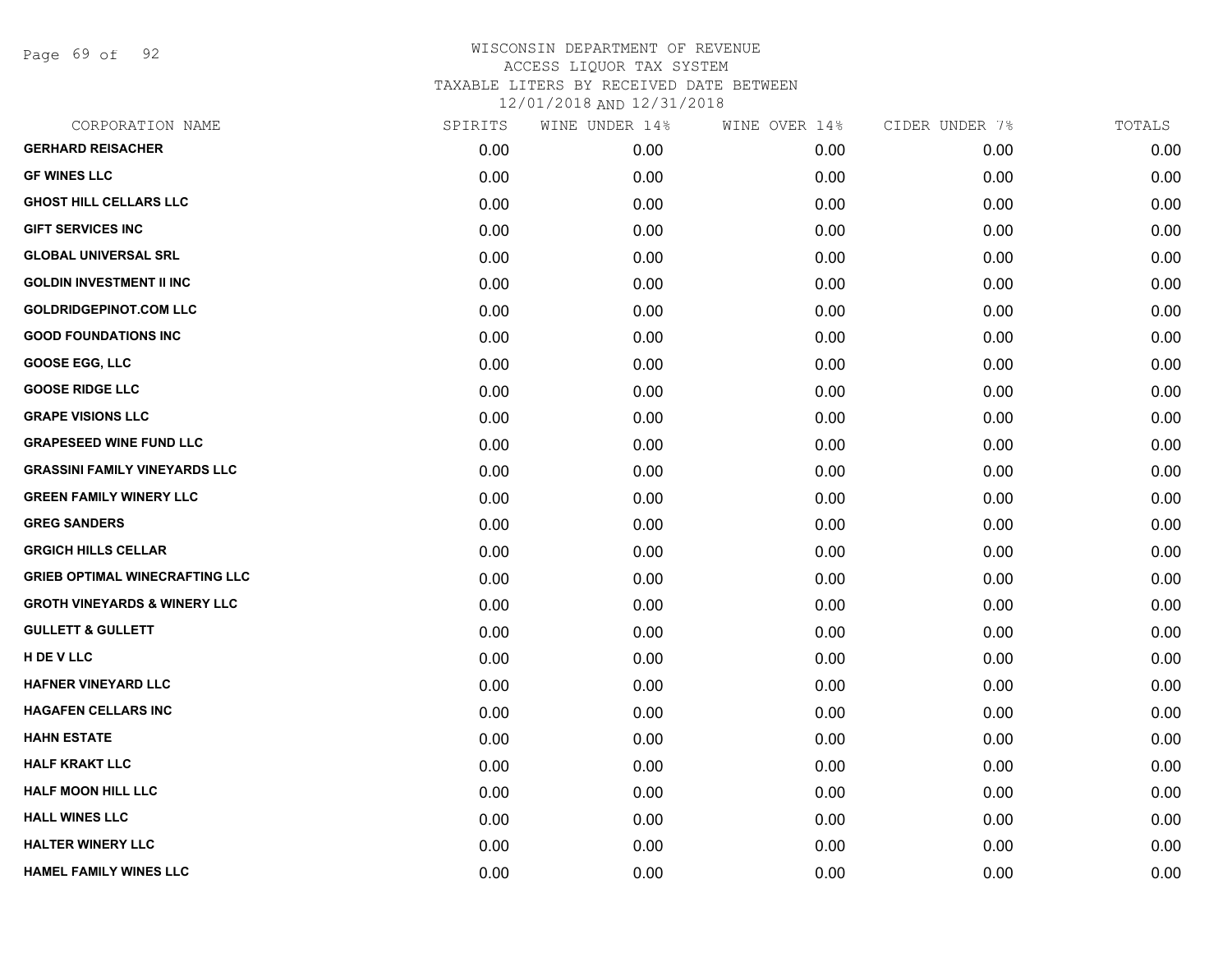# WISCONSIN DEPARTMENT OF REVENUE
ACCESS LIQUOR TAX SYSTEM
TAXABLE LITERS BY RECEIVED DATE BETWEEN
12/01/2018 AND 12/31/2018

| CORPORATION NAME | SPIRITS | WINE UNDER 14% | WINE OVER 14% | CIDER UNDER 7% | TOTALS |
|---|---|---|---|---|---|
| **GERHARD REISACHER** | 0.00 | 0.00 | 0.00 | 0.00 | 0.00 |
| **GF WINES LLC** | 0.00 | 0.00 | 0.00 | 0.00 | 0.00 |
| **GHOST HILL CELLARS LLC** | 0.00 | 0.00 | 0.00 | 0.00 | 0.00 |
| **GIFT SERVICES INC** | 0.00 | 0.00 | 0.00 | 0.00 | 0.00 |
| **GLOBAL UNIVERSAL SRL** | 0.00 | 0.00 | 0.00 | 0.00 | 0.00 |
| **GOLDIN INVESTMENT II INC** | 0.00 | 0.00 | 0.00 | 0.00 | 0.00 |
| **GOLDRIDGEPINOT.COM LLC** | 0.00 | 0.00 | 0.00 | 0.00 | 0.00 |
| **GOOD FOUNDATIONS INC** | 0.00 | 0.00 | 0.00 | 0.00 | 0.00 |
| **GOOSE EGG, LLC** | 0.00 | 0.00 | 0.00 | 0.00 | 0.00 |
| **GOOSE RIDGE LLC** | 0.00 | 0.00 | 0.00 | 0.00 | 0.00 |
| **GRAPE VISIONS LLC** | 0.00 | 0.00 | 0.00 | 0.00 | 0.00 |
| **GRAPESEED WINE FUND LLC** | 0.00 | 0.00 | 0.00 | 0.00 | 0.00 |
| **GRASSINI FAMILY VINEYARDS LLC** | 0.00 | 0.00 | 0.00 | 0.00 | 0.00 |
| **GREEN FAMILY WINERY LLC** | 0.00 | 0.00 | 0.00 | 0.00 | 0.00 |
| **GREG SANDERS** | 0.00 | 0.00 | 0.00 | 0.00 | 0.00 |
| **GRGICH HILLS CELLAR** | 0.00 | 0.00 | 0.00 | 0.00 | 0.00 |
| **GRIEB OPTIMAL WINECRAFTING LLC** | 0.00 | 0.00 | 0.00 | 0.00 | 0.00 |
| **GROTH VINEYARDS & WINERY LLC** | 0.00 | 0.00 | 0.00 | 0.00 | 0.00 |
| **GULLETT & GULLETT** | 0.00 | 0.00 | 0.00 | 0.00 | 0.00 |
| **H DE V LLC** | 0.00 | 0.00 | 0.00 | 0.00 | 0.00 |
| **HAFNER VINEYARD LLC** | 0.00 | 0.00 | 0.00 | 0.00 | 0.00 |
| **HAGAFEN CELLARS INC** | 0.00 | 0.00 | 0.00 | 0.00 | 0.00 |
| **HAHN ESTATE** | 0.00 | 0.00 | 0.00 | 0.00 | 0.00 |
| **HALF KRAKT LLC** | 0.00 | 0.00 | 0.00 | 0.00 | 0.00 |
| **HALF MOON HILL LLC** | 0.00 | 0.00 | 0.00 | 0.00 | 0.00 |
| **HALL WINES LLC** | 0.00 | 0.00 | 0.00 | 0.00 | 0.00 |
| **HALTER WINERY LLC** | 0.00 | 0.00 | 0.00 | 0.00 | 0.00 |
| **HAMEL FAMILY WINES LLC** | 0.00 | 0.00 | 0.00 | 0.00 | 0.00 |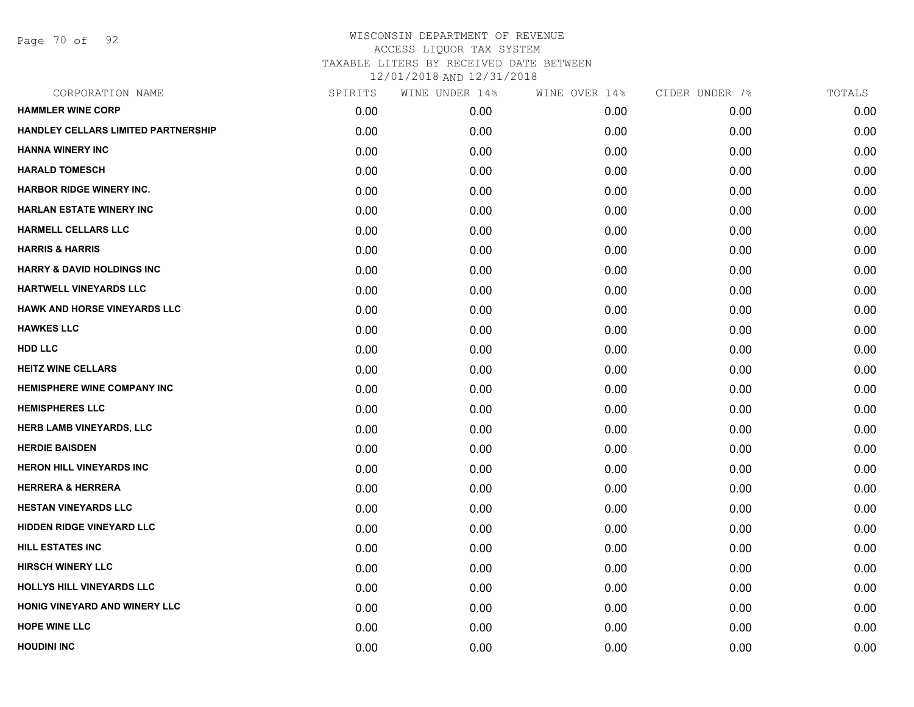WISCONSIN DEPARTMENT OF REVENUE
ACCESS LIQUOR TAX SYSTEM
TAXABLE LITERS BY RECEIVED DATE BETWEEN
12/01/2018 AND 12/31/2018

| CORPORATION NAME | SPIRITS | WINE UNDER 14% | WINE OVER 14% | CIDER UNDER 7% | TOTALS |
|---|---|---|---|---|---|
| **HAMMLER WINE CORP** | 0.00 | 0.00 | 0.00 | 0.00 | 0.00 |
| **HANDLEY CELLARS LIMITED PARTNERSHIP** | 0.00 | 0.00 | 0.00 | 0.00 | 0.00 |
| **HANNA WINERY INC** | 0.00 | 0.00 | 0.00 | 0.00 | 0.00 |
| **HARALD TOMESCH** | 0.00 | 0.00 | 0.00 | 0.00 | 0.00 |
| **HARBOR RIDGE WINERY INC.** | 0.00 | 0.00 | 0.00 | 0.00 | 0.00 |
| **HARLAN ESTATE WINERY INC** | 0.00 | 0.00 | 0.00 | 0.00 | 0.00 |
| **HARMELL CELLARS LLC** | 0.00 | 0.00 | 0.00 | 0.00 | 0.00 |
| **HARRIS & HARRIS** | 0.00 | 0.00 | 0.00 | 0.00 | 0.00 |
| **HARRY & DAVID HOLDINGS INC** | 0.00 | 0.00 | 0.00 | 0.00 | 0.00 |
| **HARTWELL VINEYARDS LLC** | 0.00 | 0.00 | 0.00 | 0.00 | 0.00 |
| **HAWK AND HORSE VINEYARDS LLC** | 0.00 | 0.00 | 0.00 | 0.00 | 0.00 |
| **HAWKES LLC** | 0.00 | 0.00 | 0.00 | 0.00 | 0.00 |
| **HDD LLC** | 0.00 | 0.00 | 0.00 | 0.00 | 0.00 |
| **HEITZ WINE CELLARS** | 0.00 | 0.00 | 0.00 | 0.00 | 0.00 |
| **HEMISPHERE WINE COMPANY INC** | 0.00 | 0.00 | 0.00 | 0.00 | 0.00 |
| **HEMISPHERES LLC** | 0.00 | 0.00 | 0.00 | 0.00 | 0.00 |
| **HERB LAMB VINEYARDS, LLC** | 0.00 | 0.00 | 0.00 | 0.00 | 0.00 |
| **HERDIE BAISDEN** | 0.00 | 0.00 | 0.00 | 0.00 | 0.00 |
| **HERON HILL VINEYARDS INC** | 0.00 | 0.00 | 0.00 | 0.00 | 0.00 |
| **HERRERA & HERRERA** | 0.00 | 0.00 | 0.00 | 0.00 | 0.00 |
| **HESTAN VINEYARDS LLC** | 0.00 | 0.00 | 0.00 | 0.00 | 0.00 |
| **HIDDEN RIDGE VINEYARD LLC** | 0.00 | 0.00 | 0.00 | 0.00 | 0.00 |
| **HILL ESTATES INC** | 0.00 | 0.00 | 0.00 | 0.00 | 0.00 |
| **HIRSCH WINERY LLC** | 0.00 | 0.00 | 0.00 | 0.00 | 0.00 |
| **HOLLYS HILL VINEYARDS LLC** | 0.00 | 0.00 | 0.00 | 0.00 | 0.00 |
| **HONIG VINEYARD AND WINERY LLC** | 0.00 | 0.00 | 0.00 | 0.00 | 0.00 |
| **HOPE WINE LLC** | 0.00 | 0.00 | 0.00 | 0.00 | 0.00 |
| **HOUDINI INC** | 0.00 | 0.00 | 0.00 | 0.00 | 0.00 |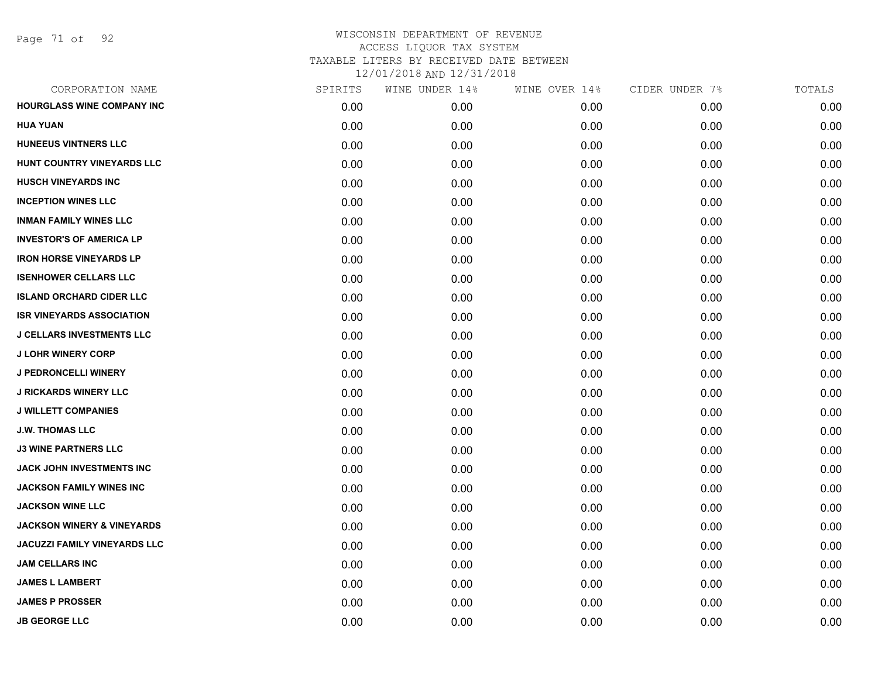WISCONSIN DEPARTMENT OF REVENUE
ACCESS LIQUOR TAX SYSTEM
TAXABLE LITERS BY RECEIVED DATE BETWEEN
12/01/2018 AND 12/31/2018

| CORPORATION NAME | SPIRITS | WINE UNDER 14% | WINE OVER 14% | CIDER UNDER 7% | TOTALS |
|---|---|---|---|---|---|
| **HOURGLASS WINE COMPANY INC** | 0.00 | 0.00 | 0.00 | 0.00 | 0.00 |
| **HUA YUAN** | 0.00 | 0.00 | 0.00 | 0.00 | 0.00 |
| **HUNEEUS VINTNERS LLC** | 0.00 | 0.00 | 0.00 | 0.00 | 0.00 |
| **HUNT COUNTRY VINEYARDS LLC** | 0.00 | 0.00 | 0.00 | 0.00 | 0.00 |
| **HUSCH VINEYARDS INC** | 0.00 | 0.00 | 0.00 | 0.00 | 0.00 |
| **INCEPTION WINES LLC** | 0.00 | 0.00 | 0.00 | 0.00 | 0.00 |
| **INMAN FAMILY WINES LLC** | 0.00 | 0.00 | 0.00 | 0.00 | 0.00 |
| **INVESTOR'S OF AMERICA LP** | 0.00 | 0.00 | 0.00 | 0.00 | 0.00 |
| **IRON HORSE VINEYARDS LP** | 0.00 | 0.00 | 0.00 | 0.00 | 0.00 |
| **ISENHOWER CELLARS LLC** | 0.00 | 0.00 | 0.00 | 0.00 | 0.00 |
| **ISLAND ORCHARD CIDER LLC** | 0.00 | 0.00 | 0.00 | 0.00 | 0.00 |
| **ISR VINEYARDS ASSOCIATION** | 0.00 | 0.00 | 0.00 | 0.00 | 0.00 |
| **J CELLARS INVESTMENTS LLC** | 0.00 | 0.00 | 0.00 | 0.00 | 0.00 |
| **J LOHR WINERY CORP** | 0.00 | 0.00 | 0.00 | 0.00 | 0.00 |
| **J PEDRONCELLI WINERY** | 0.00 | 0.00 | 0.00 | 0.00 | 0.00 |
| **J RICKARDS WINERY LLC** | 0.00 | 0.00 | 0.00 | 0.00 | 0.00 |
| **J WILLETT COMPANIES** | 0.00 | 0.00 | 0.00 | 0.00 | 0.00 |
| **J.W. THOMAS LLC** | 0.00 | 0.00 | 0.00 | 0.00 | 0.00 |
| **J3 WINE PARTNERS LLC** | 0.00 | 0.00 | 0.00 | 0.00 | 0.00 |
| **JACK JOHN INVESTMENTS INC** | 0.00 | 0.00 | 0.00 | 0.00 | 0.00 |
| **JACKSON FAMILY WINES INC** | 0.00 | 0.00 | 0.00 | 0.00 | 0.00 |
| **JACKSON WINE LLC** | 0.00 | 0.00 | 0.00 | 0.00 | 0.00 |
| **JACKSON WINERY & VINEYARDS** | 0.00 | 0.00 | 0.00 | 0.00 | 0.00 |
| **JACUZZI FAMILY VINEYARDS LLC** | 0.00 | 0.00 | 0.00 | 0.00 | 0.00 |
| **JAM CELLARS INC** | 0.00 | 0.00 | 0.00 | 0.00 | 0.00 |
| **JAMES L LAMBERT** | 0.00 | 0.00 | 0.00 | 0.00 | 0.00 |
| **JAMES P PROSSER** | 0.00 | 0.00 | 0.00 | 0.00 | 0.00 |
| **JB GEORGE LLC** | 0.00 | 0.00 | 0.00 | 0.00 | 0.00 |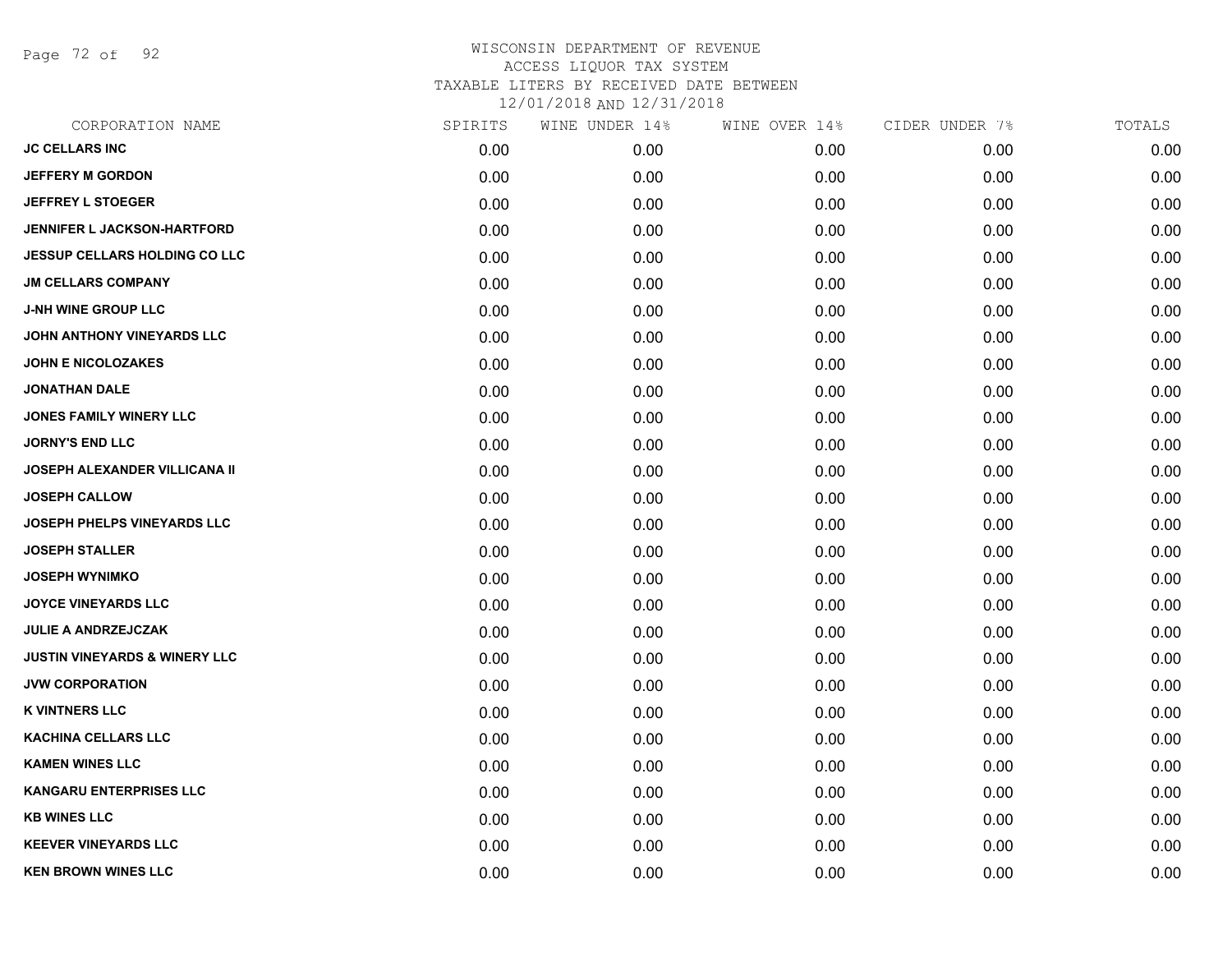# WISCONSIN DEPARTMENT OF REVENUE
## ACCESS LIQUOR TAX SYSTEM
### TAXABLE LITERS BY RECEIVED DATE BETWEEN 12/01/2018 AND 12/31/2018

| CORPORATION NAME | SPIRITS | WINE UNDER 14% | WINE OVER 14% | CIDER UNDER 7% | TOTALS |
|---|---|---|---|---|---|
| JC CELLARS INC | 0.00 | 0.00 | 0.00 | 0.00 | 0.00 |
| JEFFERY M GORDON | 0.00 | 0.00 | 0.00 | 0.00 | 0.00 |
| JEFFREY L STOEGER | 0.00 | 0.00 | 0.00 | 0.00 | 0.00 |
| JENNIFER L JACKSON-HARTFORD | 0.00 | 0.00 | 0.00 | 0.00 | 0.00 |
| JESSUP CELLARS HOLDING CO LLC | 0.00 | 0.00 | 0.00 | 0.00 | 0.00 |
| JM CELLARS COMPANY | 0.00 | 0.00 | 0.00 | 0.00 | 0.00 |
| J-NH WINE GROUP LLC | 0.00 | 0.00 | 0.00 | 0.00 | 0.00 |
| JOHN ANTHONY VINEYARDS LLC | 0.00 | 0.00 | 0.00 | 0.00 | 0.00 |
| JOHN E NICOLOZAKES | 0.00 | 0.00 | 0.00 | 0.00 | 0.00 |
| JONATHAN DALE | 0.00 | 0.00 | 0.00 | 0.00 | 0.00 |
| JONES FAMILY WINERY LLC | 0.00 | 0.00 | 0.00 | 0.00 | 0.00 |
| JORNY'S END LLC | 0.00 | 0.00 | 0.00 | 0.00 | 0.00 |
| JOSEPH ALEXANDER VILLICANA II | 0.00 | 0.00 | 0.00 | 0.00 | 0.00 |
| JOSEPH CALLOW | 0.00 | 0.00 | 0.00 | 0.00 | 0.00 |
| JOSEPH PHELPS VINEYARDS LLC | 0.00 | 0.00 | 0.00 | 0.00 | 0.00 |
| JOSEPH STALLER | 0.00 | 0.00 | 0.00 | 0.00 | 0.00 |
| JOSEPH WYNIMKO | 0.00 | 0.00 | 0.00 | 0.00 | 0.00 |
| JOYCE VINEYARDS LLC | 0.00 | 0.00 | 0.00 | 0.00 | 0.00 |
| JULIE A ANDRZEJCZAK | 0.00 | 0.00 | 0.00 | 0.00 | 0.00 |
| JUSTIN VINEYARDS & WINERY LLC | 0.00 | 0.00 | 0.00 | 0.00 | 0.00 |
| JVW CORPORATION | 0.00 | 0.00 | 0.00 | 0.00 | 0.00 |
| K VINTNERS LLC | 0.00 | 0.00 | 0.00 | 0.00 | 0.00 |
| KACHINA CELLARS LLC | 0.00 | 0.00 | 0.00 | 0.00 | 0.00 |
| KAMEN WINES LLC | 0.00 | 0.00 | 0.00 | 0.00 | 0.00 |
| KANGARU ENTERPRISES LLC | 0.00 | 0.00 | 0.00 | 0.00 | 0.00 |
| KB WINES LLC | 0.00 | 0.00 | 0.00 | 0.00 | 0.00 |
| KEEVER VINEYARDS LLC | 0.00 | 0.00 | 0.00 | 0.00 | 0.00 |
| KEN BROWN WINES LLC | 0.00 | 0.00 | 0.00 | 0.00 | 0.00 |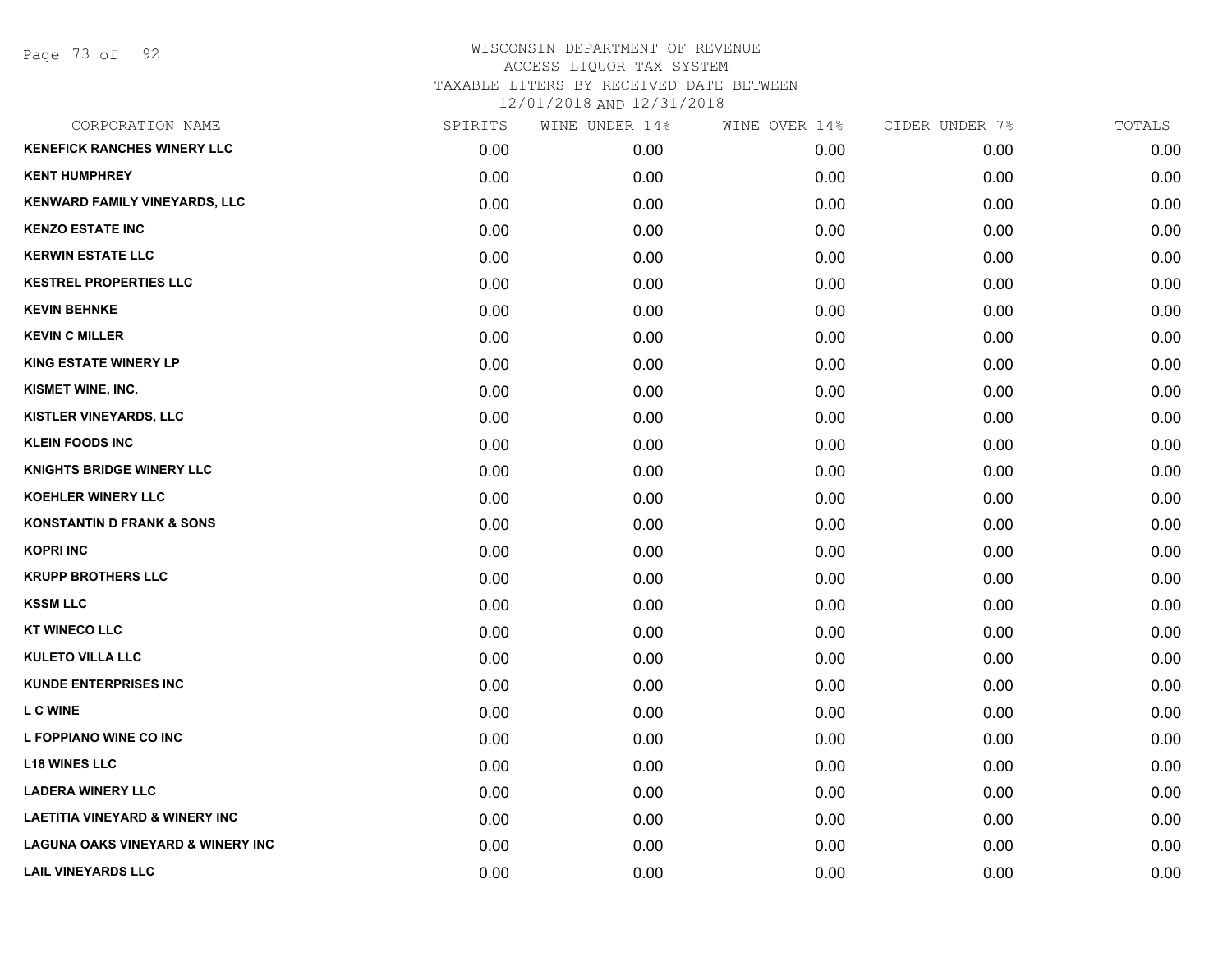WISCONSIN DEPARTMENT OF REVENUE
ACCESS LIQUOR TAX SYSTEM
TAXABLE LITERS BY RECEIVED DATE BETWEEN
12/01/2018 AND 12/31/2018

| CORPORATION NAME | SPIRITS | WINE UNDER 14% | WINE OVER 14% | CIDER UNDER 7% | TOTALS |
|---|---|---|---|---|---|
| KENEFICK RANCHES WINERY LLC | 0.00 | 0.00 | 0.00 | 0.00 | 0.00 |
| KENT HUMPHREY | 0.00 | 0.00 | 0.00 | 0.00 | 0.00 |
| KENWARD FAMILY VINEYARDS, LLC | 0.00 | 0.00 | 0.00 | 0.00 | 0.00 |
| KENZO ESTATE INC | 0.00 | 0.00 | 0.00 | 0.00 | 0.00 |
| KERWIN ESTATE LLC | 0.00 | 0.00 | 0.00 | 0.00 | 0.00 |
| KESTREL PROPERTIES LLC | 0.00 | 0.00 | 0.00 | 0.00 | 0.00 |
| KEVIN BEHNKE | 0.00 | 0.00 | 0.00 | 0.00 | 0.00 |
| KEVIN C MILLER | 0.00 | 0.00 | 0.00 | 0.00 | 0.00 |
| KING ESTATE WINERY LP | 0.00 | 0.00 | 0.00 | 0.00 | 0.00 |
| KISMET WINE, INC. | 0.00 | 0.00 | 0.00 | 0.00 | 0.00 |
| KISTLER VINEYARDS, LLC | 0.00 | 0.00 | 0.00 | 0.00 | 0.00 |
| KLEIN FOODS INC | 0.00 | 0.00 | 0.00 | 0.00 | 0.00 |
| KNIGHTS BRIDGE WINERY LLC | 0.00 | 0.00 | 0.00 | 0.00 | 0.00 |
| KOEHLER WINERY LLC | 0.00 | 0.00 | 0.00 | 0.00 | 0.00 |
| KONSTANTIN D FRANK & SONS | 0.00 | 0.00 | 0.00 | 0.00 | 0.00 |
| KOPRI INC | 0.00 | 0.00 | 0.00 | 0.00 | 0.00 |
| KRUPP BROTHERS LLC | 0.00 | 0.00 | 0.00 | 0.00 | 0.00 |
| KSSM LLC | 0.00 | 0.00 | 0.00 | 0.00 | 0.00 |
| KT WINECO LLC | 0.00 | 0.00 | 0.00 | 0.00 | 0.00 |
| KULETO VILLA LLC | 0.00 | 0.00 | 0.00 | 0.00 | 0.00 |
| KUNDE ENTERPRISES INC | 0.00 | 0.00 | 0.00 | 0.00 | 0.00 |
| L C WINE | 0.00 | 0.00 | 0.00 | 0.00 | 0.00 |
| L FOPPIANO WINE CO INC | 0.00 | 0.00 | 0.00 | 0.00 | 0.00 |
| L18 WINES LLC | 0.00 | 0.00 | 0.00 | 0.00 | 0.00 |
| LADERA WINERY LLC | 0.00 | 0.00 | 0.00 | 0.00 | 0.00 |
| LAETITIA VINEYARD & WINERY INC | 0.00 | 0.00 | 0.00 | 0.00 | 0.00 |
| LAGUNA OAKS VINEYARD & WINERY INC | 0.00 | 0.00 | 0.00 | 0.00 | 0.00 |
| LAIL VINEYARDS LLC | 0.00 | 0.00 | 0.00 | 0.00 | 0.00 |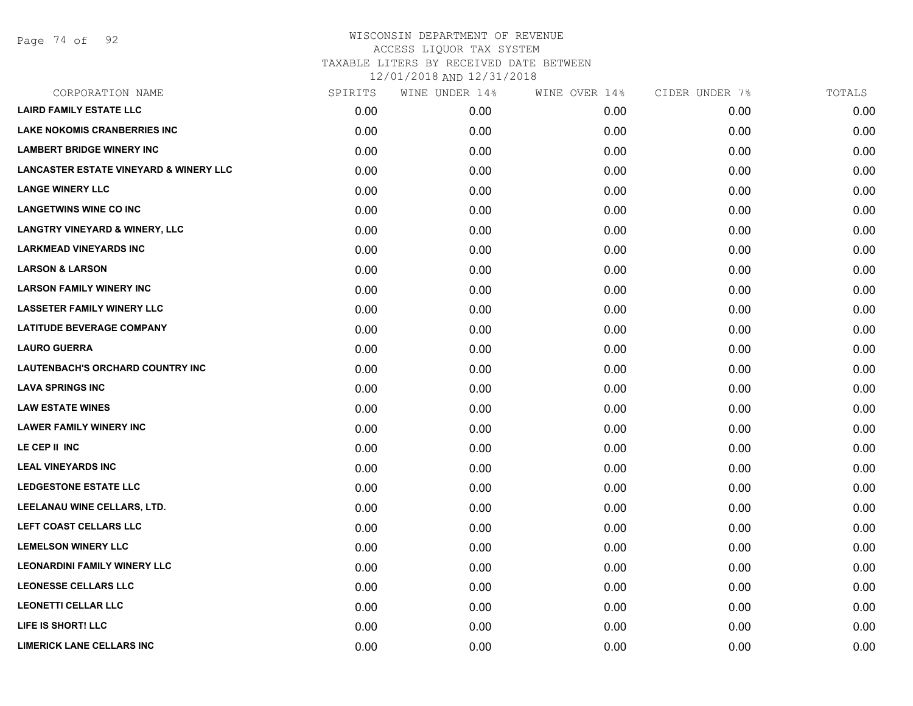WISCONSIN DEPARTMENT OF REVENUE
ACCESS LIQUOR TAX SYSTEM
TAXABLE LITERS BY RECEIVED DATE BETWEEN
12/01/2018 AND 12/31/2018

| CORPORATION NAME | SPIRITS | WINE UNDER 14% | WINE OVER 14% | CIDER UNDER 7% | TOTALS |
|---|---|---|---|---|---|
| LAIRD FAMILY ESTATE LLC | 0.00 | 0.00 | 0.00 | 0.00 | 0.00 |
| LAKE NOKOMIS CRANBERRIES INC | 0.00 | 0.00 | 0.00 | 0.00 | 0.00 |
| LAMBERT BRIDGE WINERY INC | 0.00 | 0.00 | 0.00 | 0.00 | 0.00 |
| LANCASTER ESTATE VINEYARD & WINERY LLC | 0.00 | 0.00 | 0.00 | 0.00 | 0.00 |
| LANGE WINERY LLC | 0.00 | 0.00 | 0.00 | 0.00 | 0.00 |
| LANGETWINS WINE CO INC | 0.00 | 0.00 | 0.00 | 0.00 | 0.00 |
| LANGTRY VINEYARD & WINERY, LLC | 0.00 | 0.00 | 0.00 | 0.00 | 0.00 |
| LARKMEAD VINEYARDS INC | 0.00 | 0.00 | 0.00 | 0.00 | 0.00 |
| LARSON & LARSON | 0.00 | 0.00 | 0.00 | 0.00 | 0.00 |
| LARSON FAMILY WINERY INC | 0.00 | 0.00 | 0.00 | 0.00 | 0.00 |
| LASSETER FAMILY WINERY LLC | 0.00 | 0.00 | 0.00 | 0.00 | 0.00 |
| LATITUDE BEVERAGE COMPANY | 0.00 | 0.00 | 0.00 | 0.00 | 0.00 |
| LAURO GUERRA | 0.00 | 0.00 | 0.00 | 0.00 | 0.00 |
| LAUTENBACH'S ORCHARD COUNTRY INC | 0.00 | 0.00 | 0.00 | 0.00 | 0.00 |
| LAVA SPRINGS INC | 0.00 | 0.00 | 0.00 | 0.00 | 0.00 |
| LAW ESTATE WINES | 0.00 | 0.00 | 0.00 | 0.00 | 0.00 |
| LAWER FAMILY WINERY INC | 0.00 | 0.00 | 0.00 | 0.00 | 0.00 |
| LE CEP II INC | 0.00 | 0.00 | 0.00 | 0.00 | 0.00 |
| LEAL VINEYARDS INC | 0.00 | 0.00 | 0.00 | 0.00 | 0.00 |
| LEDGESTONE ESTATE LLC | 0.00 | 0.00 | 0.00 | 0.00 | 0.00 |
| LEELANAU WINE CELLARS, LTD. | 0.00 | 0.00 | 0.00 | 0.00 | 0.00 |
| LEFT COAST CELLARS LLC | 0.00 | 0.00 | 0.00 | 0.00 | 0.00 |
| LEMELSON WINERY LLC | 0.00 | 0.00 | 0.00 | 0.00 | 0.00 |
| LEONARDINI FAMILY WINERY LLC | 0.00 | 0.00 | 0.00 | 0.00 | 0.00 |
| LEONESSE CELLARS LLC | 0.00 | 0.00 | 0.00 | 0.00 | 0.00 |
| LEONETTI CELLAR LLC | 0.00 | 0.00 | 0.00 | 0.00 | 0.00 |
| LIFE IS SHORT! LLC | 0.00 | 0.00 | 0.00 | 0.00 | 0.00 |
| LIMERICK LANE CELLARS INC | 0.00 | 0.00 | 0.00 | 0.00 | 0.00 |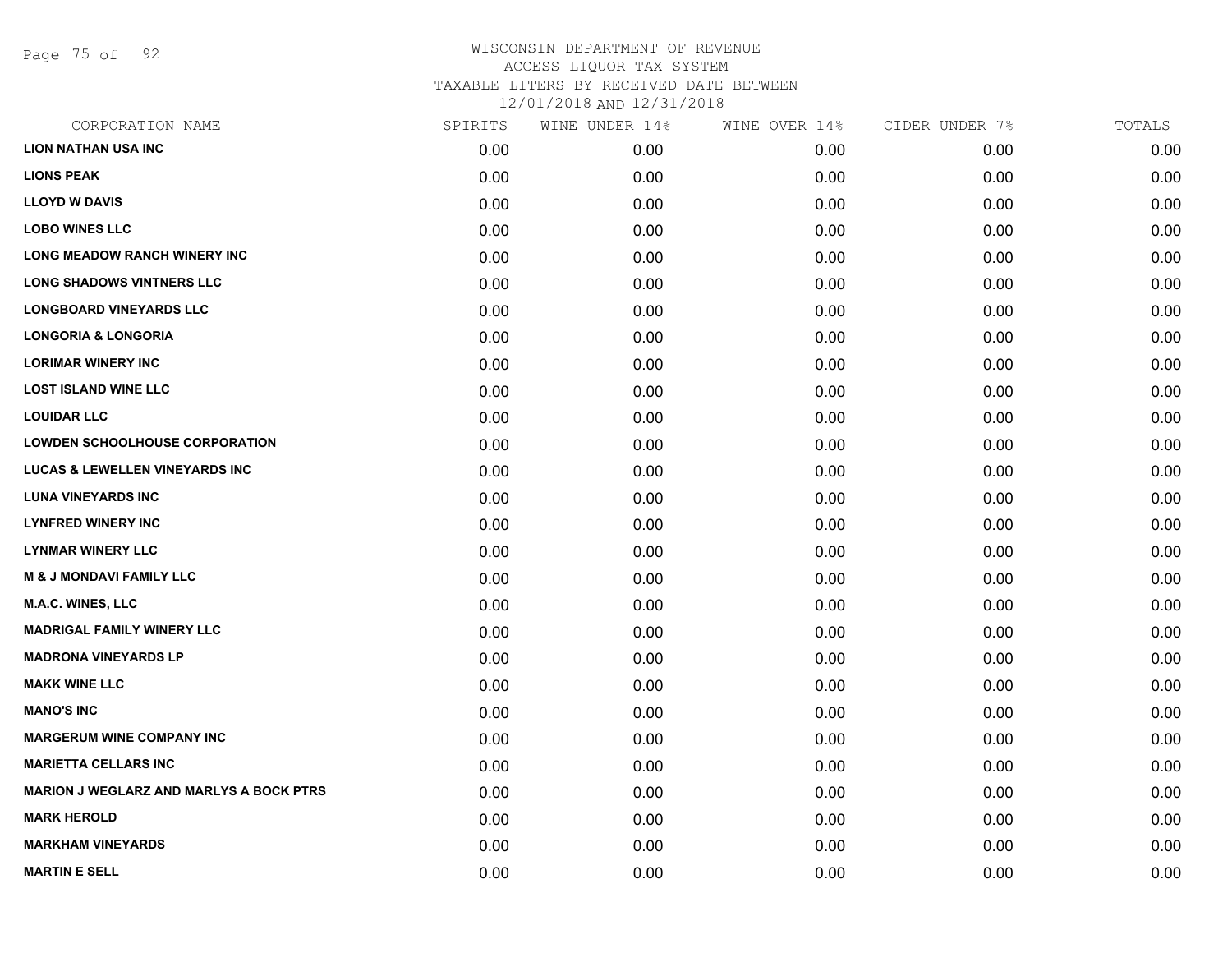# WISCONSIN DEPARTMENT OF REVENUE
## ACCESS LIQUOR TAX SYSTEM
## TAXABLE LITERS BY RECEIVED DATE BETWEEN 12/01/2018 AND 12/31/2018

| CORPORATION NAME | SPIRITS | WINE UNDER 14% | WINE OVER 14% | CIDER UNDER 7% | TOTALS |
|---|---|---|---|---|---|
| LION NATHAN USA INC | 0.00 | 0.00 | 0.00 | 0.00 | 0.00 |
| LIONS PEAK | 0.00 | 0.00 | 0.00 | 0.00 | 0.00 |
| LLOYD W DAVIS | 0.00 | 0.00 | 0.00 | 0.00 | 0.00 |
| LOBO WINES LLC | 0.00 | 0.00 | 0.00 | 0.00 | 0.00 |
| LONG MEADOW RANCH WINERY INC | 0.00 | 0.00 | 0.00 | 0.00 | 0.00 |
| LONG SHADOWS VINTNERS LLC | 0.00 | 0.00 | 0.00 | 0.00 | 0.00 |
| LONGBOARD VINEYARDS LLC | 0.00 | 0.00 | 0.00 | 0.00 | 0.00 |
| LONGORIA & LONGORIA | 0.00 | 0.00 | 0.00 | 0.00 | 0.00 |
| LORIMAR WINERY INC | 0.00 | 0.00 | 0.00 | 0.00 | 0.00 |
| LOST ISLAND WINE LLC | 0.00 | 0.00 | 0.00 | 0.00 | 0.00 |
| LOUIDAR LLC | 0.00 | 0.00 | 0.00 | 0.00 | 0.00 |
| LOWDEN SCHOOLHOUSE CORPORATION | 0.00 | 0.00 | 0.00 | 0.00 | 0.00 |
| LUCAS & LEWELLEN VINEYARDS INC | 0.00 | 0.00 | 0.00 | 0.00 | 0.00 |
| LUNA VINEYARDS INC | 0.00 | 0.00 | 0.00 | 0.00 | 0.00 |
| LYNFRED WINERY INC | 0.00 | 0.00 | 0.00 | 0.00 | 0.00 |
| LYNMAR WINERY LLC | 0.00 | 0.00 | 0.00 | 0.00 | 0.00 |
| M & J MONDAVI FAMILY LLC | 0.00 | 0.00 | 0.00 | 0.00 | 0.00 |
| M.A.C. WINES, LLC | 0.00 | 0.00 | 0.00 | 0.00 | 0.00 |
| MADRIGAL FAMILY WINERY LLC | 0.00 | 0.00 | 0.00 | 0.00 | 0.00 |
| MADRONA VINEYARDS LP | 0.00 | 0.00 | 0.00 | 0.00 | 0.00 |
| MAKK WINE LLC | 0.00 | 0.00 | 0.00 | 0.00 | 0.00 |
| MANO'S INC | 0.00 | 0.00 | 0.00 | 0.00 | 0.00 |
| MARGERUM WINE COMPANY INC | 0.00 | 0.00 | 0.00 | 0.00 | 0.00 |
| MARIETTA CELLARS INC | 0.00 | 0.00 | 0.00 | 0.00 | 0.00 |
| MARION J WEGLARZ AND MARLYS A BOCK PTRS | 0.00 | 0.00 | 0.00 | 0.00 | 0.00 |
| MARK HEROLD | 0.00 | 0.00 | 0.00 | 0.00 | 0.00 |
| MARKHAM VINEYARDS | 0.00 | 0.00 | 0.00 | 0.00 | 0.00 |
| MARTIN E SELL | 0.00 | 0.00 | 0.00 | 0.00 | 0.00 |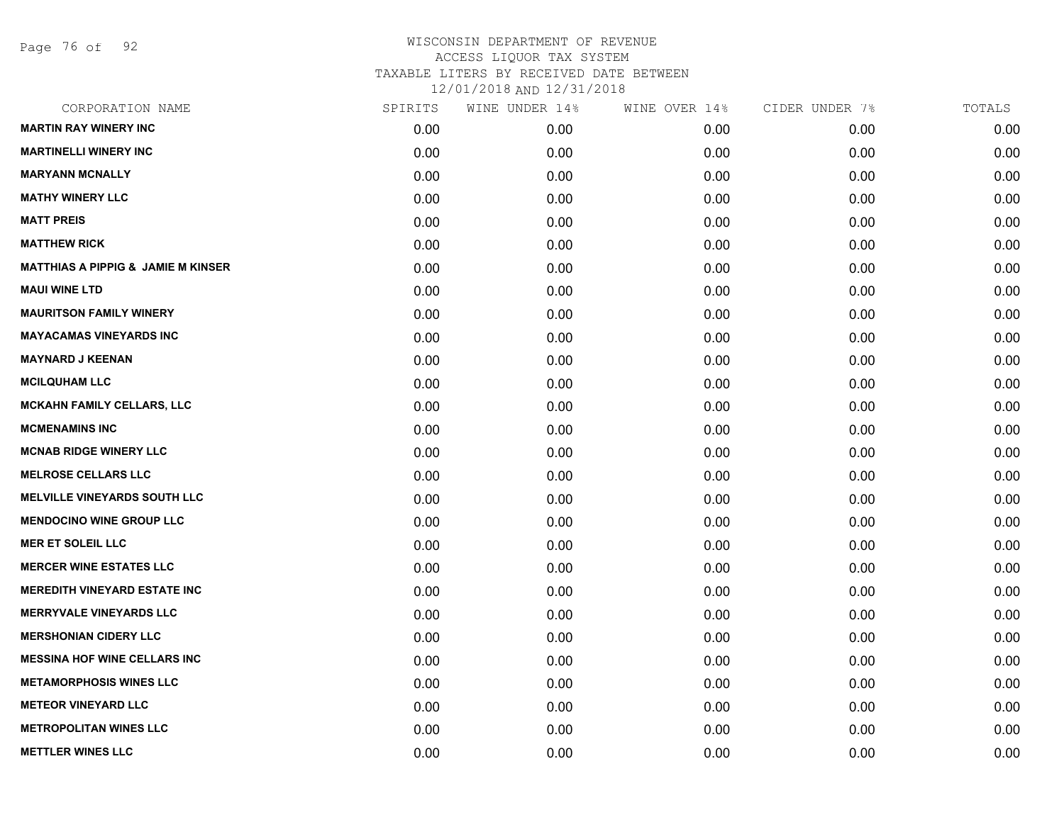WISCONSIN DEPARTMENT OF REVENUE
ACCESS LIQUOR TAX SYSTEM
TAXABLE LITERS BY RECEIVED DATE BETWEEN
12/01/2018 AND 12/31/2018

| CORPORATION NAME | SPIRITS | WINE UNDER 14% | WINE OVER 14% | CIDER UNDER 7% | TOTALS |
|---|---|---|---|---|---|
| **MARTIN RAY WINERY INC** | 0.00 | 0.00 | 0.00 | 0.00 | 0.00 |
| **MARTINELLI WINERY INC** | 0.00 | 0.00 | 0.00 | 0.00 | 0.00 |
| **MARYANN MCNALLY** | 0.00 | 0.00 | 0.00 | 0.00 | 0.00 |
| **MATHY WINERY LLC** | 0.00 | 0.00 | 0.00 | 0.00 | 0.00 |
| **MATT PREIS** | 0.00 | 0.00 | 0.00 | 0.00 | 0.00 |
| **MATTHEW RICK** | 0.00 | 0.00 | 0.00 | 0.00 | 0.00 |
| **MATTHIAS A PIPPIG & JAMIE M KINSER** | 0.00 | 0.00 | 0.00 | 0.00 | 0.00 |
| **MAUI WINE LTD** | 0.00 | 0.00 | 0.00 | 0.00 | 0.00 |
| **MAURITSON FAMILY WINERY** | 0.00 | 0.00 | 0.00 | 0.00 | 0.00 |
| **MAYACAMAS VINEYARDS INC** | 0.00 | 0.00 | 0.00 | 0.00 | 0.00 |
| **MAYNARD J KEENAN** | 0.00 | 0.00 | 0.00 | 0.00 | 0.00 |
| **MCILQUHAM LLC** | 0.00 | 0.00 | 0.00 | 0.00 | 0.00 |
| **MCKAHN FAMILY CELLARS, LLC** | 0.00 | 0.00 | 0.00 | 0.00 | 0.00 |
| **MCMENAMINS INC** | 0.00 | 0.00 | 0.00 | 0.00 | 0.00 |
| **MCNAB RIDGE WINERY LLC** | 0.00 | 0.00 | 0.00 | 0.00 | 0.00 |
| **MELROSE CELLARS LLC** | 0.00 | 0.00 | 0.00 | 0.00 | 0.00 |
| **MELVILLE VINEYARDS SOUTH LLC** | 0.00 | 0.00 | 0.00 | 0.00 | 0.00 |
| **MENDOCINO WINE GROUP LLC** | 0.00 | 0.00 | 0.00 | 0.00 | 0.00 |
| **MER ET SOLEIL LLC** | 0.00 | 0.00 | 0.00 | 0.00 | 0.00 |
| **MERCER WINE ESTATES LLC** | 0.00 | 0.00 | 0.00 | 0.00 | 0.00 |
| **MEREDITH VINEYARD ESTATE INC** | 0.00 | 0.00 | 0.00 | 0.00 | 0.00 |
| **MERRYVALE VINEYARDS LLC** | 0.00 | 0.00 | 0.00 | 0.00 | 0.00 |
| **MERSHONIAN CIDERY LLC** | 0.00 | 0.00 | 0.00 | 0.00 | 0.00 |
| **MESSINA HOF WINE CELLARS INC** | 0.00 | 0.00 | 0.00 | 0.00 | 0.00 |
| **METAMORPHOSIS WINES LLC** | 0.00 | 0.00 | 0.00 | 0.00 | 0.00 |
| **METEOR VINEYARD LLC** | 0.00 | 0.00 | 0.00 | 0.00 | 0.00 |
| **METROPOLITAN WINES LLC** | 0.00 | 0.00 | 0.00 | 0.00 | 0.00 |
| **METTLER WINES LLC** | 0.00 | 0.00 | 0.00 | 0.00 | 0.00 |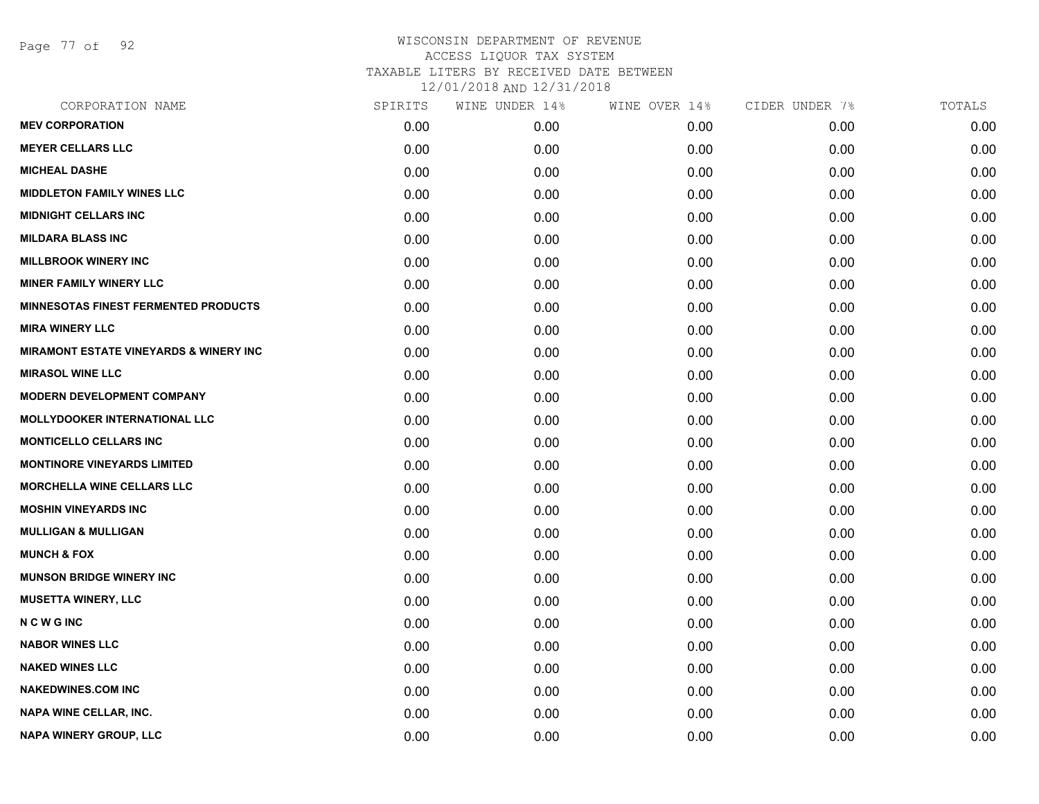# WISCONSIN DEPARTMENT OF REVENUE
ACCESS LIQUOR TAX SYSTEM
TAXABLE LITERS BY RECEIVED DATE BETWEEN
12/01/2018 AND 12/31/2018

| CORPORATION NAME | SPIRITS | WINE UNDER 14% | WINE OVER 14% | CIDER UNDER 7% | TOTALS |
|---|---|---|---|---|---|
| MEV CORPORATION | 0.00 | 0.00 | 0.00 | 0.00 | 0.00 |
| MEYER CELLARS LLC | 0.00 | 0.00 | 0.00 | 0.00 | 0.00 |
| MICHEAL DASHE | 0.00 | 0.00 | 0.00 | 0.00 | 0.00 |
| MIDDLETON FAMILY WINES LLC | 0.00 | 0.00 | 0.00 | 0.00 | 0.00 |
| MIDNIGHT CELLARS INC | 0.00 | 0.00 | 0.00 | 0.00 | 0.00 |
| MILDARA BLASS INC | 0.00 | 0.00 | 0.00 | 0.00 | 0.00 |
| MILLBROOK WINERY INC | 0.00 | 0.00 | 0.00 | 0.00 | 0.00 |
| MINER FAMILY WINERY LLC | 0.00 | 0.00 | 0.00 | 0.00 | 0.00 |
| MINNESOTAS FINEST FERMENTED PRODUCTS | 0.00 | 0.00 | 0.00 | 0.00 | 0.00 |
| MIRA WINERY LLC | 0.00 | 0.00 | 0.00 | 0.00 | 0.00 |
| MIRAMONT ESTATE VINEYARDS & WINERY INC | 0.00 | 0.00 | 0.00 | 0.00 | 0.00 |
| MIRASOL WINE LLC | 0.00 | 0.00 | 0.00 | 0.00 | 0.00 |
| MODERN DEVELOPMENT COMPANY | 0.00 | 0.00 | 0.00 | 0.00 | 0.00 |
| MOLLYDOOKER INTERNATIONAL LLC | 0.00 | 0.00 | 0.00 | 0.00 | 0.00 |
| MONTICELLO CELLARS INC | 0.00 | 0.00 | 0.00 | 0.00 | 0.00 |
| MONTINORE VINEYARDS LIMITED | 0.00 | 0.00 | 0.00 | 0.00 | 0.00 |
| MORCHELLA WINE CELLARS LLC | 0.00 | 0.00 | 0.00 | 0.00 | 0.00 |
| MOSHIN VINEYARDS INC | 0.00 | 0.00 | 0.00 | 0.00 | 0.00 |
| MULLIGAN & MULLIGAN | 0.00 | 0.00 | 0.00 | 0.00 | 0.00 |
| MUNCH & FOX | 0.00 | 0.00 | 0.00 | 0.00 | 0.00 |
| MUNSON BRIDGE WINERY INC | 0.00 | 0.00 | 0.00 | 0.00 | 0.00 |
| MUSETTA WINERY, LLC | 0.00 | 0.00 | 0.00 | 0.00 | 0.00 |
| N C W G INC | 0.00 | 0.00 | 0.00 | 0.00 | 0.00 |
| NABOR WINES LLC | 0.00 | 0.00 | 0.00 | 0.00 | 0.00 |
| NAKED WINES LLC | 0.00 | 0.00 | 0.00 | 0.00 | 0.00 |
| NAKEDWINES.COM INC | 0.00 | 0.00 | 0.00 | 0.00 | 0.00 |
| NAPA WINE CELLAR, INC. | 0.00 | 0.00 | 0.00 | 0.00 | 0.00 |
| NAPA WINERY GROUP, LLC | 0.00 | 0.00 | 0.00 | 0.00 | 0.00 |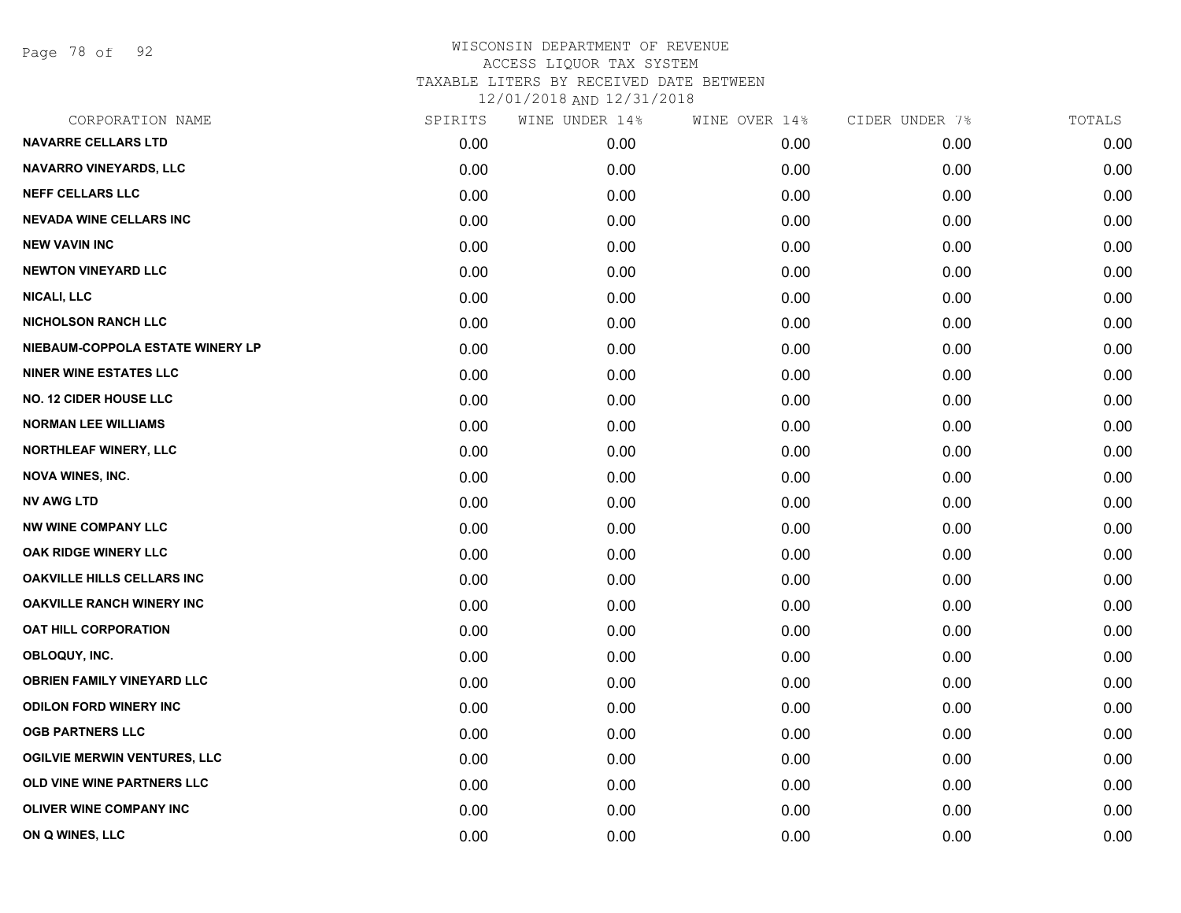WISCONSIN DEPARTMENT OF REVENUE
ACCESS LIQUOR TAX SYSTEM
TAXABLE LITERS BY RECEIVED DATE BETWEEN
12/01/2018 AND 12/31/2018

| CORPORATION NAME | SPIRITS | WINE UNDER 14% | WINE OVER 14% | CIDER UNDER 7% | TOTALS |
|---|---|---|---|---|---|
| NAVARRE CELLARS LTD | 0.00 | 0.00 | 0.00 | 0.00 | 0.00 |
| NAVARRO VINEYARDS, LLC | 0.00 | 0.00 | 0.00 | 0.00 | 0.00 |
| NEFF CELLARS LLC | 0.00 | 0.00 | 0.00 | 0.00 | 0.00 |
| NEVADA WINE CELLARS INC | 0.00 | 0.00 | 0.00 | 0.00 | 0.00 |
| NEW VAVIN INC | 0.00 | 0.00 | 0.00 | 0.00 | 0.00 |
| NEWTON VINEYARD LLC | 0.00 | 0.00 | 0.00 | 0.00 | 0.00 |
| NICALI, LLC | 0.00 | 0.00 | 0.00 | 0.00 | 0.00 |
| NICHOLSON RANCH LLC | 0.00 | 0.00 | 0.00 | 0.00 | 0.00 |
| NIEBAUM-COPPOLA ESTATE WINERY LP | 0.00 | 0.00 | 0.00 | 0.00 | 0.00 |
| NINER WINE ESTATES LLC | 0.00 | 0.00 | 0.00 | 0.00 | 0.00 |
| NO. 12 CIDER HOUSE LLC | 0.00 | 0.00 | 0.00 | 0.00 | 0.00 |
| NORMAN LEE WILLIAMS | 0.00 | 0.00 | 0.00 | 0.00 | 0.00 |
| NORTHLEAF WINERY, LLC | 0.00 | 0.00 | 0.00 | 0.00 | 0.00 |
| NOVA WINES, INC. | 0.00 | 0.00 | 0.00 | 0.00 | 0.00 |
| NV AWG LTD | 0.00 | 0.00 | 0.00 | 0.00 | 0.00 |
| NW WINE COMPANY LLC | 0.00 | 0.00 | 0.00 | 0.00 | 0.00 |
| OAK RIDGE WINERY LLC | 0.00 | 0.00 | 0.00 | 0.00 | 0.00 |
| OAKVILLE HILLS CELLARS INC | 0.00 | 0.00 | 0.00 | 0.00 | 0.00 |
| OAKVILLE RANCH WINERY INC | 0.00 | 0.00 | 0.00 | 0.00 | 0.00 |
| OAT HILL CORPORATION | 0.00 | 0.00 | 0.00 | 0.00 | 0.00 |
| OBLOQUY, INC. | 0.00 | 0.00 | 0.00 | 0.00 | 0.00 |
| OBRIEN FAMILY VINEYARD LLC | 0.00 | 0.00 | 0.00 | 0.00 | 0.00 |
| ODILON FORD WINERY INC | 0.00 | 0.00 | 0.00 | 0.00 | 0.00 |
| OGB PARTNERS LLC | 0.00 | 0.00 | 0.00 | 0.00 | 0.00 |
| OGILVIE MERWIN VENTURES, LLC | 0.00 | 0.00 | 0.00 | 0.00 | 0.00 |
| OLD VINE WINE PARTNERS LLC | 0.00 | 0.00 | 0.00 | 0.00 | 0.00 |
| OLIVER WINE COMPANY INC | 0.00 | 0.00 | 0.00 | 0.00 | 0.00 |
| ON Q WINES, LLC | 0.00 | 0.00 | 0.00 | 0.00 | 0.00 |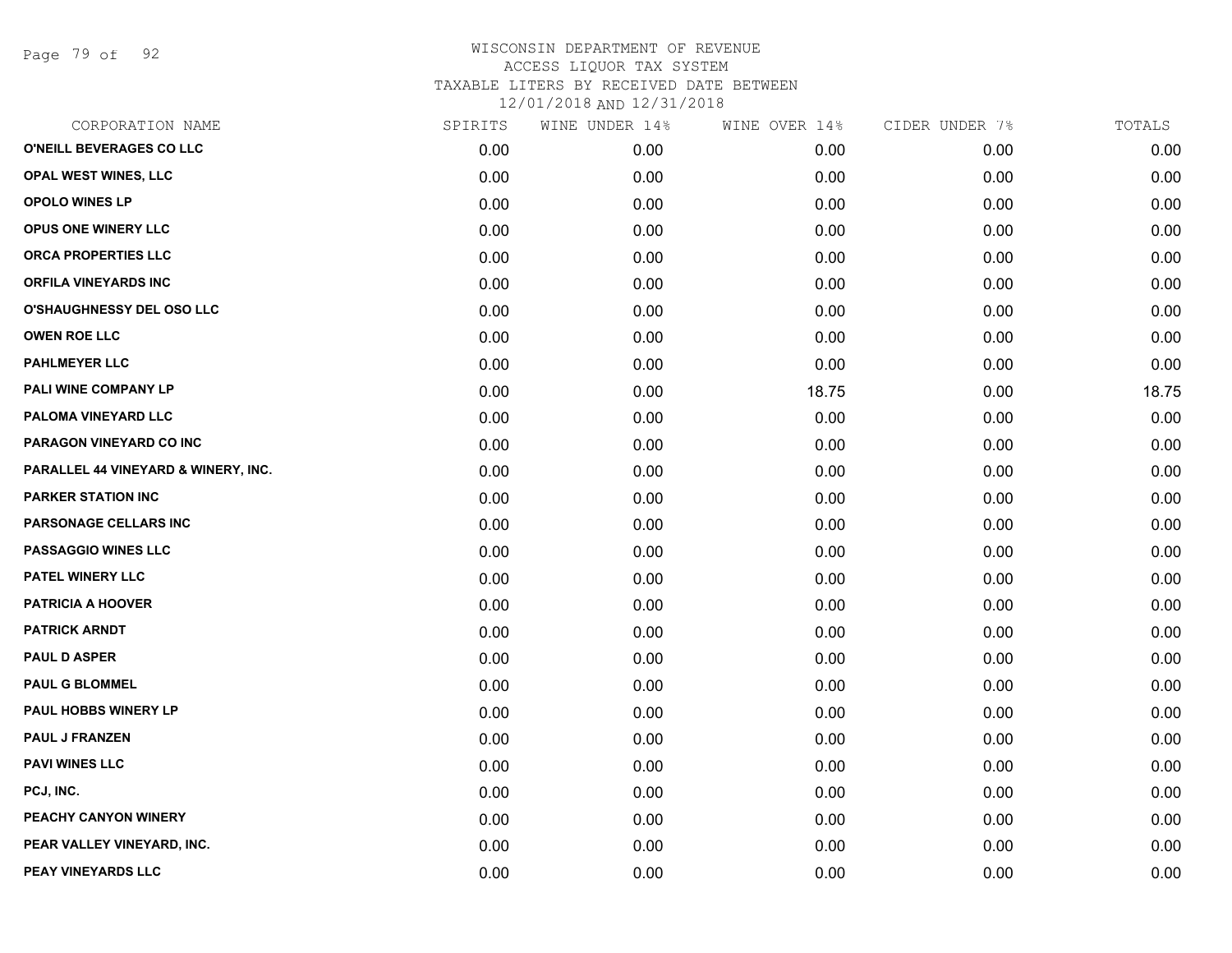# WISCONSIN DEPARTMENT OF REVENUE
## ACCESS LIQUOR TAX SYSTEM
### TAXABLE LITERS BY RECEIVED DATE BETWEEN 12/01/2018 AND 12/31/2018

| CORPORATION NAME | SPIRITS | WINE UNDER 14% | WINE OVER 14% | CIDER UNDER 7% | TOTALS |
|---|---|---|---|---|---|
| O'NEILL BEVERAGES CO LLC | 0.00 | 0.00 | 0.00 | 0.00 | 0.00 |
| OPAL WEST WINES, LLC | 0.00 | 0.00 | 0.00 | 0.00 | 0.00 |
| OPOLO WINES LP | 0.00 | 0.00 | 0.00 | 0.00 | 0.00 |
| OPUS ONE WINERY LLC | 0.00 | 0.00 | 0.00 | 0.00 | 0.00 |
| ORCA PROPERTIES LLC | 0.00 | 0.00 | 0.00 | 0.00 | 0.00 |
| ORFILA VINEYARDS INC | 0.00 | 0.00 | 0.00 | 0.00 | 0.00 |
| O'SHAUGHNESSY DEL OSO LLC | 0.00 | 0.00 | 0.00 | 0.00 | 0.00 |
| OWEN ROE LLC | 0.00 | 0.00 | 0.00 | 0.00 | 0.00 |
| PAHLMEYER LLC | 0.00 | 0.00 | 0.00 | 0.00 | 0.00 |
| PALI WINE COMPANY LP | 0.00 | 0.00 | 18.75 | 0.00 | 18.75 |
| PALOMA VINEYARD LLC | 0.00 | 0.00 | 0.00 | 0.00 | 0.00 |
| PARAGON VINEYARD CO INC | 0.00 | 0.00 | 0.00 | 0.00 | 0.00 |
| PARALLEL 44 VINEYARD & WINERY, INC. | 0.00 | 0.00 | 0.00 | 0.00 | 0.00 |
| PARKER STATION INC | 0.00 | 0.00 | 0.00 | 0.00 | 0.00 |
| PARSONAGE CELLARS INC | 0.00 | 0.00 | 0.00 | 0.00 | 0.00 |
| PASSAGGIO WINES LLC | 0.00 | 0.00 | 0.00 | 0.00 | 0.00 |
| PATEL WINERY LLC | 0.00 | 0.00 | 0.00 | 0.00 | 0.00 |
| PATRICIA A HOOVER | 0.00 | 0.00 | 0.00 | 0.00 | 0.00 |
| PATRICK ARNDT | 0.00 | 0.00 | 0.00 | 0.00 | 0.00 |
| PAUL D ASPER | 0.00 | 0.00 | 0.00 | 0.00 | 0.00 |
| PAUL G BLOMMEL | 0.00 | 0.00 | 0.00 | 0.00 | 0.00 |
| PAUL HOBBS WINERY LP | 0.00 | 0.00 | 0.00 | 0.00 | 0.00 |
| PAUL J FRANZEN | 0.00 | 0.00 | 0.00 | 0.00 | 0.00 |
| PAVI WINES LLC | 0.00 | 0.00 | 0.00 | 0.00 | 0.00 |
| PCJ, INC. | 0.00 | 0.00 | 0.00 | 0.00 | 0.00 |
| PEACHY CANYON WINERY | 0.00 | 0.00 | 0.00 | 0.00 | 0.00 |
| PEAR VALLEY VINEYARD, INC. | 0.00 | 0.00 | 0.00 | 0.00 | 0.00 |
| PEAY VINEYARDS LLC | 0.00 | 0.00 | 0.00 | 0.00 | 0.00 |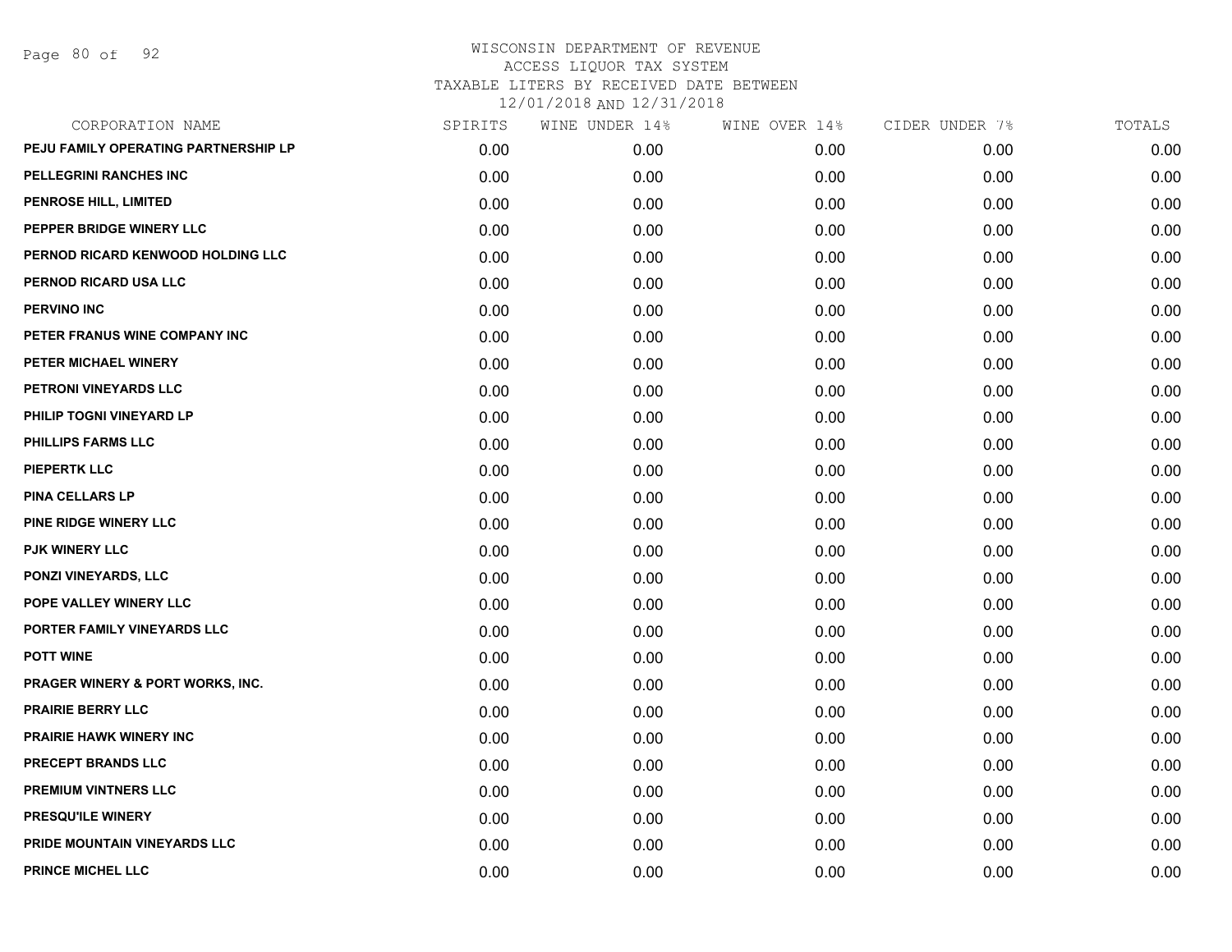# WISCONSIN DEPARTMENT OF REVENUE
## ACCESS LIQUOR TAX SYSTEM
## TAXABLE LITERS BY RECEIVED DATE BETWEEN 12/01/2018 AND 12/31/2018

| CORPORATION NAME | SPIRITS | WINE UNDER 14% | WINE OVER 14% | CIDER UNDER 7% | TOTALS |
|---|---|---|---|---|---|
| PEJU FAMILY OPERATING PARTNERSHIP LP | 0.00 | 0.00 | 0.00 | 0.00 | 0.00 |
| PELLEGRINI RANCHES INC | 0.00 | 0.00 | 0.00 | 0.00 | 0.00 |
| PENROSE HILL, LIMITED | 0.00 | 0.00 | 0.00 | 0.00 | 0.00 |
| PEPPER BRIDGE WINERY LLC | 0.00 | 0.00 | 0.00 | 0.00 | 0.00 |
| PERNOD RICARD KENWOOD HOLDING LLC | 0.00 | 0.00 | 0.00 | 0.00 | 0.00 |
| PERNOD RICARD USA LLC | 0.00 | 0.00 | 0.00 | 0.00 | 0.00 |
| PERVINO INC | 0.00 | 0.00 | 0.00 | 0.00 | 0.00 |
| PETER FRANUS WINE COMPANY INC | 0.00 | 0.00 | 0.00 | 0.00 | 0.00 |
| PETER MICHAEL WINERY | 0.00 | 0.00 | 0.00 | 0.00 | 0.00 |
| PETRONI VINEYARDS LLC | 0.00 | 0.00 | 0.00 | 0.00 | 0.00 |
| PHILIP TOGNI VINEYARD LP | 0.00 | 0.00 | 0.00 | 0.00 | 0.00 |
| PHILLIPS FARMS LLC | 0.00 | 0.00 | 0.00 | 0.00 | 0.00 |
| PIEPERTK LLC | 0.00 | 0.00 | 0.00 | 0.00 | 0.00 |
| PINA CELLARS LP | 0.00 | 0.00 | 0.00 | 0.00 | 0.00 |
| PINE RIDGE WINERY LLC | 0.00 | 0.00 | 0.00 | 0.00 | 0.00 |
| PJK WINERY LLC | 0.00 | 0.00 | 0.00 | 0.00 | 0.00 |
| PONZI VINEYARDS, LLC | 0.00 | 0.00 | 0.00 | 0.00 | 0.00 |
| POPE VALLEY WINERY LLC | 0.00 | 0.00 | 0.00 | 0.00 | 0.00 |
| PORTER FAMILY VINEYARDS LLC | 0.00 | 0.00 | 0.00 | 0.00 | 0.00 |
| POTT WINE | 0.00 | 0.00 | 0.00 | 0.00 | 0.00 |
| PRAGER WINERY & PORT WORKS, INC. | 0.00 | 0.00 | 0.00 | 0.00 | 0.00 |
| PRAIRIE BERRY LLC | 0.00 | 0.00 | 0.00 | 0.00 | 0.00 |
| PRAIRIE HAWK WINERY INC | 0.00 | 0.00 | 0.00 | 0.00 | 0.00 |
| PRECEPT BRANDS LLC | 0.00 | 0.00 | 0.00 | 0.00 | 0.00 |
| PREMIUM VINTNERS LLC | 0.00 | 0.00 | 0.00 | 0.00 | 0.00 |
| PRESQU'ILE WINERY | 0.00 | 0.00 | 0.00 | 0.00 | 0.00 |
| PRIDE MOUNTAIN VINEYARDS LLC | 0.00 | 0.00 | 0.00 | 0.00 | 0.00 |
| PRINCE MICHEL LLC | 0.00 | 0.00 | 0.00 | 0.00 | 0.00 |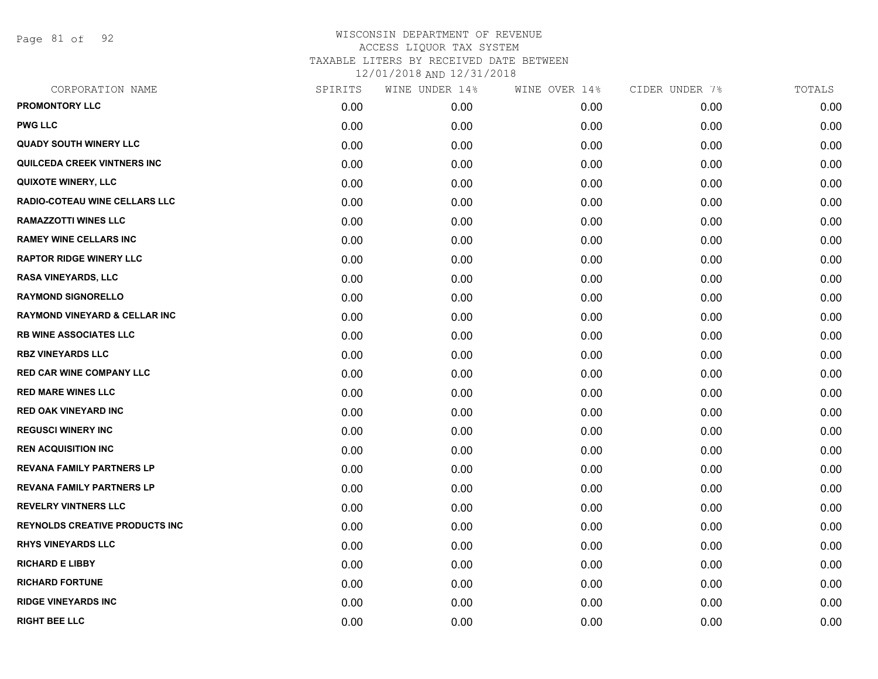# WISCONSIN DEPARTMENT OF REVENUE

ACCESS LIQUOR TAX SYSTEM

TAXABLE LITERS BY RECEIVED DATE BETWEEN

12/01/2018 AND 12/31/2018

| CORPORATION NAME | SPIRITS | WINE UNDER 14% | WINE OVER 14% | CIDER UNDER 7% | TOTALS |
|---|---|---|---|---|---|
| PROMONTORY LLC | 0.00 | 0.00 | 0.00 | 0.00 | 0.00 |
| PWG LLC | 0.00 | 0.00 | 0.00 | 0.00 | 0.00 |
| QUADY SOUTH WINERY LLC | 0.00 | 0.00 | 0.00 | 0.00 | 0.00 |
| QUILCEDA CREEK VINTNERS INC | 0.00 | 0.00 | 0.00 | 0.00 | 0.00 |
| QUIXOTE WINERY, LLC | 0.00 | 0.00 | 0.00 | 0.00 | 0.00 |
| RADIO-COTEAU WINE CELLARS LLC | 0.00 | 0.00 | 0.00 | 0.00 | 0.00 |
| RAMAZZOTTI WINES LLC | 0.00 | 0.00 | 0.00 | 0.00 | 0.00 |
| RAMEY WINE CELLARS INC | 0.00 | 0.00 | 0.00 | 0.00 | 0.00 |
| RAPTOR RIDGE WINERY LLC | 0.00 | 0.00 | 0.00 | 0.00 | 0.00 |
| RASA VINEYARDS, LLC | 0.00 | 0.00 | 0.00 | 0.00 | 0.00 |
| RAYMOND SIGNORELLO | 0.00 | 0.00 | 0.00 | 0.00 | 0.00 |
| RAYMOND VINEYARD & CELLAR INC | 0.00 | 0.00 | 0.00 | 0.00 | 0.00 |
| RB WINE ASSOCIATES LLC | 0.00 | 0.00 | 0.00 | 0.00 | 0.00 |
| RBZ VINEYARDS LLC | 0.00 | 0.00 | 0.00 | 0.00 | 0.00 |
| RED CAR WINE COMPANY LLC | 0.00 | 0.00 | 0.00 | 0.00 | 0.00 |
| RED MARE WINES LLC | 0.00 | 0.00 | 0.00 | 0.00 | 0.00 |
| RED OAK VINEYARD INC | 0.00 | 0.00 | 0.00 | 0.00 | 0.00 |
| REGUSCI WINERY INC | 0.00 | 0.00 | 0.00 | 0.00 | 0.00 |
| REN ACQUISITION INC | 0.00 | 0.00 | 0.00 | 0.00 | 0.00 |
| REVANA FAMILY PARTNERS LP | 0.00 | 0.00 | 0.00 | 0.00 | 0.00 |
| REVANA FAMILY PARTNERS LP | 0.00 | 0.00 | 0.00 | 0.00 | 0.00 |
| REVELRY VINTNERS LLC | 0.00 | 0.00 | 0.00 | 0.00 | 0.00 |
| REYNOLDS CREATIVE PRODUCTS INC | 0.00 | 0.00 | 0.00 | 0.00 | 0.00 |
| RHYS VINEYARDS LLC | 0.00 | 0.00 | 0.00 | 0.00 | 0.00 |
| RICHARD E LIBBY | 0.00 | 0.00 | 0.00 | 0.00 | 0.00 |
| RICHARD FORTUNE | 0.00 | 0.00 | 0.00 | 0.00 | 0.00 |
| RIDGE VINEYARDS INC | 0.00 | 0.00 | 0.00 | 0.00 | 0.00 |
| RIGHT BEE LLC | 0.00 | 0.00 | 0.00 | 0.00 | 0.00 |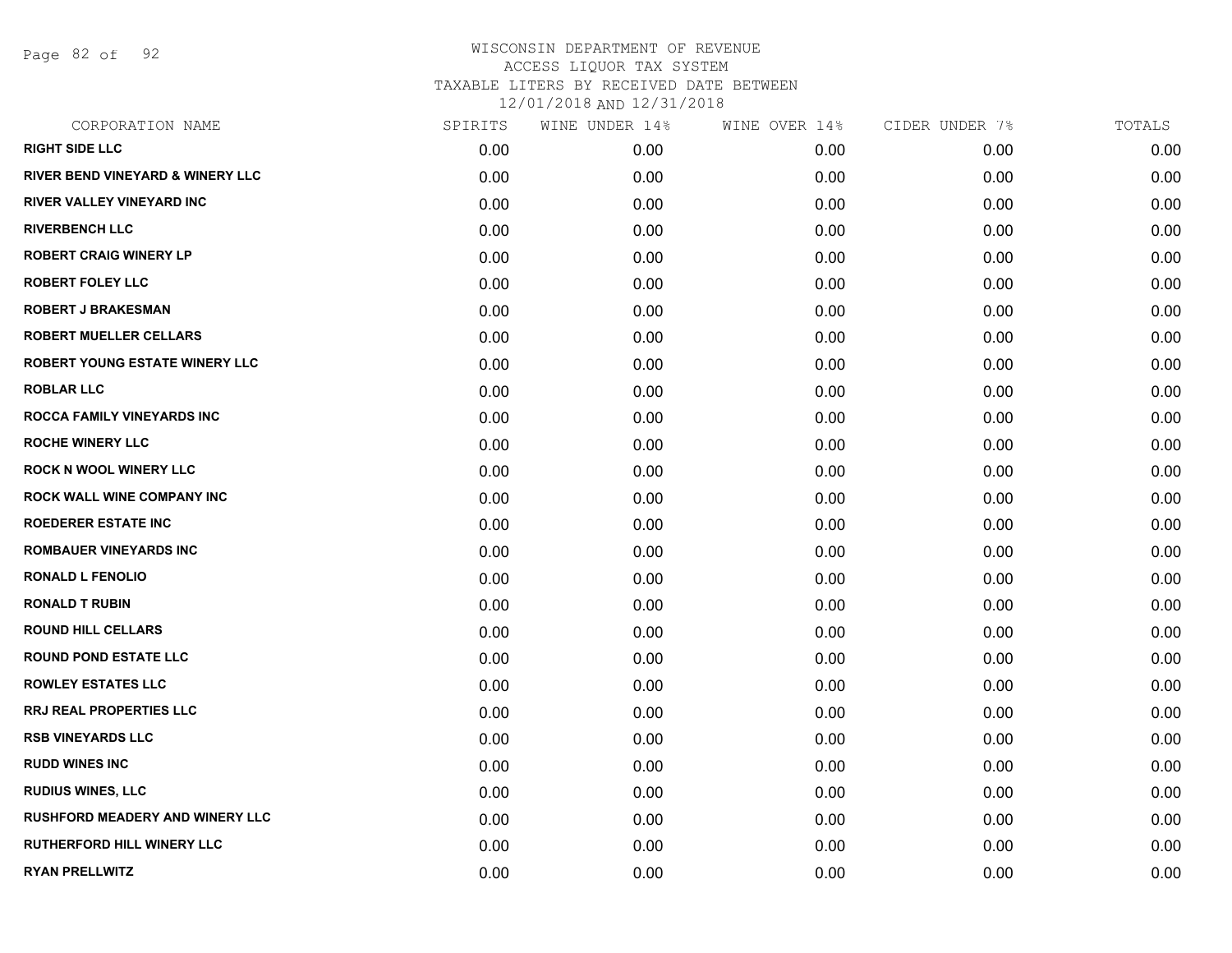WISCONSIN DEPARTMENT OF REVENUE
ACCESS LIQUOR TAX SYSTEM
TAXABLE LITERS BY RECEIVED DATE BETWEEN
12/01/2018 AND 12/31/2018

| CORPORATION NAME | SPIRITS | WINE UNDER 14% | WINE OVER 14% | CIDER UNDER 7% | TOTALS |
|---|---|---|---|---|---|
| RIGHT SIDE LLC | 0.00 | 0.00 | 0.00 | 0.00 | 0.00 |
| RIVER BEND VINEYARD & WINERY LLC | 0.00 | 0.00 | 0.00 | 0.00 | 0.00 |
| RIVER VALLEY VINEYARD INC | 0.00 | 0.00 | 0.00 | 0.00 | 0.00 |
| RIVERBENCH LLC | 0.00 | 0.00 | 0.00 | 0.00 | 0.00 |
| ROBERT CRAIG WINERY LP | 0.00 | 0.00 | 0.00 | 0.00 | 0.00 |
| ROBERT FOLEY LLC | 0.00 | 0.00 | 0.00 | 0.00 | 0.00 |
| ROBERT J BRAKESMAN | 0.00 | 0.00 | 0.00 | 0.00 | 0.00 |
| ROBERT MUELLER CELLARS | 0.00 | 0.00 | 0.00 | 0.00 | 0.00 |
| ROBERT YOUNG ESTATE WINERY LLC | 0.00 | 0.00 | 0.00 | 0.00 | 0.00 |
| ROBLAR LLC | 0.00 | 0.00 | 0.00 | 0.00 | 0.00 |
| ROCCA FAMILY VINEYARDS INC | 0.00 | 0.00 | 0.00 | 0.00 | 0.00 |
| ROCHE WINERY LLC | 0.00 | 0.00 | 0.00 | 0.00 | 0.00 |
| ROCK N WOOL WINERY LLC | 0.00 | 0.00 | 0.00 | 0.00 | 0.00 |
| ROCK WALL WINE COMPANY INC | 0.00 | 0.00 | 0.00 | 0.00 | 0.00 |
| ROEDERER ESTATE INC | 0.00 | 0.00 | 0.00 | 0.00 | 0.00 |
| ROMBAUER VINEYARDS INC | 0.00 | 0.00 | 0.00 | 0.00 | 0.00 |
| RONALD L FENOLIO | 0.00 | 0.00 | 0.00 | 0.00 | 0.00 |
| RONALD T RUBIN | 0.00 | 0.00 | 0.00 | 0.00 | 0.00 |
| ROUND HILL CELLARS | 0.00 | 0.00 | 0.00 | 0.00 | 0.00 |
| ROUND POND ESTATE LLC | 0.00 | 0.00 | 0.00 | 0.00 | 0.00 |
| ROWLEY ESTATES LLC | 0.00 | 0.00 | 0.00 | 0.00 | 0.00 |
| RRJ REAL PROPERTIES LLC | 0.00 | 0.00 | 0.00 | 0.00 | 0.00 |
| RSB VINEYARDS LLC | 0.00 | 0.00 | 0.00 | 0.00 | 0.00 |
| RUDD WINES INC | 0.00 | 0.00 | 0.00 | 0.00 | 0.00 |
| RUDIUS WINES, LLC | 0.00 | 0.00 | 0.00 | 0.00 | 0.00 |
| RUSHFORD MEADERY AND WINERY LLC | 0.00 | 0.00 | 0.00 | 0.00 | 0.00 |
| RUTHERFORD HILL WINERY LLC | 0.00 | 0.00 | 0.00 | 0.00 | 0.00 |
| RYAN PRELLWITZ | 0.00 | 0.00 | 0.00 | 0.00 | 0.00 |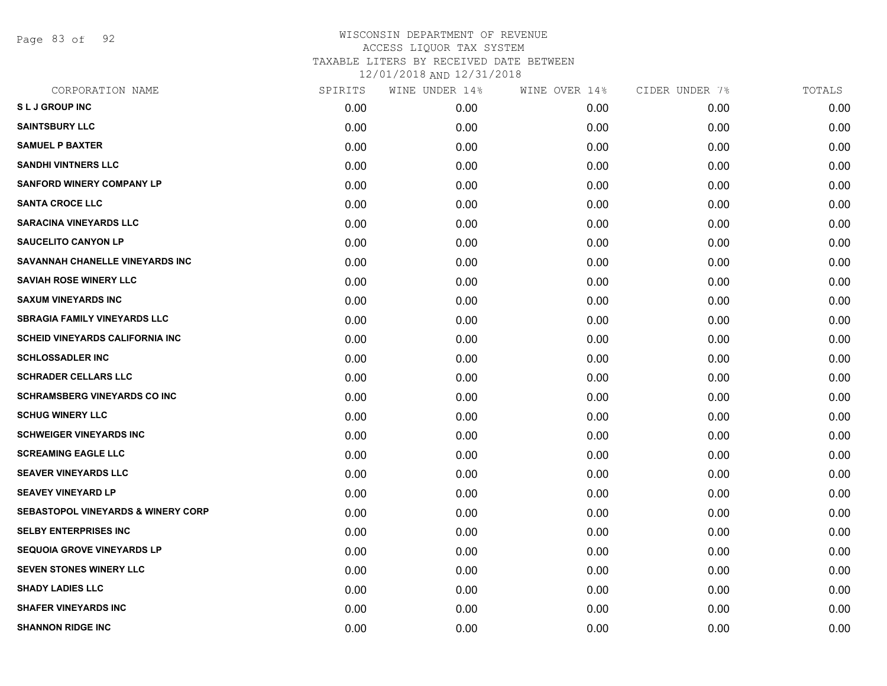# WISCONSIN DEPARTMENT OF REVENUE
ACCESS LIQUOR TAX SYSTEM
TAXABLE LITERS BY RECEIVED DATE BETWEEN
12/01/2018 AND 12/31/2018

| CORPORATION NAME | SPIRITS | WINE UNDER 14% | WINE OVER 14% | CIDER UNDER 7% | TOTALS |
|---|---|---|---|---|---|
| S L J GROUP INC | 0.00 | 0.00 | 0.00 | 0.00 | 0.00 |
| SAINTSBURY LLC | 0.00 | 0.00 | 0.00 | 0.00 | 0.00 |
| SAMUEL P BAXTER | 0.00 | 0.00 | 0.00 | 0.00 | 0.00 |
| SANDHI VINTNERS LLC | 0.00 | 0.00 | 0.00 | 0.00 | 0.00 |
| SANFORD WINERY COMPANY LP | 0.00 | 0.00 | 0.00 | 0.00 | 0.00 |
| SANTA CROCE LLC | 0.00 | 0.00 | 0.00 | 0.00 | 0.00 |
| SARACINA VINEYARDS LLC | 0.00 | 0.00 | 0.00 | 0.00 | 0.00 |
| SAUCELITO CANYON LP | 0.00 | 0.00 | 0.00 | 0.00 | 0.00 |
| SAVANNAH CHANELLE VINEYARDS INC | 0.00 | 0.00 | 0.00 | 0.00 | 0.00 |
| SAVIAH ROSE WINERY LLC | 0.00 | 0.00 | 0.00 | 0.00 | 0.00 |
| SAXUM VINEYARDS INC | 0.00 | 0.00 | 0.00 | 0.00 | 0.00 |
| SBRAGIA FAMILY VINEYARDS LLC | 0.00 | 0.00 | 0.00 | 0.00 | 0.00 |
| SCHEID VINEYARDS CALIFORNIA INC | 0.00 | 0.00 | 0.00 | 0.00 | 0.00 |
| SCHLOSSADLER INC | 0.00 | 0.00 | 0.00 | 0.00 | 0.00 |
| SCHRADER CELLARS LLC | 0.00 | 0.00 | 0.00 | 0.00 | 0.00 |
| SCHRAMSBERG VINEYARDS CO INC | 0.00 | 0.00 | 0.00 | 0.00 | 0.00 |
| SCHUG WINERY LLC | 0.00 | 0.00 | 0.00 | 0.00 | 0.00 |
| SCHWEIGER VINEYARDS INC | 0.00 | 0.00 | 0.00 | 0.00 | 0.00 |
| SCREAMING EAGLE LLC | 0.00 | 0.00 | 0.00 | 0.00 | 0.00 |
| SEAVER VINEYARDS LLC | 0.00 | 0.00 | 0.00 | 0.00 | 0.00 |
| SEAVEY VINEYARD LP | 0.00 | 0.00 | 0.00 | 0.00 | 0.00 |
| SEBASTOPOL VINEYARDS & WINERY CORP | 0.00 | 0.00 | 0.00 | 0.00 | 0.00 |
| SELBY ENTERPRISES INC | 0.00 | 0.00 | 0.00 | 0.00 | 0.00 |
| SEQUOIA GROVE VINEYARDS LP | 0.00 | 0.00 | 0.00 | 0.00 | 0.00 |
| SEVEN STONES WINERY LLC | 0.00 | 0.00 | 0.00 | 0.00 | 0.00 |
| SHADY LADIES LLC | 0.00 | 0.00 | 0.00 | 0.00 | 0.00 |
| SHAFER VINEYARDS INC | 0.00 | 0.00 | 0.00 | 0.00 | 0.00 |
| SHANNON RIDGE INC | 0.00 | 0.00 | 0.00 | 0.00 | 0.00 |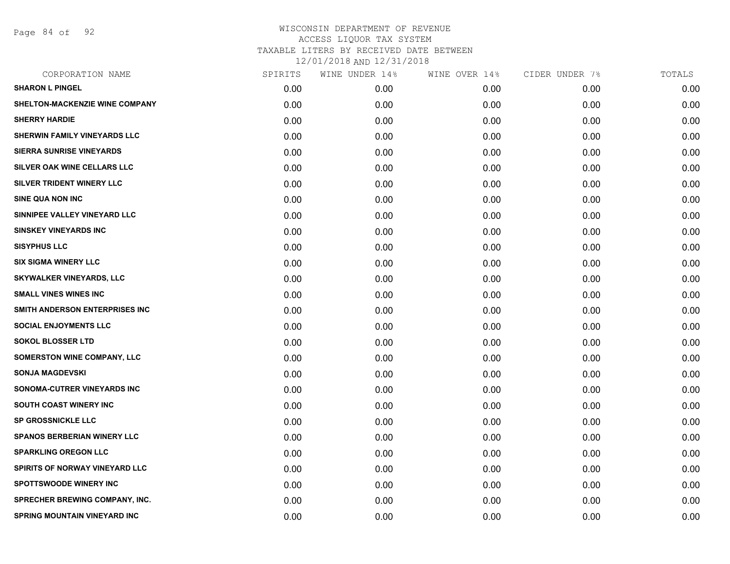WISCONSIN DEPARTMENT OF REVENUE
ACCESS LIQUOR TAX SYSTEM
TAXABLE LITERS BY RECEIVED DATE BETWEEN
12/01/2018 AND 12/31/2018

| CORPORATION NAME | SPIRITS | WINE UNDER 14% | WINE OVER 14% | CIDER UNDER 7% | TOTALS |
|---|---|---|---|---|---|
| SHARON L PINGEL | 0.00 | 0.00 | 0.00 | 0.00 | 0.00 |
| SHELTON-MACKENZIE WINE COMPANY | 0.00 | 0.00 | 0.00 | 0.00 | 0.00 |
| SHERRY HARDIE | 0.00 | 0.00 | 0.00 | 0.00 | 0.00 |
| SHERWIN FAMILY VINEYARDS LLC | 0.00 | 0.00 | 0.00 | 0.00 | 0.00 |
| SIERRA SUNRISE VINEYARDS | 0.00 | 0.00 | 0.00 | 0.00 | 0.00 |
| SILVER OAK WINE CELLARS LLC | 0.00 | 0.00 | 0.00 | 0.00 | 0.00 |
| SILVER TRIDENT WINERY LLC | 0.00 | 0.00 | 0.00 | 0.00 | 0.00 |
| SINE QUA NON INC | 0.00 | 0.00 | 0.00 | 0.00 | 0.00 |
| SINNIPEE VALLEY VINEYARD LLC | 0.00 | 0.00 | 0.00 | 0.00 | 0.00 |
| SINSKEY VINEYARDS INC | 0.00 | 0.00 | 0.00 | 0.00 | 0.00 |
| SISYPHUS LLC | 0.00 | 0.00 | 0.00 | 0.00 | 0.00 |
| SIX SIGMA WINERY LLC | 0.00 | 0.00 | 0.00 | 0.00 | 0.00 |
| SKYWALKER VINEYARDS, LLC | 0.00 | 0.00 | 0.00 | 0.00 | 0.00 |
| SMALL VINES WINES INC | 0.00 | 0.00 | 0.00 | 0.00 | 0.00 |
| SMITH ANDERSON ENTERPRISES INC | 0.00 | 0.00 | 0.00 | 0.00 | 0.00 |
| SOCIAL ENJOYMENTS LLC | 0.00 | 0.00 | 0.00 | 0.00 | 0.00 |
| SOKOL BLOSSER LTD | 0.00 | 0.00 | 0.00 | 0.00 | 0.00 |
| SOMERSTON WINE COMPANY, LLC | 0.00 | 0.00 | 0.00 | 0.00 | 0.00 |
| SONJA MAGDEVSKI | 0.00 | 0.00 | 0.00 | 0.00 | 0.00 |
| SONOMA-CUTRER VINEYARDS INC | 0.00 | 0.00 | 0.00 | 0.00 | 0.00 |
| SOUTH COAST WINERY INC | 0.00 | 0.00 | 0.00 | 0.00 | 0.00 |
| SP GROSSNICKLE LLC | 0.00 | 0.00 | 0.00 | 0.00 | 0.00 |
| SPANOS BERBERIAN WINERY LLC | 0.00 | 0.00 | 0.00 | 0.00 | 0.00 |
| SPARKLING OREGON LLC | 0.00 | 0.00 | 0.00 | 0.00 | 0.00 |
| SPIRITS OF NORWAY VINEYARD LLC | 0.00 | 0.00 | 0.00 | 0.00 | 0.00 |
| SPOTTSWOODE WINERY INC | 0.00 | 0.00 | 0.00 | 0.00 | 0.00 |
| SPRECHER BREWING COMPANY, INC. | 0.00 | 0.00 | 0.00 | 0.00 | 0.00 |
| SPRING MOUNTAIN VINEYARD INC | 0.00 | 0.00 | 0.00 | 0.00 | 0.00 |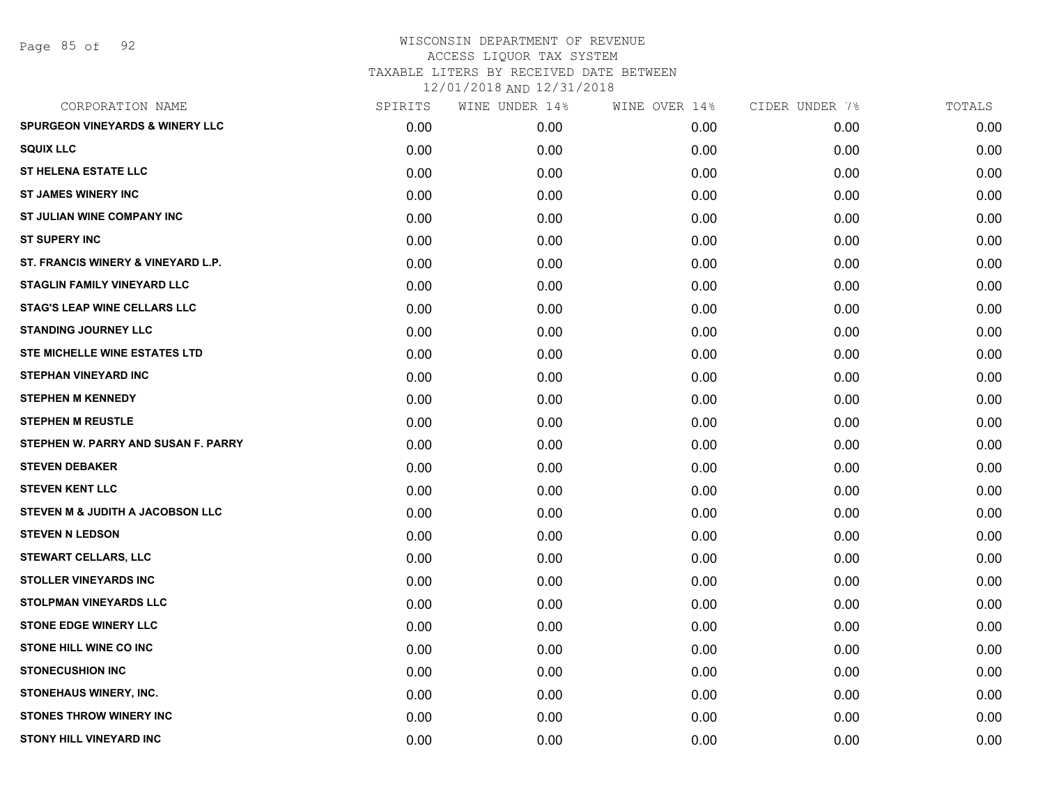WISCONSIN DEPARTMENT OF REVENUE
ACCESS LIQUOR TAX SYSTEM
TAXABLE LITERS BY RECEIVED DATE BETWEEN
12/01/2018 AND 12/31/2018

| CORPORATION NAME | SPIRITS | WINE UNDER 14% | WINE OVER 14% | CIDER UNDER 7% | TOTALS |
|---|---|---|---|---|---|
| SPURGEON VINEYARDS & WINERY LLC | 0.00 | 0.00 | 0.00 | 0.00 | 0.00 |
| SQUIX LLC | 0.00 | 0.00 | 0.00 | 0.00 | 0.00 |
| ST HELENA ESTATE LLC | 0.00 | 0.00 | 0.00 | 0.00 | 0.00 |
| ST JAMES WINERY INC | 0.00 | 0.00 | 0.00 | 0.00 | 0.00 |
| ST JULIAN WINE COMPANY INC | 0.00 | 0.00 | 0.00 | 0.00 | 0.00 |
| ST SUPERY INC | 0.00 | 0.00 | 0.00 | 0.00 | 0.00 |
| ST. FRANCIS WINERY & VINEYARD L.P. | 0.00 | 0.00 | 0.00 | 0.00 | 0.00 |
| STAGLIN FAMILY VINEYARD LLC | 0.00 | 0.00 | 0.00 | 0.00 | 0.00 |
| STAG'S LEAP WINE CELLARS LLC | 0.00 | 0.00 | 0.00 | 0.00 | 0.00 |
| STANDING JOURNEY LLC | 0.00 | 0.00 | 0.00 | 0.00 | 0.00 |
| STE MICHELLE WINE ESTATES LTD | 0.00 | 0.00 | 0.00 | 0.00 | 0.00 |
| STEPHAN VINEYARD INC | 0.00 | 0.00 | 0.00 | 0.00 | 0.00 |
| STEPHEN M KENNEDY | 0.00 | 0.00 | 0.00 | 0.00 | 0.00 |
| STEPHEN M REUSTLE | 0.00 | 0.00 | 0.00 | 0.00 | 0.00 |
| STEPHEN W. PARRY AND SUSAN F. PARRY | 0.00 | 0.00 | 0.00 | 0.00 | 0.00 |
| STEVEN DEBAKER | 0.00 | 0.00 | 0.00 | 0.00 | 0.00 |
| STEVEN KENT LLC | 0.00 | 0.00 | 0.00 | 0.00 | 0.00 |
| STEVEN M & JUDITH A JACOBSON LLC | 0.00 | 0.00 | 0.00 | 0.00 | 0.00 |
| STEVEN N LEDSON | 0.00 | 0.00 | 0.00 | 0.00 | 0.00 |
| STEWART CELLARS, LLC | 0.00 | 0.00 | 0.00 | 0.00 | 0.00 |
| STOLLER VINEYARDS INC | 0.00 | 0.00 | 0.00 | 0.00 | 0.00 |
| STOLPMAN VINEYARDS LLC | 0.00 | 0.00 | 0.00 | 0.00 | 0.00 |
| STONE EDGE WINERY LLC | 0.00 | 0.00 | 0.00 | 0.00 | 0.00 |
| STONE HILL WINE CO INC | 0.00 | 0.00 | 0.00 | 0.00 | 0.00 |
| STONECUSHION INC | 0.00 | 0.00 | 0.00 | 0.00 | 0.00 |
| STONEHAUS WINERY, INC. | 0.00 | 0.00 | 0.00 | 0.00 | 0.00 |
| STONES THROW WINERY INC | 0.00 | 0.00 | 0.00 | 0.00 | 0.00 |
| STONY HILL VINEYARD INC | 0.00 | 0.00 | 0.00 | 0.00 | 0.00 |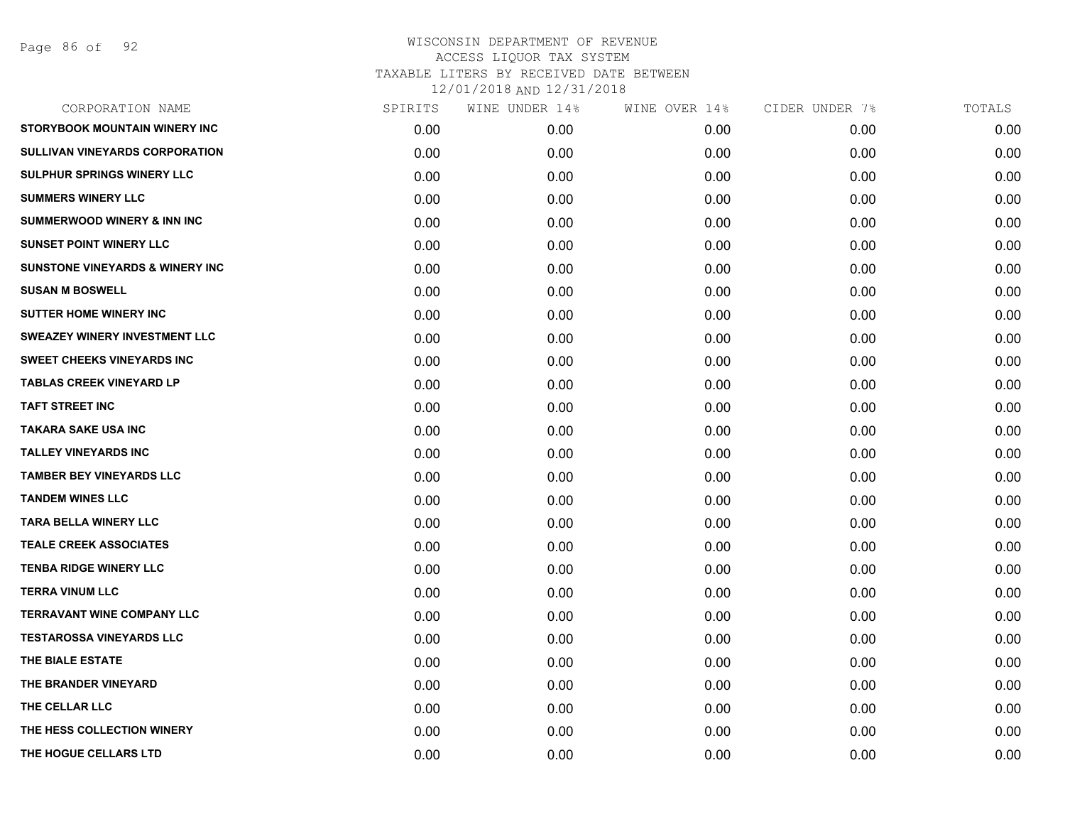# WISCONSIN DEPARTMENT OF REVENUE
## ACCESS LIQUOR TAX SYSTEM
### TAXABLE LITERS BY RECEIVED DATE BETWEEN 12/01/2018 AND 12/31/2018

| CORPORATION NAME | SPIRITS | WINE UNDER 14% | WINE OVER 14% | CIDER UNDER 7% | TOTALS |
|---|---|---|---|---|---|
| STORYBOOK MOUNTAIN WINERY INC | 0.00 | 0.00 | 0.00 | 0.00 | 0.00 |
| SULLIVAN VINEYARDS CORPORATION | 0.00 | 0.00 | 0.00 | 0.00 | 0.00 |
| SULPHUR SPRINGS WINERY LLC | 0.00 | 0.00 | 0.00 | 0.00 | 0.00 |
| SUMMERS WINERY LLC | 0.00 | 0.00 | 0.00 | 0.00 | 0.00 |
| SUMMERWOOD WINERY & INN INC | 0.00 | 0.00 | 0.00 | 0.00 | 0.00 |
| SUNSET POINT WINERY LLC | 0.00 | 0.00 | 0.00 | 0.00 | 0.00 |
| SUNSTONE VINEYARDS & WINERY INC | 0.00 | 0.00 | 0.00 | 0.00 | 0.00 |
| SUSAN M BOSWELL | 0.00 | 0.00 | 0.00 | 0.00 | 0.00 |
| SUTTER HOME WINERY INC | 0.00 | 0.00 | 0.00 | 0.00 | 0.00 |
| SWEAZEY WINERY INVESTMENT LLC | 0.00 | 0.00 | 0.00 | 0.00 | 0.00 |
| SWEET CHEEKS VINEYARDS INC | 0.00 | 0.00 | 0.00 | 0.00 | 0.00 |
| TABLAS CREEK VINEYARD LP | 0.00 | 0.00 | 0.00 | 0.00 | 0.00 |
| TAFT STREET INC | 0.00 | 0.00 | 0.00 | 0.00 | 0.00 |
| TAKARA SAKE USA INC | 0.00 | 0.00 | 0.00 | 0.00 | 0.00 |
| TALLEY VINEYARDS INC | 0.00 | 0.00 | 0.00 | 0.00 | 0.00 |
| TAMBER BEY VINEYARDS LLC | 0.00 | 0.00 | 0.00 | 0.00 | 0.00 |
| TANDEM WINES LLC | 0.00 | 0.00 | 0.00 | 0.00 | 0.00 |
| TARA BELLA WINERY LLC | 0.00 | 0.00 | 0.00 | 0.00 | 0.00 |
| TEALE CREEK ASSOCIATES | 0.00 | 0.00 | 0.00 | 0.00 | 0.00 |
| TENBA RIDGE WINERY LLC | 0.00 | 0.00 | 0.00 | 0.00 | 0.00 |
| TERRA VINUM LLC | 0.00 | 0.00 | 0.00 | 0.00 | 0.00 |
| TERRAVANT WINE COMPANY LLC | 0.00 | 0.00 | 0.00 | 0.00 | 0.00 |
| TESTAROSSA VINEYARDS LLC | 0.00 | 0.00 | 0.00 | 0.00 | 0.00 |
| THE BIALE ESTATE | 0.00 | 0.00 | 0.00 | 0.00 | 0.00 |
| THE BRANDER VINEYARD | 0.00 | 0.00 | 0.00 | 0.00 | 0.00 |
| THE CELLAR LLC | 0.00 | 0.00 | 0.00 | 0.00 | 0.00 |
| THE HESS COLLECTION WINERY | 0.00 | 0.00 | 0.00 | 0.00 | 0.00 |
| THE HOGUE CELLARS LTD | 0.00 | 0.00 | 0.00 | 0.00 | 0.00 |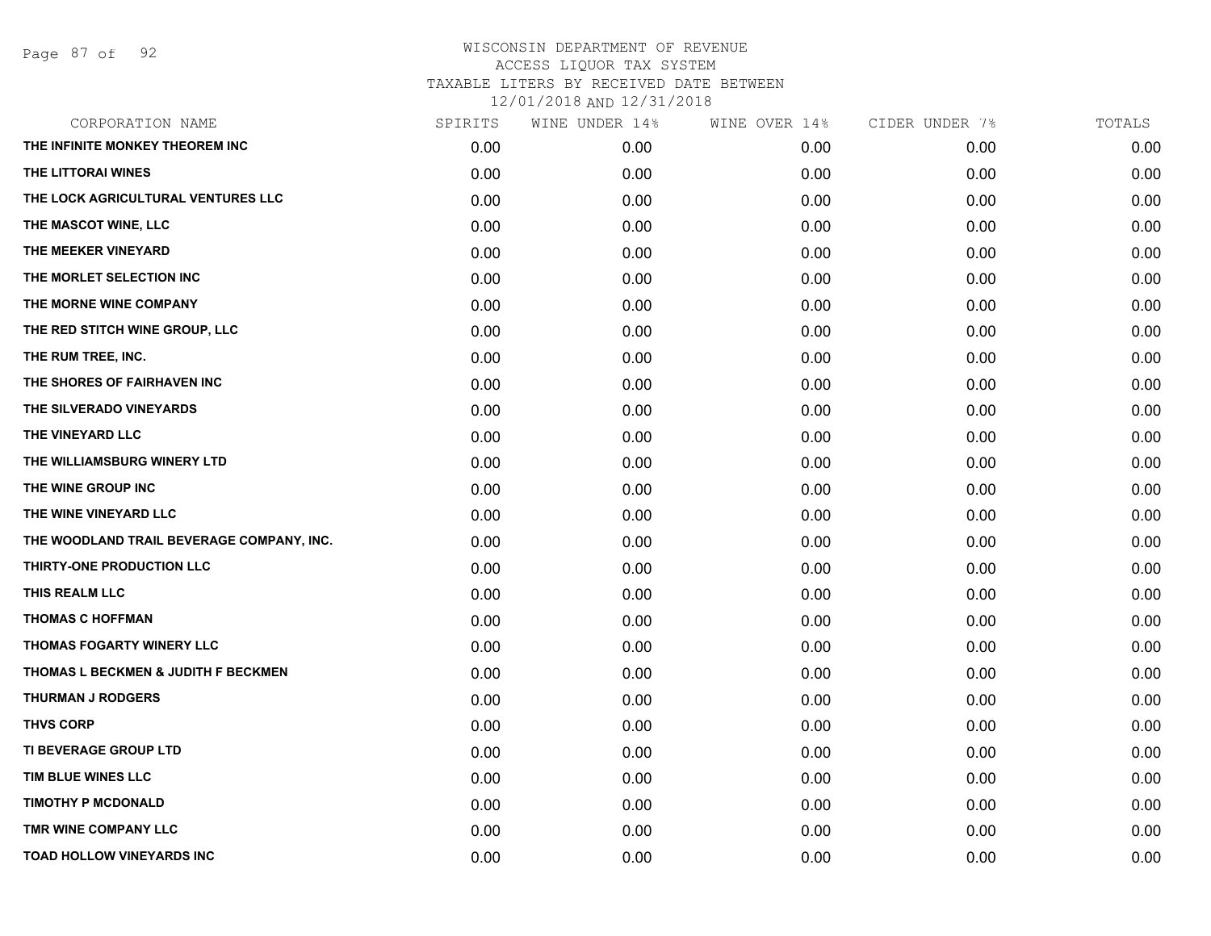# WISCONSIN DEPARTMENT OF REVENUE
## ACCESS LIQUOR TAX SYSTEM
## TAXABLE LITERS BY RECEIVED DATE BETWEEN 12/01/2018 AND 12/31/2018

| CORPORATION NAME | SPIRITS | WINE UNDER 14% | WINE OVER 14% | CIDER UNDER 7% | TOTALS |
|---|---|---|---|---|---|
| THE INFINITE MONKEY THEOREM INC | 0.00 | 0.00 | 0.00 | 0.00 | 0.00 |
| THE LITTORAI WINES | 0.00 | 0.00 | 0.00 | 0.00 | 0.00 |
| THE LOCK AGRICULTURAL VENTURES LLC | 0.00 | 0.00 | 0.00 | 0.00 | 0.00 |
| THE MASCOT WINE, LLC | 0.00 | 0.00 | 0.00 | 0.00 | 0.00 |
| THE MEEKER VINEYARD | 0.00 | 0.00 | 0.00 | 0.00 | 0.00 |
| THE MORLET SELECTION INC | 0.00 | 0.00 | 0.00 | 0.00 | 0.00 |
| THE MORNE WINE COMPANY | 0.00 | 0.00 | 0.00 | 0.00 | 0.00 |
| THE RED STITCH WINE GROUP, LLC | 0.00 | 0.00 | 0.00 | 0.00 | 0.00 |
| THE RUM TREE, INC. | 0.00 | 0.00 | 0.00 | 0.00 | 0.00 |
| THE SHORES OF FAIRHAVEN INC | 0.00 | 0.00 | 0.00 | 0.00 | 0.00 |
| THE SILVERADO VINEYARDS | 0.00 | 0.00 | 0.00 | 0.00 | 0.00 |
| THE VINEYARD LLC | 0.00 | 0.00 | 0.00 | 0.00 | 0.00 |
| THE WILLIAMSBURG WINERY LTD | 0.00 | 0.00 | 0.00 | 0.00 | 0.00 |
| THE WINE GROUP INC | 0.00 | 0.00 | 0.00 | 0.00 | 0.00 |
| THE WINE VINEYARD LLC | 0.00 | 0.00 | 0.00 | 0.00 | 0.00 |
| THE WOODLAND TRAIL BEVERAGE COMPANY, INC. | 0.00 | 0.00 | 0.00 | 0.00 | 0.00 |
| THIRTY-ONE PRODUCTION LLC | 0.00 | 0.00 | 0.00 | 0.00 | 0.00 |
| THIS REALM LLC | 0.00 | 0.00 | 0.00 | 0.00 | 0.00 |
| THOMAS C HOFFMAN | 0.00 | 0.00 | 0.00 | 0.00 | 0.00 |
| THOMAS FOGARTY WINERY LLC | 0.00 | 0.00 | 0.00 | 0.00 | 0.00 |
| THOMAS L BECKMEN & JUDITH F BECKMEN | 0.00 | 0.00 | 0.00 | 0.00 | 0.00 |
| THURMAN J RODGERS | 0.00 | 0.00 | 0.00 | 0.00 | 0.00 |
| THVS CORP | 0.00 | 0.00 | 0.00 | 0.00 | 0.00 |
| TI BEVERAGE GROUP LTD | 0.00 | 0.00 | 0.00 | 0.00 | 0.00 |
| TIM BLUE WINES LLC | 0.00 | 0.00 | 0.00 | 0.00 | 0.00 |
| TIMOTHY P MCDONALD | 0.00 | 0.00 | 0.00 | 0.00 | 0.00 |
| TMR WINE COMPANY LLC | 0.00 | 0.00 | 0.00 | 0.00 | 0.00 |
| TOAD HOLLOW VINEYARDS INC | 0.00 | 0.00 | 0.00 | 0.00 | 0.00 |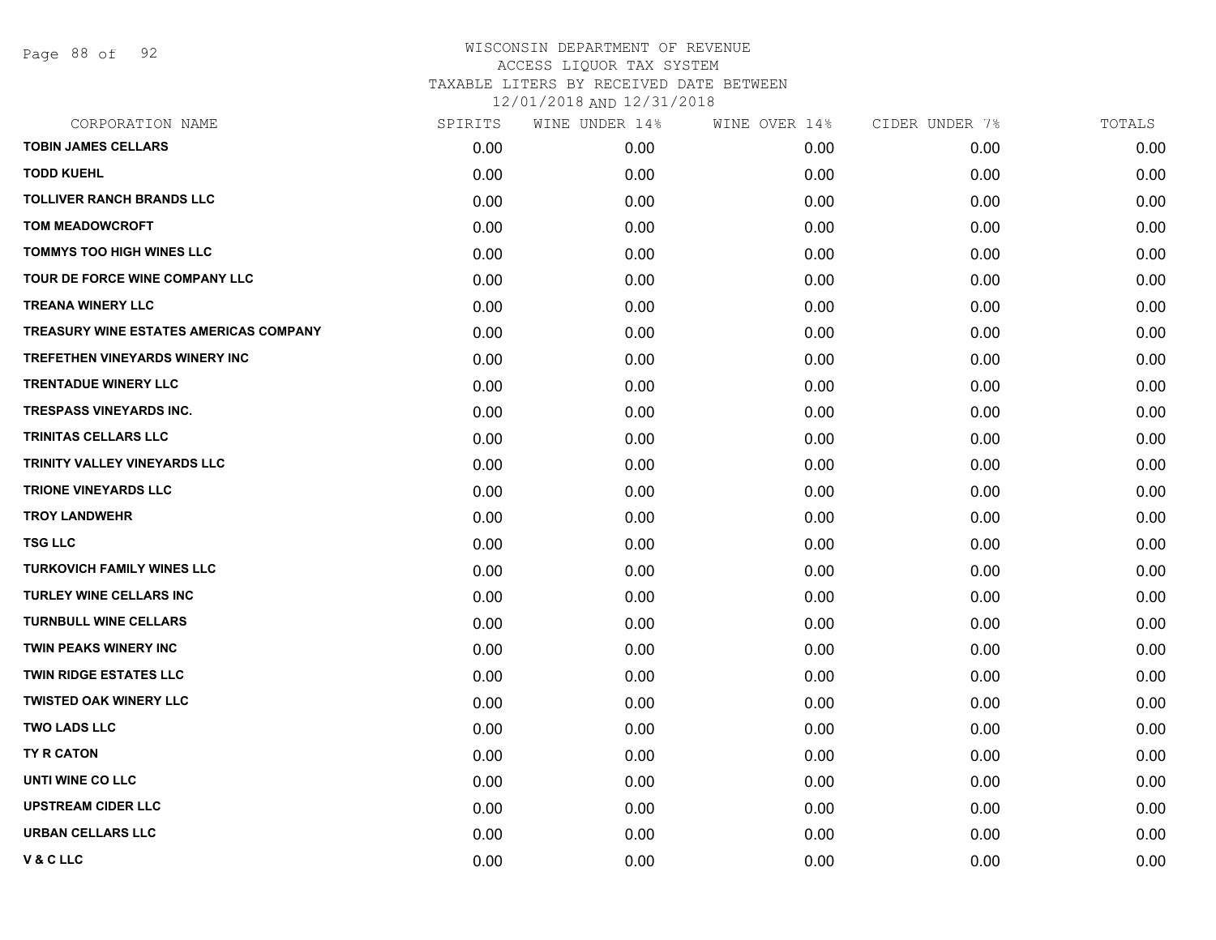# WISCONSIN DEPARTMENT OF REVENUE
## ACCESS LIQUOR TAX SYSTEM
## TAXABLE LITERS BY RECEIVED DATE BETWEEN 12/01/2018 AND 12/31/2018

| CORPORATION NAME | SPIRITS | WINE UNDER 14% | WINE OVER 14% | CIDER UNDER 7% | TOTALS |
|---|---|---|---|---|---|
| TOBIN JAMES CELLARS | 0.00 | 0.00 | 0.00 | 0.00 | 0.00 |
| TODD KUEHL | 0.00 | 0.00 | 0.00 | 0.00 | 0.00 |
| TOLLIVER RANCH BRANDS LLC | 0.00 | 0.00 | 0.00 | 0.00 | 0.00 |
| TOM MEADOWCROFT | 0.00 | 0.00 | 0.00 | 0.00 | 0.00 |
| TOMMYS TOO HIGH WINES LLC | 0.00 | 0.00 | 0.00 | 0.00 | 0.00 |
| TOUR DE FORCE WINE COMPANY LLC | 0.00 | 0.00 | 0.00 | 0.00 | 0.00 |
| TREANA WINERY LLC | 0.00 | 0.00 | 0.00 | 0.00 | 0.00 |
| TREASURY WINE ESTATES AMERICAS COMPANY | 0.00 | 0.00 | 0.00 | 0.00 | 0.00 |
| TREFETHEN VINEYARDS WINERY INC | 0.00 | 0.00 | 0.00 | 0.00 | 0.00 |
| TRENTADUE WINERY LLC | 0.00 | 0.00 | 0.00 | 0.00 | 0.00 |
| TRESPASS VINEYARDS INC. | 0.00 | 0.00 | 0.00 | 0.00 | 0.00 |
| TRINITAS CELLARS LLC | 0.00 | 0.00 | 0.00 | 0.00 | 0.00 |
| TRINITY VALLEY VINEYARDS LLC | 0.00 | 0.00 | 0.00 | 0.00 | 0.00 |
| TRIONE VINEYARDS LLC | 0.00 | 0.00 | 0.00 | 0.00 | 0.00 |
| TROY LANDWEHR | 0.00 | 0.00 | 0.00 | 0.00 | 0.00 |
| TSG LLC | 0.00 | 0.00 | 0.00 | 0.00 | 0.00 |
| TURKOVICH FAMILY WINES LLC | 0.00 | 0.00 | 0.00 | 0.00 | 0.00 |
| TURLEY WINE CELLARS INC | 0.00 | 0.00 | 0.00 | 0.00 | 0.00 |
| TURNBULL WINE CELLARS | 0.00 | 0.00 | 0.00 | 0.00 | 0.00 |
| TWIN PEAKS WINERY INC | 0.00 | 0.00 | 0.00 | 0.00 | 0.00 |
| TWIN RIDGE ESTATES LLC | 0.00 | 0.00 | 0.00 | 0.00 | 0.00 |
| TWISTED OAK WINERY LLC | 0.00 | 0.00 | 0.00 | 0.00 | 0.00 |
| TWO LADS LLC | 0.00 | 0.00 | 0.00 | 0.00 | 0.00 |
| TY R CATON | 0.00 | 0.00 | 0.00 | 0.00 | 0.00 |
| UNTI WINE CO LLC | 0.00 | 0.00 | 0.00 | 0.00 | 0.00 |
| UPSTREAM CIDER LLC | 0.00 | 0.00 | 0.00 | 0.00 | 0.00 |
| URBAN CELLARS LLC | 0.00 | 0.00 | 0.00 | 0.00 | 0.00 |
| V & C LLC | 0.00 | 0.00 | 0.00 | 0.00 | 0.00 |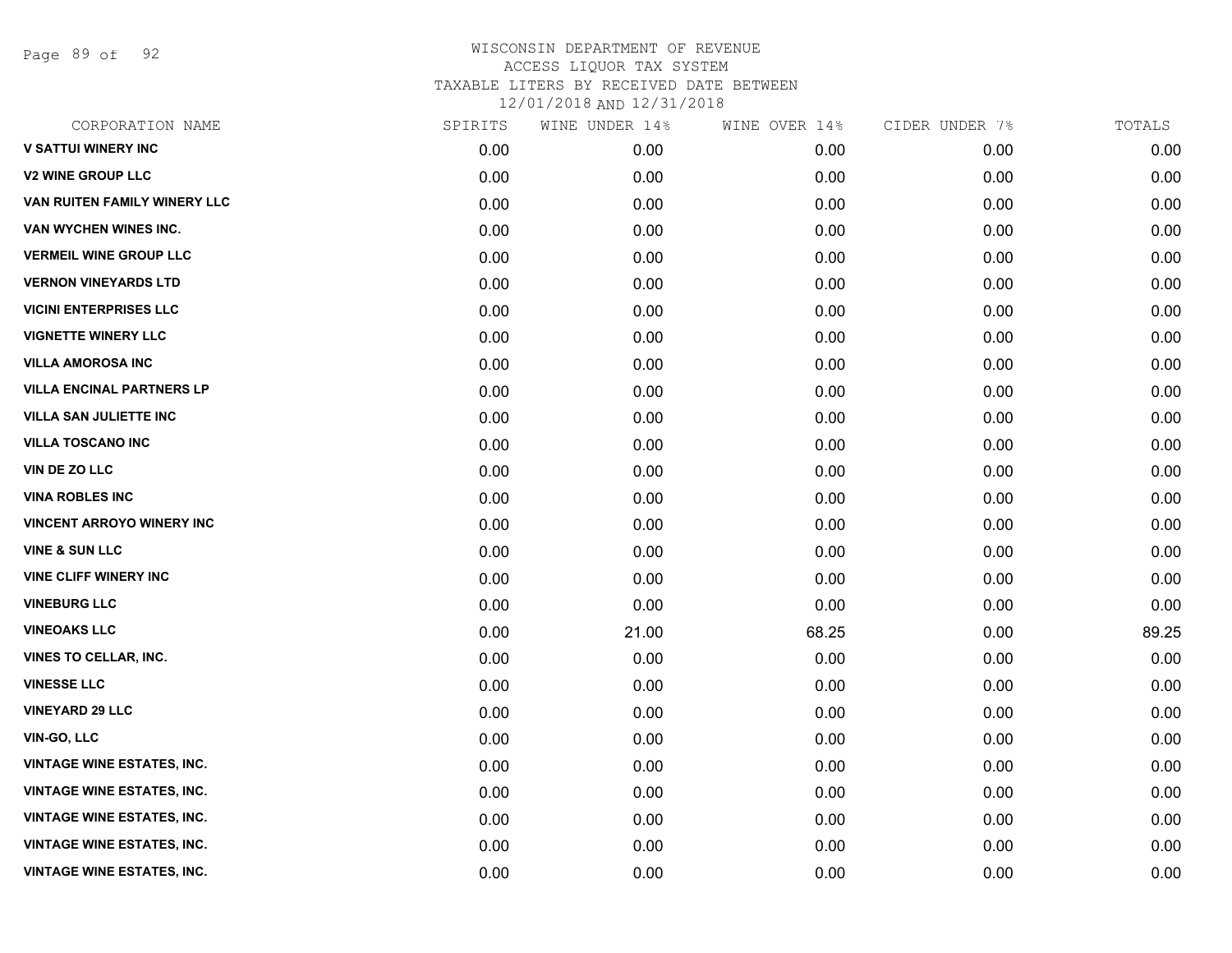WISCONSIN DEPARTMENT OF REVENUE
ACCESS LIQUOR TAX SYSTEM
TAXABLE LITERS BY RECEIVED DATE BETWEEN
12/01/2018 AND 12/31/2018

| CORPORATION NAME | SPIRITS | WINE UNDER 14% | WINE OVER 14% | CIDER UNDER 7% | TOTALS |
|---|---|---|---|---|---|
| V SATTUI WINERY INC | 0.00 | 0.00 | 0.00 | 0.00 | 0.00 |
| V2 WINE GROUP LLC | 0.00 | 0.00 | 0.00 | 0.00 | 0.00 |
| VAN RUITEN FAMILY WINERY LLC | 0.00 | 0.00 | 0.00 | 0.00 | 0.00 |
| VAN WYCHEN WINES INC. | 0.00 | 0.00 | 0.00 | 0.00 | 0.00 |
| VERMEIL WINE GROUP LLC | 0.00 | 0.00 | 0.00 | 0.00 | 0.00 |
| VERNON VINEYARDS LTD | 0.00 | 0.00 | 0.00 | 0.00 | 0.00 |
| VICINI ENTERPRISES LLC | 0.00 | 0.00 | 0.00 | 0.00 | 0.00 |
| VIGNETTE WINERY LLC | 0.00 | 0.00 | 0.00 | 0.00 | 0.00 |
| VILLA AMOROSA INC | 0.00 | 0.00 | 0.00 | 0.00 | 0.00 |
| VILLA ENCINAL PARTNERS LP | 0.00 | 0.00 | 0.00 | 0.00 | 0.00 |
| VILLA SAN JULIETTE INC | 0.00 | 0.00 | 0.00 | 0.00 | 0.00 |
| VILLA TOSCANO INC | 0.00 | 0.00 | 0.00 | 0.00 | 0.00 |
| VIN DE ZO LLC | 0.00 | 0.00 | 0.00 | 0.00 | 0.00 |
| VINA ROBLES INC | 0.00 | 0.00 | 0.00 | 0.00 | 0.00 |
| VINCENT ARROYO WINERY INC | 0.00 | 0.00 | 0.00 | 0.00 | 0.00 |
| VINE & SUN LLC | 0.00 | 0.00 | 0.00 | 0.00 | 0.00 |
| VINE CLIFF WINERY INC | 0.00 | 0.00 | 0.00 | 0.00 | 0.00 |
| VINEBURG LLC | 0.00 | 0.00 | 0.00 | 0.00 | 0.00 |
| VINEOAKS LLC | 0.00 | 21.00 | 68.25 | 0.00 | 89.25 |
| VINES TO CELLAR, INC. | 0.00 | 0.00 | 0.00 | 0.00 | 0.00 |
| VINESSE LLC | 0.00 | 0.00 | 0.00 | 0.00 | 0.00 |
| VINEYARD 29 LLC | 0.00 | 0.00 | 0.00 | 0.00 | 0.00 |
| VIN-GO, LLC | 0.00 | 0.00 | 0.00 | 0.00 | 0.00 |
| VINTAGE WINE ESTATES, INC. | 0.00 | 0.00 | 0.00 | 0.00 | 0.00 |
| VINTAGE WINE ESTATES, INC. | 0.00 | 0.00 | 0.00 | 0.00 | 0.00 |
| VINTAGE WINE ESTATES, INC. | 0.00 | 0.00 | 0.00 | 0.00 | 0.00 |
| VINTAGE WINE ESTATES, INC. | 0.00 | 0.00 | 0.00 | 0.00 | 0.00 |
| VINTAGE WINE ESTATES, INC. | 0.00 | 0.00 | 0.00 | 0.00 | 0.00 |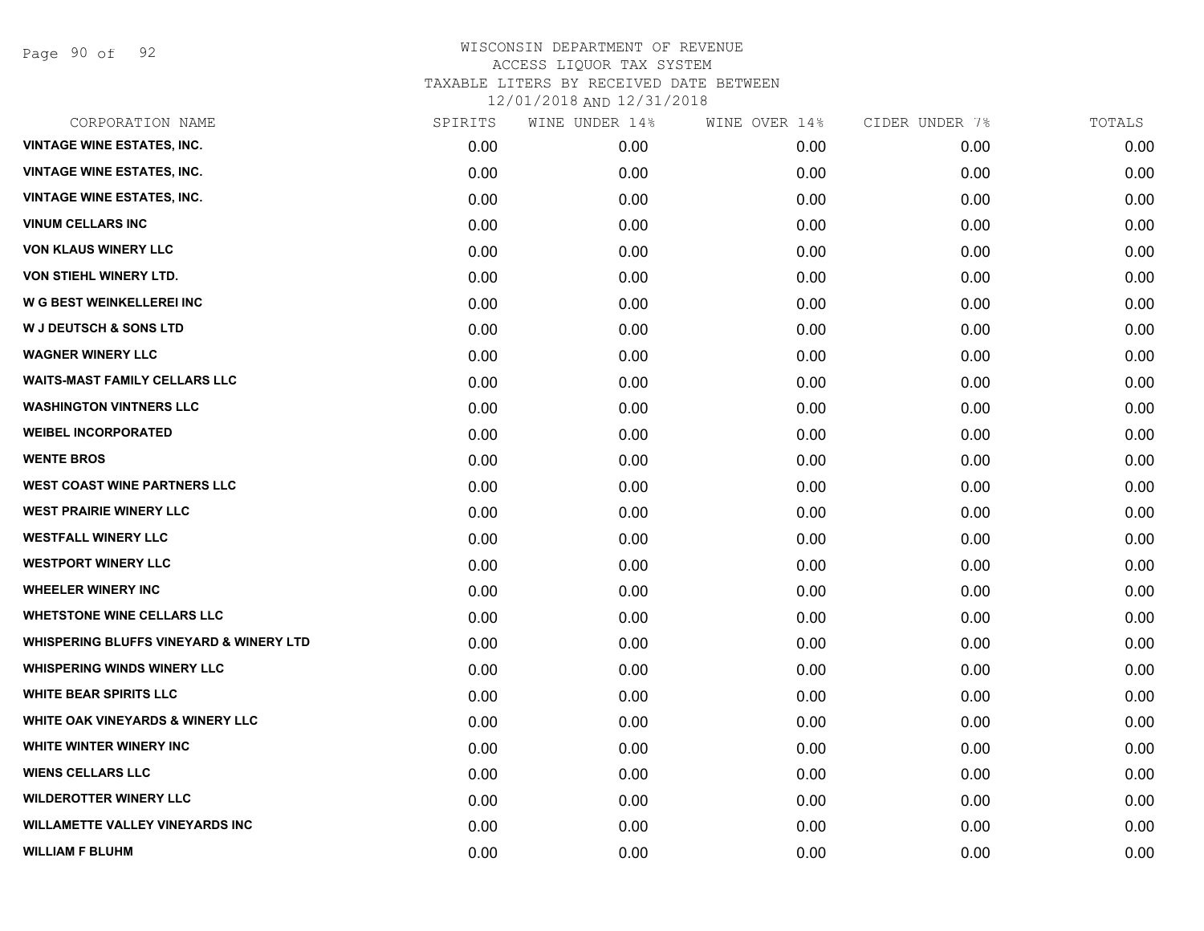WISCONSIN DEPARTMENT OF REVENUE
ACCESS LIQUOR TAX SYSTEM
TAXABLE LITERS BY RECEIVED DATE BETWEEN
12/01/2018 AND 12/31/2018

| CORPORATION NAME | SPIRITS | WINE UNDER 14% | WINE OVER 14% | CIDER UNDER 7% | TOTALS |
|---|---|---|---|---|---|
| VINTAGE WINE ESTATES, INC. | 0.00 | 0.00 | 0.00 | 0.00 | 0.00 |
| VINTAGE WINE ESTATES, INC. | 0.00 | 0.00 | 0.00 | 0.00 | 0.00 |
| VINTAGE WINE ESTATES, INC. | 0.00 | 0.00 | 0.00 | 0.00 | 0.00 |
| VINUM CELLARS INC | 0.00 | 0.00 | 0.00 | 0.00 | 0.00 |
| VON KLAUS WINERY LLC | 0.00 | 0.00 | 0.00 | 0.00 | 0.00 |
| VON STIEHL WINERY LTD. | 0.00 | 0.00 | 0.00 | 0.00 | 0.00 |
| W G BEST WEINKELLEREI INC | 0.00 | 0.00 | 0.00 | 0.00 | 0.00 |
| W J DEUTSCH & SONS LTD | 0.00 | 0.00 | 0.00 | 0.00 | 0.00 |
| WAGNER WINERY LLC | 0.00 | 0.00 | 0.00 | 0.00 | 0.00 |
| WAITS-MAST FAMILY CELLARS LLC | 0.00 | 0.00 | 0.00 | 0.00 | 0.00 |
| WASHINGTON VINTNERS LLC | 0.00 | 0.00 | 0.00 | 0.00 | 0.00 |
| WEIBEL INCORPORATED | 0.00 | 0.00 | 0.00 | 0.00 | 0.00 |
| WENTE BROS | 0.00 | 0.00 | 0.00 | 0.00 | 0.00 |
| WEST COAST WINE PARTNERS LLC | 0.00 | 0.00 | 0.00 | 0.00 | 0.00 |
| WEST PRAIRIE WINERY LLC | 0.00 | 0.00 | 0.00 | 0.00 | 0.00 |
| WESTFALL WINERY LLC | 0.00 | 0.00 | 0.00 | 0.00 | 0.00 |
| WESTPORT WINERY LLC | 0.00 | 0.00 | 0.00 | 0.00 | 0.00 |
| WHEELER WINERY INC | 0.00 | 0.00 | 0.00 | 0.00 | 0.00 |
| WHETSTONE WINE CELLARS LLC | 0.00 | 0.00 | 0.00 | 0.00 | 0.00 |
| WHISPERING BLUFFS VINEYARD & WINERY LTD | 0.00 | 0.00 | 0.00 | 0.00 | 0.00 |
| WHISPERING WINDS WINERY LLC | 0.00 | 0.00 | 0.00 | 0.00 | 0.00 |
| WHITE BEAR SPIRITS LLC | 0.00 | 0.00 | 0.00 | 0.00 | 0.00 |
| WHITE OAK VINEYARDS & WINERY LLC | 0.00 | 0.00 | 0.00 | 0.00 | 0.00 |
| WHITE WINTER WINERY INC | 0.00 | 0.00 | 0.00 | 0.00 | 0.00 |
| WIENS CELLARS LLC | 0.00 | 0.00 | 0.00 | 0.00 | 0.00 |
| WILDEROTTER WINERY LLC | 0.00 | 0.00 | 0.00 | 0.00 | 0.00 |
| WILLAMETTE VALLEY VINEYARDS INC | 0.00 | 0.00 | 0.00 | 0.00 | 0.00 |
| WILLIAM F BLUHM | 0.00 | 0.00 | 0.00 | 0.00 | 0.00 |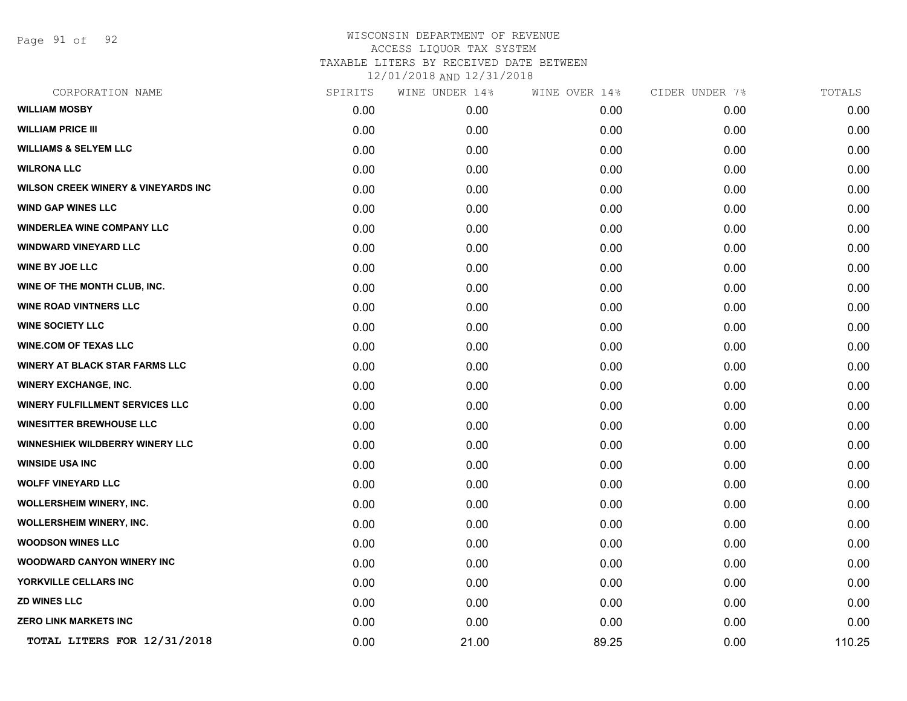# WISCONSIN DEPARTMENT OF REVENUE
## ACCESS LIQUOR TAX SYSTEM
### TAXABLE LITERS BY RECEIVED DATE BETWEEN 12/01/2018 AND 12/31/2018

| CORPORATION NAME | SPIRITS | WINE UNDER 14% | WINE OVER 14% | CIDER UNDER 7% | TOTALS |
|---|---|---|---|---|---|
| **WILLIAM MOSBY** | 0.00 | 0.00 | 0.00 | 0.00 | 0.00 |
| **WILLIAM PRICE III** | 0.00 | 0.00 | 0.00 | 0.00 | 0.00 |
| **WILLIAMS & SELYEM LLC** | 0.00 | 0.00 | 0.00 | 0.00 | 0.00 |
| **WILRONA LLC** | 0.00 | 0.00 | 0.00 | 0.00 | 0.00 |
| **WILSON CREEK WINERY & VINEYARDS INC** | 0.00 | 0.00 | 0.00 | 0.00 | 0.00 |
| **WIND GAP WINES LLC** | 0.00 | 0.00 | 0.00 | 0.00 | 0.00 |
| **WINDERLEA WINE COMPANY LLC** | 0.00 | 0.00 | 0.00 | 0.00 | 0.00 |
| **WINDWARD VINEYARD LLC** | 0.00 | 0.00 | 0.00 | 0.00 | 0.00 |
| **WINE BY JOE LLC** | 0.00 | 0.00 | 0.00 | 0.00 | 0.00 |
| **WINE OF THE MONTH CLUB, INC.** | 0.00 | 0.00 | 0.00 | 0.00 | 0.00 |
| **WINE ROAD VINTNERS LLC** | 0.00 | 0.00 | 0.00 | 0.00 | 0.00 |
| **WINE SOCIETY LLC** | 0.00 | 0.00 | 0.00 | 0.00 | 0.00 |
| **WINE.COM OF TEXAS LLC** | 0.00 | 0.00 | 0.00 | 0.00 | 0.00 |
| **WINERY AT BLACK STAR FARMS LLC** | 0.00 | 0.00 | 0.00 | 0.00 | 0.00 |
| **WINERY EXCHANGE, INC.** | 0.00 | 0.00 | 0.00 | 0.00 | 0.00 |
| **WINERY FULFILLMENT SERVICES LLC** | 0.00 | 0.00 | 0.00 | 0.00 | 0.00 |
| **WINESITTER BREWHOUSE LLC** | 0.00 | 0.00 | 0.00 | 0.00 | 0.00 |
| **WINNESHIEK WILDBERRY WINERY LLC** | 0.00 | 0.00 | 0.00 | 0.00 | 0.00 |
| **WINSIDE USA INC** | 0.00 | 0.00 | 0.00 | 0.00 | 0.00 |
| **WOLFF VINEYARD LLC** | 0.00 | 0.00 | 0.00 | 0.00 | 0.00 |
| **WOLLERSHEIM WINERY, INC.** | 0.00 | 0.00 | 0.00 | 0.00 | 0.00 |
| **WOLLERSHEIM WINERY, INC.** | 0.00 | 0.00 | 0.00 | 0.00 | 0.00 |
| **WOODSON WINES LLC** | 0.00 | 0.00 | 0.00 | 0.00 | 0.00 |
| **WOODWARD CANYON WINERY INC** | 0.00 | 0.00 | 0.00 | 0.00 | 0.00 |
| **YORKVILLE CELLARS INC** | 0.00 | 0.00 | 0.00 | 0.00 | 0.00 |
| **ZD WINES LLC** | 0.00 | 0.00 | 0.00 | 0.00 | 0.00 |
| **ZERO LINK MARKETS INC** | 0.00 | 0.00 | 0.00 | 0.00 | 0.00 |
| **TOTAL LITERS FOR 12/31/2018** | 0.00 | 21.00 | 89.25 | 0.00 | 110.25 |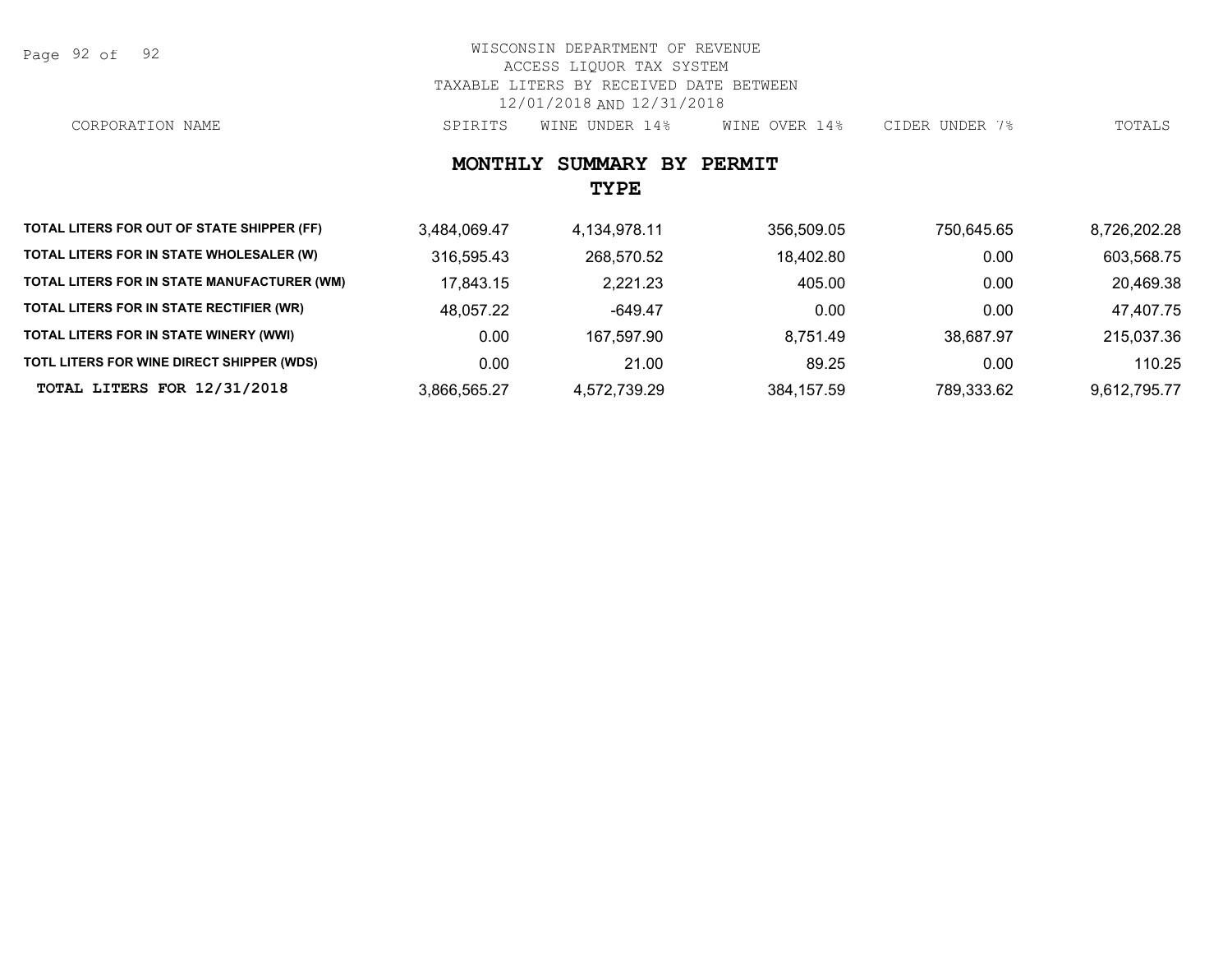WISCONSIN DEPARTMENT OF REVENUE
ACCESS LIQUOR TAX SYSTEM
TAXABLE LITERS BY RECEIVED DATE BETWEEN
12/01/2018 AND 12/31/2018

## MONTHLY SUMMARY BY PERMIT TYPE

| CORPORATION NAME | SPIRITS | WINE UNDER 14% | WINE OVER 14% | CIDER UNDER 7% | TOTALS |
|---|---|---|---|---|---|
| TOTAL LITERS FOR OUT OF STATE SHIPPER (FF) | 3,484,069.47 | 4,134,978.11 | 356,509.05 | 750,645.65 | 8,726,202.28 |
| TOTAL LITERS FOR IN STATE WHOLESALER (W) | 316,595.43 | 268,570.52 | 18,402.80 | 0.00 | 603,568.75 |
| TOTAL LITERS FOR IN STATE MANUFACTURER (WM) | 17,843.15 | 2,221.23 | 405.00 | 0.00 | 20,469.38 |
| TOTAL LITERS FOR IN STATE RECTIFIER (WR) | 48,057.22 | -649.47 | 0.00 | 0.00 | 47,407.75 |
| TOTAL LITERS FOR IN STATE WINERY (WWI) | 0.00 | 167,597.90 | 8,751.49 | 38,687.97 | 215,037.36 |
| TOTL LITERS FOR WINE DIRECT SHIPPER (WDS) | 0.00 | 21.00 | 89.25 | 0.00 | 110.25 |
| **TOTAL LITERS FOR 12/31/2018** | 3,866,565.27 | 4,572,739.29 | 384,157.59 | 789,333.62 | 9,612,795.77 |